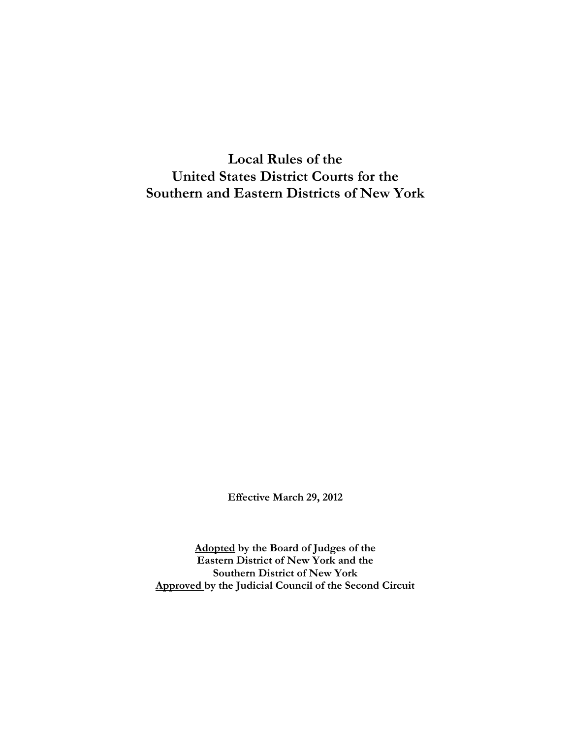# Local Rules of the United States District Courts for the Southern and Eastern Districts of New York

**Effective March 29, 2012**

**Adopted by the Board of Judges of the**
**Eastern District of New York and the**
**Southern District of New York**
**Approved by the Judicial Council of the Second Circuit**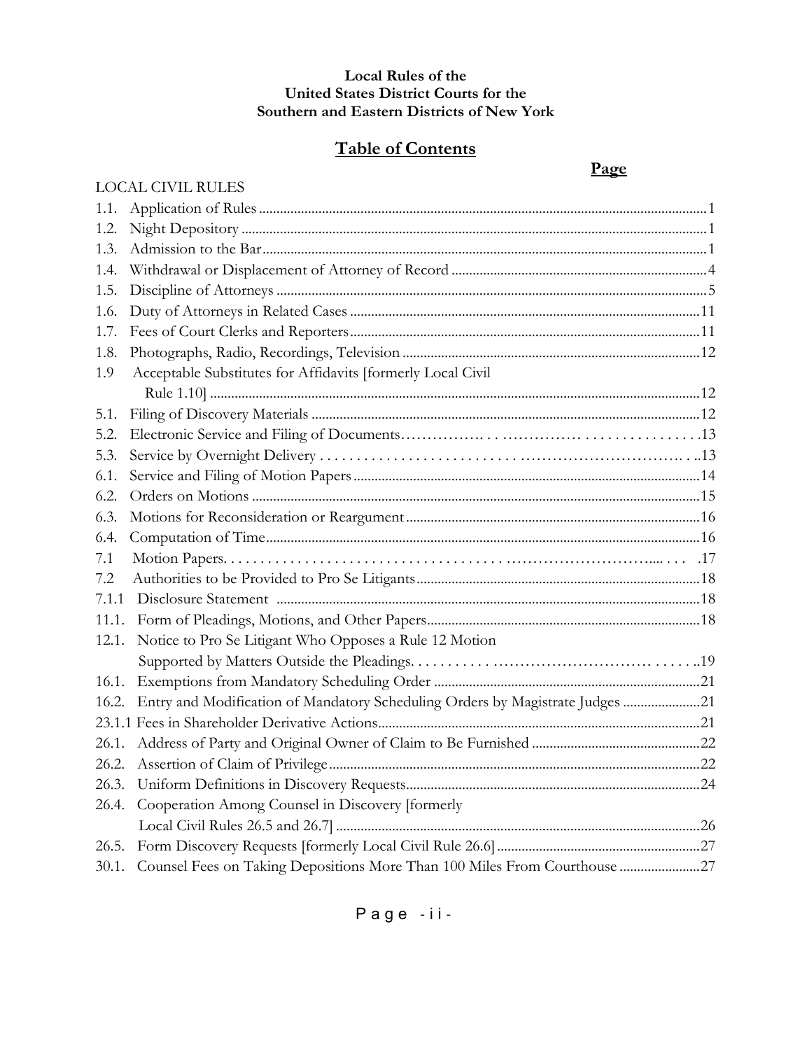**Local Rules of the**
**United States District Courts for the**
**Southern and Eastern Districts of New York**

## Table of Contents

| | | Page |
|---|---|---|
| LOCAL CIVIL RULES | | |
| 1.1. | Application of Rules | 1 |
| 1.2. | Night Depository | 1 |
| 1.3. | Admission to the Bar | 1 |
| 1.4. | Withdrawal or Displacement of Attorney of Record | 4 |
| 1.5. | Discipline of Attorneys | 5 |
| 1.6. | Duty of Attorneys in Related Cases | 11 |
| 1.7. | Fees of Court Clerks and Reporters | 11 |
| 1.8. | Photographs, Radio, Recordings, Television | 12 |
| 1.9 | Acceptable Substitutes for Affidavits [formerly Local Civil Rule 1.10] | 12 |
| 5.1. | Filing of Discovery Materials | 12 |
| 5.2. | Electronic Service and Filing of Documents | 13 |
| 5.3. | Service by Overnight Delivery | 13 |
| 6.1. | Service and Filing of Motion Papers | 14 |
| 6.2. | Orders on Motions | 15 |
| 6.3. | Motions for Reconsideration or Reargument | 16 |
| 6.4. | Computation of Time | 16 |
| 7.1 | Motion Papers | 17 |
| 7.2 | Authorities to be Provided to Pro Se Litigants | 18 |
| 7.1.1 | Disclosure Statement | 18 |
| 11.1. | Form of Pleadings, Motions, and Other Papers | 18 |
| 12.1. | Notice to Pro Se Litigant Who Opposes a Rule 12 Motion Supported by Matters Outside the Pleadings | 19 |
| 16.1. | Exemptions from Mandatory Scheduling Order | 21 |
| 16.2. | Entry and Modification of Mandatory Scheduling Orders by Magistrate Judges | 21 |
| 23.1.1 | Fees in Shareholder Derivative Actions | 21 |
| 26.1. | Address of Party and Original Owner of Claim to Be Furnished | 22 |
| 26.2. | Assertion of Claim of Privilege | 22 |
| 26.3. | Uniform Definitions in Discovery Requests | 24 |
| 26.4. | Cooperation Among Counsel in Discovery [formerly Local Civil Rules 26.5 and 26.7] | 26 |
| 26.5. | Form Discovery Requests [formerly Local Civil Rule 26.6] | 27 |
| 30.1. | Counsel Fees on Taking Depositions More Than 100 Miles From Courthouse | 27 |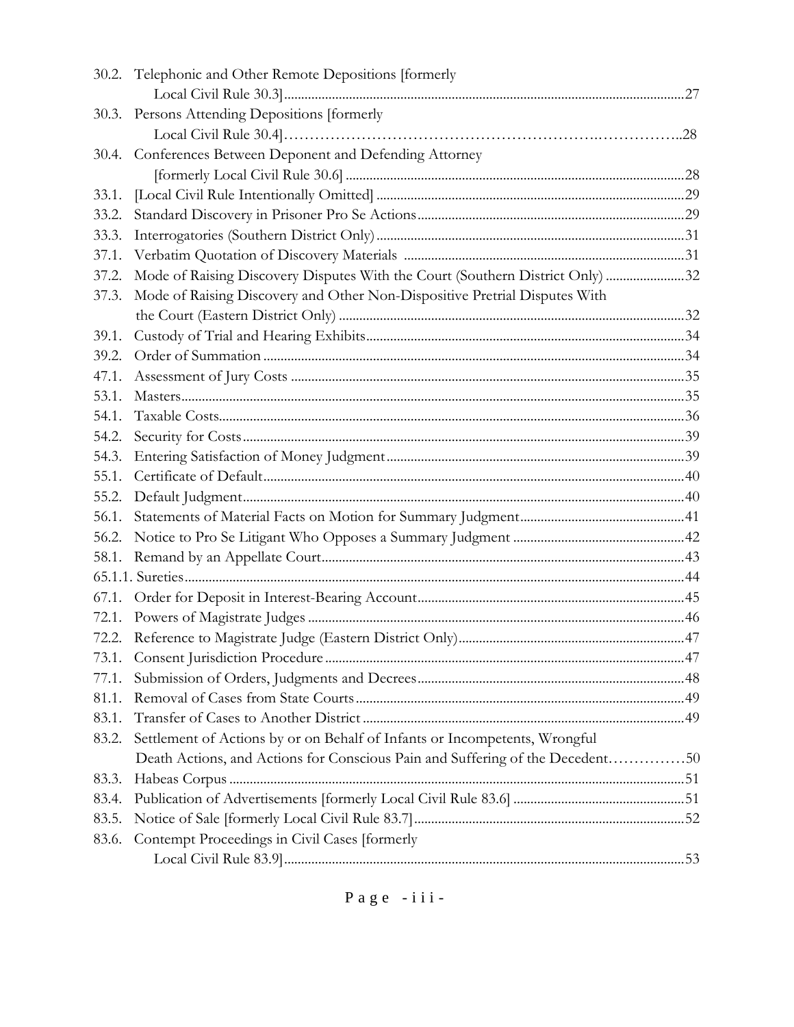30.2. Telephonic and Other Remote Depositions [formerly Local Civil Rule 30.3] ..... 27
30.3. Persons Attending Depositions [formerly Local Civil Rule 30.4] ..... 28
30.4. Conferences Between Deponent and Defending Attorney [formerly Local Civil Rule 30.6] ..... 28
33.1. [Local Civil Rule Intentionally Omitted] ..... 29
33.2. Standard Discovery in Prisoner Pro Se Actions ..... 29
33.3. Interrogatories (Southern District Only) ..... 31
37.1. Verbatim Quotation of Discovery Materials ..... 31
37.2. Mode of Raising Discovery Disputes With the Court (Southern District Only) ..... 32
37.3. Mode of Raising Discovery and Other Non-Dispositive Pretrial Disputes With the Court (Eastern District Only) ..... 32
39.1. Custody of Trial and Hearing Exhibits ..... 34
39.2. Order of Summation ..... 34
47.1. Assessment of Jury Costs ..... 35
53.1. Masters ..... 35
54.1. Taxable Costs ..... 36
54.2. Security for Costs ..... 39
54.3. Entering Satisfaction of Money Judgment ..... 39
55.1. Certificate of Default ..... 40
55.2. Default Judgment ..... 40
56.1. Statements of Material Facts on Motion for Summary Judgment ..... 41
56.2. Notice to Pro Se Litigant Who Opposes a Summary Judgment ..... 42
58.1. Remand by an Appellate Court ..... 43
65.1.1. Sureties ..... 44
67.1. Order for Deposit in Interest-Bearing Account ..... 45
72.1. Powers of Magistrate Judges ..... 46
72.2. Reference to Magistrate Judge (Eastern District Only) ..... 47
73.1. Consent Jurisdiction Procedure ..... 47
77.1. Submission of Orders, Judgments and Decrees ..... 48
81.1. Removal of Cases from State Courts ..... 49
83.1. Transfer of Cases to Another District ..... 49
83.2. Settlement of Actions by or on Behalf of Infants or Incompetents, Wrongful Death Actions, and Actions for Conscious Pain and Suffering of the Decedent ..... 50
83.3. Habeas Corpus ..... 51
83.4. Publication of Advertisements [formerly Local Civil Rule 83.6] ..... 51
83.5. Notice of Sale [formerly Local Civil Rule 83.7] ..... 52
83.6. Contempt Proceedings in Civil Cases [formerly Local Civil Rule 83.9] ..... 53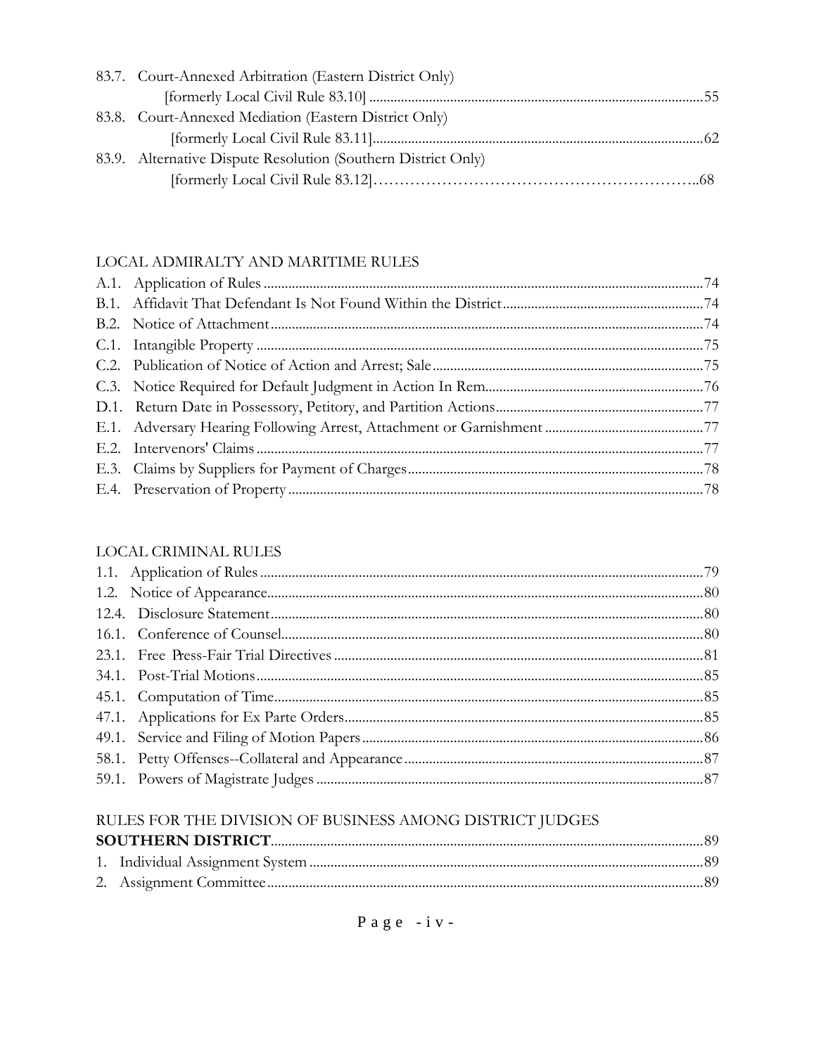83.7. Court-Annexed Arbitration (Eastern District Only)
[formerly Local Civil Rule 83.10] ..... 55

83.8. Court-Annexed Mediation (Eastern District Only)
[formerly Local Civil Rule 83.11] ..... 62

83.9. Alternative Dispute Resolution (Southern District Only)
[formerly Local Civil Rule 83.12] ..... 68

LOCAL ADMIRALTY AND MARITIME RULES

A.1. Application of Rules ..... 74
B.1. Affidavit That Defendant Is Not Found Within the District ..... 74
B.2. Notice of Attachment ..... 74
C.1. Intangible Property ..... 75
C.2. Publication of Notice of Action and Arrest; Sale ..... 75
C.3. Notice Required for Default Judgment in Action In Rem ..... 76
D.1. Return Date in Possessory, Petitory, and Partition Actions ..... 77
E.1. Adversary Hearing Following Arrest, Attachment or Garnishment ..... 77
E.2. Intervenors' Claims ..... 77
E.3. Claims by Suppliers for Payment of Charges ..... 78
E.4. Preservation of Property ..... 78

LOCAL CRIMINAL RULES

1.1. Application of Rules ..... 79
1.2. Notice of Appearance ..... 80
12.4. Disclosure Statement ..... 80
16.1. Conference of Counsel ..... 80
23.1. Free Press-Fair Trial Directives ..... 81
34.1. Post-Trial Motions ..... 85
45.1. Computation of Time ..... 85
47.1. Applications for Ex Parte Orders ..... 85
49.1. Service and Filing of Motion Papers ..... 86
58.1. Petty Offenses--Collateral and Appearance ..... 87
59.1. Powers of Magistrate Judges ..... 87

RULES FOR THE DIVISION OF BUSINESS AMONG DISTRICT JUDGES
**SOUTHERN DISTRICT** ..... 89

1. Individual Assignment System ..... 89
2. Assignment Committee ..... 89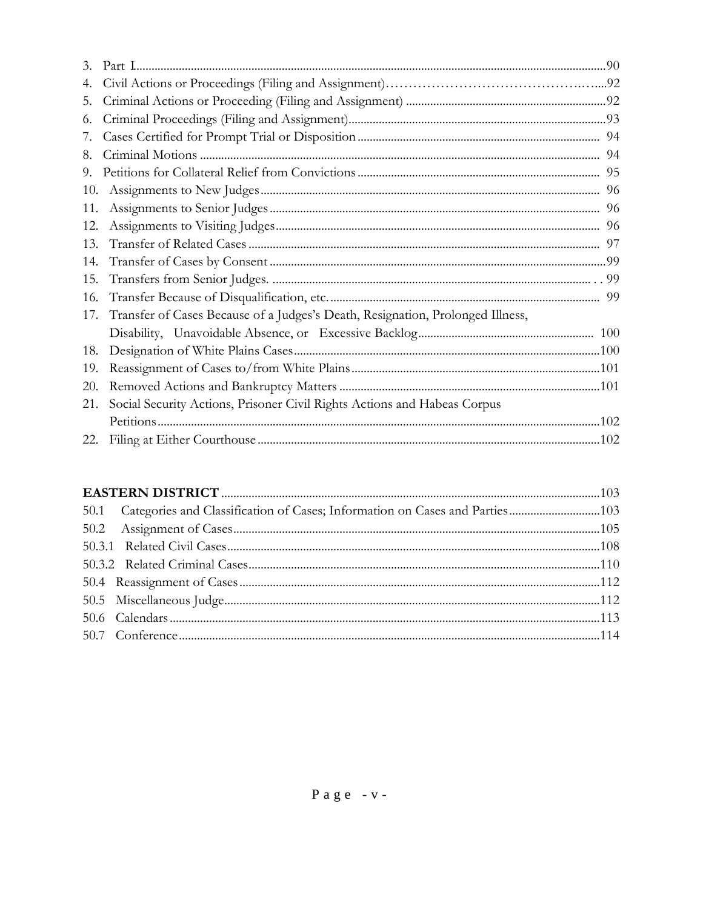3. Part I.......................................................................................................................................90
4. Civil Actions or Proceedings (Filing and Assignment)…………………………………………....92
5. Criminal Actions or Proceeding (Filing and Assignment) .................................................................92
6. Criminal Proceedings (Filing and Assignment)....................................................................................93
7. Cases Certified for Prompt Trial or Disposition............................................................................... 94
8. Criminal Motions ................................................................................................................................... 94
9. Petitions for Collateral Relief from Convictions............................................................................... 95
10. Assignments to New Judges............................................................................................................... 96
11. Assignments to Senior Judges............................................................................................................ 96
12. Assignments to Visiting Judges.......................................................................................................... 96
13. Transfer of Related Cases................................................................................................................... 97
14. Transfer of Cases by Consent.............................................................................................................99
15. Transfers from Senior Judges. ......................................................................................................... . . 99
16. Transfer Because of Disqualification, etc........................................................................................... 99
17. Transfer of Cases Because of a Judges's Death, Resignation, Prolonged Illness, Disability, Unavoidable Absence, or Excessive Backlog......................................................... 100
18. Designation of White Plains Cases....................................................................................................100
19. Reassignment of Cases to/from White Plains..................................................................................101
20. Removed Actions and Bankruptcy Matters .....................................................................................101
21. Social Security Actions, Prisoner Civil Rights Actions and Habeas Corpus Petitions.................................................................................................................................102
22. Filing at Either Courthouse...............................................................................................................102

**EASTERN DISTRICT**...........................................................................................................................103

50.1 Categories and Classification of Cases; Information on Cases and Parties.............................103
50.2 Assignment of Cases........................................................................................................................105
50.3.1 Related Civil Cases........................................................................................................................108
50.3.2 Related Criminal Cases..................................................................................................................110
50.4 Reassignment of Cases......................................................................................................................112
50.5 Miscellaneous Judge..........................................................................................................................112
50.6 Calendars............................................................................................................................................113
50.7 Conference.........................................................................................................................................114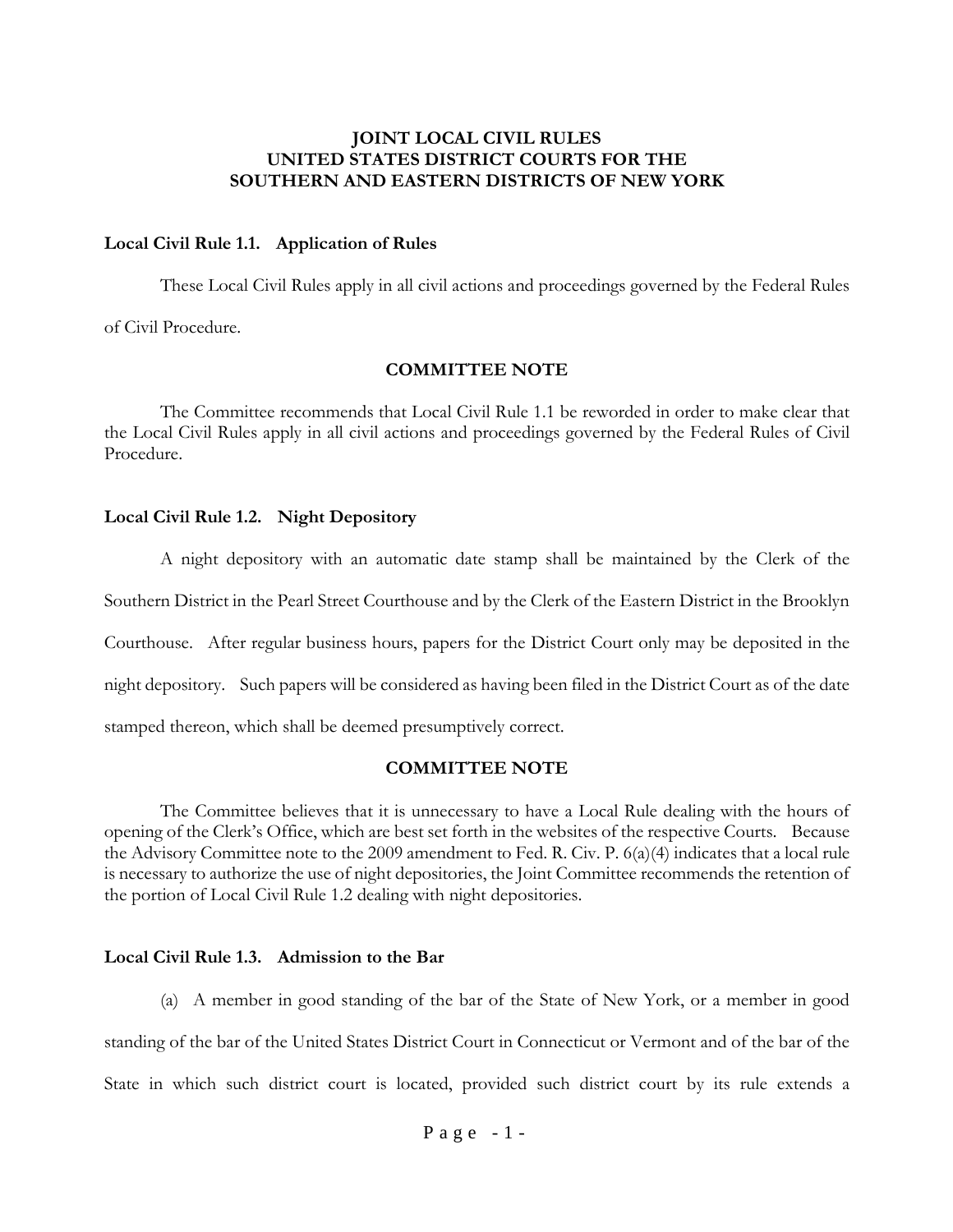# JOINT LOCAL CIVIL RULES
# UNITED STATES DISTRICT COURTS FOR THE SOUTHERN AND EASTERN DISTRICTS OF NEW YORK

**Local Civil Rule 1.1. Application of Rules**

These Local Civil Rules apply in all civil actions and proceedings governed by the Federal Rules of Civil Procedure.

**COMMITTEE NOTE**

The Committee recommends that Local Civil Rule 1.1 be reworded in order to make clear that the Local Civil Rules apply in all civil actions and proceedings governed by the Federal Rules of Civil Procedure.

**Local Civil Rule 1.2. Night Depository**

A night depository with an automatic date stamp shall be maintained by the Clerk of the Southern District in the Pearl Street Courthouse and by the Clerk of the Eastern District in the Brooklyn Courthouse. After regular business hours, papers for the District Court only may be deposited in the night depository. Such papers will be considered as having been filed in the District Court as of the date stamped thereon, which shall be deemed presumptively correct.

**COMMITTEE NOTE**

The Committee believes that it is unnecessary to have a Local Rule dealing with the hours of opening of the Clerk's Office, which are best set forth in the websites of the respective Courts. Because the Advisory Committee note to the 2009 amendment to Fed. R. Civ. P. 6(a)(4) indicates that a local rule is necessary to authorize the use of night depositories, the Joint Committee recommends the retention of the portion of Local Civil Rule 1.2 dealing with night depositories.

**Local Civil Rule 1.3. Admission to the Bar**

(a) A member in good standing of the bar of the State of New York, or a member in good standing of the bar of the United States District Court in Connecticut or Vermont and of the bar of the State in which such district court is located, provided such district court by its rule extends a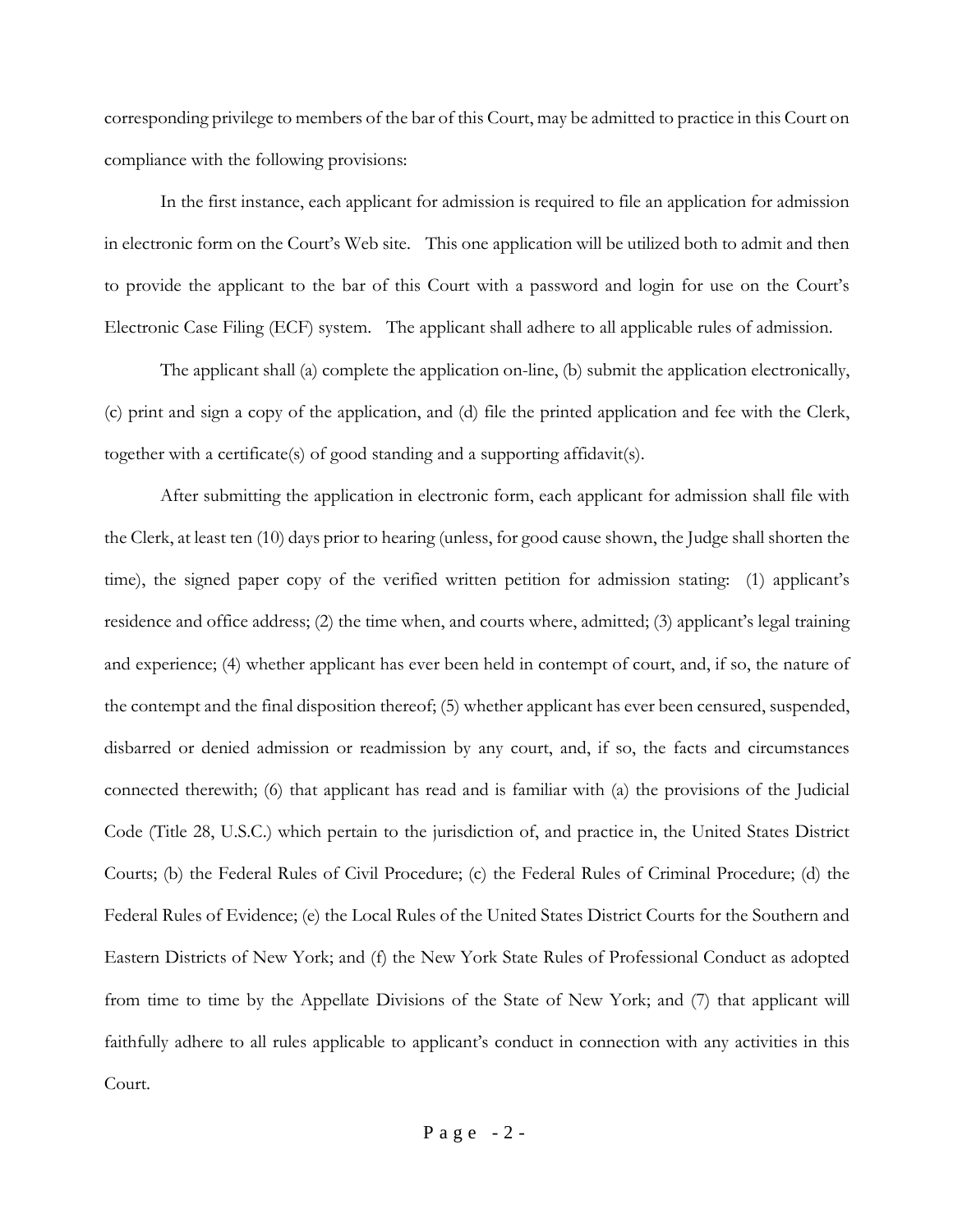corresponding privilege to members of the bar of this Court, may be admitted to practice in this Court on compliance with the following provisions:

In the first instance, each applicant for admission is required to file an application for admission in electronic form on the Court's Web site. This one application will be utilized both to admit and then to provide the applicant to the bar of this Court with a password and login for use on the Court's Electronic Case Filing (ECF) system. The applicant shall adhere to all applicable rules of admission.

The applicant shall (a) complete the application on-line, (b) submit the application electronically, (c) print and sign a copy of the application, and (d) file the printed application and fee with the Clerk, together with a certificate(s) of good standing and a supporting affidavit(s).

After submitting the application in electronic form, each applicant for admission shall file with the Clerk, at least ten (10) days prior to hearing (unless, for good cause shown, the Judge shall shorten the time), the signed paper copy of the verified written petition for admission stating: (1) applicant's residence and office address; (2) the time when, and courts where, admitted; (3) applicant's legal training and experience; (4) whether applicant has ever been held in contempt of court, and, if so, the nature of the contempt and the final disposition thereof; (5) whether applicant has ever been censured, suspended, disbarred or denied admission or readmission by any court, and, if so, the facts and circumstances connected therewith; (6) that applicant has read and is familiar with (a) the provisions of the Judicial Code (Title 28, U.S.C.) which pertain to the jurisdiction of, and practice in, the United States District Courts; (b) the Federal Rules of Civil Procedure; (c) the Federal Rules of Criminal Procedure; (d) the Federal Rules of Evidence; (e) the Local Rules of the United States District Courts for the Southern and Eastern Districts of New York; and (f) the New York State Rules of Professional Conduct as adopted from time to time by the Appellate Divisions of the State of New York; and (7) that applicant will faithfully adhere to all rules applicable to applicant's conduct in connection with any activities in this Court.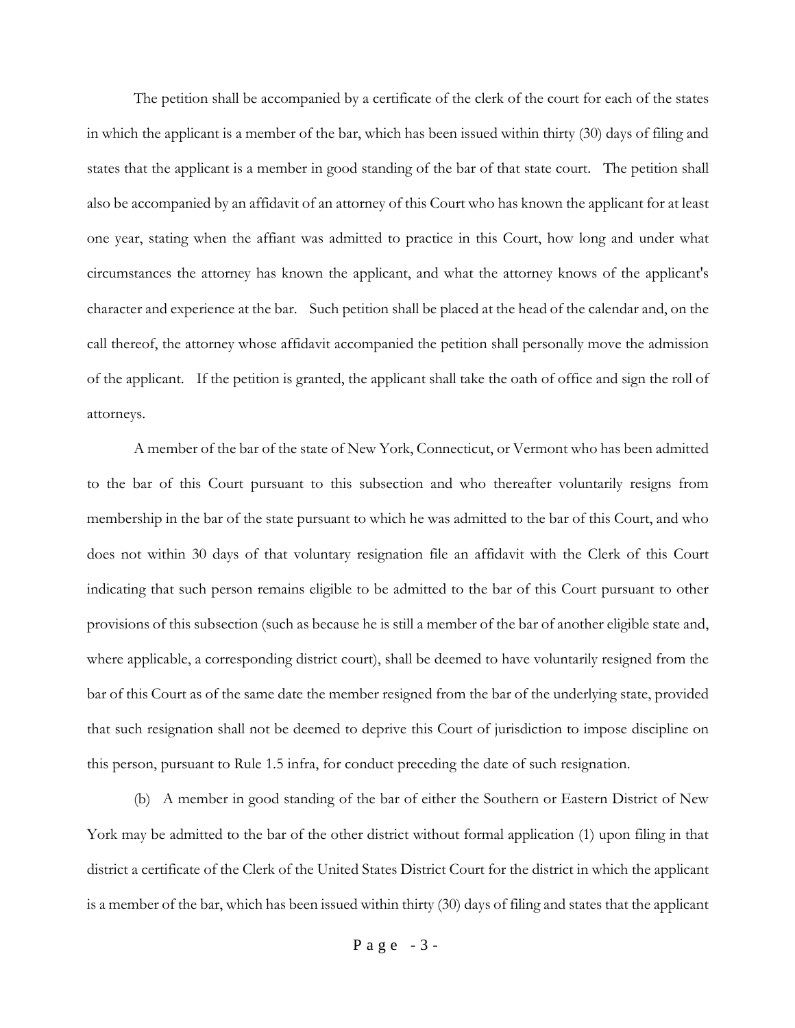The petition shall be accompanied by a certificate of the clerk of the court for each of the states in which the applicant is a member of the bar, which has been issued within thirty (30) days of filing and states that the applicant is a member in good standing of the bar of that state court. The petition shall also be accompanied by an affidavit of an attorney of this Court who has known the applicant for at least one year, stating when the affiant was admitted to practice in this Court, how long and under what circumstances the attorney has known the applicant, and what the attorney knows of the applicant's character and experience at the bar. Such petition shall be placed at the head of the calendar and, on the call thereof, the attorney whose affidavit accompanied the petition shall personally move the admission of the applicant. If the petition is granted, the applicant shall take the oath of office and sign the roll of attorneys.

A member of the bar of the state of New York, Connecticut, or Vermont who has been admitted to the bar of this Court pursuant to this subsection and who thereafter voluntarily resigns from membership in the bar of the state pursuant to which he was admitted to the bar of this Court, and who does not within 30 days of that voluntary resignation file an affidavit with the Clerk of this Court indicating that such person remains eligible to be admitted to the bar of this Court pursuant to other provisions of this subsection (such as because he is still a member of the bar of another eligible state and, where applicable, a corresponding district court), shall be deemed to have voluntarily resigned from the bar of this Court as of the same date the member resigned from the bar of the underlying state, provided that such resignation shall not be deemed to deprive this Court of jurisdiction to impose discipline on this person, pursuant to Rule 1.5 infra, for conduct preceding the date of such resignation.

(b) A member in good standing of the bar of either the Southern or Eastern District of New York may be admitted to the bar of the other district without formal application (1) upon filing in that district a certificate of the Clerk of the United States District Court for the district in which the applicant is a member of the bar, which has been issued within thirty (30) days of filing and states that the applicant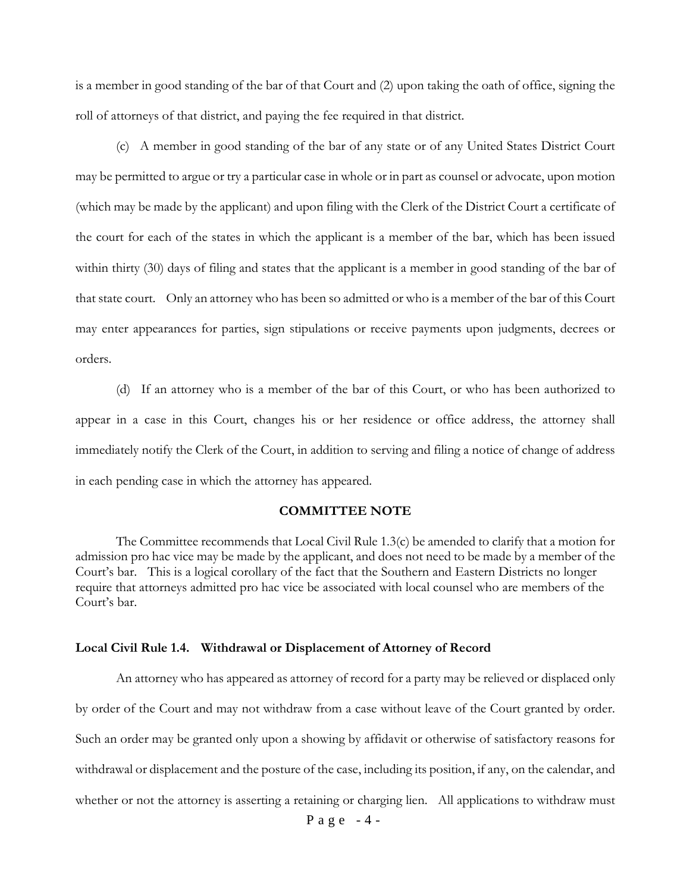is a member in good standing of the bar of that Court and (2) upon taking the oath of office, signing the roll of attorneys of that district, and paying the fee required in that district.

(c) A member in good standing of the bar of any state or of any United States District Court may be permitted to argue or try a particular case in whole or in part as counsel or advocate, upon motion (which may be made by the applicant) and upon filing with the Clerk of the District Court a certificate of the court for each of the states in which the applicant is a member of the bar, which has been issued within thirty (30) days of filing and states that the applicant is a member in good standing of the bar of that state court. Only an attorney who has been so admitted or who is a member of the bar of this Court may enter appearances for parties, sign stipulations or receive payments upon judgments, decrees or orders.

(d) If an attorney who is a member of the bar of this Court, or who has been authorized to appear in a case in this Court, changes his or her residence or office address, the attorney shall immediately notify the Clerk of the Court, in addition to serving and filing a notice of change of address in each pending case in which the attorney has appeared.

**COMMITTEE NOTE**

The Committee recommends that Local Civil Rule 1.3(c) be amended to clarify that a motion for admission pro hac vice may be made by the applicant, and does not need to be made by a member of the Court's bar. This is a logical corollary of the fact that the Southern and Eastern Districts no longer require that attorneys admitted pro hac vice be associated with local counsel who are members of the Court's bar.

**Local Civil Rule 1.4. Withdrawal or Displacement of Attorney of Record**

An attorney who has appeared as attorney of record for a party may be relieved or displaced only by order of the Court and may not withdraw from a case without leave of the Court granted by order. Such an order may be granted only upon a showing by affidavit or otherwise of satisfactory reasons for withdrawal or displacement and the posture of the case, including its position, if any, on the calendar, and whether or not the attorney is asserting a retaining or charging lien. All applications to withdraw must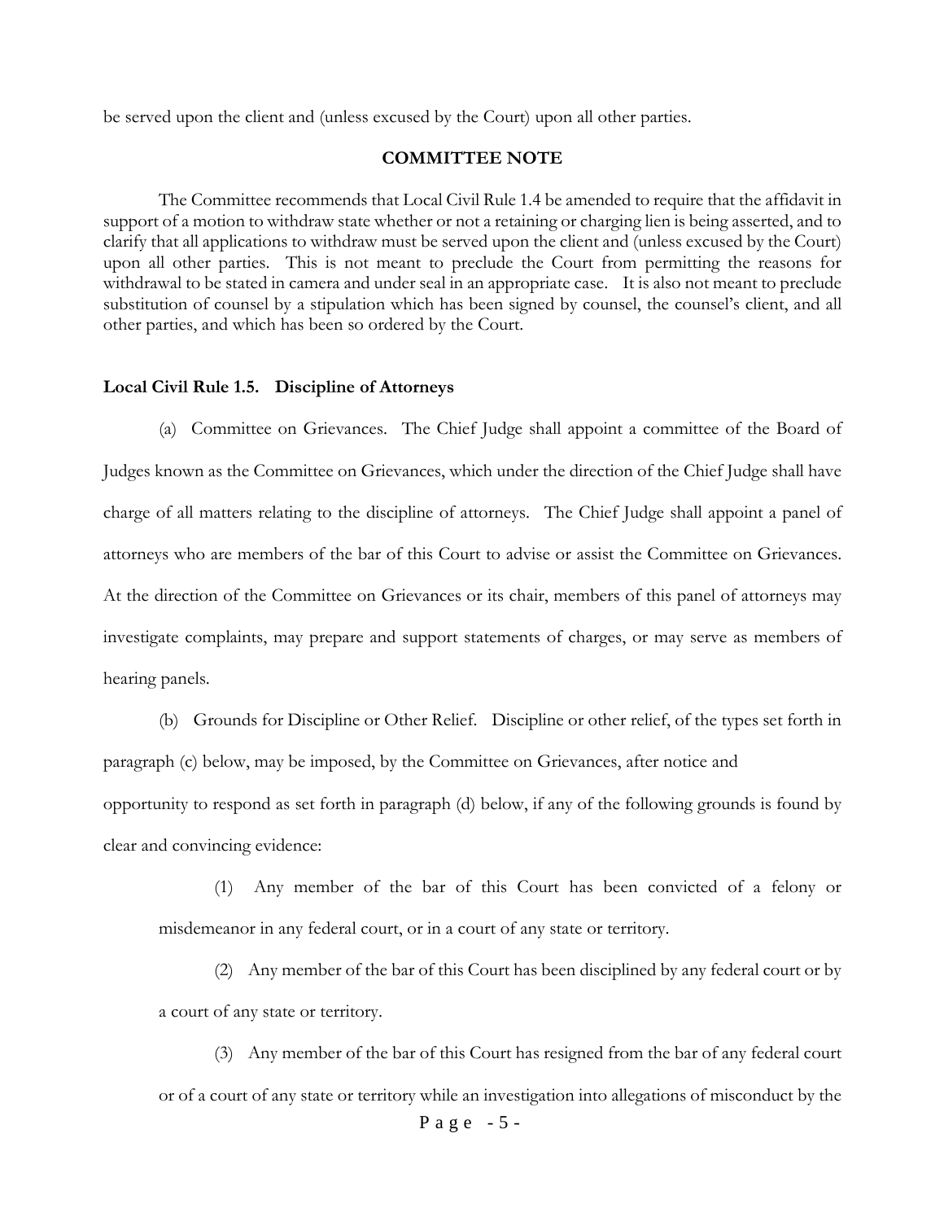be served upon the client and (unless excused by the Court) upon all other parties.

### COMMITTEE NOTE

The Committee recommends that Local Civil Rule 1.4 be amended to require that the affidavit in support of a motion to withdraw state whether or not a retaining or charging lien is being asserted, and to clarify that all applications to withdraw must be served upon the client and (unless excused by the Court) upon all other parties. This is not meant to preclude the Court from permitting the reasons for withdrawal to be stated in camera and under seal in an appropriate case. It is also not meant to preclude substitution of counsel by a stipulation which has been signed by counsel, the counsel's client, and all other parties, and which has been so ordered by the Court.

### Local Civil Rule 1.5. Discipline of Attorneys

(a) Committee on Grievances. The Chief Judge shall appoint a committee of the Board of Judges known as the Committee on Grievances, which under the direction of the Chief Judge shall have charge of all matters relating to the discipline of attorneys. The Chief Judge shall appoint a panel of attorneys who are members of the bar of this Court to advise or assist the Committee on Grievances. At the direction of the Committee on Grievances or its chair, members of this panel of attorneys may investigate complaints, may prepare and support statements of charges, or may serve as members of hearing panels.

(b) Grounds for Discipline or Other Relief. Discipline or other relief, of the types set forth in paragraph (c) below, may be imposed, by the Committee on Grievances, after notice and opportunity to respond as set forth in paragraph (d) below, if any of the following grounds is found by clear and convincing evidence:

(1) Any member of the bar of this Court has been convicted of a felony or misdemeanor in any federal court, or in a court of any state or territory.

(2) Any member of the bar of this Court has been disciplined by any federal court or by a court of any state or territory.

(3) Any member of the bar of this Court has resigned from the bar of any federal court or of a court of any state or territory while an investigation into allegations of misconduct by the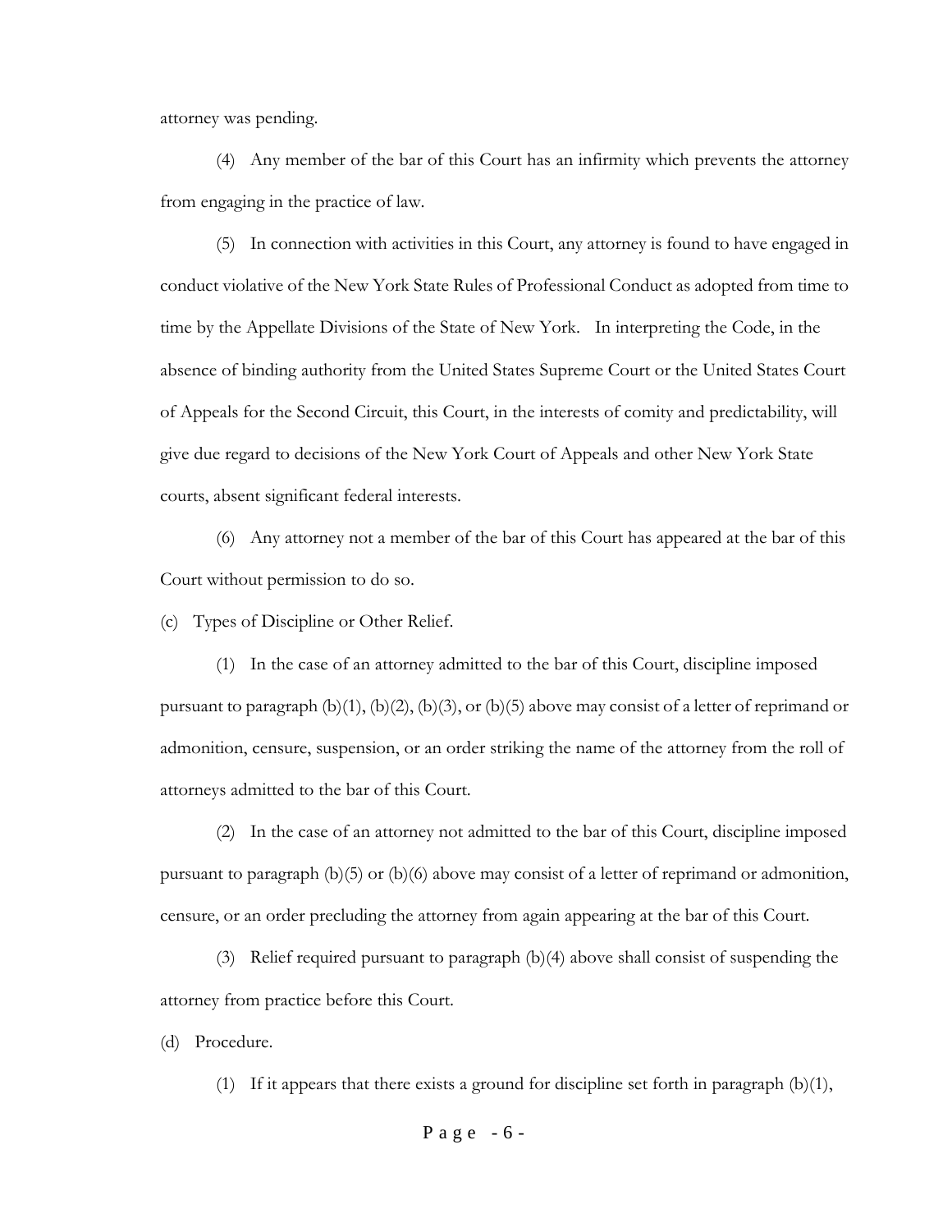attorney was pending.

(4) Any member of the bar of this Court has an infirmity which prevents the attorney from engaging in the practice of law.

(5) In connection with activities in this Court, any attorney is found to have engaged in conduct violative of the New York State Rules of Professional Conduct as adopted from time to time by the Appellate Divisions of the State of New York. In interpreting the Code, in the absence of binding authority from the United States Supreme Court or the United States Court of Appeals for the Second Circuit, this Court, in the interests of comity and predictability, will give due regard to decisions of the New York Court of Appeals and other New York State courts, absent significant federal interests.

(6) Any attorney not a member of the bar of this Court has appeared at the bar of this Court without permission to do so.

(c) Types of Discipline or Other Relief.

(1) In the case of an attorney admitted to the bar of this Court, discipline imposed pursuant to paragraph (b)(1), (b)(2), (b)(3), or (b)(5) above may consist of a letter of reprimand or admonition, censure, suspension, or an order striking the name of the attorney from the roll of attorneys admitted to the bar of this Court.

(2) In the case of an attorney not admitted to the bar of this Court, discipline imposed pursuant to paragraph (b)(5) or (b)(6) above may consist of a letter of reprimand or admonition, censure, or an order precluding the attorney from again appearing at the bar of this Court.

(3) Relief required pursuant to paragraph (b)(4) above shall consist of suspending the attorney from practice before this Court.

(d) Procedure.

(1) If it appears that there exists a ground for discipline set forth in paragraph (b)(1),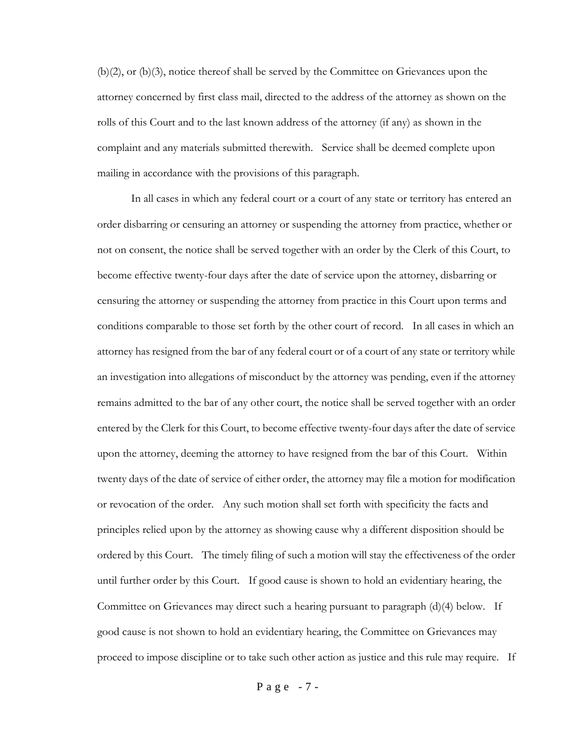(b)(2), or (b)(3), notice thereof shall be served by the Committee on Grievances upon the attorney concerned by first class mail, directed to the address of the attorney as shown on the rolls of this Court and to the last known address of the attorney (if any) as shown in the complaint and any materials submitted therewith. Service shall be deemed complete upon mailing in accordance with the provisions of this paragraph.

In all cases in which any federal court or a court of any state or territory has entered an order disbarring or censuring an attorney or suspending the attorney from practice, whether or not on consent, the notice shall be served together with an order by the Clerk of this Court, to become effective twenty-four days after the date of service upon the attorney, disbarring or censuring the attorney or suspending the attorney from practice in this Court upon terms and conditions comparable to those set forth by the other court of record. In all cases in which an attorney has resigned from the bar of any federal court or of a court of any state or territory while an investigation into allegations of misconduct by the attorney was pending, even if the attorney remains admitted to the bar of any other court, the notice shall be served together with an order entered by the Clerk for this Court, to become effective twenty-four days after the date of service upon the attorney, deeming the attorney to have resigned from the bar of this Court. Within twenty days of the date of service of either order, the attorney may file a motion for modification or revocation of the order. Any such motion shall set forth with specificity the facts and principles relied upon by the attorney as showing cause why a different disposition should be ordered by this Court. The timely filing of such a motion will stay the effectiveness of the order until further order by this Court. If good cause is shown to hold an evidentiary hearing, the Committee on Grievances may direct such a hearing pursuant to paragraph (d)(4) below. If good cause is not shown to hold an evidentiary hearing, the Committee on Grievances may proceed to impose discipline or to take such other action as justice and this rule may require. If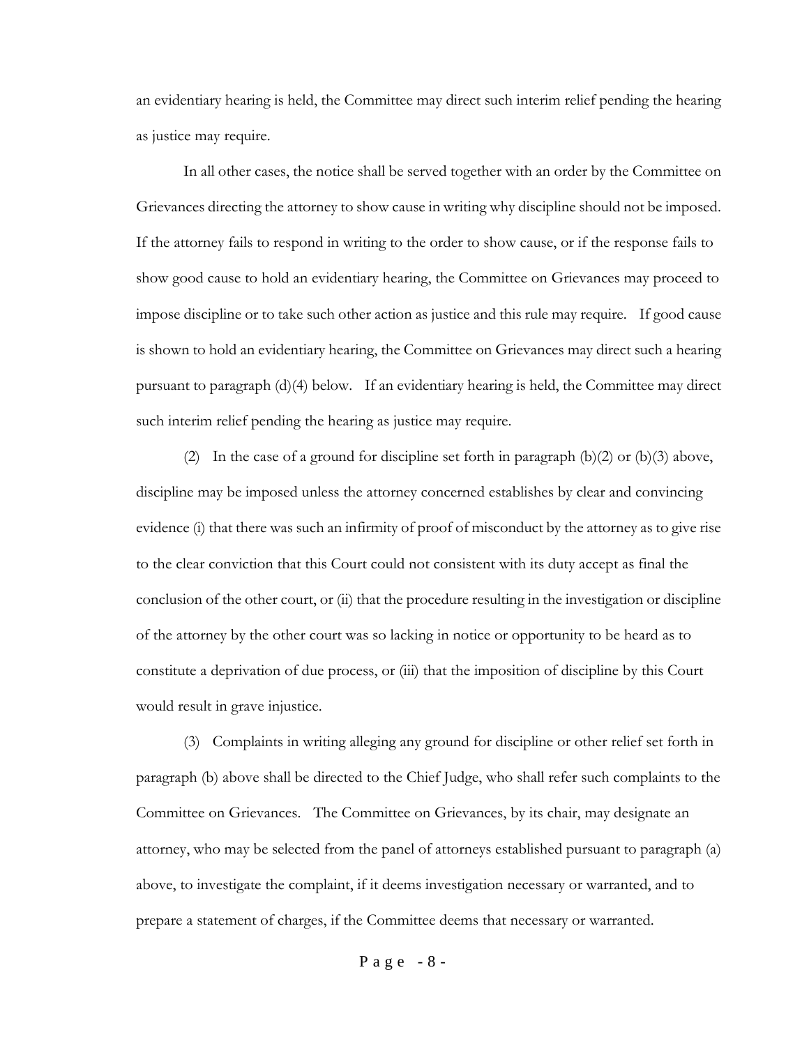an evidentiary hearing is held, the Committee may direct such interim relief pending the hearing as justice may require.

In all other cases, the notice shall be served together with an order by the Committee on Grievances directing the attorney to show cause in writing why discipline should not be imposed. If the attorney fails to respond in writing to the order to show cause, or if the response fails to show good cause to hold an evidentiary hearing, the Committee on Grievances may proceed to impose discipline or to take such other action as justice and this rule may require. If good cause is shown to hold an evidentiary hearing, the Committee on Grievances may direct such a hearing pursuant to paragraph (d)(4) below. If an evidentiary hearing is held, the Committee may direct such interim relief pending the hearing as justice may require.

(2) In the case of a ground for discipline set forth in paragraph (b)(2) or (b)(3) above, discipline may be imposed unless the attorney concerned establishes by clear and convincing evidence (i) that there was such an infirmity of proof of misconduct by the attorney as to give rise to the clear conviction that this Court could not consistent with its duty accept as final the conclusion of the other court, or (ii) that the procedure resulting in the investigation or discipline of the attorney by the other court was so lacking in notice or opportunity to be heard as to constitute a deprivation of due process, or (iii) that the imposition of discipline by this Court would result in grave injustice.

(3) Complaints in writing alleging any ground for discipline or other relief set forth in paragraph (b) above shall be directed to the Chief Judge, who shall refer such complaints to the Committee on Grievances. The Committee on Grievances, by its chair, may designate an attorney, who may be selected from the panel of attorneys established pursuant to paragraph (a) above, to investigate the complaint, if it deems investigation necessary or warranted, and to prepare a statement of charges, if the Committee deems that necessary or warranted.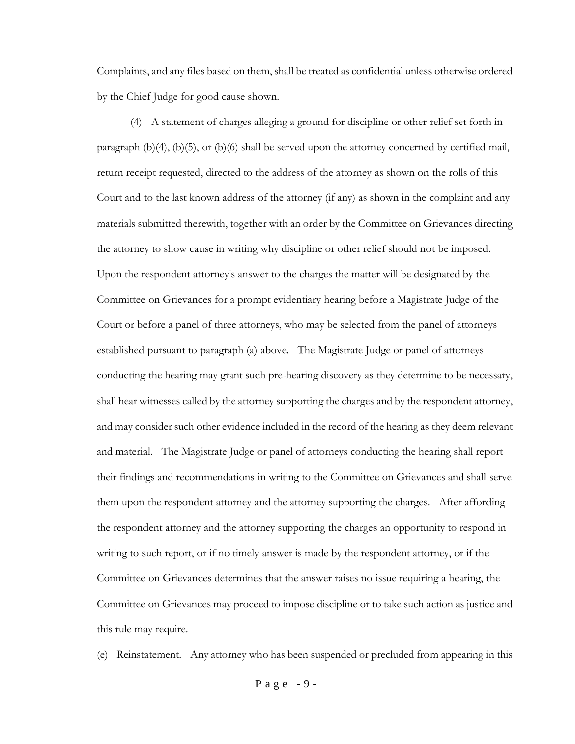Complaints, and any files based on them, shall be treated as confidential unless otherwise ordered by the Chief Judge for good cause shown.

(4) A statement of charges alleging a ground for discipline or other relief set forth in paragraph (b)(4), (b)(5), or (b)(6) shall be served upon the attorney concerned by certified mail, return receipt requested, directed to the address of the attorney as shown on the rolls of this Court and to the last known address of the attorney (if any) as shown in the complaint and any materials submitted therewith, together with an order by the Committee on Grievances directing the attorney to show cause in writing why discipline or other relief should not be imposed. Upon the respondent attorney's answer to the charges the matter will be designated by the Committee on Grievances for a prompt evidentiary hearing before a Magistrate Judge of the Court or before a panel of three attorneys, who may be selected from the panel of attorneys established pursuant to paragraph (a) above. The Magistrate Judge or panel of attorneys conducting the hearing may grant such pre-hearing discovery as they determine to be necessary, shall hear witnesses called by the attorney supporting the charges and by the respondent attorney, and may consider such other evidence included in the record of the hearing as they deem relevant and material. The Magistrate Judge or panel of attorneys conducting the hearing shall report their findings and recommendations in writing to the Committee on Grievances and shall serve them upon the respondent attorney and the attorney supporting the charges. After affording the respondent attorney and the attorney supporting the charges an opportunity to respond in writing to such report, or if no timely answer is made by the respondent attorney, or if the Committee on Grievances determines that the answer raises no issue requiring a hearing, the Committee on Grievances may proceed to impose discipline or to take such action as justice and this rule may require.

(e) Reinstatement. Any attorney who has been suspended or precluded from appearing in this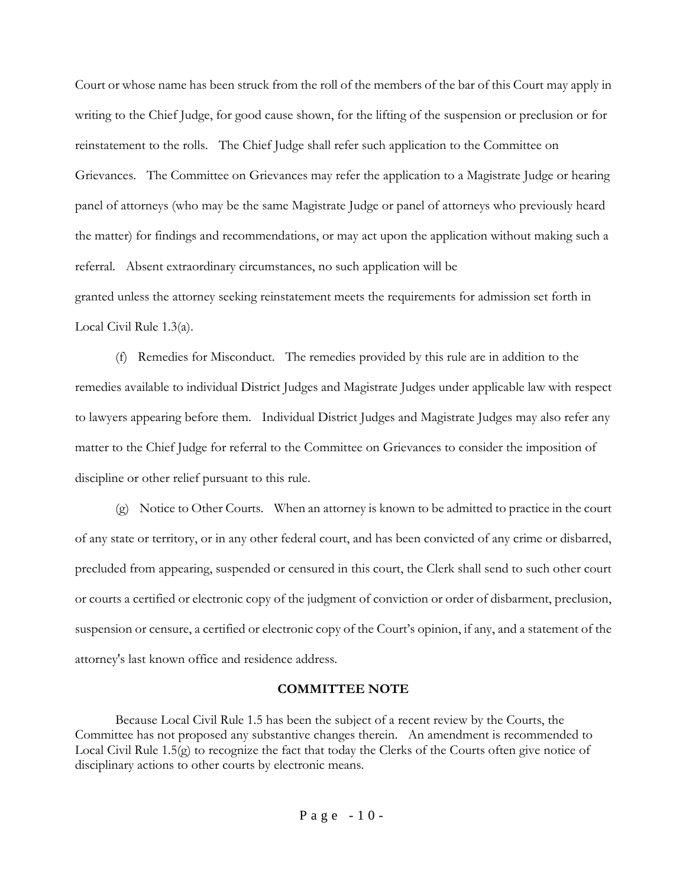Court or whose name has been struck from the roll of the members of the bar of this Court may apply in writing to the Chief Judge, for good cause shown, for the lifting of the suspension or preclusion or for reinstatement to the rolls. The Chief Judge shall refer such application to the Committee on Grievances. The Committee on Grievances may refer the application to a Magistrate Judge or hearing panel of attorneys (who may be the same Magistrate Judge or panel of attorneys who previously heard the matter) for findings and recommendations, or may act upon the application without making such a referral. Absent extraordinary circumstances, no such application will be granted unless the attorney seeking reinstatement meets the requirements for admission set forth in Local Civil Rule 1.3(a).

(f) Remedies for Misconduct. The remedies provided by this rule are in addition to the remedies available to individual District Judges and Magistrate Judges under applicable law with respect to lawyers appearing before them. Individual District Judges and Magistrate Judges may also refer any matter to the Chief Judge for referral to the Committee on Grievances to consider the imposition of discipline or other relief pursuant to this rule.

(g) Notice to Other Courts. When an attorney is known to be admitted to practice in the court of any state or territory, or in any other federal court, and has been convicted of any crime or disbarred, precluded from appearing, suspended or censured in this court, the Clerk shall send to such other court or courts a certified or electronic copy of the judgment of conviction or order of disbarment, preclusion, suspension or censure, a certified or electronic copy of the Court's opinion, if any, and a statement of the attorney's last known office and residence address.

**COMMITTEE NOTE**

Because Local Civil Rule 1.5 has been the subject of a recent review by the Courts, the Committee has not proposed any substantive changes therein. An amendment is recommended to Local Civil Rule 1.5(g) to recognize the fact that today the Clerks of the Courts often give notice of disciplinary actions to other courts by electronic means.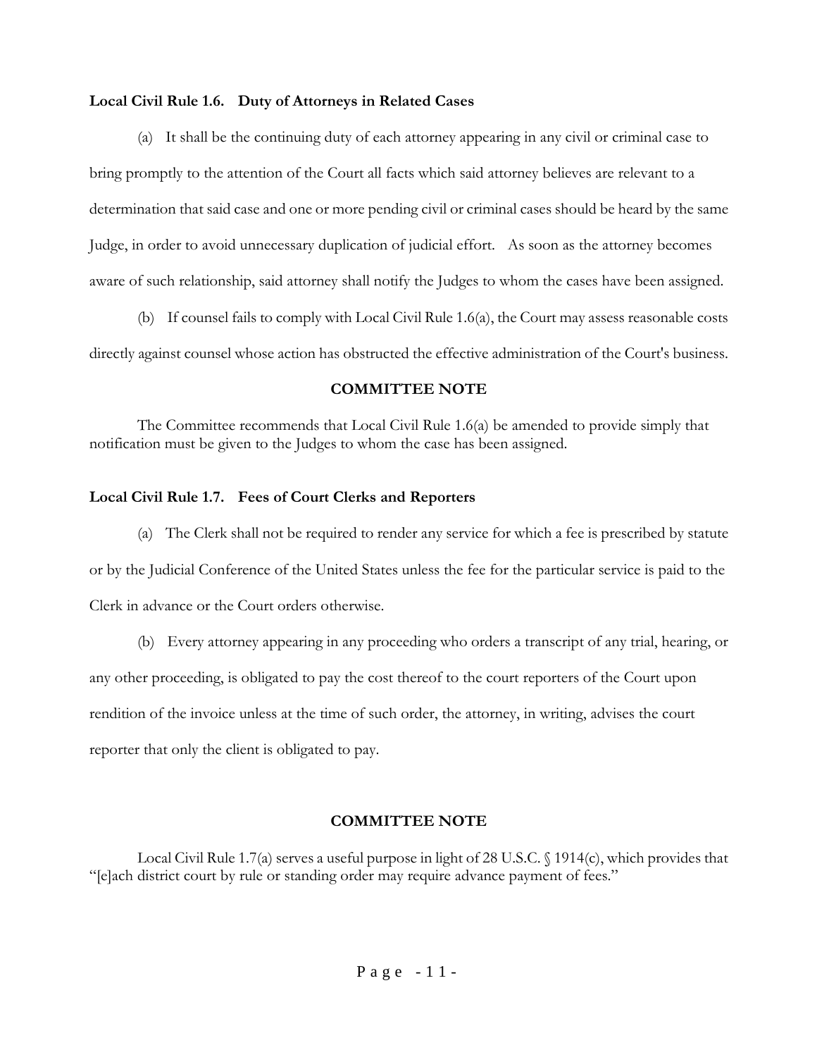**Local Civil Rule 1.6. Duty of Attorneys in Related Cases**

(a) It shall be the continuing duty of each attorney appearing in any civil or criminal case to bring promptly to the attention of the Court all facts which said attorney believes are relevant to a determination that said case and one or more pending civil or criminal cases should be heard by the same Judge, in order to avoid unnecessary duplication of judicial effort. As soon as the attorney becomes aware of such relationship, said attorney shall notify the Judges to whom the cases have been assigned.

(b) If counsel fails to comply with Local Civil Rule 1.6(a), the Court may assess reasonable costs directly against counsel whose action has obstructed the effective administration of the Court's business.

**COMMITTEE NOTE**

The Committee recommends that Local Civil Rule 1.6(a) be amended to provide simply that notification must be given to the Judges to whom the case has been assigned.

**Local Civil Rule 1.7. Fees of Court Clerks and Reporters**

(a) The Clerk shall not be required to render any service for which a fee is prescribed by statute or by the Judicial Conference of the United States unless the fee for the particular service is paid to the Clerk in advance or the Court orders otherwise.

(b) Every attorney appearing in any proceeding who orders a transcript of any trial, hearing, or any other proceeding, is obligated to pay the cost thereof to the court reporters of the Court upon rendition of the invoice unless at the time of such order, the attorney, in writing, advises the court reporter that only the client is obligated to pay.

**COMMITTEE NOTE**

Local Civil Rule 1.7(a) serves a useful purpose in light of 28 U.S.C. § 1914(c), which provides that "[e]ach district court by rule or standing order may require advance payment of fees."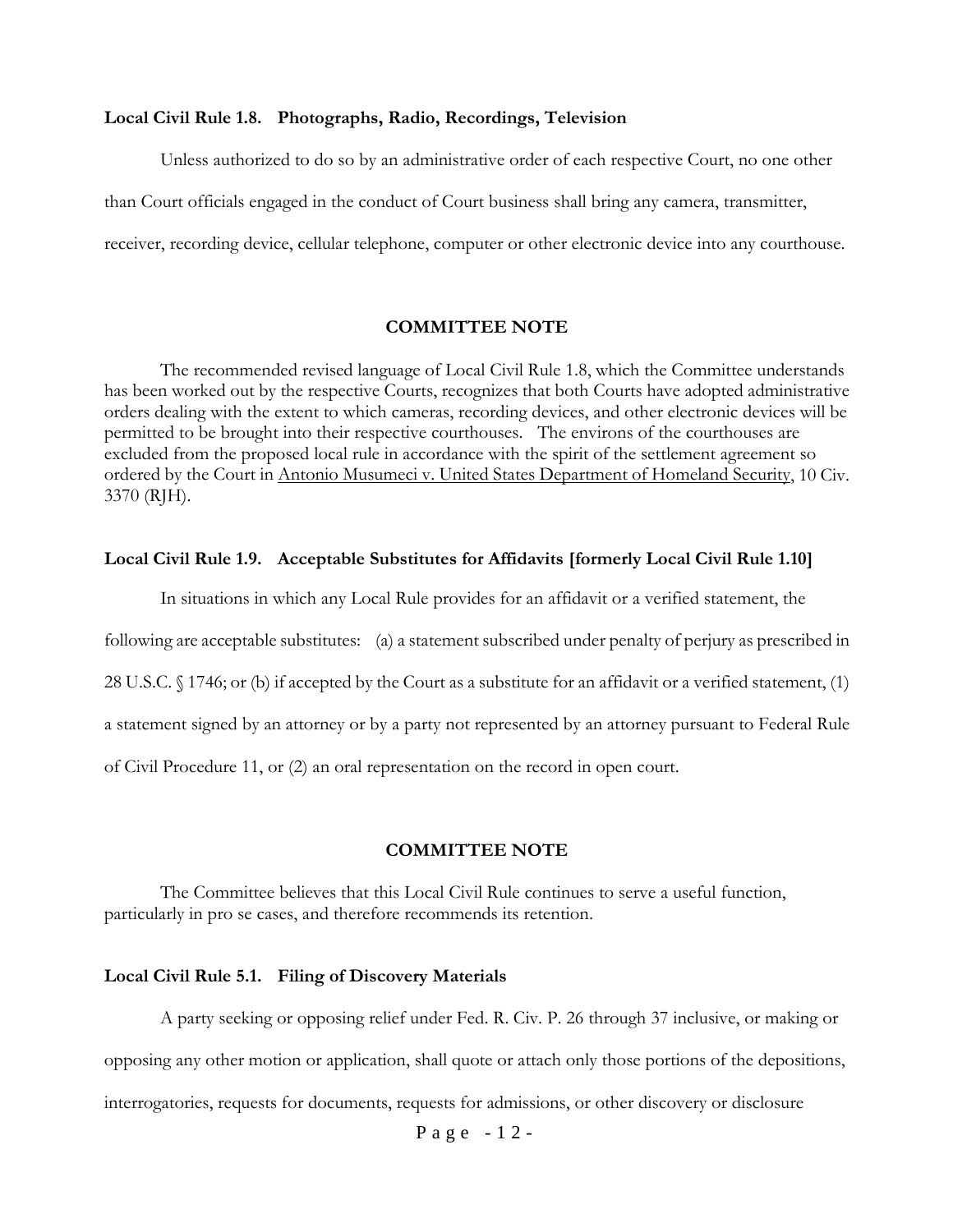**Local Civil Rule 1.8. Photographs, Radio, Recordings, Television**

Unless authorized to do so by an administrative order of each respective Court, no one other than Court officials engaged in the conduct of Court business shall bring any camera, transmitter, receiver, recording device, cellular telephone, computer or other electronic device into any courthouse.

**COMMITTEE NOTE**

The recommended revised language of Local Civil Rule 1.8, which the Committee understands has been worked out by the respective Courts, recognizes that both Courts have adopted administrative orders dealing with the extent to which cameras, recording devices, and other electronic devices will be permitted to be brought into their respective courthouses. The environs of the courthouses are excluded from the proposed local rule in accordance with the spirit of the settlement agreement so ordered by the Court in <u>Antonio Musumeci v. United States Department of Homeland Security</u>, 10 Civ. 3370 (RJH).

**Local Civil Rule 1.9. Acceptable Substitutes for Affidavits [formerly Local Civil Rule 1.10]**

In situations in which any Local Rule provides for an affidavit or a verified statement, the following are acceptable substitutes: (a) a statement subscribed under penalty of perjury as prescribed in 28 U.S.C. § 1746; or (b) if accepted by the Court as a substitute for an affidavit or a verified statement, (1) a statement signed by an attorney or by a party not represented by an attorney pursuant to Federal Rule of Civil Procedure 11, or (2) an oral representation on the record in open court.

**COMMITTEE NOTE**

The Committee believes that this Local Civil Rule continues to serve a useful function, particularly in pro se cases, and therefore recommends its retention.

**Local Civil Rule 5.1. Filing of Discovery Materials**

A party seeking or opposing relief under Fed. R. Civ. P. 26 through 37 inclusive, or making or opposing any other motion or application, shall quote or attach only those portions of the depositions, interrogatories, requests for documents, requests for admissions, or other discovery or disclosure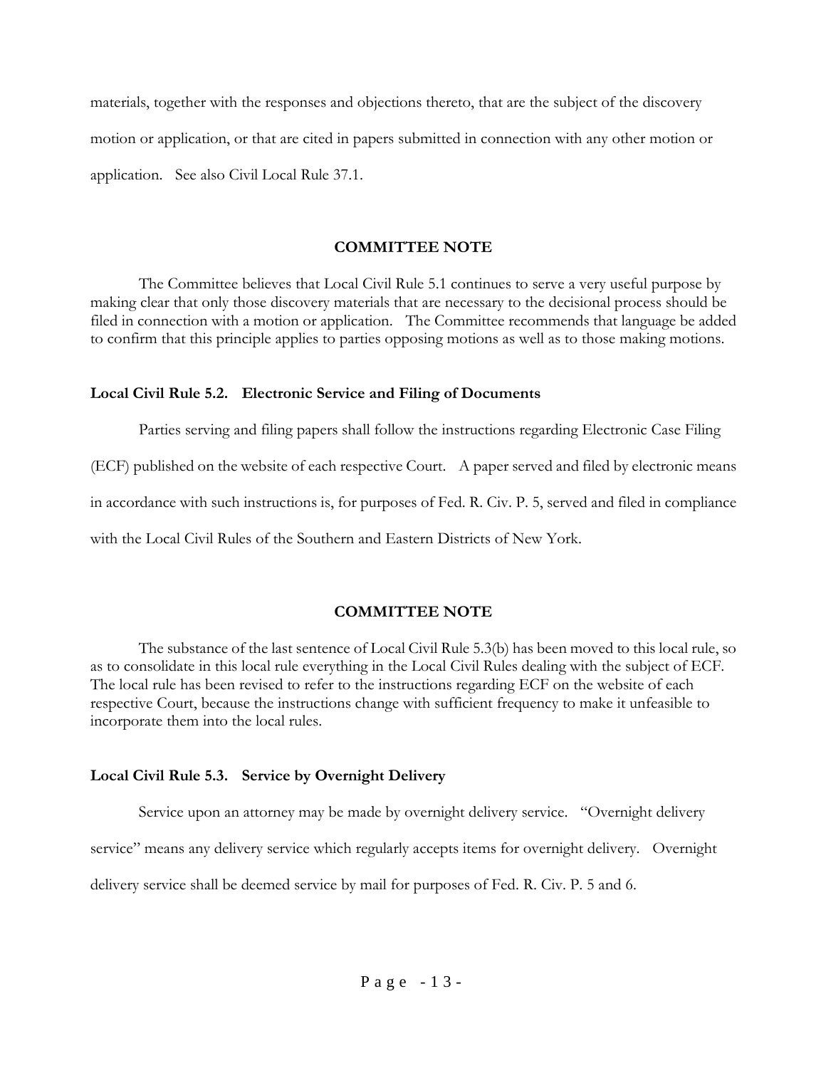materials, together with the responses and objections thereto, that are the subject of the discovery motion or application, or that are cited in papers submitted in connection with any other motion or application. See also Civil Local Rule 37.1.

**COMMITTEE NOTE**

The Committee believes that Local Civil Rule 5.1 continues to serve a very useful purpose by making clear that only those discovery materials that are necessary to the decisional process should be filed in connection with a motion or application. The Committee recommends that language be added to confirm that this principle applies to parties opposing motions as well as to those making motions.

**Local Civil Rule 5.2. Electronic Service and Filing of Documents**

Parties serving and filing papers shall follow the instructions regarding Electronic Case Filing (ECF) published on the website of each respective Court. A paper served and filed by electronic means in accordance with such instructions is, for purposes of Fed. R. Civ. P. 5, served and filed in compliance with the Local Civil Rules of the Southern and Eastern Districts of New York.

**COMMITTEE NOTE**

The substance of the last sentence of Local Civil Rule 5.3(b) has been moved to this local rule, so as to consolidate in this local rule everything in the Local Civil Rules dealing with the subject of ECF. The local rule has been revised to refer to the instructions regarding ECF on the website of each respective Court, because the instructions change with sufficient frequency to make it unfeasible to incorporate them into the local rules.

**Local Civil Rule 5.3. Service by Overnight Delivery**

Service upon an attorney may be made by overnight delivery service. "Overnight delivery service" means any delivery service which regularly accepts items for overnight delivery. Overnight delivery service shall be deemed service by mail for purposes of Fed. R. Civ. P. 5 and 6.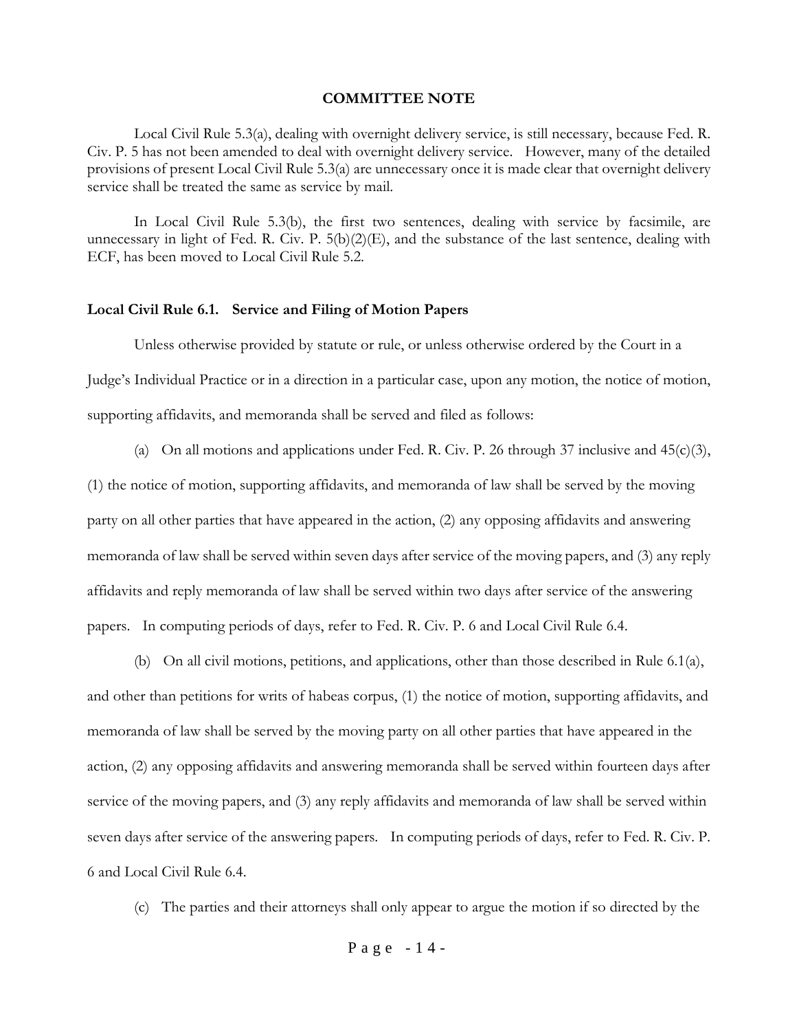## COMMITTEE NOTE

Local Civil Rule 5.3(a), dealing with overnight delivery service, is still necessary, because Fed. R. Civ. P. 5 has not been amended to deal with overnight delivery service. However, many of the detailed provisions of present Local Civil Rule 5.3(a) are unnecessary once it is made clear that overnight delivery service shall be treated the same as service by mail.

In Local Civil Rule 5.3(b), the first two sentences, dealing with service by facsimile, are unnecessary in light of Fed. R. Civ. P. 5(b)(2)(E), and the substance of the last sentence, dealing with ECF, has been moved to Local Civil Rule 5.2.

### Local Civil Rule 6.1. Service and Filing of Motion Papers

Unless otherwise provided by statute or rule, or unless otherwise ordered by the Court in a Judge's Individual Practice or in a direction in a particular case, upon any motion, the notice of motion, supporting affidavits, and memoranda shall be served and filed as follows:

(a) On all motions and applications under Fed. R. Civ. P. 26 through 37 inclusive and 45(c)(3), (1) the notice of motion, supporting affidavits, and memoranda of law shall be served by the moving party on all other parties that have appeared in the action, (2) any opposing affidavits and answering memoranda of law shall be served within seven days after service of the moving papers, and (3) any reply affidavits and reply memoranda of law shall be served within two days after service of the answering papers. In computing periods of days, refer to Fed. R. Civ. P. 6 and Local Civil Rule 6.4.

(b) On all civil motions, petitions, and applications, other than those described in Rule 6.1(a), and other than petitions for writs of habeas corpus, (1) the notice of motion, supporting affidavits, and memoranda of law shall be served by the moving party on all other parties that have appeared in the action, (2) any opposing affidavits and answering memoranda shall be served within fourteen days after service of the moving papers, and (3) any reply affidavits and memoranda of law shall be served within seven days after service of the answering papers. In computing periods of days, refer to Fed. R. Civ. P. 6 and Local Civil Rule 6.4.

(c) The parties and their attorneys shall only appear to argue the motion if so directed by the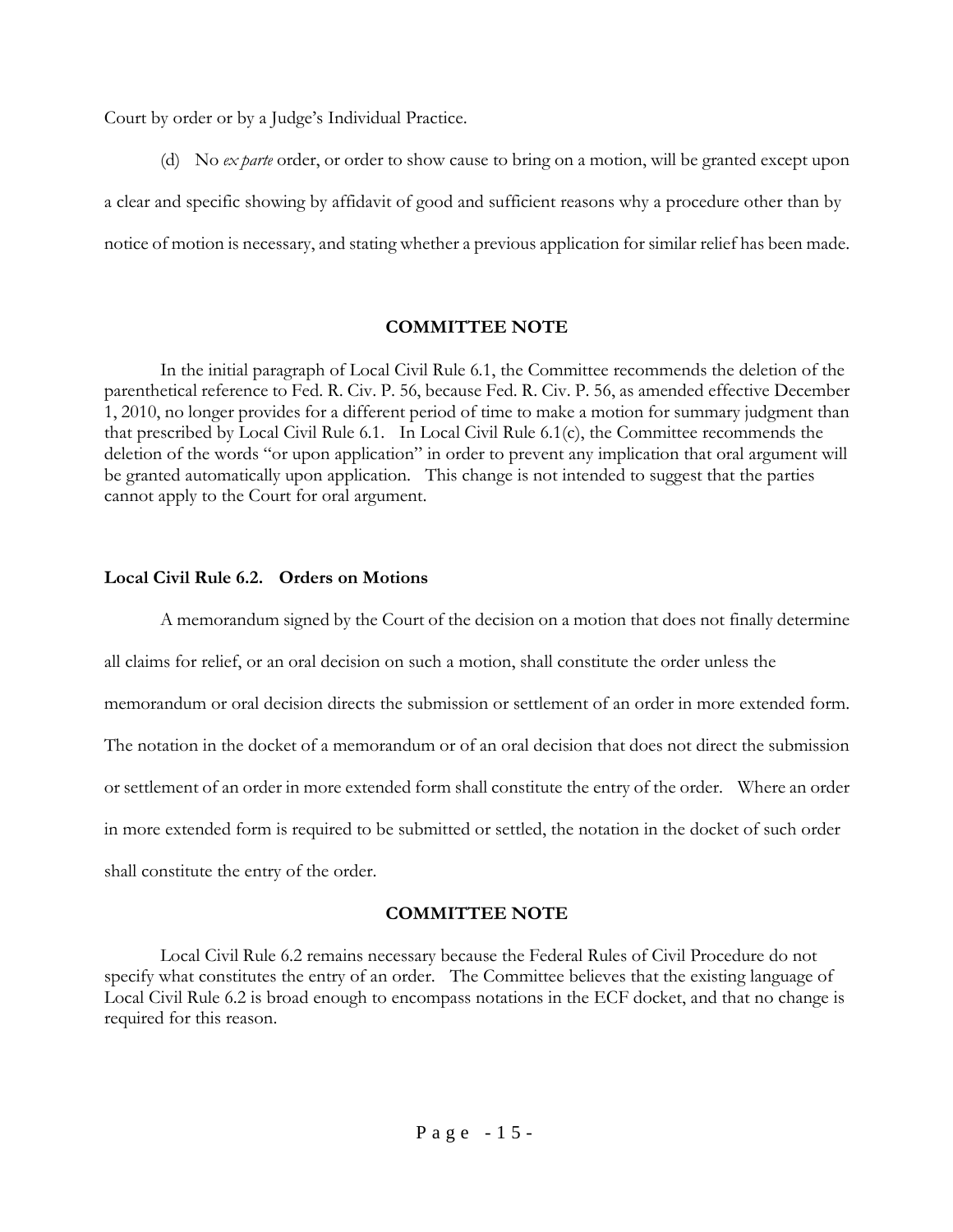Court by order or by a Judge's Individual Practice.

(d) No *ex parte* order, or order to show cause to bring on a motion, will be granted except upon a clear and specific showing by affidavit of good and sufficient reasons why a procedure other than by notice of motion is necessary, and stating whether a previous application for similar relief has been made.

**COMMITTEE NOTE**

In the initial paragraph of Local Civil Rule 6.1, the Committee recommends the deletion of the parenthetical reference to Fed. R. Civ. P. 56, because Fed. R. Civ. P. 56, as amended effective December 1, 2010, no longer provides for a different period of time to make a motion for summary judgment than that prescribed by Local Civil Rule 6.1. In Local Civil Rule 6.1(c), the Committee recommends the deletion of the words "or upon application" in order to prevent any implication that oral argument will be granted automatically upon application. This change is not intended to suggest that the parties cannot apply to the Court for oral argument.

**Local Civil Rule 6.2. Orders on Motions**

A memorandum signed by the Court of the decision on a motion that does not finally determine all claims for relief, or an oral decision on such a motion, shall constitute the order unless the memorandum or oral decision directs the submission or settlement of an order in more extended form. The notation in the docket of a memorandum or of an oral decision that does not direct the submission or settlement of an order in more extended form shall constitute the entry of the order. Where an order in more extended form is required to be submitted or settled, the notation in the docket of such order shall constitute the entry of the order.

**COMMITTEE NOTE**

Local Civil Rule 6.2 remains necessary because the Federal Rules of Civil Procedure do not specify what constitutes the entry of an order. The Committee believes that the existing language of Local Civil Rule 6.2 is broad enough to encompass notations in the ECF docket, and that no change is required for this reason.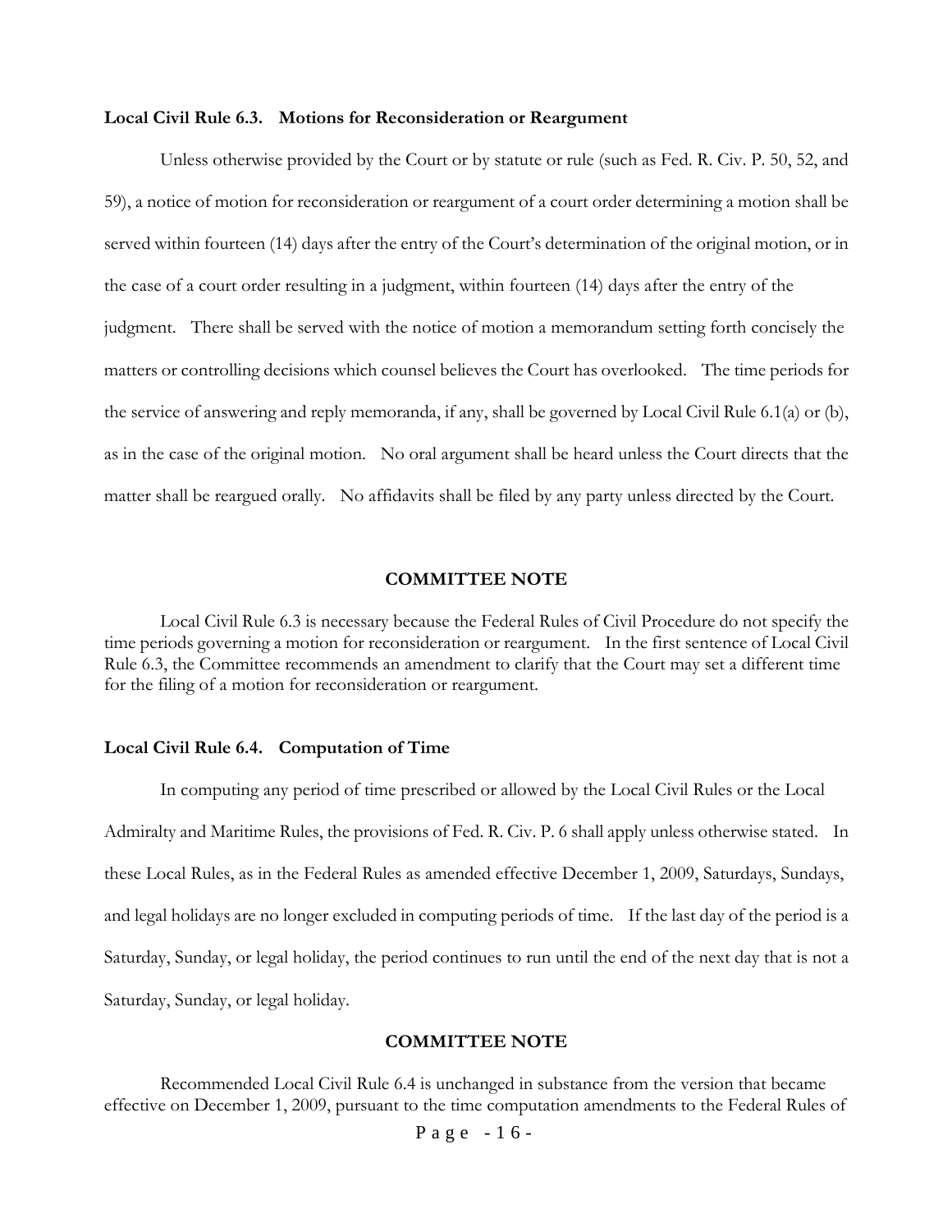**Local Civil Rule 6.3. Motions for Reconsideration or Reargument**

Unless otherwise provided by the Court or by statute or rule (such as Fed. R. Civ. P. 50, 52, and 59), a notice of motion for reconsideration or reargument of a court order determining a motion shall be served within fourteen (14) days after the entry of the Court's determination of the original motion, or in the case of a court order resulting in a judgment, within fourteen (14) days after the entry of the judgment. There shall be served with the notice of motion a memorandum setting forth concisely the matters or controlling decisions which counsel believes the Court has overlooked. The time periods for the service of answering and reply memoranda, if any, shall be governed by Local Civil Rule 6.1(a) or (b), as in the case of the original motion. No oral argument shall be heard unless the Court directs that the matter shall be reargued orally. No affidavits shall be filed by any party unless directed by the Court.

**COMMITTEE NOTE**

Local Civil Rule 6.3 is necessary because the Federal Rules of Civil Procedure do not specify the time periods governing a motion for reconsideration or reargument. In the first sentence of Local Civil Rule 6.3, the Committee recommends an amendment to clarify that the Court may set a different time for the filing of a motion for reconsideration or reargument.

**Local Civil Rule 6.4. Computation of Time**

In computing any period of time prescribed or allowed by the Local Civil Rules or the Local Admiralty and Maritime Rules, the provisions of Fed. R. Civ. P. 6 shall apply unless otherwise stated. In these Local Rules, as in the Federal Rules as amended effective December 1, 2009, Saturdays, Sundays, and legal holidays are no longer excluded in computing periods of time. If the last day of the period is a Saturday, Sunday, or legal holiday, the period continues to run until the end of the next day that is not a Saturday, Sunday, or legal holiday.

**COMMITTEE NOTE**

Recommended Local Civil Rule 6.4 is unchanged in substance from the version that became effective on December 1, 2009, pursuant to the time computation amendments to the Federal Rules of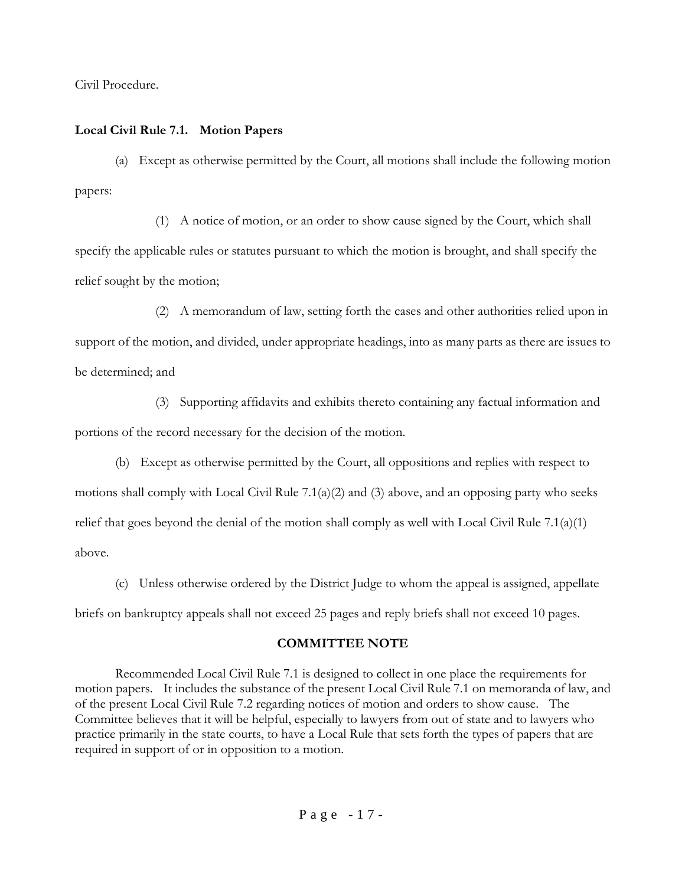Civil Procedure.

**Local Civil Rule 7.1. Motion Papers**

(a) Except as otherwise permitted by the Court, all motions shall include the following motion papers:

(1) A notice of motion, or an order to show cause signed by the Court, which shall specify the applicable rules or statutes pursuant to which the motion is brought, and shall specify the relief sought by the motion;

(2) A memorandum of law, setting forth the cases and other authorities relied upon in support of the motion, and divided, under appropriate headings, into as many parts as there are issues to be determined; and

(3) Supporting affidavits and exhibits thereto containing any factual information and portions of the record necessary for the decision of the motion.

(b) Except as otherwise permitted by the Court, all oppositions and replies with respect to motions shall comply with Local Civil Rule 7.1(a)(2) and (3) above, and an opposing party who seeks relief that goes beyond the denial of the motion shall comply as well with Local Civil Rule 7.1(a)(1) above.

(c) Unless otherwise ordered by the District Judge to whom the appeal is assigned, appellate briefs on bankruptcy appeals shall not exceed 25 pages and reply briefs shall not exceed 10 pages.

**COMMITTEE NOTE**

Recommended Local Civil Rule 7.1 is designed to collect in one place the requirements for motion papers. It includes the substance of the present Local Civil Rule 7.1 on memoranda of law, and of the present Local Civil Rule 7.2 regarding notices of motion and orders to show cause. The Committee believes that it will be helpful, especially to lawyers from out of state and to lawyers who practice primarily in the state courts, to have a Local Rule that sets forth the types of papers that are required in support of or in opposition to a motion.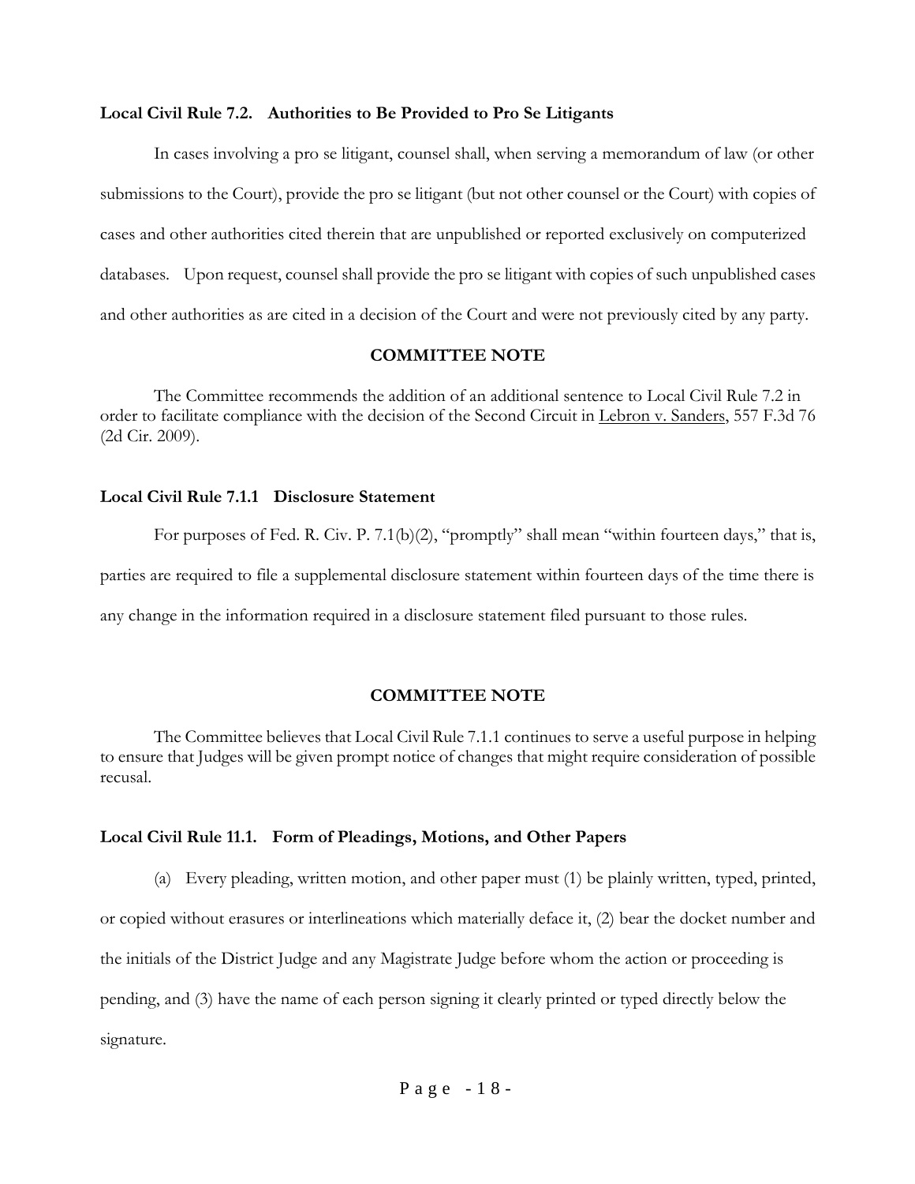**Local Civil Rule 7.2. Authorities to Be Provided to Pro Se Litigants**

In cases involving a pro se litigant, counsel shall, when serving a memorandum of law (or other submissions to the Court), provide the pro se litigant (but not other counsel or the Court) with copies of cases and other authorities cited therein that are unpublished or reported exclusively on computerized databases. Upon request, counsel shall provide the pro se litigant with copies of such unpublished cases and other authorities as are cited in a decision of the Court and were not previously cited by any party.

**COMMITTEE NOTE**

The Committee recommends the addition of an additional sentence to Local Civil Rule 7.2 in order to facilitate compliance with the decision of the Second Circuit in Lebron v. Sanders, 557 F.3d 76 (2d Cir. 2009).

**Local Civil Rule 7.1.1 Disclosure Statement**

For purposes of Fed. R. Civ. P. 7.1(b)(2), "promptly" shall mean "within fourteen days," that is, parties are required to file a supplemental disclosure statement within fourteen days of the time there is any change in the information required in a disclosure statement filed pursuant to those rules.

**COMMITTEE NOTE**

The Committee believes that Local Civil Rule 7.1.1 continues to serve a useful purpose in helping to ensure that Judges will be given prompt notice of changes that might require consideration of possible recusal.

**Local Civil Rule 11.1. Form of Pleadings, Motions, and Other Papers**

(a) Every pleading, written motion, and other paper must (1) be plainly written, typed, printed, or copied without erasures or interlineations which materially deface it, (2) bear the docket number and the initials of the District Judge and any Magistrate Judge before whom the action or proceeding is pending, and (3) have the name of each person signing it clearly printed or typed directly below the signature.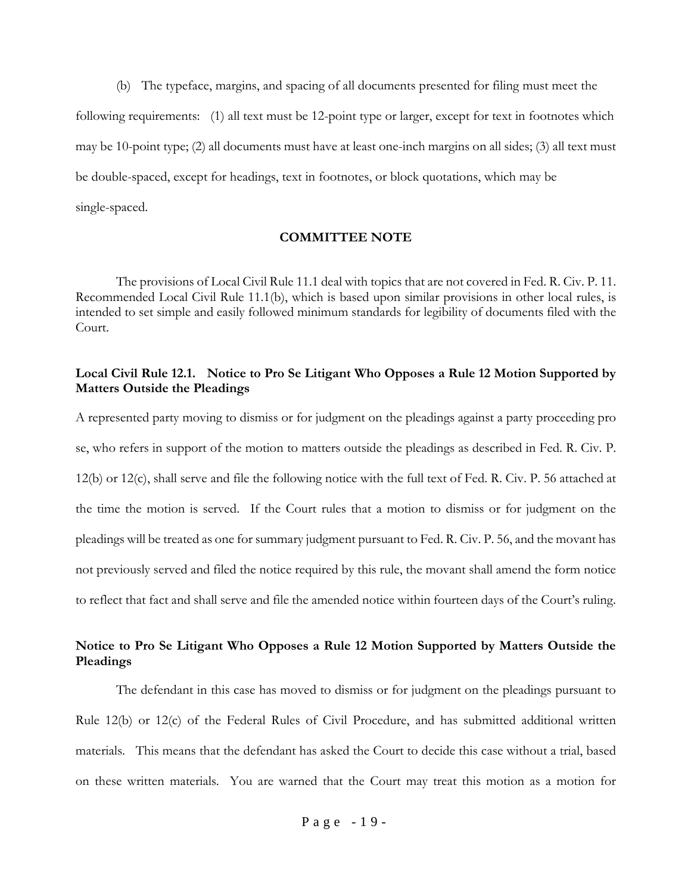(b) The typeface, margins, and spacing of all documents presented for filing must meet the following requirements: (1) all text must be 12-point type or larger, except for text in footnotes which may be 10-point type; (2) all documents must have at least one-inch margins on all sides; (3) all text must be double-spaced, except for headings, text in footnotes, or block quotations, which may be single-spaced.

**COMMITTEE NOTE**

The provisions of Local Civil Rule 11.1 deal with topics that are not covered in Fed. R. Civ. P. 11. Recommended Local Civil Rule 11.1(b), which is based upon similar provisions in other local rules, is intended to set simple and easily followed minimum standards for legibility of documents filed with the Court.

### Local Civil Rule 12.1. Notice to Pro Se Litigant Who Opposes a Rule 12 Motion Supported by Matters Outside the Pleadings

A represented party moving to dismiss or for judgment on the pleadings against a party proceeding pro se, who refers in support of the motion to matters outside the pleadings as described in Fed. R. Civ. P. 12(b) or 12(c), shall serve and file the following notice with the full text of Fed. R. Civ. P. 56 attached at the time the motion is served. If the Court rules that a motion to dismiss or for judgment on the pleadings will be treated as one for summary judgment pursuant to Fed. R. Civ. P. 56, and the movant has not previously served and filed the notice required by this rule, the movant shall amend the form notice to reflect that fact and shall serve and file the amended notice within fourteen days of the Court's ruling.

### Notice to Pro Se Litigant Who Opposes a Rule 12 Motion Supported by Matters Outside the Pleadings

The defendant in this case has moved to dismiss or for judgment on the pleadings pursuant to Rule 12(b) or 12(c) of the Federal Rules of Civil Procedure, and has submitted additional written materials. This means that the defendant has asked the Court to decide this case without a trial, based on these written materials. You are warned that the Court may treat this motion as a motion for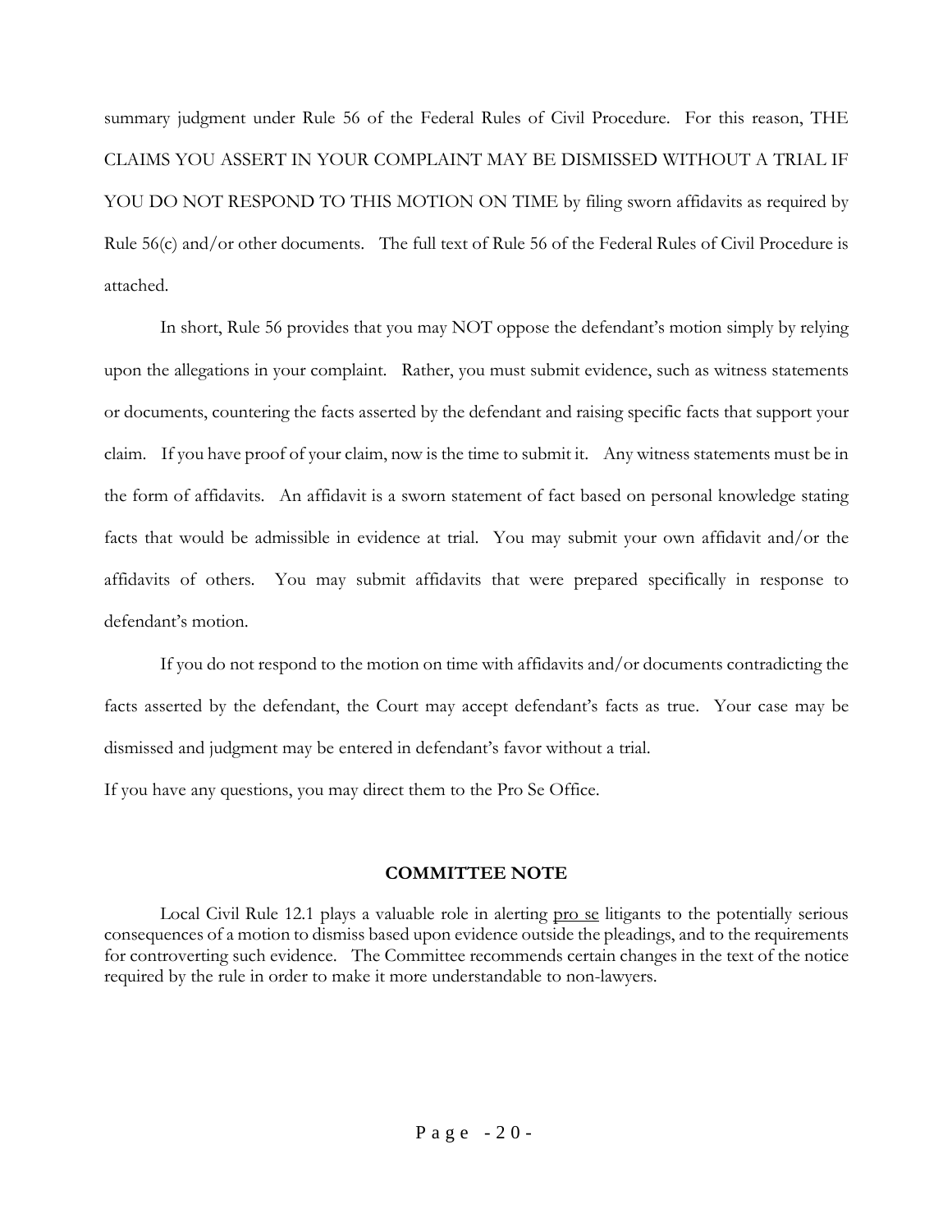summary judgment under Rule 56 of the Federal Rules of Civil Procedure. For this reason, THE CLAIMS YOU ASSERT IN YOUR COMPLAINT MAY BE DISMISSED WITHOUT A TRIAL IF YOU DO NOT RESPOND TO THIS MOTION ON TIME by filing sworn affidavits as required by Rule 56(c) and/or other documents. The full text of Rule 56 of the Federal Rules of Civil Procedure is attached.

In short, Rule 56 provides that you may NOT oppose the defendant's motion simply by relying upon the allegations in your complaint. Rather, you must submit evidence, such as witness statements or documents, countering the facts asserted by the defendant and raising specific facts that support your claim. If you have proof of your claim, now is the time to submit it. Any witness statements must be in the form of affidavits. An affidavit is a sworn statement of fact based on personal knowledge stating facts that would be admissible in evidence at trial. You may submit your own affidavit and/or the affidavits of others. You may submit affidavits that were prepared specifically in response to defendant's motion.

If you do not respond to the motion on time with affidavits and/or documents contradicting the facts asserted by the defendant, the Court may accept defendant's facts as true. Your case may be dismissed and judgment may be entered in defendant's favor without a trial.

If you have any questions, you may direct them to the Pro Se Office.

**COMMITTEE NOTE**

Local Civil Rule 12.1 plays a valuable role in alerting pro se litigants to the potentially serious consequences of a motion to dismiss based upon evidence outside the pleadings, and to the requirements for controverting such evidence. The Committee recommends certain changes in the text of the notice required by the rule in order to make it more understandable to non-lawyers.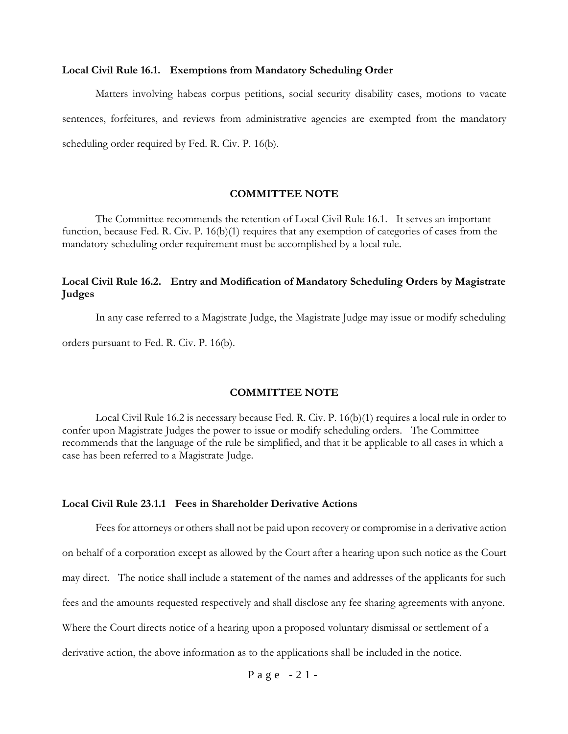**Local Civil Rule 16.1. Exemptions from Mandatory Scheduling Order**

Matters involving habeas corpus petitions, social security disability cases, motions to vacate sentences, forfeitures, and reviews from administrative agencies are exempted from the mandatory scheduling order required by Fed. R. Civ. P. 16(b).

**COMMITTEE NOTE**

The Committee recommends the retention of Local Civil Rule 16.1. It serves an important function, because Fed. R. Civ. P. 16(b)(1) requires that any exemption of categories of cases from the mandatory scheduling order requirement must be accomplished by a local rule.

**Local Civil Rule 16.2. Entry and Modification of Mandatory Scheduling Orders by Magistrate Judges**

In any case referred to a Magistrate Judge, the Magistrate Judge may issue or modify scheduling orders pursuant to Fed. R. Civ. P. 16(b).

**COMMITTEE NOTE**

Local Civil Rule 16.2 is necessary because Fed. R. Civ. P. 16(b)(1) requires a local rule in order to confer upon Magistrate Judges the power to issue or modify scheduling orders. The Committee recommends that the language of the rule be simplified, and that it be applicable to all cases in which a case has been referred to a Magistrate Judge.

**Local Civil Rule 23.1.1 Fees in Shareholder Derivative Actions**

Fees for attorneys or others shall not be paid upon recovery or compromise in a derivative action on behalf of a corporation except as allowed by the Court after a hearing upon such notice as the Court may direct. The notice shall include a statement of the names and addresses of the applicants for such fees and the amounts requested respectively and shall disclose any fee sharing agreements with anyone. Where the Court directs notice of a hearing upon a proposed voluntary dismissal or settlement of a derivative action, the above information as to the applications shall be included in the notice.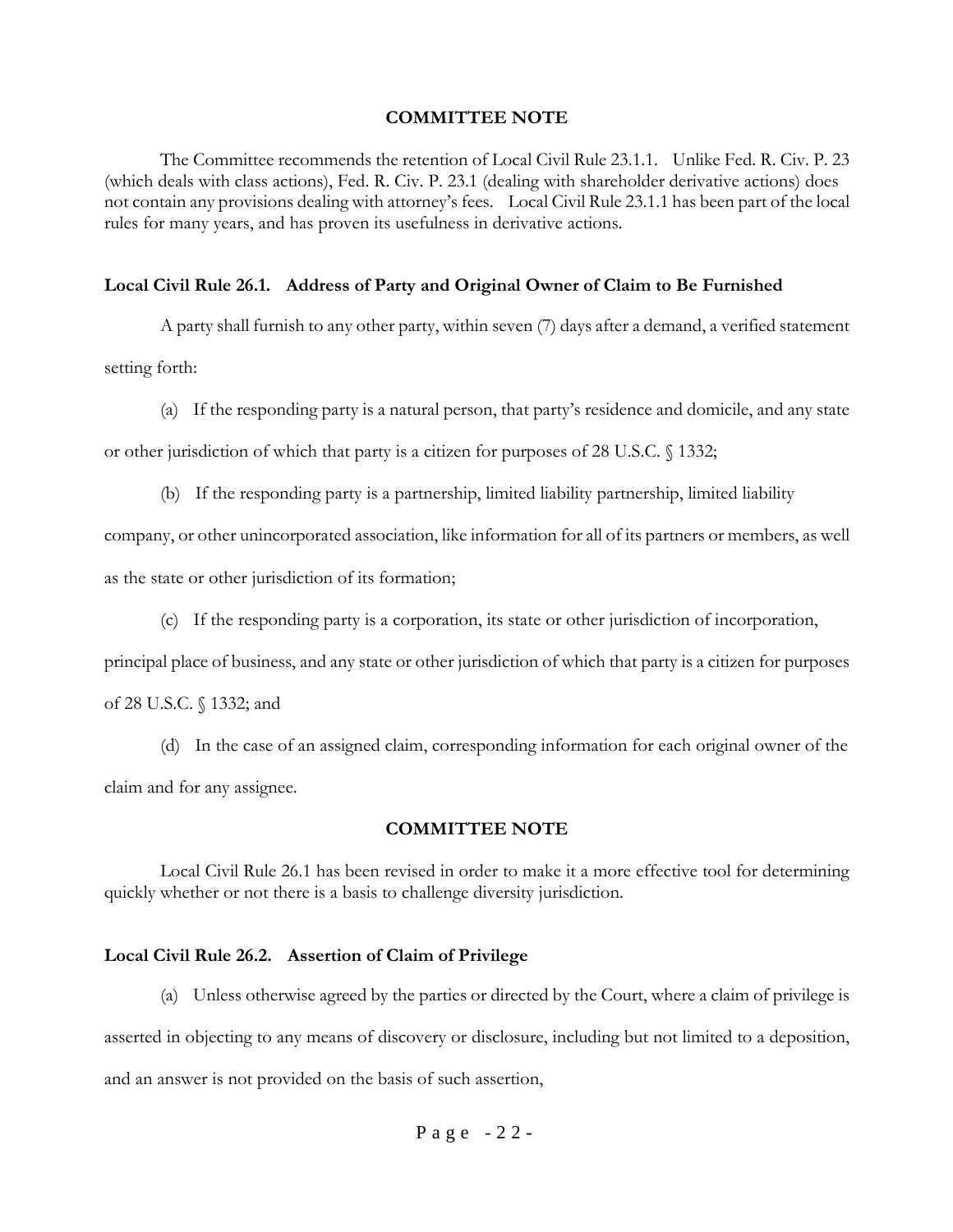## COMMITTEE NOTE

The Committee recommends the retention of Local Civil Rule 23.1.1. Unlike Fed. R. Civ. P. 23 (which deals with class actions), Fed. R. Civ. P. 23.1 (dealing with shareholder derivative actions) does not contain any provisions dealing with attorney's fees. Local Civil Rule 23.1.1 has been part of the local rules for many years, and has proven its usefulness in derivative actions.

### Local Civil Rule 26.1. Address of Party and Original Owner of Claim to Be Furnished

A party shall furnish to any other party, within seven (7) days after a demand, a verified statement setting forth:

(a) If the responding party is a natural person, that party's residence and domicile, and any state or other jurisdiction of which that party is a citizen for purposes of 28 U.S.C. § 1332;

(b) If the responding party is a partnership, limited liability partnership, limited liability company, or other unincorporated association, like information for all of its partners or members, as well as the state or other jurisdiction of its formation;

(c) If the responding party is a corporation, its state or other jurisdiction of incorporation, principal place of business, and any state or other jurisdiction of which that party is a citizen for purposes of 28 U.S.C. § 1332; and

(d) In the case of an assigned claim, corresponding information for each original owner of the claim and for any assignee.

## COMMITTEE NOTE

Local Civil Rule 26.1 has been revised in order to make it a more effective tool for determining quickly whether or not there is a basis to challenge diversity jurisdiction.

### Local Civil Rule 26.2. Assertion of Claim of Privilege

(a) Unless otherwise agreed by the parties or directed by the Court, where a claim of privilege is asserted in objecting to any means of discovery or disclosure, including but not limited to a deposition, and an answer is not provided on the basis of such assertion,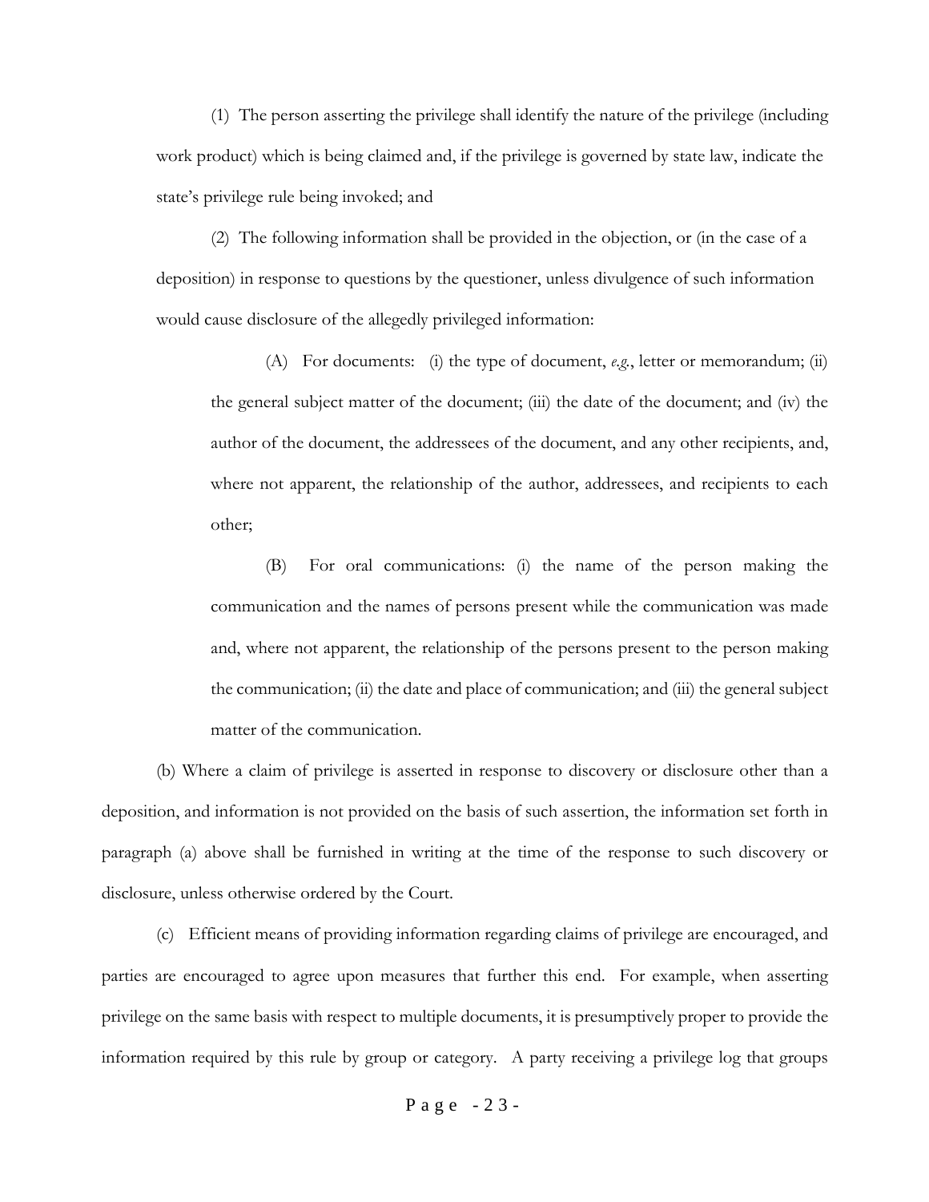(1) The person asserting the privilege shall identify the nature of the privilege (including work product) which is being claimed and, if the privilege is governed by state law, indicate the state's privilege rule being invoked; and

(2) The following information shall be provided in the objection, or (in the case of a deposition) in response to questions by the questioner, unless divulgence of such information would cause disclosure of the allegedly privileged information:

(A) For documents: (i) the type of document, *e.g.*, letter or memorandum; (ii) the general subject matter of the document; (iii) the date of the document; and (iv) the author of the document, the addressees of the document, and any other recipients, and, where not apparent, the relationship of the author, addressees, and recipients to each other;

(B) For oral communications: (i) the name of the person making the communication and the names of persons present while the communication was made and, where not apparent, the relationship of the persons present to the person making the communication; (ii) the date and place of communication; and (iii) the general subject matter of the communication.

(b) Where a claim of privilege is asserted in response to discovery or disclosure other than a deposition, and information is not provided on the basis of such assertion, the information set forth in paragraph (a) above shall be furnished in writing at the time of the response to such discovery or disclosure, unless otherwise ordered by the Court.

(c) Efficient means of providing information regarding claims of privilege are encouraged, and parties are encouraged to agree upon measures that further this end. For example, when asserting privilege on the same basis with respect to multiple documents, it is presumptively proper to provide the information required by this rule by group or category. A party receiving a privilege log that groups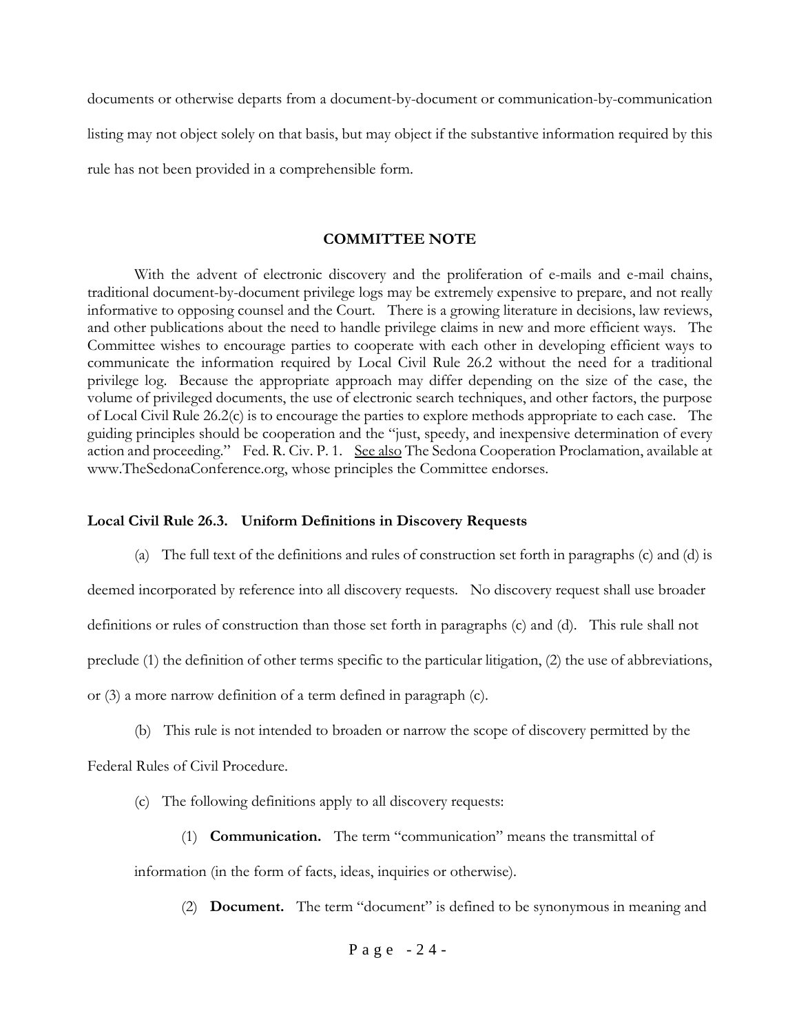documents or otherwise departs from a document-by-document or communication-by-communication listing may not object solely on that basis, but may object if the substantive information required by this rule has not been provided in a comprehensible form.

## COMMITTEE NOTE

With the advent of electronic discovery and the proliferation of e-mails and e-mail chains, traditional document-by-document privilege logs may be extremely expensive to prepare, and not really informative to opposing counsel and the Court. There is a growing literature in decisions, law reviews, and other publications about the need to handle privilege claims in new and more efficient ways. The Committee wishes to encourage parties to cooperate with each other in developing efficient ways to communicate the information required by Local Civil Rule 26.2 without the need for a traditional privilege log. Because the appropriate approach may differ depending on the size of the case, the volume of privileged documents, the use of electronic search techniques, and other factors, the purpose of Local Civil Rule 26.2(c) is to encourage the parties to explore methods appropriate to each case. The guiding principles should be cooperation and the "just, speedy, and inexpensive determination of every action and proceeding." Fed. R. Civ. P. 1. See also The Sedona Cooperation Proclamation, available at www.TheSedonaConference.org, whose principles the Committee endorses.

### Local Civil Rule 26.3. Uniform Definitions in Discovery Requests

(a) The full text of the definitions and rules of construction set forth in paragraphs (c) and (d) is deemed incorporated by reference into all discovery requests. No discovery request shall use broader definitions or rules of construction than those set forth in paragraphs (c) and (d). This rule shall not preclude (1) the definition of other terms specific to the particular litigation, (2) the use of abbreviations, or (3) a more narrow definition of a term defined in paragraph (c).

(b) This rule is not intended to broaden or narrow the scope of discovery permitted by the Federal Rules of Civil Procedure.

(c) The following definitions apply to all discovery requests:

(1) **Communication.** The term "communication" means the transmittal of information (in the form of facts, ideas, inquiries or otherwise).

(2) **Document.** The term "document" is defined to be synonymous in meaning and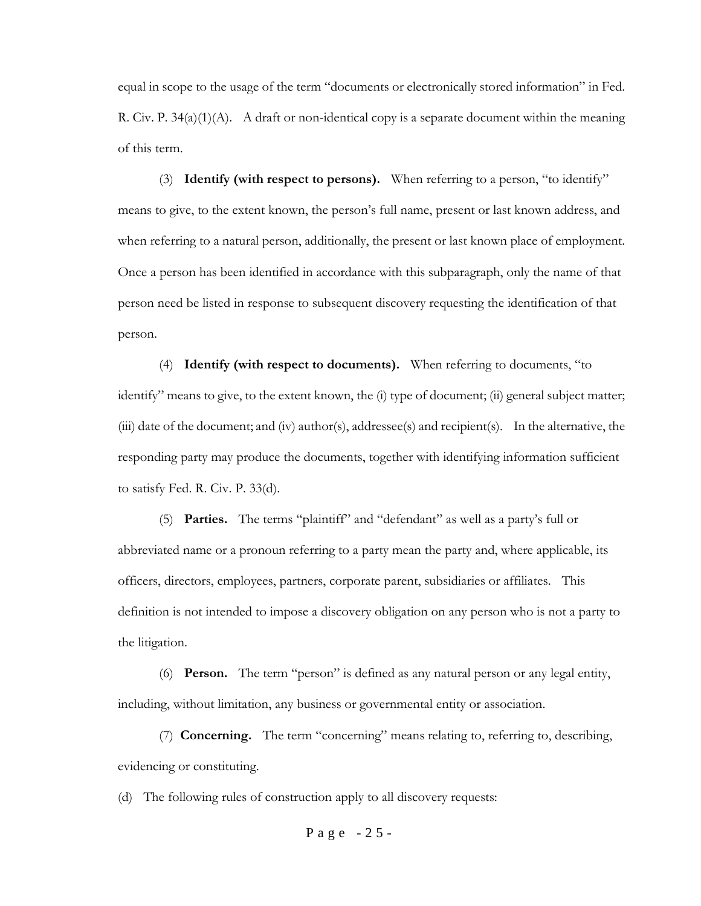equal in scope to the usage of the term "documents or electronically stored information" in Fed. R. Civ. P. 34(a)(1)(A). A draft or non-identical copy is a separate document within the meaning of this term.

(3) **Identify (with respect to persons).** When referring to a person, "to identify" means to give, to the extent known, the person's full name, present or last known address, and when referring to a natural person, additionally, the present or last known place of employment. Once a person has been identified in accordance with this subparagraph, only the name of that person need be listed in response to subsequent discovery requesting the identification of that person.

(4) **Identify (with respect to documents).** When referring to documents, "to identify" means to give, to the extent known, the (i) type of document; (ii) general subject matter; (iii) date of the document; and (iv) author(s), addressee(s) and recipient(s). In the alternative, the responding party may produce the documents, together with identifying information sufficient to satisfy Fed. R. Civ. P. 33(d).

(5) **Parties.** The terms "plaintiff" and "defendant" as well as a party's full or abbreviated name or a pronoun referring to a party mean the party and, where applicable, its officers, directors, employees, partners, corporate parent, subsidiaries or affiliates. This definition is not intended to impose a discovery obligation on any person who is not a party to the litigation.

(6) **Person.** The term "person" is defined as any natural person or any legal entity, including, without limitation, any business or governmental entity or association.

(7) **Concerning.** The term "concerning" means relating to, referring to, describing, evidencing or constituting.

(d) The following rules of construction apply to all discovery requests: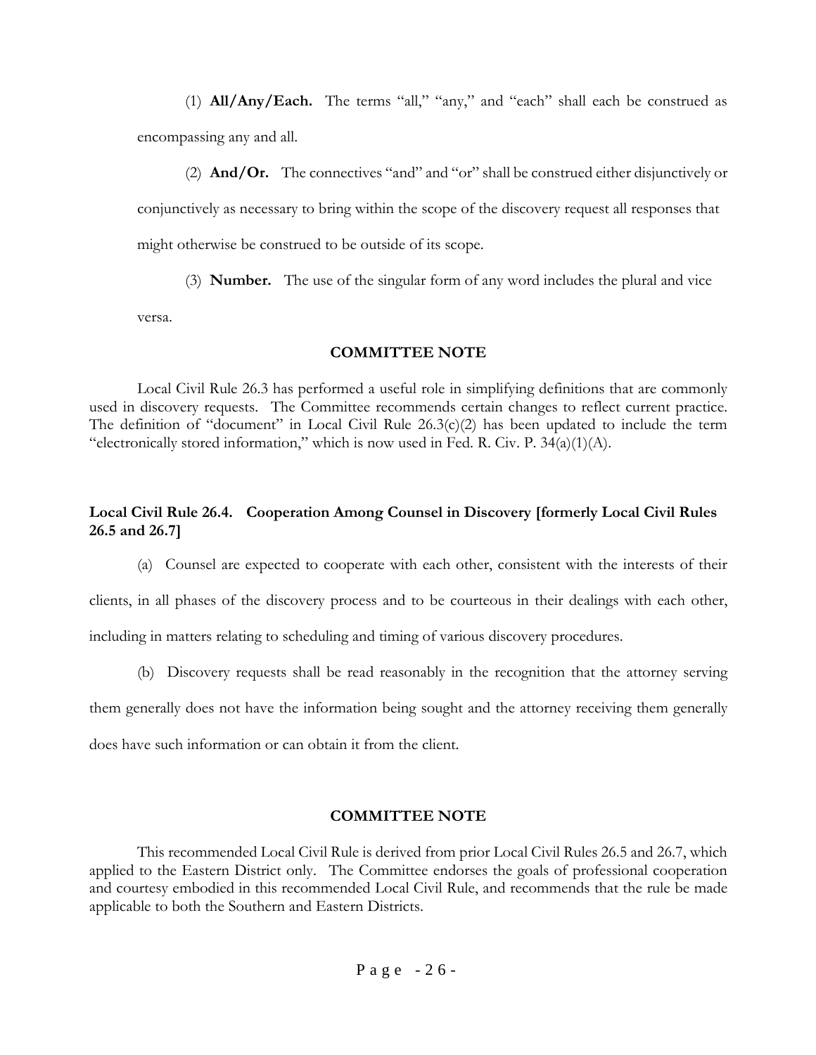(1) **All/Any/Each.** The terms "all," "any," and "each" shall each be construed as encompassing any and all.

(2) **And/Or.** The connectives "and" and "or" shall be construed either disjunctively or conjunctively as necessary to bring within the scope of the discovery request all responses that might otherwise be construed to be outside of its scope.

(3) **Number.** The use of the singular form of any word includes the plural and vice versa.

**COMMITTEE NOTE**

Local Civil Rule 26.3 has performed a useful role in simplifying definitions that are commonly used in discovery requests. The Committee recommends certain changes to reflect current practice. The definition of "document" in Local Civil Rule 26.3(c)(2) has been updated to include the term "electronically stored information," which is now used in Fed. R. Civ. P. 34(a)(1)(A).

### Local Civil Rule 26.4. Cooperation Among Counsel in Discovery [formerly Local Civil Rules 26.5 and 26.7]

(a) Counsel are expected to cooperate with each other, consistent with the interests of their clients, in all phases of the discovery process and to be courteous in their dealings with each other, including in matters relating to scheduling and timing of various discovery procedures.

(b) Discovery requests shall be read reasonably in the recognition that the attorney serving them generally does not have the information being sought and the attorney receiving them generally does have such information or can obtain it from the client.

**COMMITTEE NOTE**

This recommended Local Civil Rule is derived from prior Local Civil Rules 26.5 and 26.7, which applied to the Eastern District only. The Committee endorses the goals of professional cooperation and courtesy embodied in this recommended Local Civil Rule, and recommends that the rule be made applicable to both the Southern and Eastern Districts.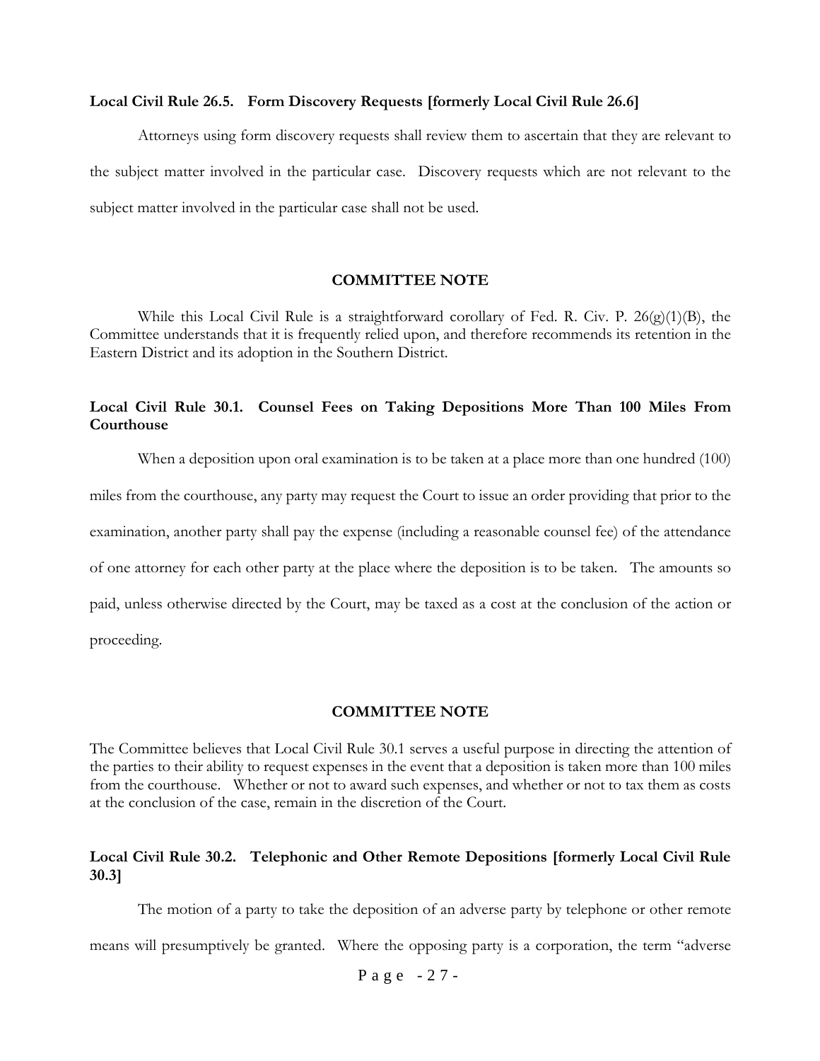**Local Civil Rule 26.5. Form Discovery Requests [formerly Local Civil Rule 26.6]**

Attorneys using form discovery requests shall review them to ascertain that they are relevant to the subject matter involved in the particular case. Discovery requests which are not relevant to the subject matter involved in the particular case shall not be used.

**COMMITTEE NOTE**

While this Local Civil Rule is a straightforward corollary of Fed. R. Civ. P. 26(g)(1)(B), the Committee understands that it is frequently relied upon, and therefore recommends its retention in the Eastern District and its adoption in the Southern District.

**Local Civil Rule 30.1. Counsel Fees on Taking Depositions More Than 100 Miles From Courthouse**

When a deposition upon oral examination is to be taken at a place more than one hundred (100) miles from the courthouse, any party may request the Court to issue an order providing that prior to the examination, another party shall pay the expense (including a reasonable counsel fee) of the attendance of one attorney for each other party at the place where the deposition is to be taken. The amounts so paid, unless otherwise directed by the Court, may be taxed as a cost at the conclusion of the action or proceeding.

**COMMITTEE NOTE**

The Committee believes that Local Civil Rule 30.1 serves a useful purpose in directing the attention of the parties to their ability to request expenses in the event that a deposition is taken more than 100 miles from the courthouse. Whether or not to award such expenses, and whether or not to tax them as costs at the conclusion of the case, remain in the discretion of the Court.

**Local Civil Rule 30.2. Telephonic and Other Remote Depositions [formerly Local Civil Rule 30.3]**

The motion of a party to take the deposition of an adverse party by telephone or other remote means will presumptively be granted. Where the opposing party is a corporation, the term "adverse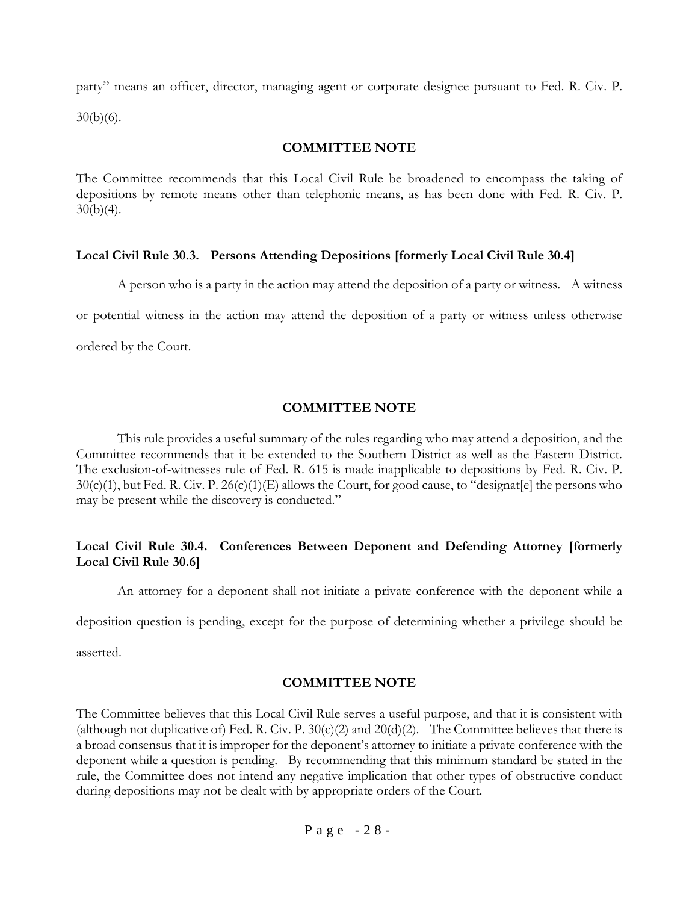party" means an officer, director, managing agent or corporate designee pursuant to Fed. R. Civ. P. 30(b)(6).

**COMMITTEE NOTE**

The Committee recommends that this Local Civil Rule be broadened to encompass the taking of depositions by remote means other than telephonic means, as has been done with Fed. R. Civ. P. 30(b)(4).

**Local Civil Rule 30.3. Persons Attending Depositions [formerly Local Civil Rule 30.4]**

A person who is a party in the action may attend the deposition of a party or witness. A witness or potential witness in the action may attend the deposition of a party or witness unless otherwise ordered by the Court.

**COMMITTEE NOTE**

This rule provides a useful summary of the rules regarding who may attend a deposition, and the Committee recommends that it be extended to the Southern District as well as the Eastern District. The exclusion-of-witnesses rule of Fed. R. 615 is made inapplicable to depositions by Fed. R. Civ. P. 30(c)(1), but Fed. R. Civ. P. 26(c)(1)(E) allows the Court, for good cause, to "designat[e] the persons who may be present while the discovery is conducted."

**Local Civil Rule 30.4. Conferences Between Deponent and Defending Attorney [formerly Local Civil Rule 30.6]**

An attorney for a deponent shall not initiate a private conference with the deponent while a deposition question is pending, except for the purpose of determining whether a privilege should be asserted.

**COMMITTEE NOTE**

The Committee believes that this Local Civil Rule serves a useful purpose, and that it is consistent with (although not duplicative of) Fed. R. Civ. P. 30(c)(2) and 20(d)(2). The Committee believes that there is a broad consensus that it is improper for the deponent's attorney to initiate a private conference with the deponent while a question is pending. By recommending that this minimum standard be stated in the rule, the Committee does not intend any negative implication that other types of obstructive conduct during depositions may not be dealt with by appropriate orders of the Court.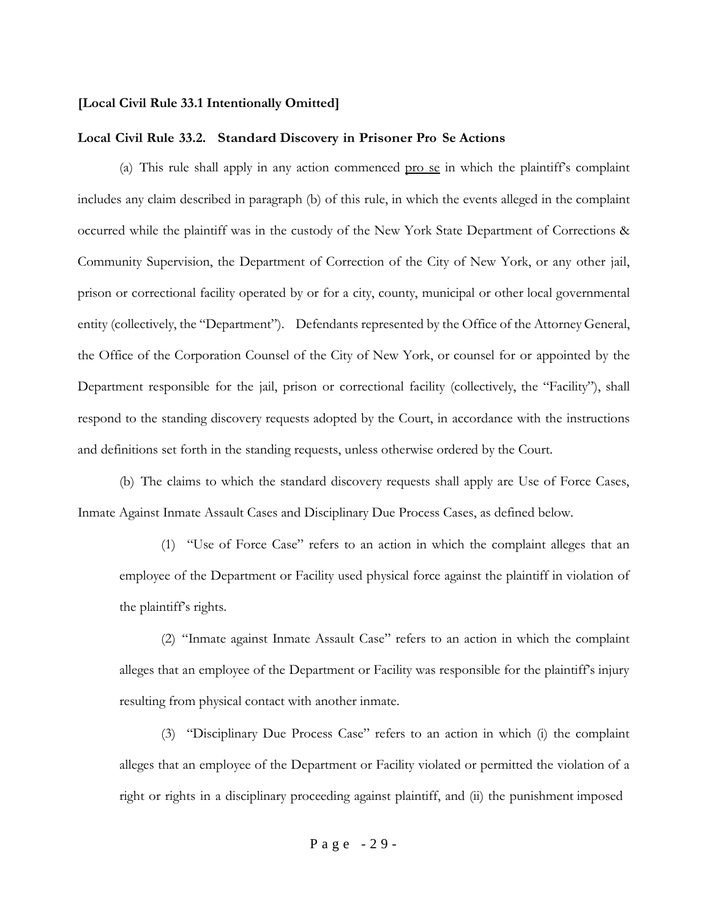**[Local Civil Rule 33.1 Intentionally Omitted]**

**Local Civil Rule 33.2. Standard Discovery in Prisoner Pro Se Actions**

(a) This rule shall apply in any action commenced pro se in which the plaintiff's complaint includes any claim described in paragraph (b) of this rule, in which the events alleged in the complaint occurred while the plaintiff was in the custody of the New York State Department of Corrections & Community Supervision, the Department of Correction of the City of New York, or any other jail, prison or correctional facility operated by or for a city, county, municipal or other local governmental entity (collectively, the "Department"). Defendants represented by the Office of the Attorney General, the Office of the Corporation Counsel of the City of New York, or counsel for or appointed by the Department responsible for the jail, prison or correctional facility (collectively, the "Facility"), shall respond to the standing discovery requests adopted by the Court, in accordance with the instructions and definitions set forth in the standing requests, unless otherwise ordered by the Court.

(b) The claims to which the standard discovery requests shall apply are Use of Force Cases, Inmate Against Inmate Assault Cases and Disciplinary Due Process Cases, as defined below.

(1) "Use of Force Case" refers to an action in which the complaint alleges that an employee of the Department or Facility used physical force against the plaintiff in violation of the plaintiff's rights.

(2) "Inmate against Inmate Assault Case" refers to an action in which the complaint alleges that an employee of the Department or Facility was responsible for the plaintiff's injury resulting from physical contact with another inmate.

(3) "Disciplinary Due Process Case" refers to an action in which (i) the complaint alleges that an employee of the Department or Facility violated or permitted the violation of a right or rights in a disciplinary proceeding against plaintiff, and (ii) the punishment imposed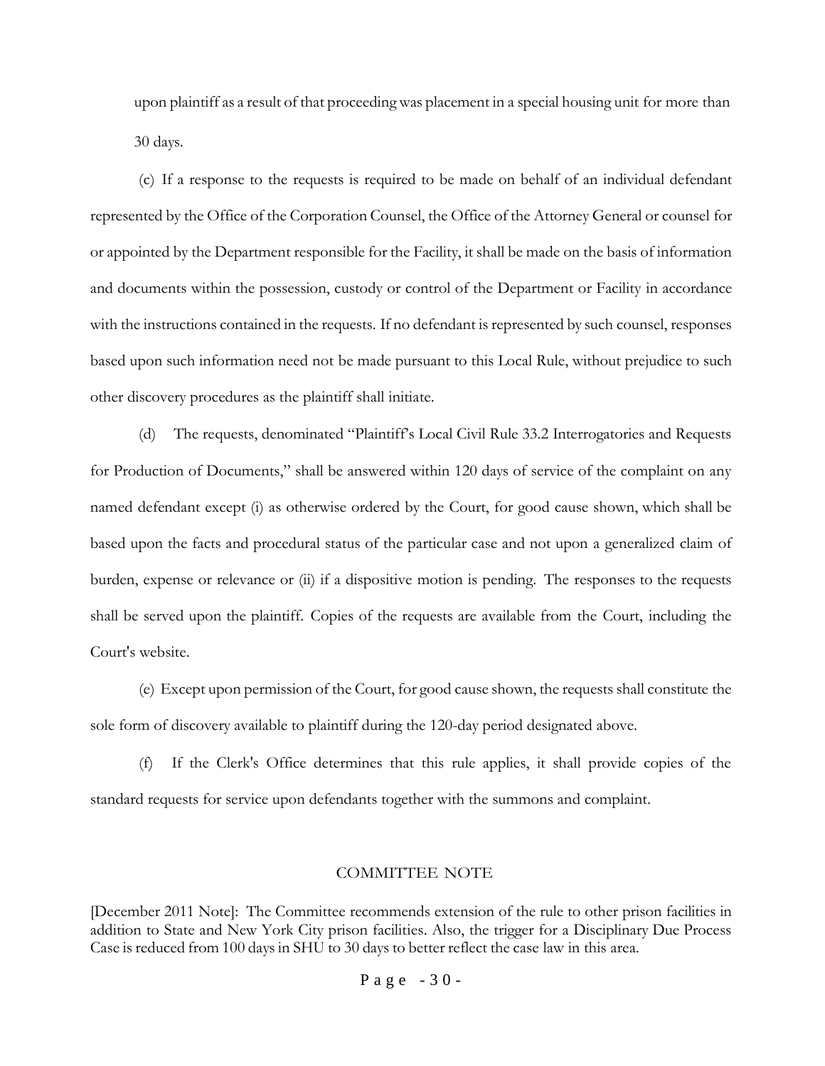upon plaintiff as a result of that proceeding was placement in a special housing unit for more than 30 days.

(c) If a response to the requests is required to be made on behalf of an individual defendant represented by the Office of the Corporation Counsel, the Office of the Attorney General or counsel for or appointed by the Department responsible for the Facility, it shall be made on the basis of information and documents within the possession, custody or control of the Department or Facility in accordance with the instructions contained in the requests. If no defendant is represented by such counsel, responses based upon such information need not be made pursuant to this Local Rule, without prejudice to such other discovery procedures as the plaintiff shall initiate.

(d) The requests, denominated "Plaintiff's Local Civil Rule 33.2 Interrogatories and Requests for Production of Documents," shall be answered within 120 days of service of the complaint on any named defendant except (i) as otherwise ordered by the Court, for good cause shown, which shall be based upon the facts and procedural status of the particular case and not upon a generalized claim of burden, expense or relevance or (ii) if a dispositive motion is pending. The responses to the requests shall be served upon the plaintiff. Copies of the requests are available from the Court, including the Court's website.

(e) Except upon permission of the Court, for good cause shown, the requests shall constitute the sole form of discovery available to plaintiff during the 120-day period designated above.

(f) If the Clerk's Office determines that this rule applies, it shall provide copies of the standard requests for service upon defendants together with the summons and complaint.

COMMITTEE NOTE

[December 2011 Note]: The Committee recommends extension of the rule to other prison facilities in addition to State and New York City prison facilities. Also, the trigger for a Disciplinary Due Process Case is reduced from 100 days in SHU to 30 days to better reflect the case law in this area.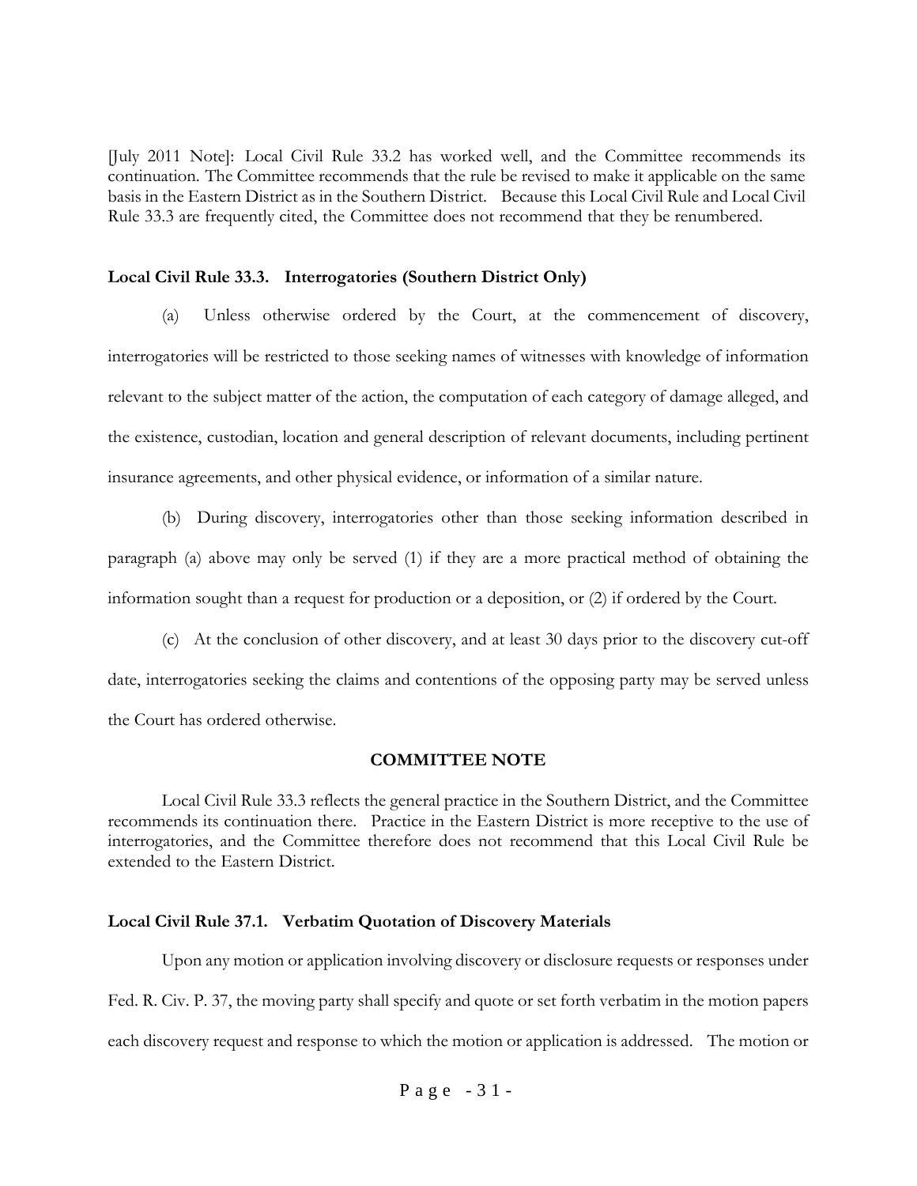[July 2011 Note]: Local Civil Rule 33.2 has worked well, and the Committee recommends its continuation. The Committee recommends that the rule be revised to make it applicable on the same basis in the Eastern District as in the Southern District. Because this Local Civil Rule and Local Civil Rule 33.3 are frequently cited, the Committee does not recommend that they be renumbered.

**Local Civil Rule 33.3. Interrogatories (Southern District Only)**

(a) Unless otherwise ordered by the Court, at the commencement of discovery, interrogatories will be restricted to those seeking names of witnesses with knowledge of information relevant to the subject matter of the action, the computation of each category of damage alleged, and the existence, custodian, location and general description of relevant documents, including pertinent insurance agreements, and other physical evidence, or information of a similar nature.

(b) During discovery, interrogatories other than those seeking information described in paragraph (a) above may only be served (1) if they are a more practical method of obtaining the information sought than a request for production or a deposition, or (2) if ordered by the Court.

(c) At the conclusion of other discovery, and at least 30 days prior to the discovery cut-off date, interrogatories seeking the claims and contentions of the opposing party may be served unless the Court has ordered otherwise.

**COMMITTEE NOTE**

Local Civil Rule 33.3 reflects the general practice in the Southern District, and the Committee recommends its continuation there. Practice in the Eastern District is more receptive to the use of interrogatories, and the Committee therefore does not recommend that this Local Civil Rule be extended to the Eastern District.

**Local Civil Rule 37.1. Verbatim Quotation of Discovery Materials**

Upon any motion or application involving discovery or disclosure requests or responses under Fed. R. Civ. P. 37, the moving party shall specify and quote or set forth verbatim in the motion papers each discovery request and response to which the motion or application is addressed. The motion or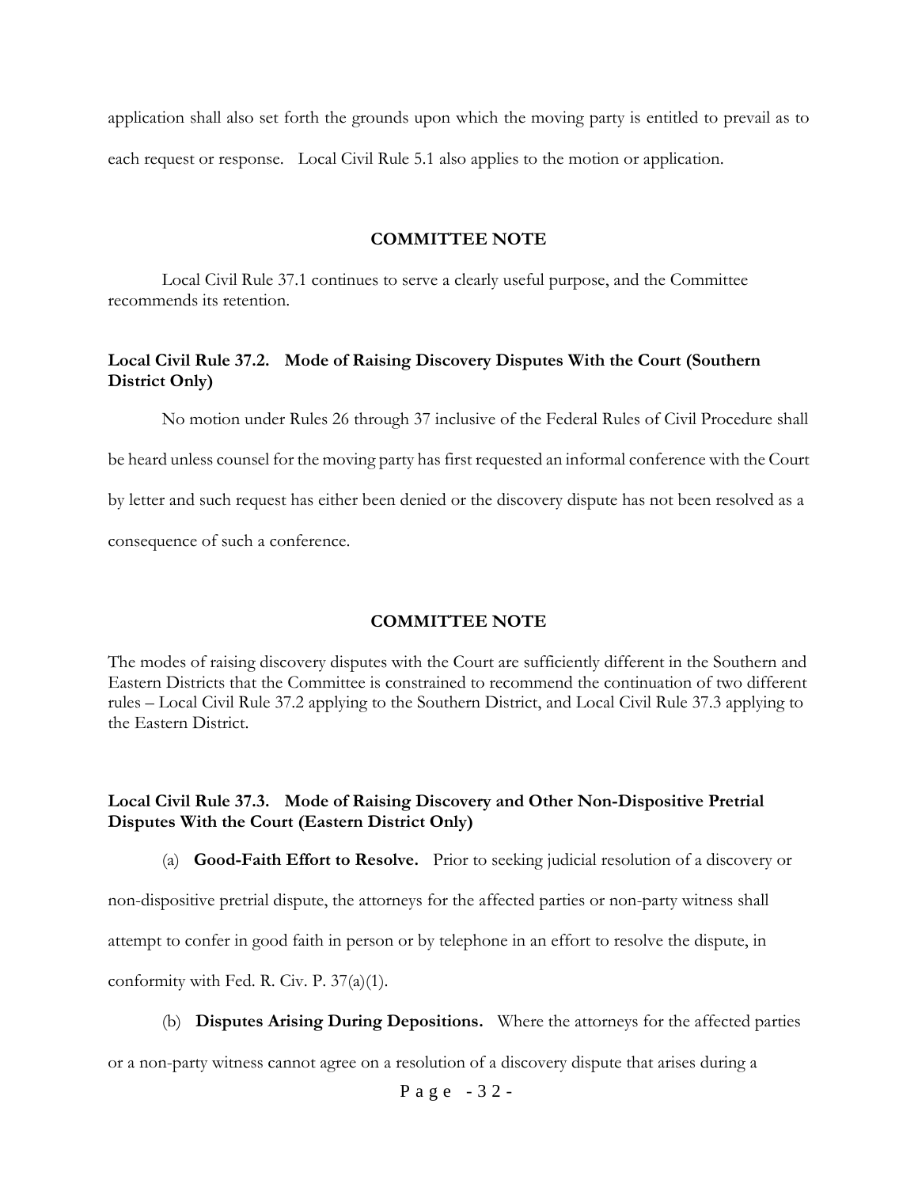application shall also set forth the grounds upon which the moving party is entitled to prevail as to each request or response. Local Civil Rule 5.1 also applies to the motion or application.

**COMMITTEE NOTE**

Local Civil Rule 37.1 continues to serve a clearly useful purpose, and the Committee recommends its retention.

### Local Civil Rule 37.2. Mode of Raising Discovery Disputes With the Court (Southern District Only)

No motion under Rules 26 through 37 inclusive of the Federal Rules of Civil Procedure shall be heard unless counsel for the moving party has first requested an informal conference with the Court by letter and such request has either been denied or the discovery dispute has not been resolved as a consequence of such a conference.

**COMMITTEE NOTE**

The modes of raising discovery disputes with the Court are sufficiently different in the Southern and Eastern Districts that the Committee is constrained to recommend the continuation of two different rules – Local Civil Rule 37.2 applying to the Southern District, and Local Civil Rule 37.3 applying to the Eastern District.

### Local Civil Rule 37.3. Mode of Raising Discovery and Other Non-Dispositive Pretrial Disputes With the Court (Eastern District Only)

(a) **Good-Faith Effort to Resolve.** Prior to seeking judicial resolution of a discovery or non-dispositive pretrial dispute, the attorneys for the affected parties or non-party witness shall attempt to confer in good faith in person or by telephone in an effort to resolve the dispute, in conformity with Fed. R. Civ. P. 37(a)(1).

(b) **Disputes Arising During Depositions.** Where the attorneys for the affected parties or a non-party witness cannot agree on a resolution of a discovery dispute that arises during a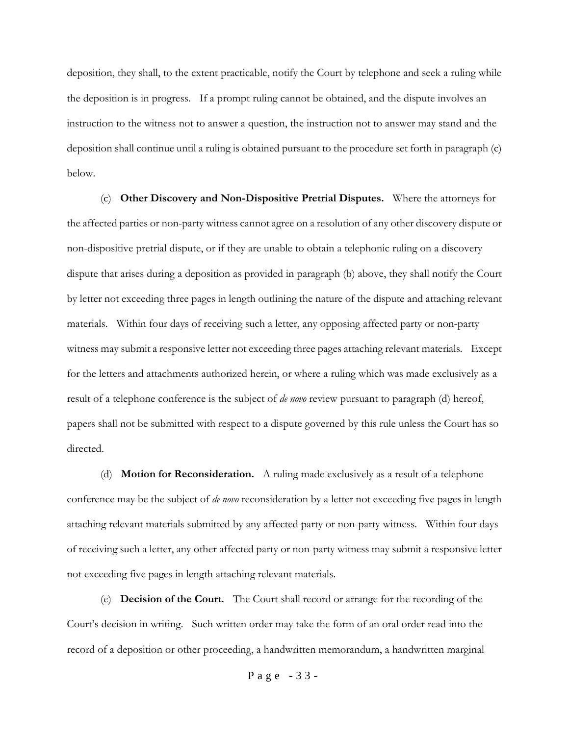deposition, they shall, to the extent practicable, notify the Court by telephone and seek a ruling while the deposition is in progress. If a prompt ruling cannot be obtained, and the dispute involves an instruction to the witness not to answer a question, the instruction not to answer may stand and the deposition shall continue until a ruling is obtained pursuant to the procedure set forth in paragraph (c) below.

(c) **Other Discovery and Non-Dispositive Pretrial Disputes.** Where the attorneys for the affected parties or non-party witness cannot agree on a resolution of any other discovery dispute or non-dispositive pretrial dispute, or if they are unable to obtain a telephonic ruling on a discovery dispute that arises during a deposition as provided in paragraph (b) above, they shall notify the Court by letter not exceeding three pages in length outlining the nature of the dispute and attaching relevant materials. Within four days of receiving such a letter, any opposing affected party or non-party witness may submit a responsive letter not exceeding three pages attaching relevant materials. Except for the letters and attachments authorized herein, or where a ruling which was made exclusively as a result of a telephone conference is the subject of *de novo* review pursuant to paragraph (d) hereof, papers shall not be submitted with respect to a dispute governed by this rule unless the Court has so directed.

(d) **Motion for Reconsideration.** A ruling made exclusively as a result of a telephone conference may be the subject of *de novo* reconsideration by a letter not exceeding five pages in length attaching relevant materials submitted by any affected party or non-party witness. Within four days of receiving such a letter, any other affected party or non-party witness may submit a responsive letter not exceeding five pages in length attaching relevant materials.

(e) **Decision of the Court.** The Court shall record or arrange for the recording of the Court's decision in writing. Such written order may take the form of an oral order read into the record of a deposition or other proceeding, a handwritten memorandum, a handwritten marginal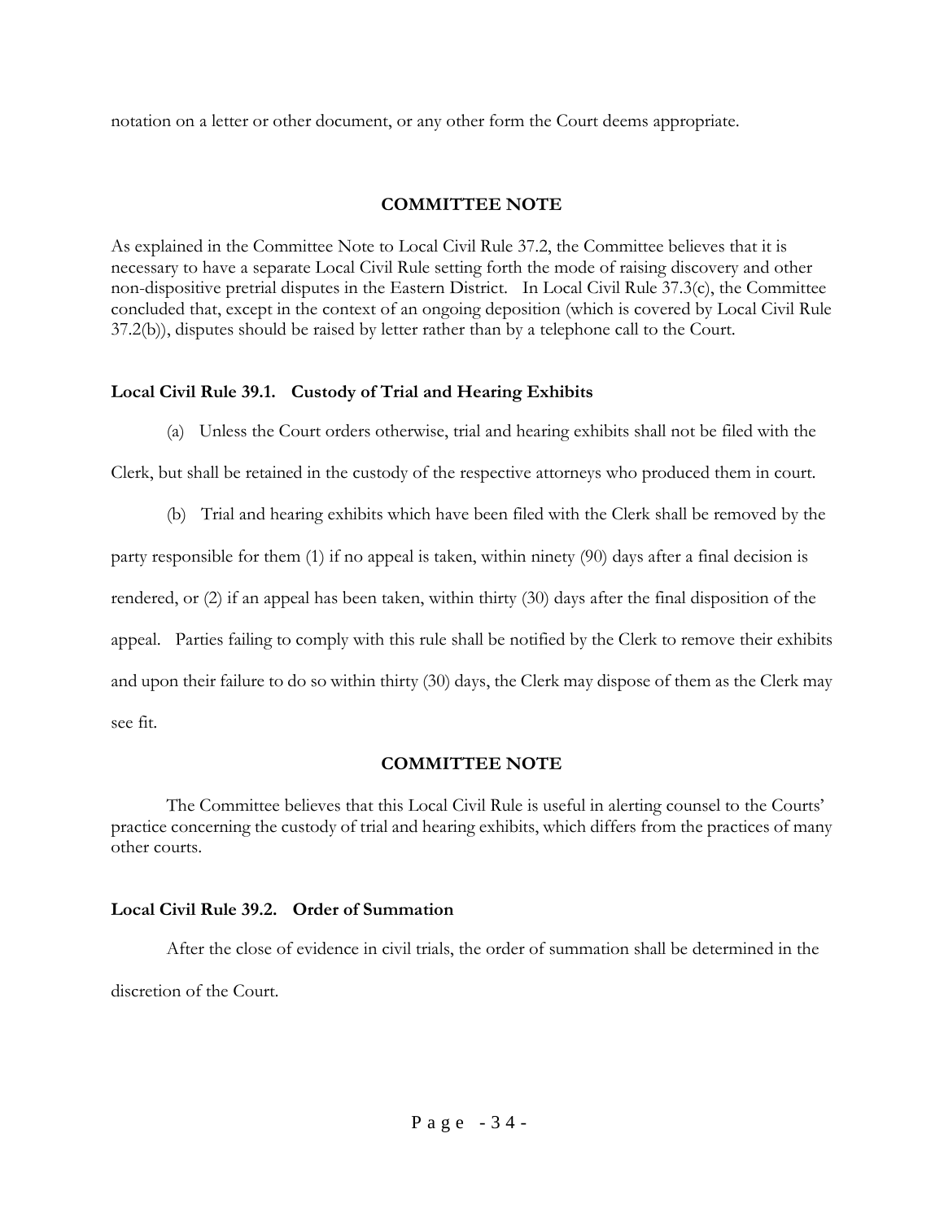notation on a letter or other document, or any other form the Court deems appropriate.

**COMMITTEE NOTE**

As explained in the Committee Note to Local Civil Rule 37.2, the Committee believes that it is necessary to have a separate Local Civil Rule setting forth the mode of raising discovery and other non-dispositive pretrial disputes in the Eastern District. In Local Civil Rule 37.3(c), the Committee concluded that, except in the context of an ongoing deposition (which is covered by Local Civil Rule 37.2(b)), disputes should be raised by letter rather than by a telephone call to the Court.

**Local Civil Rule 39.1. Custody of Trial and Hearing Exhibits**

(a) Unless the Court orders otherwise, trial and hearing exhibits shall not be filed with the Clerk, but shall be retained in the custody of the respective attorneys who produced them in court.

(b) Trial and hearing exhibits which have been filed with the Clerk shall be removed by the party responsible for them (1) if no appeal is taken, within ninety (90) days after a final decision is rendered, or (2) if an appeal has been taken, within thirty (30) days after the final disposition of the appeal. Parties failing to comply with this rule shall be notified by the Clerk to remove their exhibits and upon their failure to do so within thirty (30) days, the Clerk may dispose of them as the Clerk may see fit.

**COMMITTEE NOTE**

The Committee believes that this Local Civil Rule is useful in alerting counsel to the Courts' practice concerning the custody of trial and hearing exhibits, which differs from the practices of many other courts.

**Local Civil Rule 39.2. Order of Summation**

After the close of evidence in civil trials, the order of summation shall be determined in the discretion of the Court.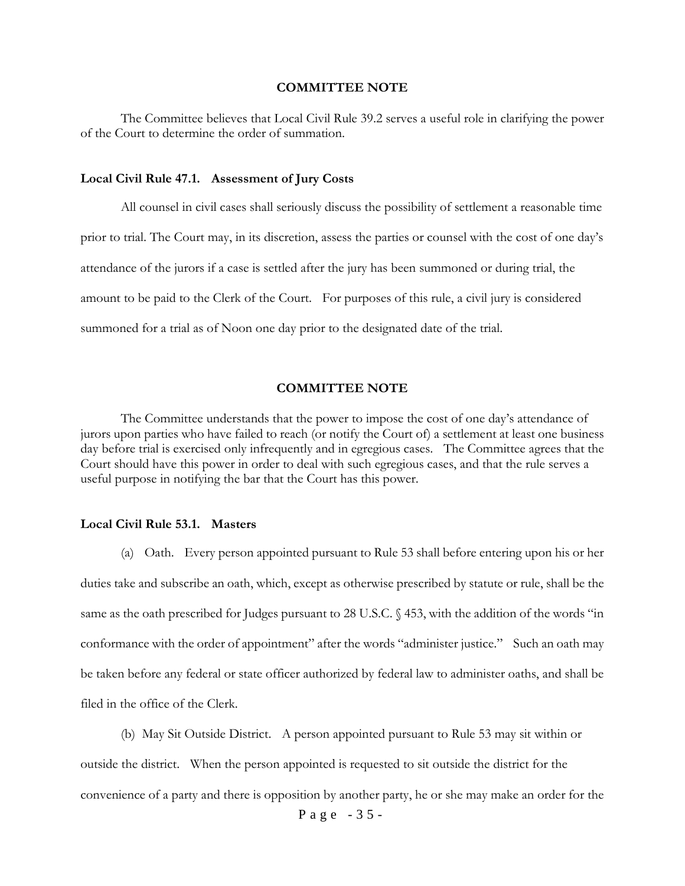### COMMITTEE NOTE

The Committee believes that Local Civil Rule 39.2 serves a useful role in clarifying the power of the Court to determine the order of summation.

**Local Civil Rule 47.1. Assessment of Jury Costs**

All counsel in civil cases shall seriously discuss the possibility of settlement a reasonable time prior to trial. The Court may, in its discretion, assess the parties or counsel with the cost of one day's attendance of the jurors if a case is settled after the jury has been summoned or during trial, the amount to be paid to the Clerk of the Court. For purposes of this rule, a civil jury is considered summoned for a trial as of Noon one day prior to the designated date of the trial.

### COMMITTEE NOTE

The Committee understands that the power to impose the cost of one day's attendance of jurors upon parties who have failed to reach (or notify the Court of) a settlement at least one business day before trial is exercised only infrequently and in egregious cases. The Committee agrees that the Court should have this power in order to deal with such egregious cases, and that the rule serves a useful purpose in notifying the bar that the Court has this power.

**Local Civil Rule 53.1. Masters**

(a) Oath. Every person appointed pursuant to Rule 53 shall before entering upon his or her duties take and subscribe an oath, which, except as otherwise prescribed by statute or rule, shall be the same as the oath prescribed for Judges pursuant to 28 U.S.C. § 453, with the addition of the words "in conformance with the order of appointment" after the words "administer justice." Such an oath may be taken before any federal or state officer authorized by federal law to administer oaths, and shall be filed in the office of the Clerk.

(b) May Sit Outside District. A person appointed pursuant to Rule 53 may sit within or outside the district. When the person appointed is requested to sit outside the district for the convenience of a party and there is opposition by another party, he or she may make an order for the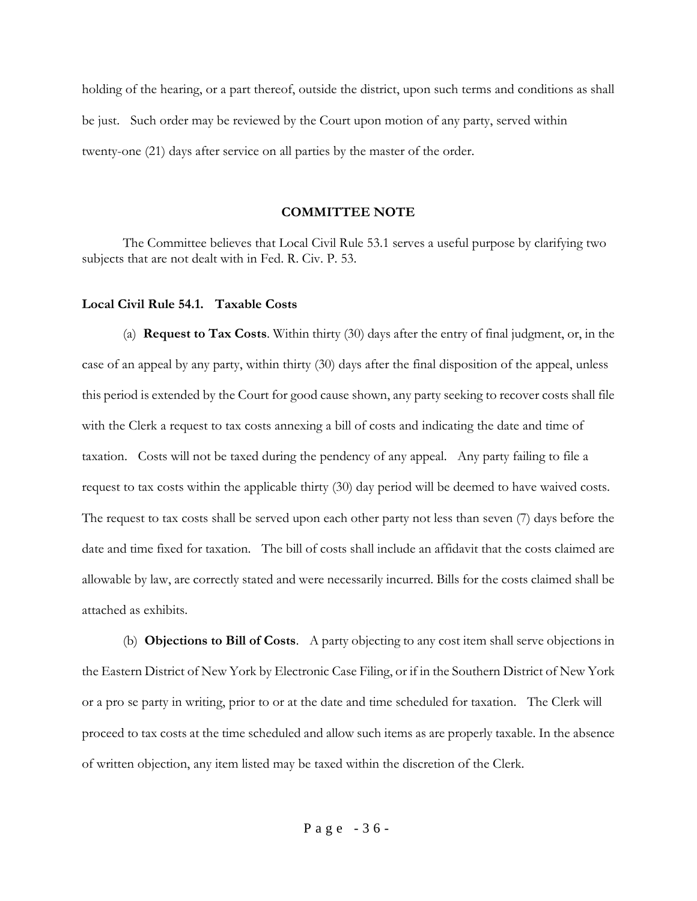holding of the hearing, or a part thereof, outside the district, upon such terms and conditions as shall be just. Such order may be reviewed by the Court upon motion of any party, served within twenty-one (21) days after service on all parties by the master of the order.

### COMMITTEE NOTE

The Committee believes that Local Civil Rule 53.1 serves a useful purpose by clarifying two subjects that are not dealt with in Fed. R. Civ. P. 53.

**Local Civil Rule 54.1. Taxable Costs**

(a) **Request to Tax Costs**. Within thirty (30) days after the entry of final judgment, or, in the case of an appeal by any party, within thirty (30) days after the final disposition of the appeal, unless this period is extended by the Court for good cause shown, any party seeking to recover costs shall file with the Clerk a request to tax costs annexing a bill of costs and indicating the date and time of taxation. Costs will not be taxed during the pendency of any appeal. Any party failing to file a request to tax costs within the applicable thirty (30) day period will be deemed to have waived costs. The request to tax costs shall be served upon each other party not less than seven (7) days before the date and time fixed for taxation. The bill of costs shall include an affidavit that the costs claimed are allowable by law, are correctly stated and were necessarily incurred. Bills for the costs claimed shall be attached as exhibits.

(b) **Objections to Bill of Costs**. A party objecting to any cost item shall serve objections in the Eastern District of New York by Electronic Case Filing, or if in the Southern District of New York or a pro se party in writing, prior to or at the date and time scheduled for taxation. The Clerk will proceed to tax costs at the time scheduled and allow such items as are properly taxable. In the absence of written objection, any item listed may be taxed within the discretion of the Clerk.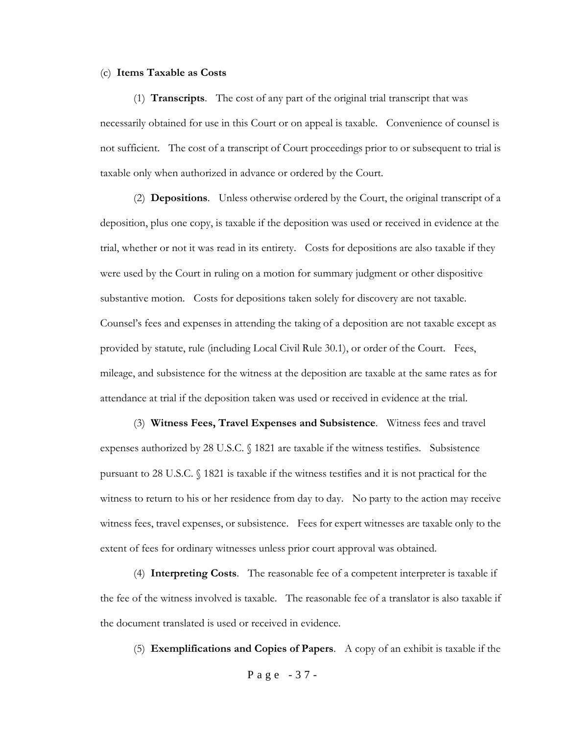(c) **Items Taxable as Costs**

(1) **Transcripts**. The cost of any part of the original trial transcript that was necessarily obtained for use in this Court or on appeal is taxable. Convenience of counsel is not sufficient. The cost of a transcript of Court proceedings prior to or subsequent to trial is taxable only when authorized in advance or ordered by the Court.

(2) **Depositions**. Unless otherwise ordered by the Court, the original transcript of a deposition, plus one copy, is taxable if the deposition was used or received in evidence at the trial, whether or not it was read in its entirety. Costs for depositions are also taxable if they were used by the Court in ruling on a motion for summary judgment or other dispositive substantive motion. Costs for depositions taken solely for discovery are not taxable. Counsel's fees and expenses in attending the taking of a deposition are not taxable except as provided by statute, rule (including Local Civil Rule 30.1), or order of the Court. Fees, mileage, and subsistence for the witness at the deposition are taxable at the same rates as for attendance at trial if the deposition taken was used or received in evidence at the trial.

(3) **Witness Fees, Travel Expenses and Subsistence**. Witness fees and travel expenses authorized by 28 U.S.C. § 1821 are taxable if the witness testifies. Subsistence pursuant to 28 U.S.C. § 1821 is taxable if the witness testifies and it is not practical for the witness to return to his or her residence from day to day. No party to the action may receive witness fees, travel expenses, or subsistence. Fees for expert witnesses are taxable only to the extent of fees for ordinary witnesses unless prior court approval was obtained.

(4) **Interpreting Costs**. The reasonable fee of a competent interpreter is taxable if the fee of the witness involved is taxable. The reasonable fee of a translator is also taxable if the document translated is used or received in evidence.

(5) **Exemplifications and Copies of Papers**. A copy of an exhibit is taxable if the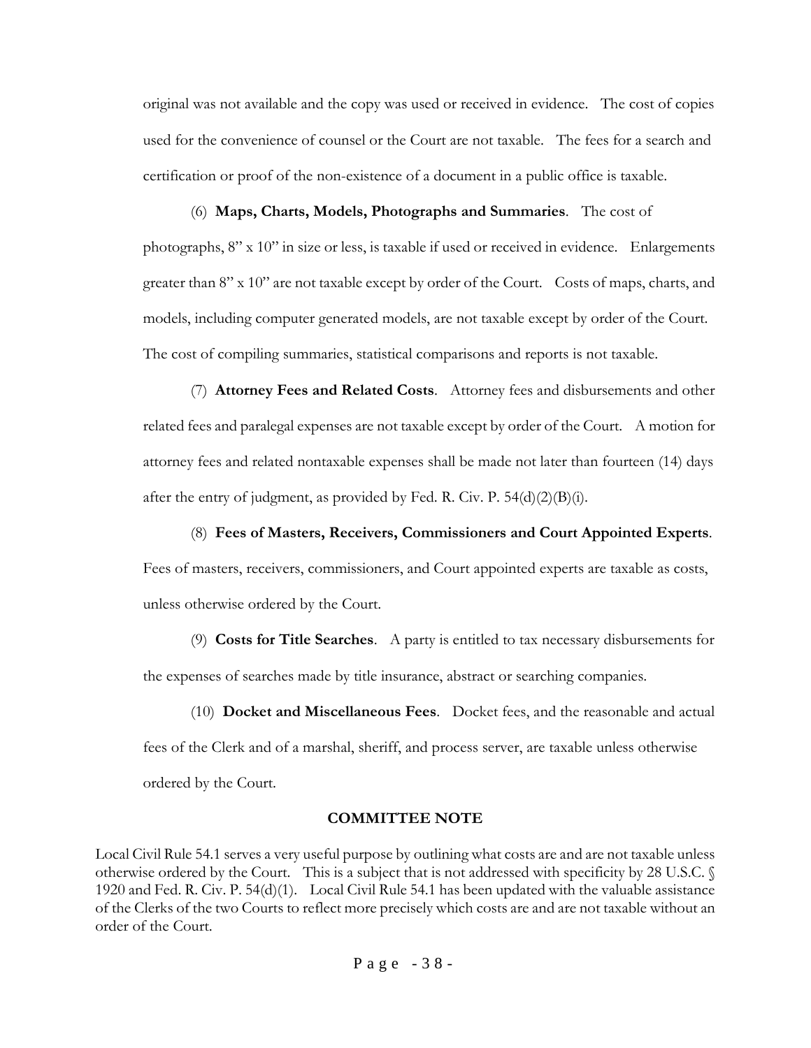original was not available and the copy was used or received in evidence. The cost of copies used for the convenience of counsel or the Court are not taxable. The fees for a search and certification or proof of the non-existence of a document in a public office is taxable.

(6) **Maps, Charts, Models, Photographs and Summaries**. The cost of photographs, 8" x 10" in size or less, is taxable if used or received in evidence. Enlargements greater than 8" x 10" are not taxable except by order of the Court. Costs of maps, charts, and models, including computer generated models, are not taxable except by order of the Court. The cost of compiling summaries, statistical comparisons and reports is not taxable.

(7) **Attorney Fees and Related Costs**. Attorney fees and disbursements and other related fees and paralegal expenses are not taxable except by order of the Court. A motion for attorney fees and related nontaxable expenses shall be made not later than fourteen (14) days after the entry of judgment, as provided by Fed. R. Civ. P. 54(d)(2)(B)(i).

(8) **Fees of Masters, Receivers, Commissioners and Court Appointed Experts**. Fees of masters, receivers, commissioners, and Court appointed experts are taxable as costs, unless otherwise ordered by the Court.

(9) **Costs for Title Searches**. A party is entitled to tax necessary disbursements for the expenses of searches made by title insurance, abstract or searching companies.

(10) **Docket and Miscellaneous Fees**. Docket fees, and the reasonable and actual fees of the Clerk and of a marshal, sheriff, and process server, are taxable unless otherwise ordered by the Court.

**COMMITTEE NOTE**

Local Civil Rule 54.1 serves a very useful purpose by outlining what costs are and are not taxable unless otherwise ordered by the Court. This is a subject that is not addressed with specificity by 28 U.S.C. § 1920 and Fed. R. Civ. P. 54(d)(1). Local Civil Rule 54.1 has been updated with the valuable assistance of the Clerks of the two Courts to reflect more precisely which costs are and are not taxable without an order of the Court.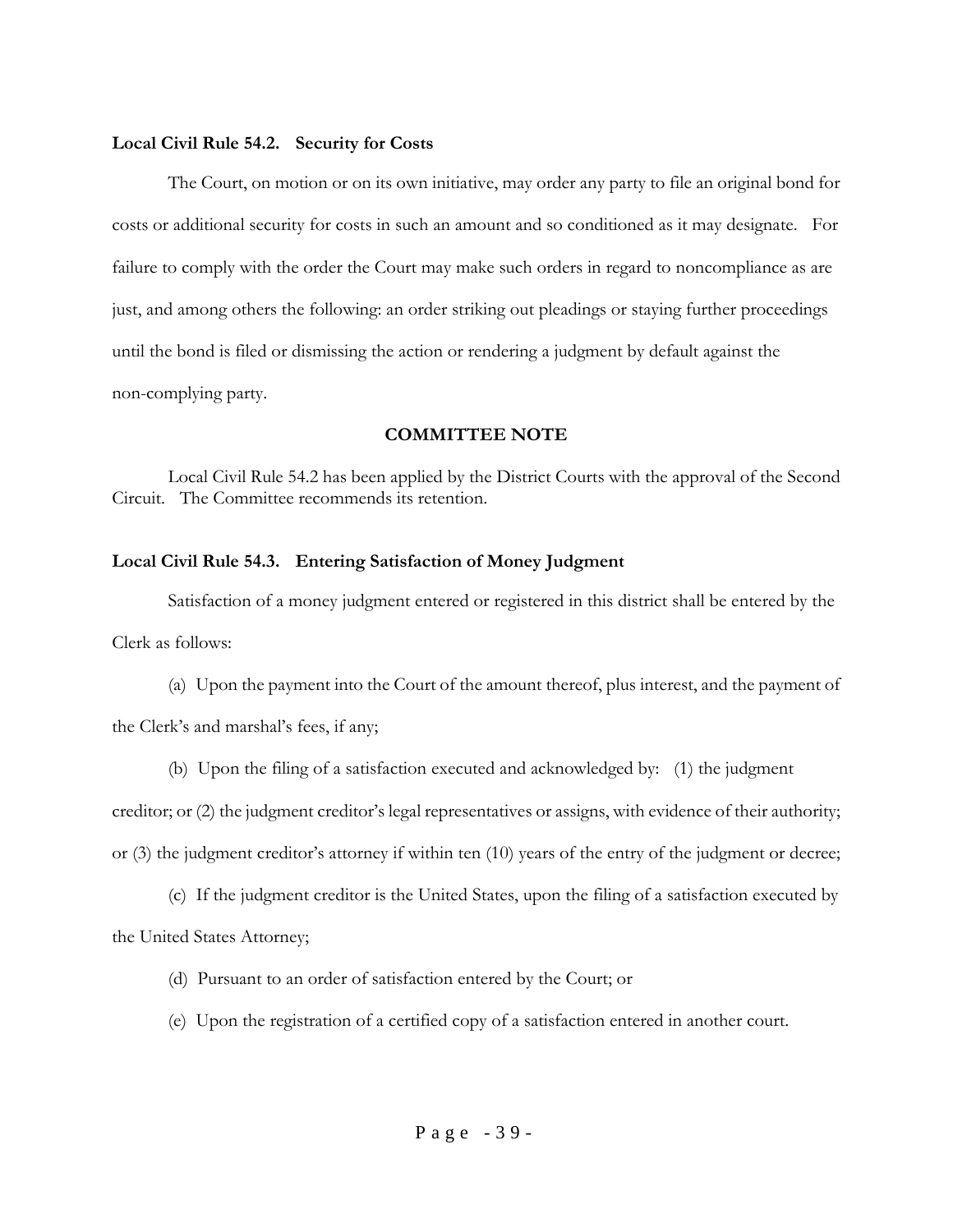**Local Civil Rule 54.2. Security for Costs**

The Court, on motion or on its own initiative, may order any party to file an original bond for costs or additional security for costs in such an amount and so conditioned as it may designate. For failure to comply with the order the Court may make such orders in regard to noncompliance as are just, and among others the following: an order striking out pleadings or staying further proceedings until the bond is filed or dismissing the action or rendering a judgment by default against the non-complying party.

**COMMITTEE NOTE**

Local Civil Rule 54.2 has been applied by the District Courts with the approval of the Second Circuit. The Committee recommends its retention.

**Local Civil Rule 54.3. Entering Satisfaction of Money Judgment**

Satisfaction of a money judgment entered or registered in this district shall be entered by the Clerk as follows:

(a) Upon the payment into the Court of the amount thereof, plus interest, and the payment of the Clerk's and marshal's fees, if any;

(b) Upon the filing of a satisfaction executed and acknowledged by: (1) the judgment creditor; or (2) the judgment creditor's legal representatives or assigns, with evidence of their authority; or (3) the judgment creditor's attorney if within ten (10) years of the entry of the judgment or decree;

(c) If the judgment creditor is the United States, upon the filing of a satisfaction executed by the United States Attorney;

(d) Pursuant to an order of satisfaction entered by the Court; or

(e) Upon the registration of a certified copy of a satisfaction entered in another court.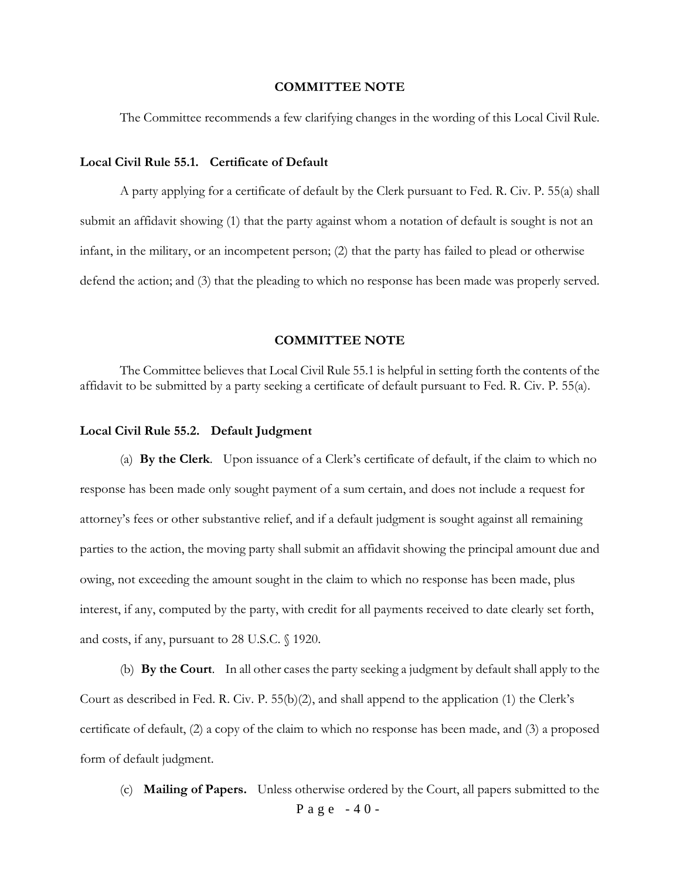## COMMITTEE NOTE

The Committee recommends a few clarifying changes in the wording of this Local Civil Rule.

### Local Civil Rule 55.1. Certificate of Default

A party applying for a certificate of default by the Clerk pursuant to Fed. R. Civ. P. 55(a) shall submit an affidavit showing (1) that the party against whom a notation of default is sought is not an infant, in the military, or an incompetent person; (2) that the party has failed to plead or otherwise defend the action; and (3) that the pleading to which no response has been made was properly served.

## COMMITTEE NOTE

The Committee believes that Local Civil Rule 55.1 is helpful in setting forth the contents of the affidavit to be submitted by a party seeking a certificate of default pursuant to Fed. R. Civ. P. 55(a).

### Local Civil Rule 55.2. Default Judgment

(a) **By the Clerk**. Upon issuance of a Clerk's certificate of default, if the claim to which no response has been made only sought payment of a sum certain, and does not include a request for attorney's fees or other substantive relief, and if a default judgment is sought against all remaining parties to the action, the moving party shall submit an affidavit showing the principal amount due and owing, not exceeding the amount sought in the claim to which no response has been made, plus interest, if any, computed by the party, with credit for all payments received to date clearly set forth, and costs, if any, pursuant to 28 U.S.C. § 1920.

(b) **By the Court**. In all other cases the party seeking a judgment by default shall apply to the Court as described in Fed. R. Civ. P. 55(b)(2), and shall append to the application (1) the Clerk's certificate of default, (2) a copy of the claim to which no response has been made, and (3) a proposed form of default judgment.

(c) **Mailing of Papers.** Unless otherwise ordered by the Court, all papers submitted to the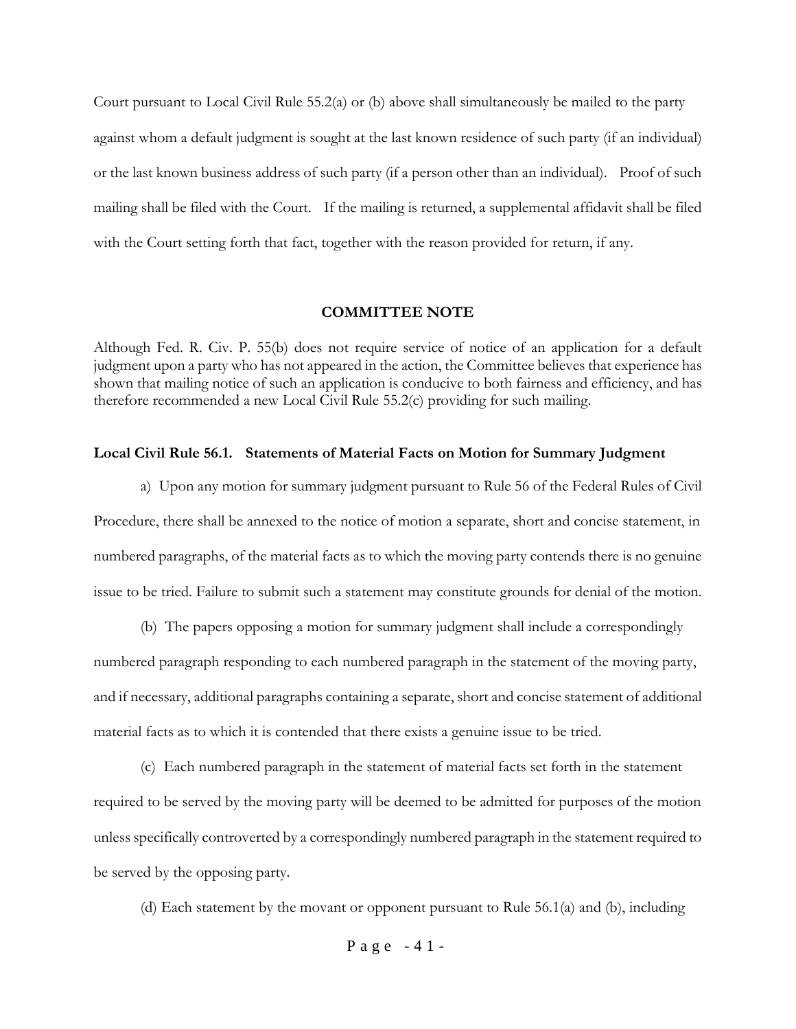Court pursuant to Local Civil Rule 55.2(a) or (b) above shall simultaneously be mailed to the party against whom a default judgment is sought at the last known residence of such party (if an individual) or the last known business address of such party (if a person other than an individual). Proof of such mailing shall be filed with the Court. If the mailing is returned, a supplemental affidavit shall be filed with the Court setting forth that fact, together with the reason provided for return, if any.

**COMMITTEE NOTE**

Although Fed. R. Civ. P. 55(b) does not require service of notice of an application for a default judgment upon a party who has not appeared in the action, the Committee believes that experience has shown that mailing notice of such an application is conducive to both fairness and efficiency, and has therefore recommended a new Local Civil Rule 55.2(c) providing for such mailing.

**Local Civil Rule 56.1. Statements of Material Facts on Motion for Summary Judgment**

a) Upon any motion for summary judgment pursuant to Rule 56 of the Federal Rules of Civil Procedure, there shall be annexed to the notice of motion a separate, short and concise statement, in numbered paragraphs, of the material facts as to which the moving party contends there is no genuine issue to be tried. Failure to submit such a statement may constitute grounds for denial of the motion.

(b) The papers opposing a motion for summary judgment shall include a correspondingly numbered paragraph responding to each numbered paragraph in the statement of the moving party, and if necessary, additional paragraphs containing a separate, short and concise statement of additional material facts as to which it is contended that there exists a genuine issue to be tried.

(c) Each numbered paragraph in the statement of material facts set forth in the statement required to be served by the moving party will be deemed to be admitted for purposes of the motion unless specifically controverted by a correspondingly numbered paragraph in the statement required to be served by the opposing party.

(d) Each statement by the movant or opponent pursuant to Rule 56.1(a) and (b), including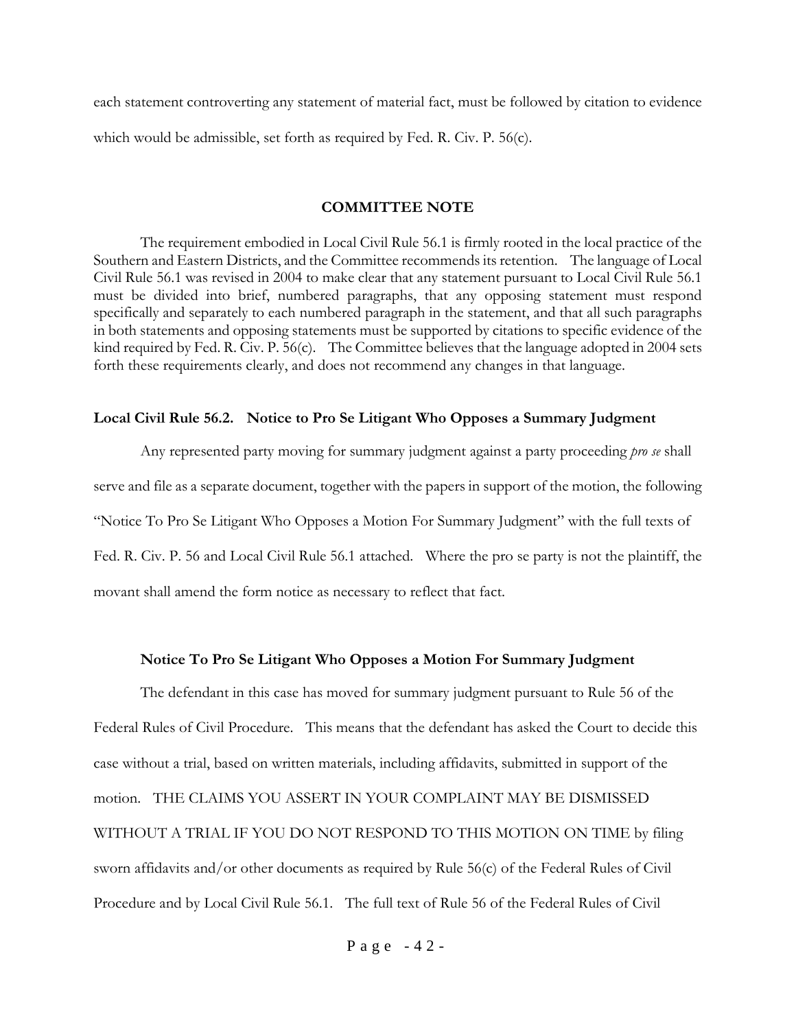each statement controverting any statement of material fact, must be followed by citation to evidence which would be admissible, set forth as required by Fed. R. Civ. P. 56(c).

### COMMITTEE NOTE

The requirement embodied in Local Civil Rule 56.1 is firmly rooted in the local practice of the Southern and Eastern Districts, and the Committee recommends its retention. The language of Local Civil Rule 56.1 was revised in 2004 to make clear that any statement pursuant to Local Civil Rule 56.1 must be divided into brief, numbered paragraphs, that any opposing statement must respond specifically and separately to each numbered paragraph in the statement, and that all such paragraphs in both statements and opposing statements must be supported by citations to specific evidence of the kind required by Fed. R. Civ. P. 56(c). The Committee believes that the language adopted in 2004 sets forth these requirements clearly, and does not recommend any changes in that language.

### Local Civil Rule 56.2. Notice to Pro Se Litigant Who Opposes a Summary Judgment

Any represented party moving for summary judgment against a party proceeding *pro se* shall serve and file as a separate document, together with the papers in support of the motion, the following "Notice To Pro Se Litigant Who Opposes a Motion For Summary Judgment" with the full texts of Fed. R. Civ. P. 56 and Local Civil Rule 56.1 attached. Where the pro se party is not the plaintiff, the movant shall amend the form notice as necessary to reflect that fact.

#### Notice To Pro Se Litigant Who Opposes a Motion For Summary Judgment

The defendant in this case has moved for summary judgment pursuant to Rule 56 of the Federal Rules of Civil Procedure. This means that the defendant has asked the Court to decide this case without a trial, based on written materials, including affidavits, submitted in support of the motion. THE CLAIMS YOU ASSERT IN YOUR COMPLAINT MAY BE DISMISSED WITHOUT A TRIAL IF YOU DO NOT RESPOND TO THIS MOTION ON TIME by filing sworn affidavits and/or other documents as required by Rule 56(c) of the Federal Rules of Civil Procedure and by Local Civil Rule 56.1. The full text of Rule 56 of the Federal Rules of Civil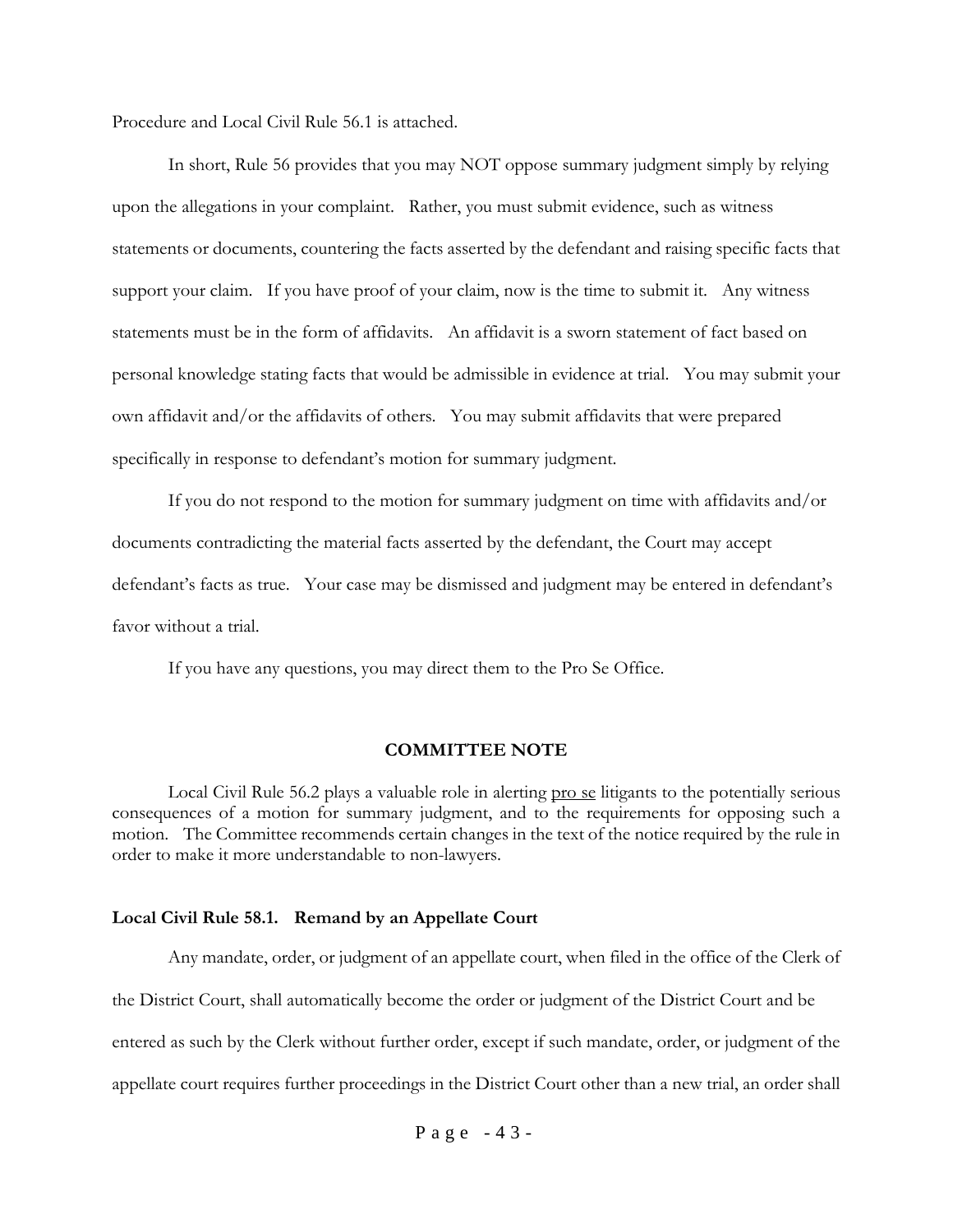Procedure and Local Civil Rule 56.1 is attached.

In short, Rule 56 provides that you may NOT oppose summary judgment simply by relying upon the allegations in your complaint. Rather, you must submit evidence, such as witness statements or documents, countering the facts asserted by the defendant and raising specific facts that support your claim. If you have proof of your claim, now is the time to submit it. Any witness statements must be in the form of affidavits. An affidavit is a sworn statement of fact based on personal knowledge stating facts that would be admissible in evidence at trial. You may submit your own affidavit and/or the affidavits of others. You may submit affidavits that were prepared specifically in response to defendant's motion for summary judgment.

If you do not respond to the motion for summary judgment on time with affidavits and/or documents contradicting the material facts asserted by the defendant, the Court may accept defendant's facts as true. Your case may be dismissed and judgment may be entered in defendant's favor without a trial.

If you have any questions, you may direct them to the Pro Se Office.

**COMMITTEE NOTE**

Local Civil Rule 56.2 plays a valuable role in alerting pro se litigants to the potentially serious consequences of a motion for summary judgment, and to the requirements for opposing such a motion. The Committee recommends certain changes in the text of the notice required by the rule in order to make it more understandable to non-lawyers.

**Local Civil Rule 58.1. Remand by an Appellate Court**

Any mandate, order, or judgment of an appellate court, when filed in the office of the Clerk of the District Court, shall automatically become the order or judgment of the District Court and be entered as such by the Clerk without further order, except if such mandate, order, or judgment of the appellate court requires further proceedings in the District Court other than a new trial, an order shall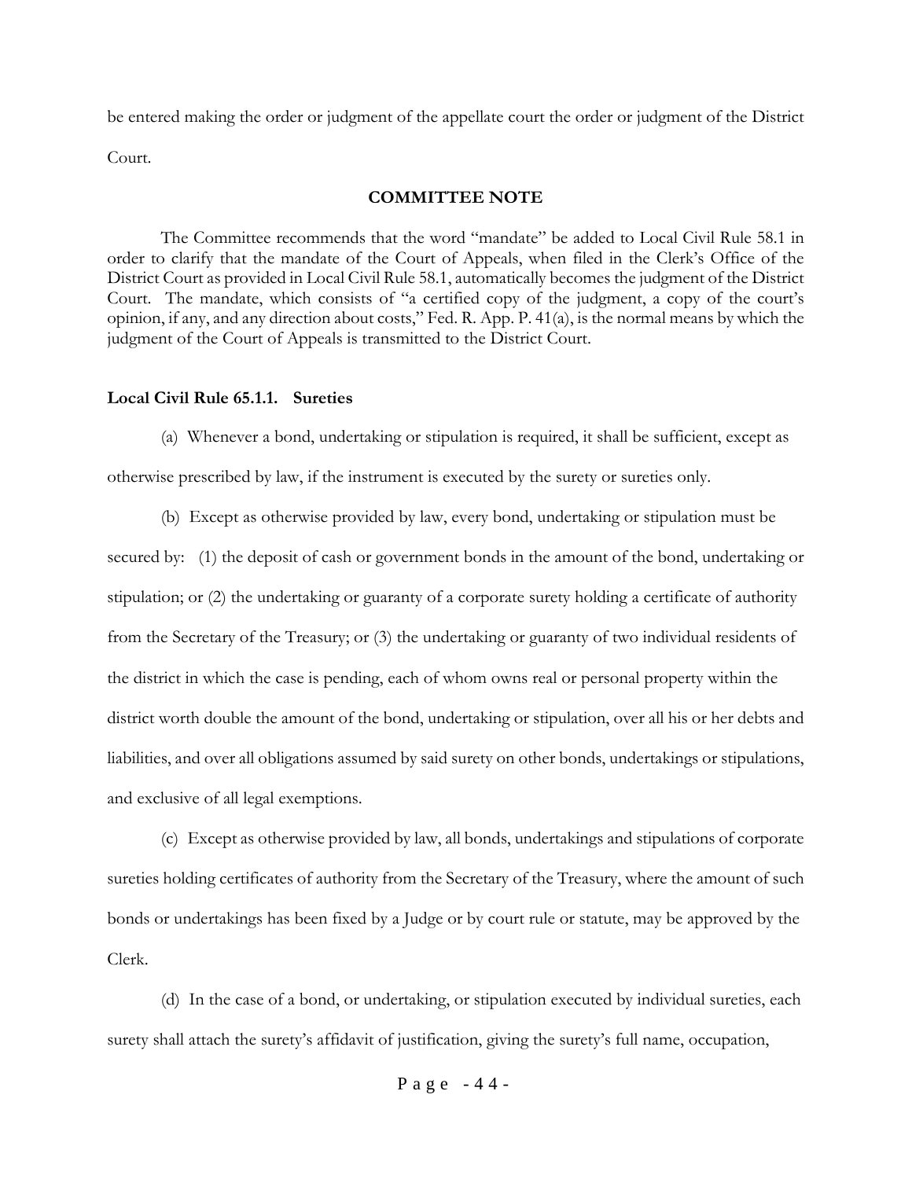be entered making the order or judgment of the appellate court the order or judgment of the District Court.

## COMMITTEE NOTE

The Committee recommends that the word "mandate" be added to Local Civil Rule 58.1 in order to clarify that the mandate of the Court of Appeals, when filed in the Clerk's Office of the District Court as provided in Local Civil Rule 58.1, automatically becomes the judgment of the District Court. The mandate, which consists of "a certified copy of the judgment, a copy of the court's opinion, if any, and any direction about costs," Fed. R. App. P. 41(a), is the normal means by which the judgment of the Court of Appeals is transmitted to the District Court.

### Local Civil Rule 65.1.1. Sureties

(a) Whenever a bond, undertaking or stipulation is required, it shall be sufficient, except as otherwise prescribed by law, if the instrument is executed by the surety or sureties only.

(b) Except as otherwise provided by law, every bond, undertaking or stipulation must be secured by: (1) the deposit of cash or government bonds in the amount of the bond, undertaking or stipulation; or (2) the undertaking or guaranty of a corporate surety holding a certificate of authority from the Secretary of the Treasury; or (3) the undertaking or guaranty of two individual residents of the district in which the case is pending, each of whom owns real or personal property within the district worth double the amount of the bond, undertaking or stipulation, over all his or her debts and liabilities, and over all obligations assumed by said surety on other bonds, undertakings or stipulations, and exclusive of all legal exemptions.

(c) Except as otherwise provided by law, all bonds, undertakings and stipulations of corporate sureties holding certificates of authority from the Secretary of the Treasury, where the amount of such bonds or undertakings has been fixed by a Judge or by court rule or statute, may be approved by the Clerk.

(d) In the case of a bond, or undertaking, or stipulation executed by individual sureties, each surety shall attach the surety's affidavit of justification, giving the surety's full name, occupation,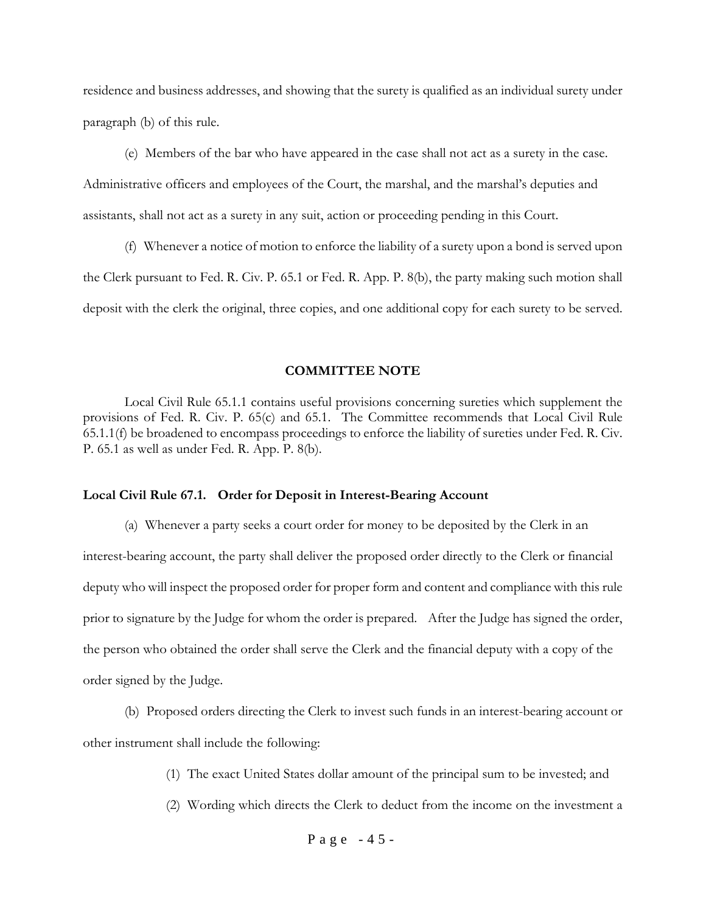residence and business addresses, and showing that the surety is qualified as an individual surety under paragraph (b) of this rule.

(e) Members of the bar who have appeared in the case shall not act as a surety in the case. Administrative officers and employees of the Court, the marshal, and the marshal's deputies and assistants, shall not act as a surety in any suit, action or proceeding pending in this Court.

(f) Whenever a notice of motion to enforce the liability of a surety upon a bond is served upon the Clerk pursuant to Fed. R. Civ. P. 65.1 or Fed. R. App. P. 8(b), the party making such motion shall deposit with the clerk the original, three copies, and one additional copy for each surety to be served.

## COMMITTEE NOTE

Local Civil Rule 65.1.1 contains useful provisions concerning sureties which supplement the provisions of Fed. R. Civ. P. 65(c) and 65.1. The Committee recommends that Local Civil Rule 65.1.1(f) be broadened to encompass proceedings to enforce the liability of sureties under Fed. R. Civ. P. 65.1 as well as under Fed. R. App. P. 8(b).

### Local Civil Rule 67.1. Order for Deposit in Interest-Bearing Account

(a) Whenever a party seeks a court order for money to be deposited by the Clerk in an interest-bearing account, the party shall deliver the proposed order directly to the Clerk or financial deputy who will inspect the proposed order for proper form and content and compliance with this rule prior to signature by the Judge for whom the order is prepared. After the Judge has signed the order, the person who obtained the order shall serve the Clerk and the financial deputy with a copy of the order signed by the Judge.

(b) Proposed orders directing the Clerk to invest such funds in an interest-bearing account or other instrument shall include the following:

(1) The exact United States dollar amount of the principal sum to be invested; and

(2) Wording which directs the Clerk to deduct from the income on the investment a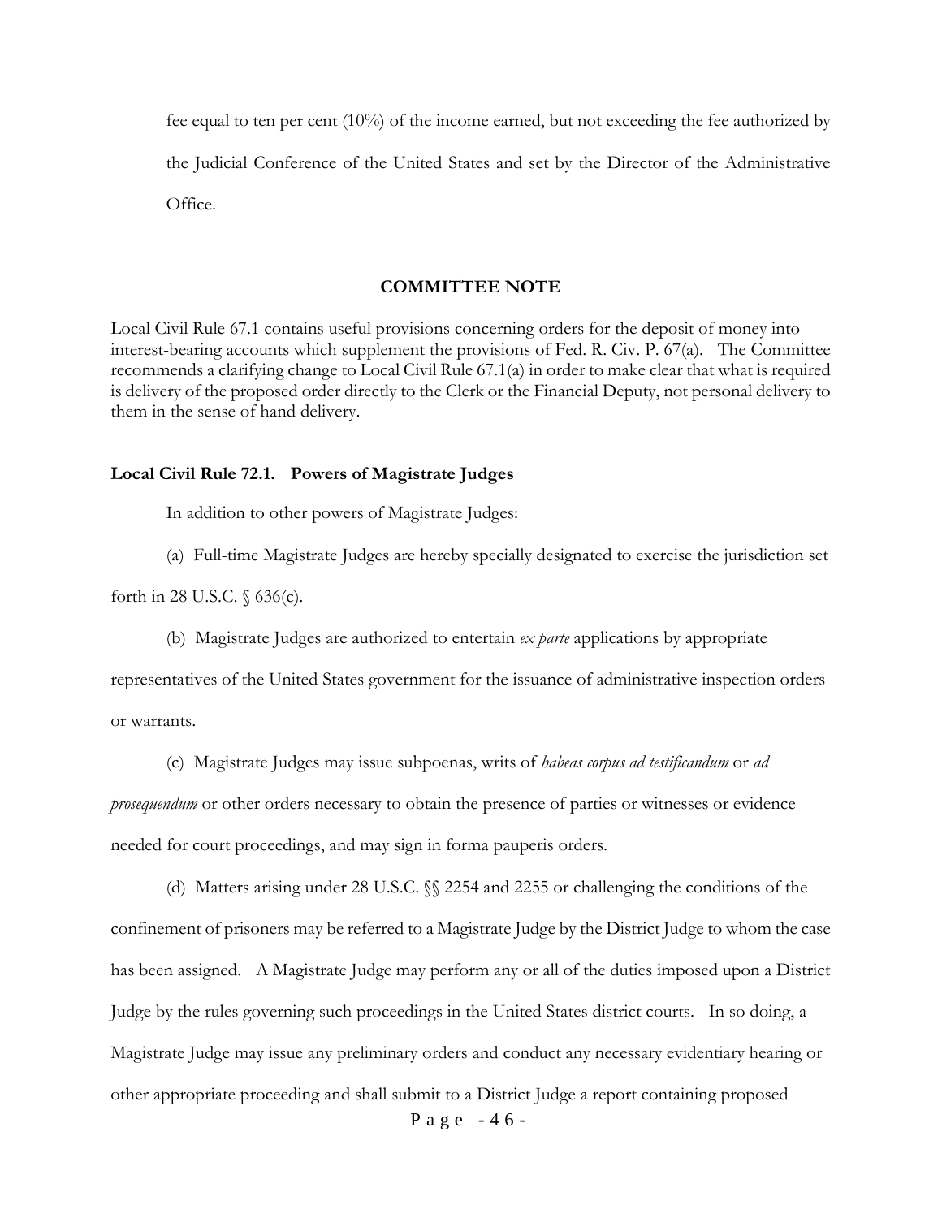fee equal to ten per cent (10%) of the income earned, but not exceeding the fee authorized by the Judicial Conference of the United States and set by the Director of the Administrative Office.

### COMMITTEE NOTE

Local Civil Rule 67.1 contains useful provisions concerning orders for the deposit of money into interest-bearing accounts which supplement the provisions of Fed. R. Civ. P. 67(a). The Committee recommends a clarifying change to Local Civil Rule 67.1(a) in order to make clear that what is required is delivery of the proposed order directly to the Clerk or the Financial Deputy, not personal delivery to them in the sense of hand delivery.

**Local Civil Rule 72.1. Powers of Magistrate Judges**

In addition to other powers of Magistrate Judges:

(a) Full-time Magistrate Judges are hereby specially designated to exercise the jurisdiction set forth in 28 U.S.C. § 636(c).

(b) Magistrate Judges are authorized to entertain *ex parte* applications by appropriate representatives of the United States government for the issuance of administrative inspection orders or warrants.

(c) Magistrate Judges may issue subpoenas, writs of *habeas corpus ad testificandum* or *ad prosequendum* or other orders necessary to obtain the presence of parties or witnesses or evidence needed for court proceedings, and may sign in forma pauperis orders.

(d) Matters arising under 28 U.S.C. §§ 2254 and 2255 or challenging the conditions of the confinement of prisoners may be referred to a Magistrate Judge by the District Judge to whom the case has been assigned. A Magistrate Judge may perform any or all of the duties imposed upon a District Judge by the rules governing such proceedings in the United States district courts. In so doing, a Magistrate Judge may issue any preliminary orders and conduct any necessary evidentiary hearing or other appropriate proceeding and shall submit to a District Judge a report containing proposed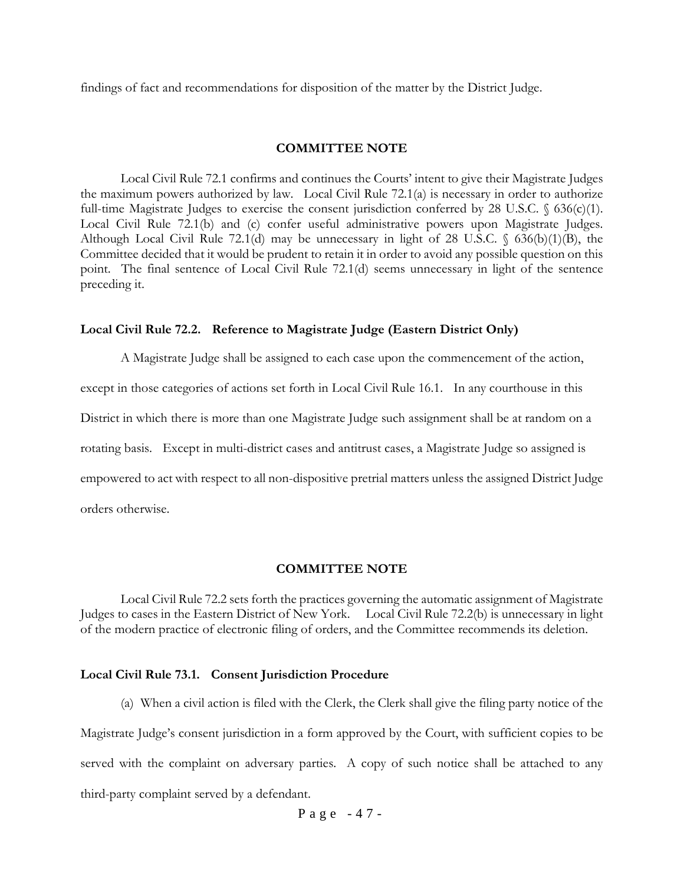findings of fact and recommendations for disposition of the matter by the District Judge.

**COMMITTEE NOTE**

Local Civil Rule 72.1 confirms and continues the Courts' intent to give their Magistrate Judges the maximum powers authorized by law. Local Civil Rule 72.1(a) is necessary in order to authorize full-time Magistrate Judges to exercise the consent jurisdiction conferred by 28 U.S.C. § 636(c)(1). Local Civil Rule 72.1(b) and (c) confer useful administrative powers upon Magistrate Judges. Although Local Civil Rule 72.1(d) may be unnecessary in light of 28 U.S.C. § 636(b)(1)(B), the Committee decided that it would be prudent to retain it in order to avoid any possible question on this point. The final sentence of Local Civil Rule 72.1(d) seems unnecessary in light of the sentence preceding it.

**Local Civil Rule 72.2. Reference to Magistrate Judge (Eastern District Only)**

A Magistrate Judge shall be assigned to each case upon the commencement of the action, except in those categories of actions set forth in Local Civil Rule 16.1. In any courthouse in this District in which there is more than one Magistrate Judge such assignment shall be at random on a rotating basis. Except in multi-district cases and antitrust cases, a Magistrate Judge so assigned is empowered to act with respect to all non-dispositive pretrial matters unless the assigned District Judge orders otherwise.

**COMMITTEE NOTE**

Local Civil Rule 72.2 sets forth the practices governing the automatic assignment of Magistrate Judges to cases in the Eastern District of New York. Local Civil Rule 72.2(b) is unnecessary in light of the modern practice of electronic filing of orders, and the Committee recommends its deletion.

**Local Civil Rule 73.1. Consent Jurisdiction Procedure**

(a) When a civil action is filed with the Clerk, the Clerk shall give the filing party notice of the Magistrate Judge's consent jurisdiction in a form approved by the Court, with sufficient copies to be served with the complaint on adversary parties. A copy of such notice shall be attached to any third-party complaint served by a defendant.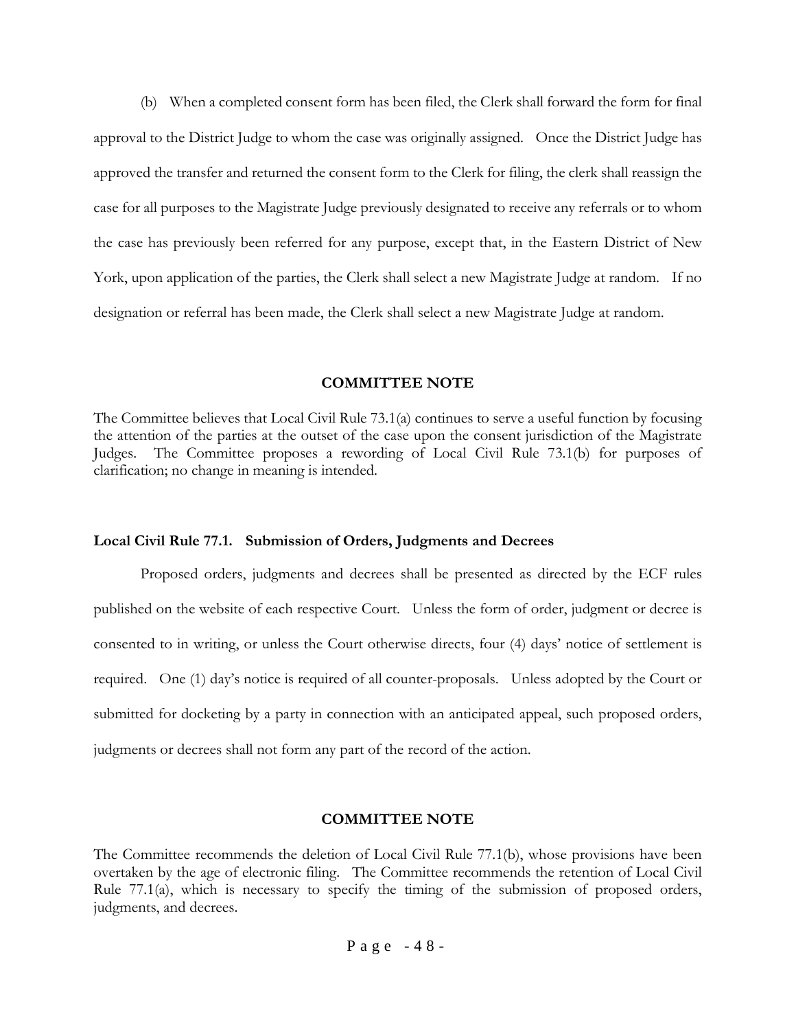(b) When a completed consent form has been filed, the Clerk shall forward the form for final approval to the District Judge to whom the case was originally assigned. Once the District Judge has approved the transfer and returned the consent form to the Clerk for filing, the clerk shall reassign the case for all purposes to the Magistrate Judge previously designated to receive any referrals or to whom the case has previously been referred for any purpose, except that, in the Eastern District of New York, upon application of the parties, the Clerk shall select a new Magistrate Judge at random. If no designation or referral has been made, the Clerk shall select a new Magistrate Judge at random.

**COMMITTEE NOTE**

The Committee believes that Local Civil Rule 73.1(a) continues to serve a useful function by focusing the attention of the parties at the outset of the case upon the consent jurisdiction of the Magistrate Judges. The Committee proposes a rewording of Local Civil Rule 73.1(b) for purposes of clarification; no change in meaning is intended.

**Local Civil Rule 77.1. Submission of Orders, Judgments and Decrees**

Proposed orders, judgments and decrees shall be presented as directed by the ECF rules published on the website of each respective Court. Unless the form of order, judgment or decree is consented to in writing, or unless the Court otherwise directs, four (4) days' notice of settlement is required. One (1) day's notice is required of all counter-proposals. Unless adopted by the Court or submitted for docketing by a party in connection with an anticipated appeal, such proposed orders, judgments or decrees shall not form any part of the record of the action.

**COMMITTEE NOTE**

The Committee recommends the deletion of Local Civil Rule 77.1(b), whose provisions have been overtaken by the age of electronic filing. The Committee recommends the retention of Local Civil Rule 77.1(a), which is necessary to specify the timing of the submission of proposed orders, judgments, and decrees.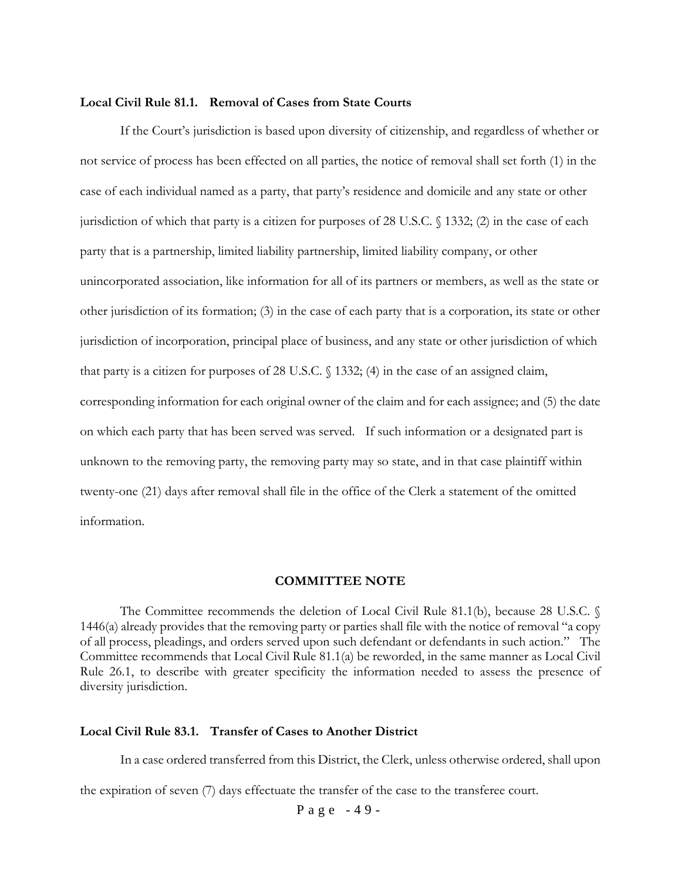**Local Civil Rule 81.1. Removal of Cases from State Courts**

If the Court's jurisdiction is based upon diversity of citizenship, and regardless of whether or not service of process has been effected on all parties, the notice of removal shall set forth (1) in the case of each individual named as a party, that party's residence and domicile and any state or other jurisdiction of which that party is a citizen for purposes of 28 U.S.C. § 1332; (2) in the case of each party that is a partnership, limited liability partnership, limited liability company, or other unincorporated association, like information for all of its partners or members, as well as the state or other jurisdiction of its formation; (3) in the case of each party that is a corporation, its state or other jurisdiction of incorporation, principal place of business, and any state or other jurisdiction of which that party is a citizen for purposes of 28 U.S.C. § 1332; (4) in the case of an assigned claim, corresponding information for each original owner of the claim and for each assignee; and (5) the date on which each party that has been served was served. If such information or a designated part is unknown to the removing party, the removing party may so state, and in that case plaintiff within twenty-one (21) days after removal shall file in the office of the Clerk a statement of the omitted information.

**COMMITTEE NOTE**

The Committee recommends the deletion of Local Civil Rule 81.1(b), because 28 U.S.C. § 1446(a) already provides that the removing party or parties shall file with the notice of removal "a copy of all process, pleadings, and orders served upon such defendant or defendants in such action." The Committee recommends that Local Civil Rule 81.1(a) be reworded, in the same manner as Local Civil Rule 26.1, to describe with greater specificity the information needed to assess the presence of diversity jurisdiction.

**Local Civil Rule 83.1. Transfer of Cases to Another District**

In a case ordered transferred from this District, the Clerk, unless otherwise ordered, shall upon the expiration of seven (7) days effectuate the transfer of the case to the transferee court.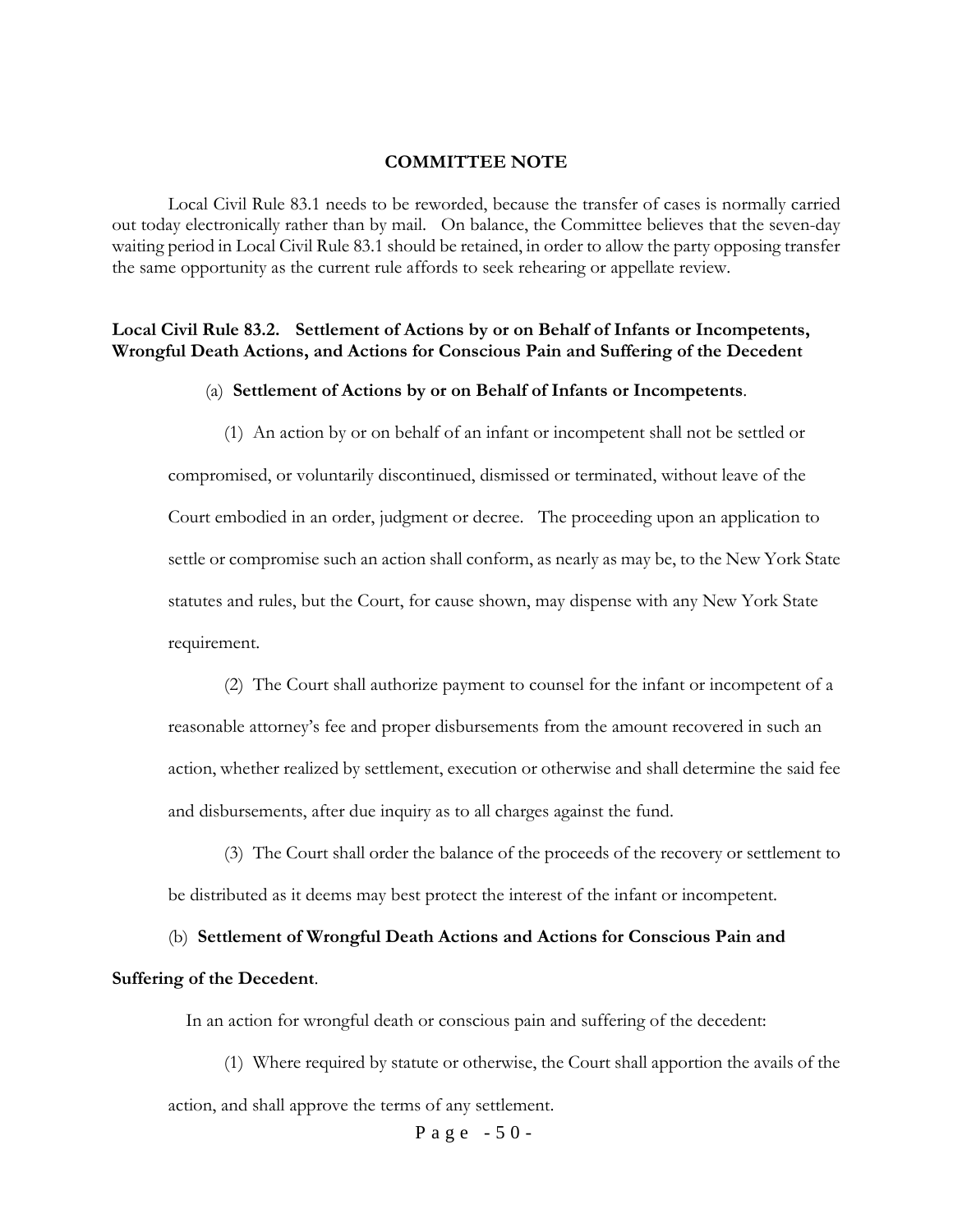**COMMITTEE NOTE**

Local Civil Rule 83.1 needs to be reworded, because the transfer of cases is normally carried out today electronically rather than by mail. On balance, the Committee believes that the seven-day waiting period in Local Civil Rule 83.1 should be retained, in order to allow the party opposing transfer the same opportunity as the current rule affords to seek rehearing or appellate review.

**Local Civil Rule 83.2. Settlement of Actions by or on Behalf of Infants or Incompetents, Wrongful Death Actions, and Actions for Conscious Pain and Suffering of the Decedent**

(a) **Settlement of Actions by or on Behalf of Infants or Incompetents**.

(1) An action by or on behalf of an infant or incompetent shall not be settled or compromised, or voluntarily discontinued, dismissed or terminated, without leave of the Court embodied in an order, judgment or decree. The proceeding upon an application to settle or compromise such an action shall conform, as nearly as may be, to the New York State statutes and rules, but the Court, for cause shown, may dispense with any New York State requirement.

(2) The Court shall authorize payment to counsel for the infant or incompetent of a reasonable attorney's fee and proper disbursements from the amount recovered in such an action, whether realized by settlement, execution or otherwise and shall determine the said fee and disbursements, after due inquiry as to all charges against the fund.

(3) The Court shall order the balance of the proceeds of the recovery or settlement to be distributed as it deems may best protect the interest of the infant or incompetent.

(b) **Settlement of Wrongful Death Actions and Actions for Conscious Pain and Suffering of the Decedent**.

In an action for wrongful death or conscious pain and suffering of the decedent:

(1) Where required by statute or otherwise, the Court shall apportion the avails of the action, and shall approve the terms of any settlement.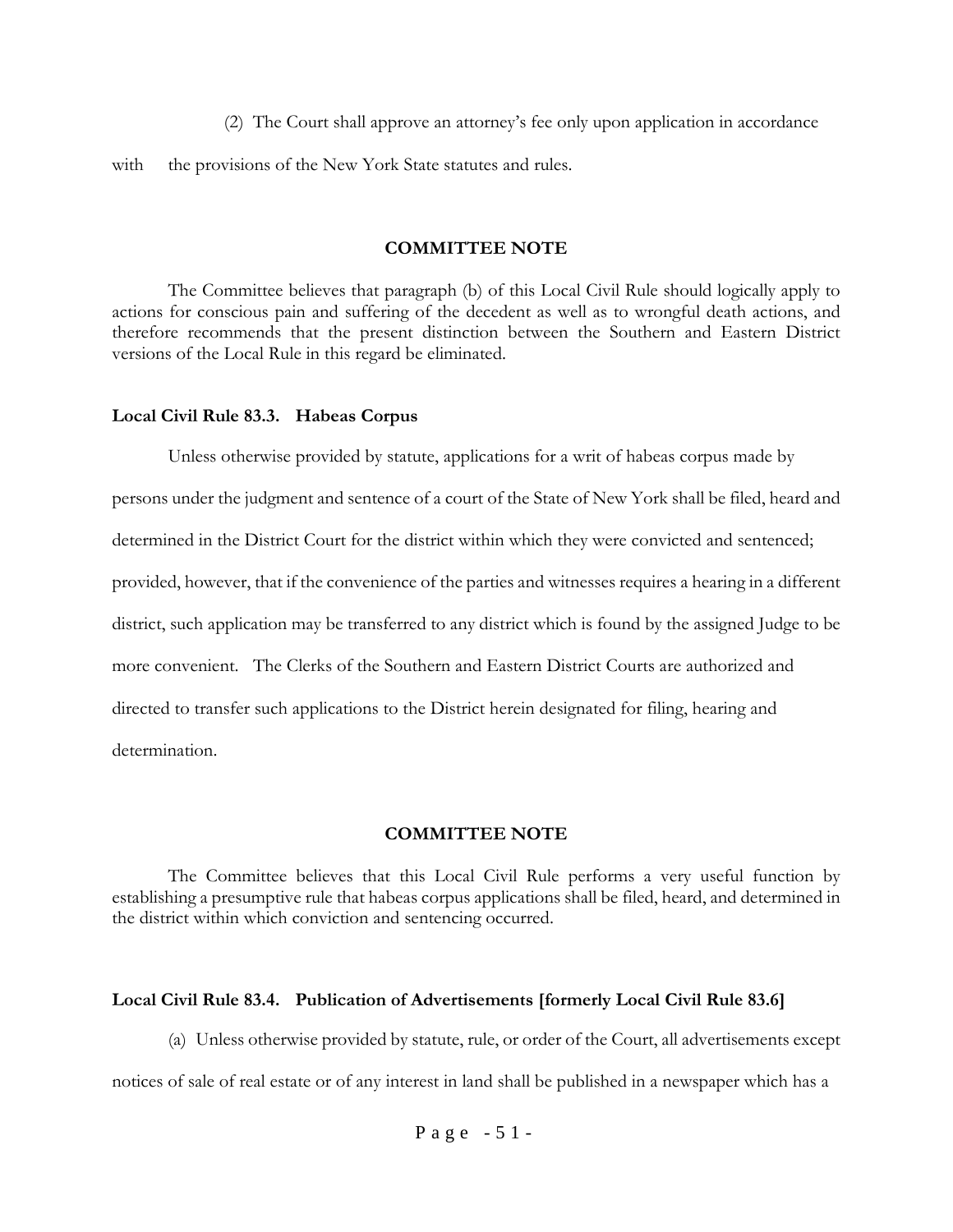(2) The Court shall approve an attorney's fee only upon application in accordance with the provisions of the New York State statutes and rules.

**COMMITTEE NOTE**

The Committee believes that paragraph (b) of this Local Civil Rule should logically apply to actions for conscious pain and suffering of the decedent as well as to wrongful death actions, and therefore recommends that the present distinction between the Southern and Eastern District versions of the Local Rule in this regard be eliminated.

**Local Civil Rule 83.3. Habeas Corpus**

Unless otherwise provided by statute, applications for a writ of habeas corpus made by persons under the judgment and sentence of a court of the State of New York shall be filed, heard and determined in the District Court for the district within which they were convicted and sentenced; provided, however, that if the convenience of the parties and witnesses requires a hearing in a different district, such application may be transferred to any district which is found by the assigned Judge to be more convenient. The Clerks of the Southern and Eastern District Courts are authorized and directed to transfer such applications to the District herein designated for filing, hearing and determination.

**COMMITTEE NOTE**

The Committee believes that this Local Civil Rule performs a very useful function by establishing a presumptive rule that habeas corpus applications shall be filed, heard, and determined in the district within which conviction and sentencing occurred.

**Local Civil Rule 83.4. Publication of Advertisements [formerly Local Civil Rule 83.6]**

(a) Unless otherwise provided by statute, rule, or order of the Court, all advertisements except notices of sale of real estate or of any interest in land shall be published in a newspaper which has a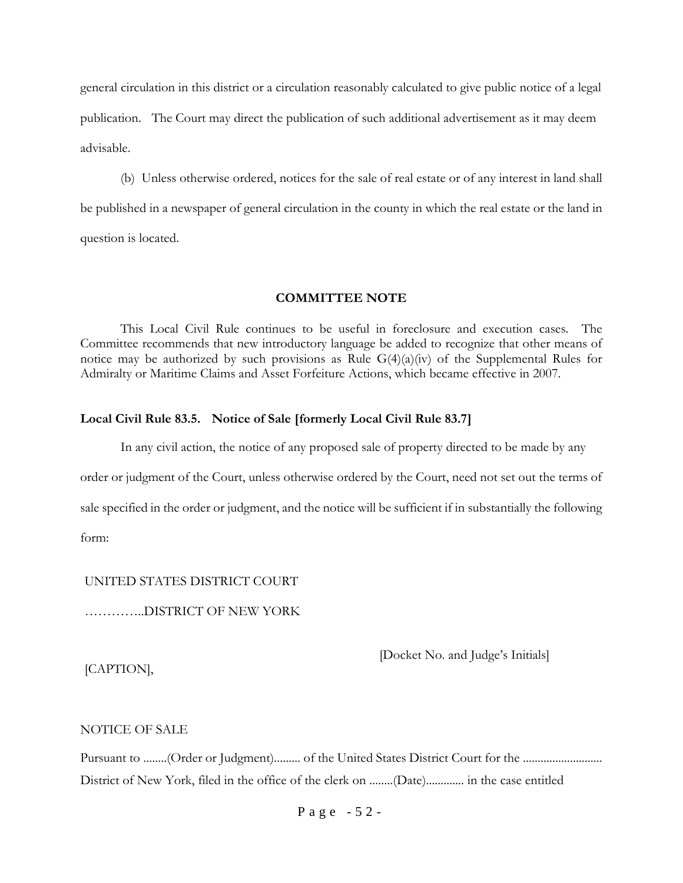general circulation in this district or a circulation reasonably calculated to give public notice of a legal publication. The Court may direct the publication of such additional advertisement as it may deem advisable.

(b) Unless otherwise ordered, notices for the sale of real estate or of any interest in land shall be published in a newspaper of general circulation in the county in which the real estate or the land in question is located.

### COMMITTEE NOTE

This Local Civil Rule continues to be useful in foreclosure and execution cases. The Committee recommends that new introductory language be added to recognize that other means of notice may be authorized by such provisions as Rule G(4)(a)(iv) of the Supplemental Rules for Admiralty or Maritime Claims and Asset Forfeiture Actions, which became effective in 2007.

### Local Civil Rule 83.5. Notice of Sale [formerly Local Civil Rule 83.7]

In any civil action, the notice of any proposed sale of property directed to be made by any order or judgment of the Court, unless otherwise ordered by the Court, need not set out the terms of sale specified in the order or judgment, and the notice will be sufficient if in substantially the following form:

UNITED STATES DISTRICT COURT

…………..DISTRICT OF NEW YORK

[CAPTION], [Docket No. and Judge's Initials]

NOTICE OF SALE

Pursuant to ........(Order or Judgment)......... of the United States District Court for the .......................... District of New York, filed in the office of the clerk on ........(Date)............. in the case entitled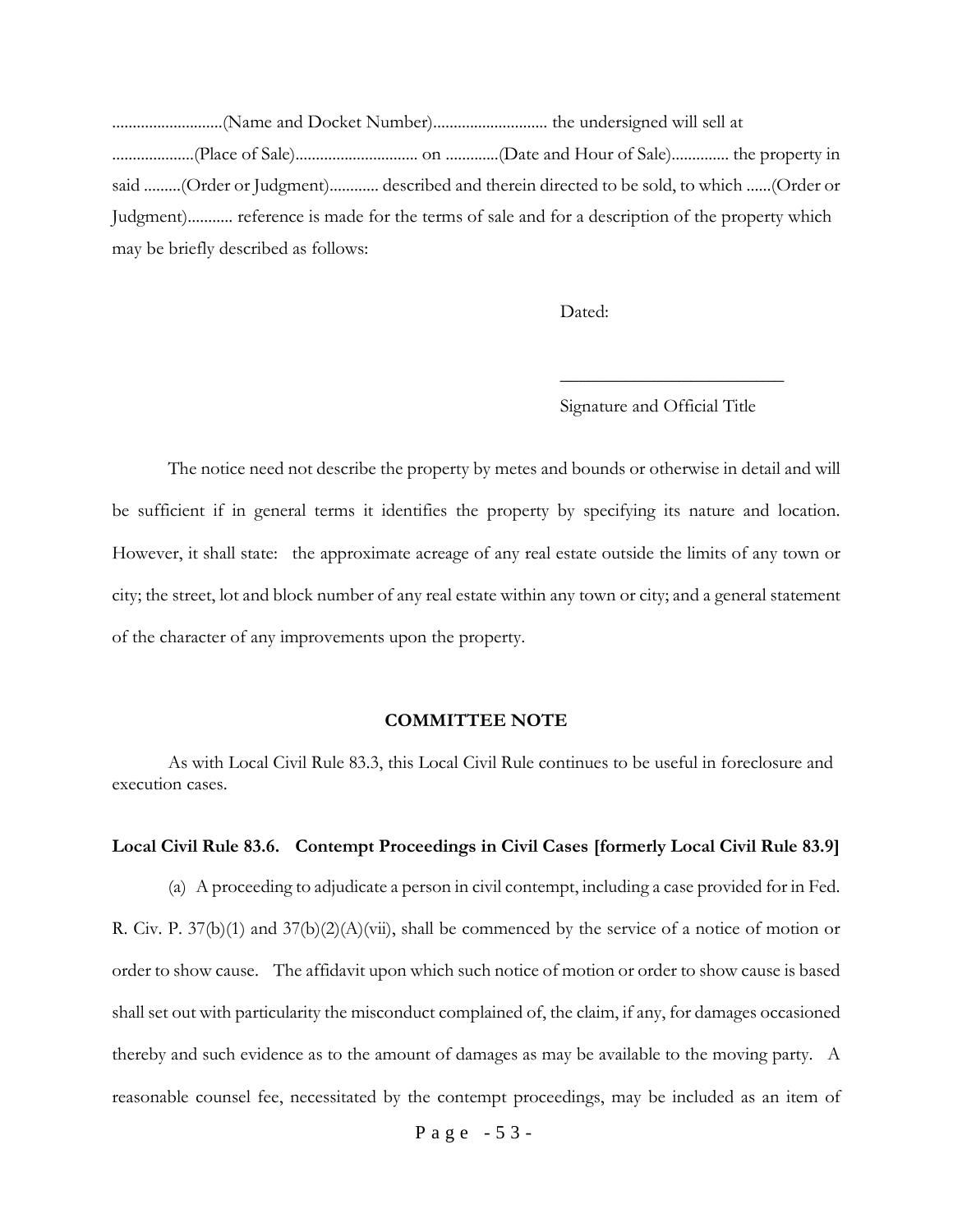...........................(Name and Docket Number)........................... the undersigned will sell at ....................(Place of Sale).............................. on .............(Date and Hour of Sale)............. the property in said .........(Order or Judgment)............ described and therein directed to be sold, to which ......(Order or Judgment)........... reference is made for the terms of sale and for a description of the property which may be briefly described as follows:

Dated:

\_\_\_\_\_\_\_\_\_\_\_\_\_\_\_\_\_\_\_\_\_\_\_\_\_

Signature and Official Title

The notice need not describe the property by metes and bounds or otherwise in detail and will be sufficient if in general terms it identifies the property by specifying its nature and location. However, it shall state: the approximate acreage of any real estate outside the limits of any town or city; the street, lot and block number of any real estate within any town or city; and a general statement of the character of any improvements upon the property.

## COMMITTEE NOTE

As with Local Civil Rule 83.3, this Local Civil Rule continues to be useful in foreclosure and execution cases.

### Local Civil Rule 83.6. Contempt Proceedings in Civil Cases [formerly Local Civil Rule 83.9]

(a) A proceeding to adjudicate a person in civil contempt, including a case provided for in Fed. R. Civ. P. 37(b)(1) and 37(b)(2)(A)(vii), shall be commenced by the service of a notice of motion or order to show cause. The affidavit upon which such notice of motion or order to show cause is based shall set out with particularity the misconduct complained of, the claim, if any, for damages occasioned thereby and such evidence as to the amount of damages as may be available to the moving party. A reasonable counsel fee, necessitated by the contempt proceedings, may be included as an item of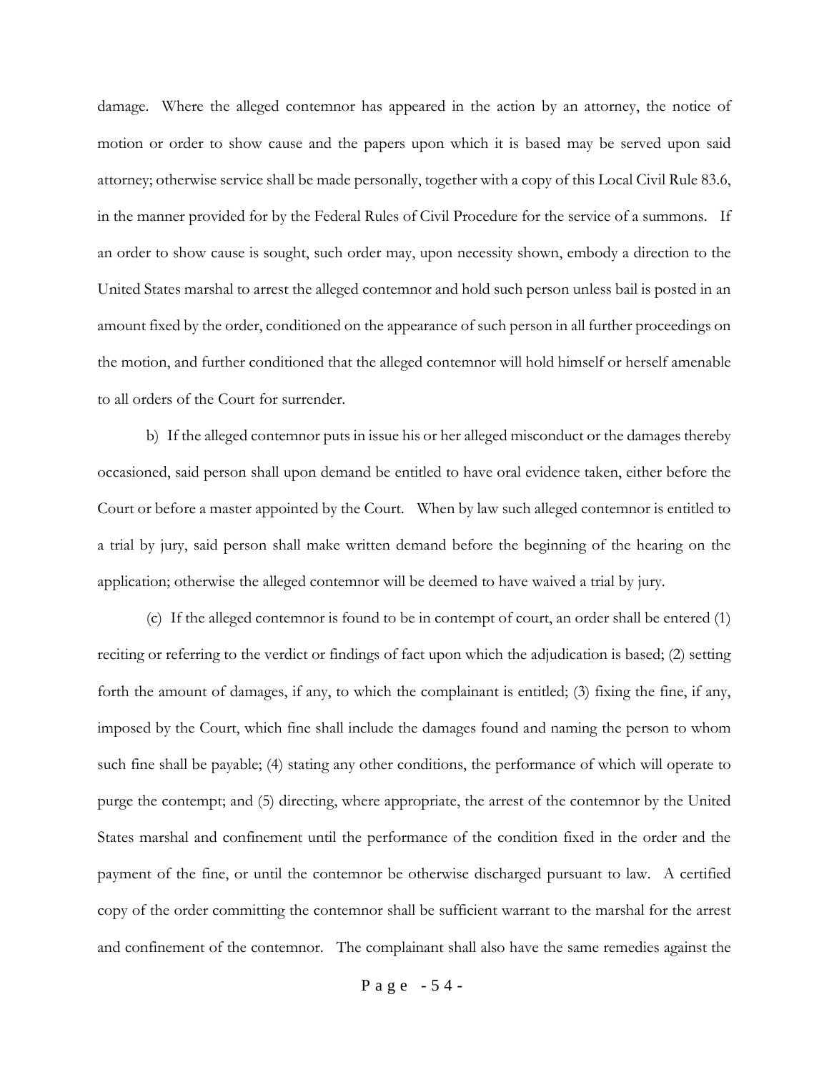damage. Where the alleged contemnor has appeared in the action by an attorney, the notice of motion or order to show cause and the papers upon which it is based may be served upon said attorney; otherwise service shall be made personally, together with a copy of this Local Civil Rule 83.6, in the manner provided for by the Federal Rules of Civil Procedure for the service of a summons. If an order to show cause is sought, such order may, upon necessity shown, embody a direction to the United States marshal to arrest the alleged contemnor and hold such person unless bail is posted in an amount fixed by the order, conditioned on the appearance of such person in all further proceedings on the motion, and further conditioned that the alleged contemnor will hold himself or herself amenable to all orders of the Court for surrender.

b) If the alleged contemnor puts in issue his or her alleged misconduct or the damages thereby occasioned, said person shall upon demand be entitled to have oral evidence taken, either before the Court or before a master appointed by the Court. When by law such alleged contemnor is entitled to a trial by jury, said person shall make written demand before the beginning of the hearing on the application; otherwise the alleged contemnor will be deemed to have waived a trial by jury.

(c) If the alleged contemnor is found to be in contempt of court, an order shall be entered (1) reciting or referring to the verdict or findings of fact upon which the adjudication is based; (2) setting forth the amount of damages, if any, to which the complainant is entitled; (3) fixing the fine, if any, imposed by the Court, which fine shall include the damages found and naming the person to whom such fine shall be payable; (4) stating any other conditions, the performance of which will operate to purge the contempt; and (5) directing, where appropriate, the arrest of the contemnor by the United States marshal and confinement until the performance of the condition fixed in the order and the payment of the fine, or until the contemnor be otherwise discharged pursuant to law. A certified copy of the order committing the contemnor shall be sufficient warrant to the marshal for the arrest and confinement of the contemnor. The complainant shall also have the same remedies against the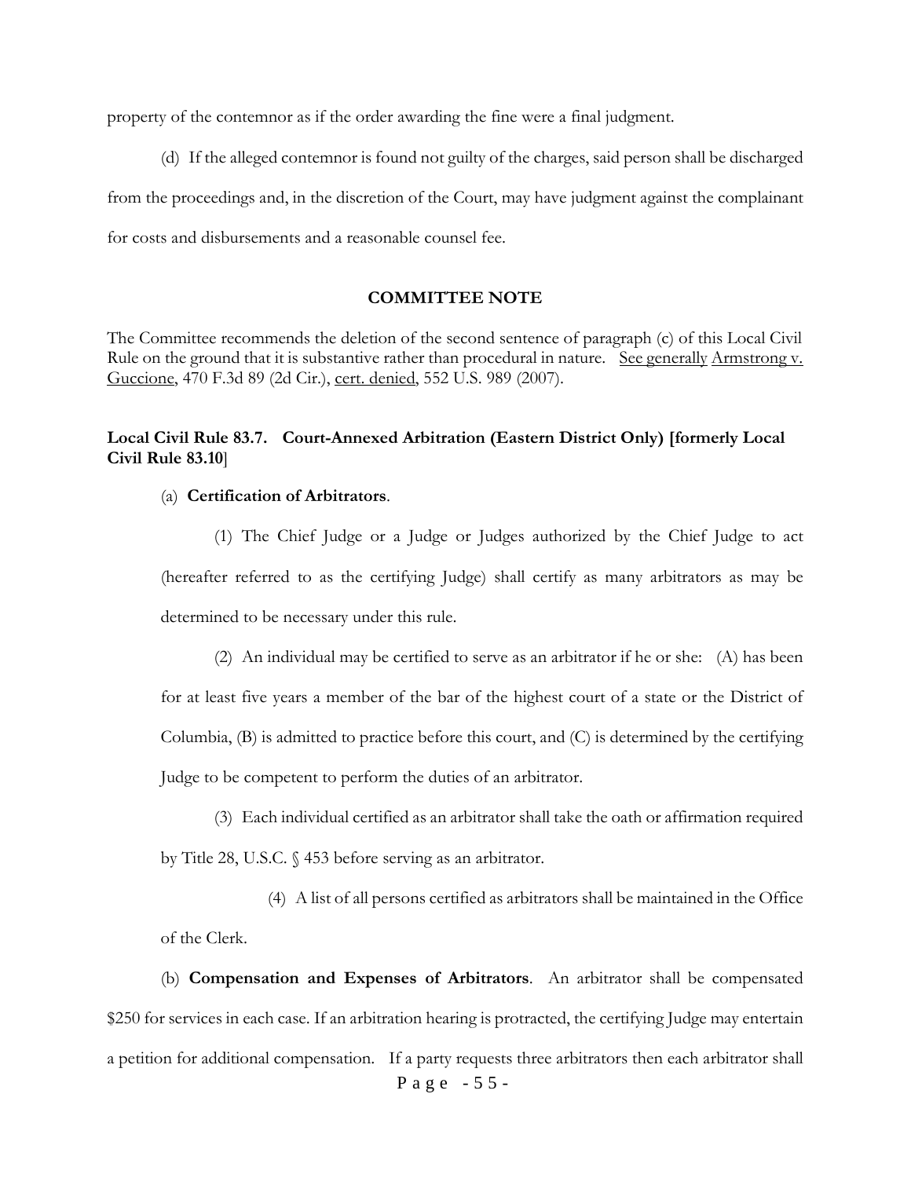property of the contemnor as if the order awarding the fine were a final judgment.

(d) If the alleged contemnor is found not guilty of the charges, said person shall be discharged from the proceedings and, in the discretion of the Court, may have judgment against the complainant for costs and disbursements and a reasonable counsel fee.

### COMMITTEE NOTE

The Committee recommends the deletion of the second sentence of paragraph (c) of this Local Civil Rule on the ground that it is substantive rather than procedural in nature. See generally Armstrong v. Guccione, 470 F.3d 89 (2d Cir.), cert. denied, 552 U.S. 989 (2007).

### Local Civil Rule 83.7. Court-Annexed Arbitration (Eastern District Only) [formerly Local Civil Rule 83.10]

(a) **Certification of Arbitrators**.

(1) The Chief Judge or a Judge or Judges authorized by the Chief Judge to act (hereafter referred to as the certifying Judge) shall certify as many arbitrators as may be determined to be necessary under this rule.

(2) An individual may be certified to serve as an arbitrator if he or she: (A) has been for at least five years a member of the bar of the highest court of a state or the District of Columbia, (B) is admitted to practice before this court, and (C) is determined by the certifying Judge to be competent to perform the duties of an arbitrator.

(3) Each individual certified as an arbitrator shall take the oath or affirmation required by Title 28, U.S.C. § 453 before serving as an arbitrator.

(4) A list of all persons certified as arbitrators shall be maintained in the Office of the Clerk.

(b) **Compensation and Expenses of Arbitrators**. An arbitrator shall be compensated $250 for services in each case. If an arbitration hearing is protracted, the certifying Judge may entertain a petition for additional compensation. If a party requests three arbitrators then each arbitrator shall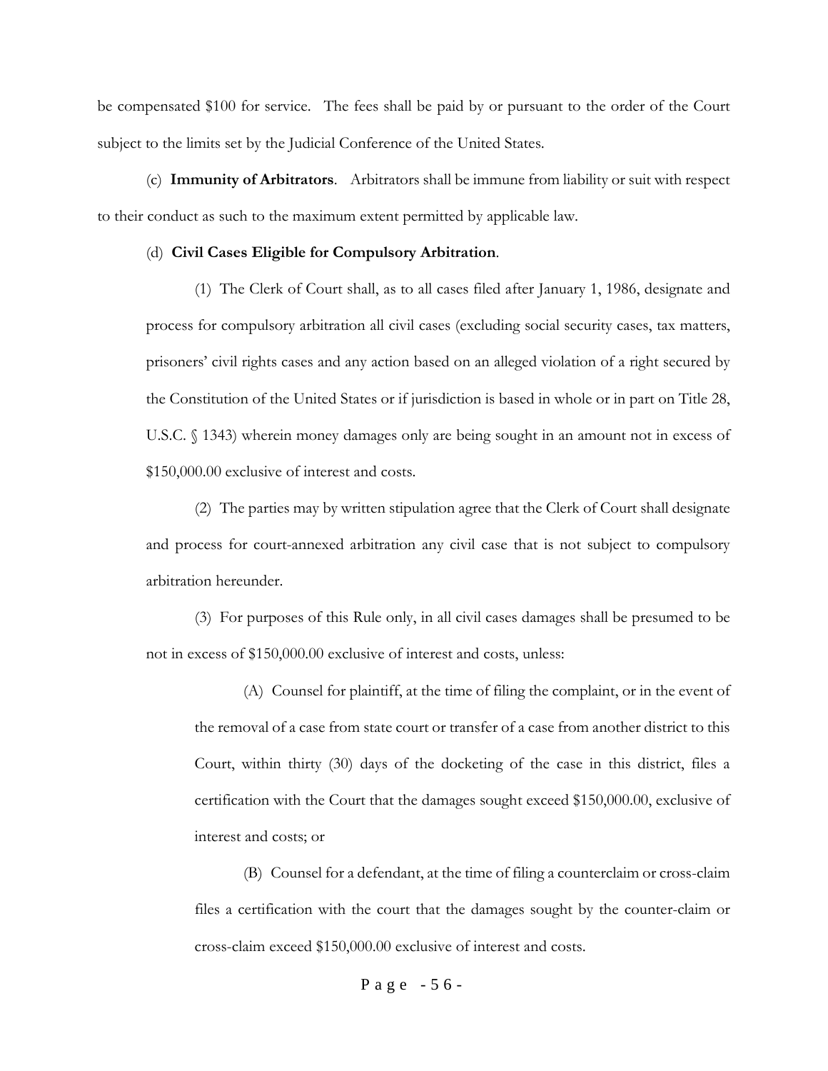be compensated $100 for service. The fees shall be paid by or pursuant to the order of the Court subject to the limits set by the Judicial Conference of the United States.

(c) **Immunity of Arbitrators**. Arbitrators shall be immune from liability or suit with respect to their conduct as such to the maximum extent permitted by applicable law.

(d) **Civil Cases Eligible for Compulsory Arbitration**.

(1) The Clerk of Court shall, as to all cases filed after January 1, 1986, designate and process for compulsory arbitration all civil cases (excluding social security cases, tax matters, prisoners' civil rights cases and any action based on an alleged violation of a right secured by the Constitution of the United States or if jurisdiction is based in whole or in part on Title 28, U.S.C. § 1343) wherein money damages only are being sought in an amount not in excess of $150,000.00 exclusive of interest and costs.

(2) The parties may by written stipulation agree that the Clerk of Court shall designate and process for court-annexed arbitration any civil case that is not subject to compulsory arbitration hereunder.

(3) For purposes of this Rule only, in all civil cases damages shall be presumed to be not in excess of $150,000.00 exclusive of interest and costs, unless:

(A) Counsel for plaintiff, at the time of filing the complaint, or in the event of the removal of a case from state court or transfer of a case from another district to this Court, within thirty (30) days of the docketing of the case in this district, files a certification with the Court that the damages sought exceed $150,000.00, exclusive of interest and costs; or

(B) Counsel for a defendant, at the time of filing a counterclaim or cross-claim files a certification with the court that the damages sought by the counter-claim or cross-claim exceed $150,000.00 exclusive of interest and costs.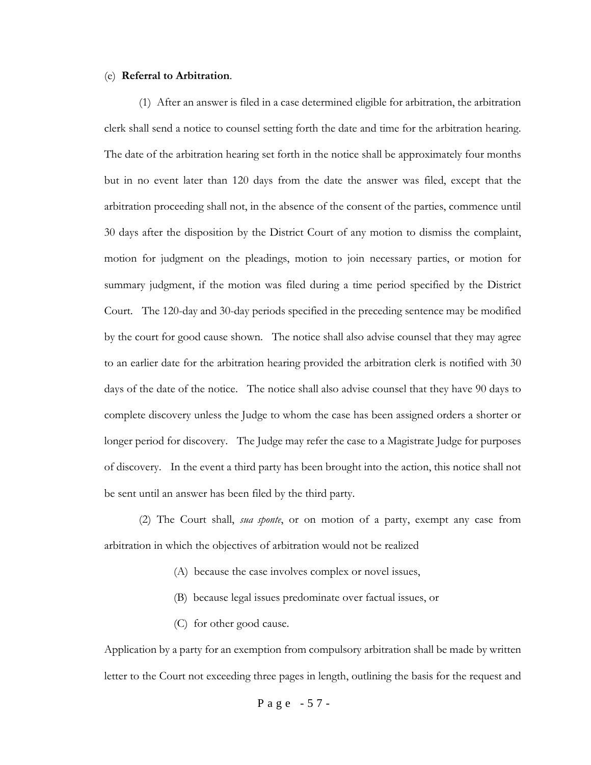(e) **Referral to Arbitration**.

(1) After an answer is filed in a case determined eligible for arbitration, the arbitration clerk shall send a notice to counsel setting forth the date and time for the arbitration hearing. The date of the arbitration hearing set forth in the notice shall be approximately four months but in no event later than 120 days from the date the answer was filed, except that the arbitration proceeding shall not, in the absence of the consent of the parties, commence until 30 days after the disposition by the District Court of any motion to dismiss the complaint, motion for judgment on the pleadings, motion to join necessary parties, or motion for summary judgment, if the motion was filed during a time period specified by the District Court. The 120-day and 30-day periods specified in the preceding sentence may be modified by the court for good cause shown. The notice shall also advise counsel that they may agree to an earlier date for the arbitration hearing provided the arbitration clerk is notified with 30 days of the date of the notice. The notice shall also advise counsel that they have 90 days to complete discovery unless the Judge to whom the case has been assigned orders a shorter or longer period for discovery. The Judge may refer the case to a Magistrate Judge for purposes of discovery. In the event a third party has been brought into the action, this notice shall not be sent until an answer has been filed by the third party.

(2) The Court shall, *sua sponte*, or on motion of a party, exempt any case from arbitration in which the objectives of arbitration would not be realized

(A) because the case involves complex or novel issues,

(B) because legal issues predominate over factual issues, or

(C) for other good cause.

Application by a party for an exemption from compulsory arbitration shall be made by written letter to the Court not exceeding three pages in length, outlining the basis for the request and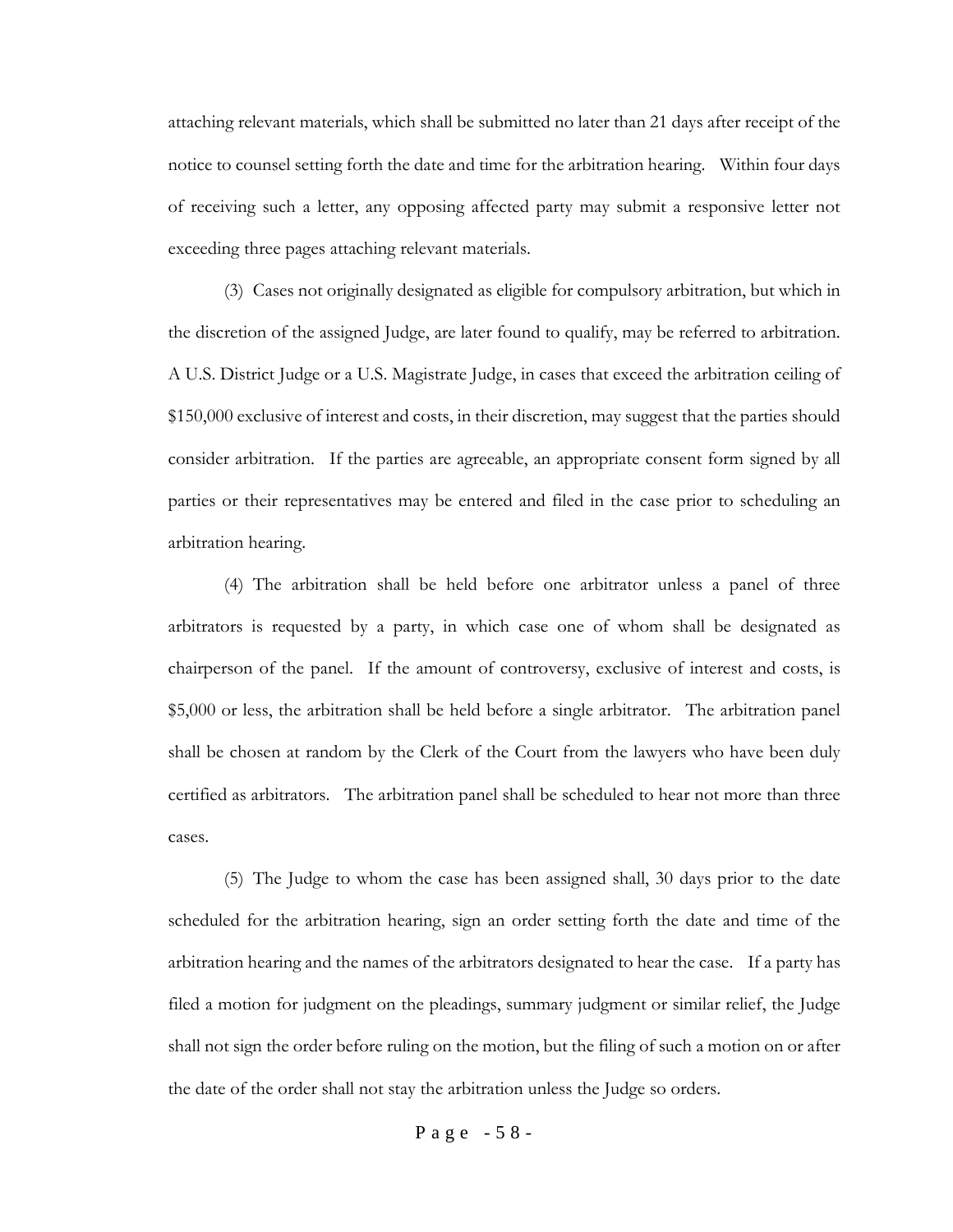attaching relevant materials, which shall be submitted no later than 21 days after receipt of the notice to counsel setting forth the date and time for the arbitration hearing. Within four days of receiving such a letter, any opposing affected party may submit a responsive letter not exceeding three pages attaching relevant materials.

(3) Cases not originally designated as eligible for compulsory arbitration, but which in the discretion of the assigned Judge, are later found to qualify, may be referred to arbitration. A U.S. District Judge or a U.S. Magistrate Judge, in cases that exceed the arbitration ceiling of $150,000 exclusive of interest and costs, in their discretion, may suggest that the parties should consider arbitration. If the parties are agreeable, an appropriate consent form signed by all parties or their representatives may be entered and filed in the case prior to scheduling an arbitration hearing.

(4) The arbitration shall be held before one arbitrator unless a panel of three arbitrators is requested by a party, in which case one of whom shall be designated as chairperson of the panel. If the amount of controversy, exclusive of interest and costs, is $5,000 or less, the arbitration shall be held before a single arbitrator. The arbitration panel shall be chosen at random by the Clerk of the Court from the lawyers who have been duly certified as arbitrators. The arbitration panel shall be scheduled to hear not more than three cases.

(5) The Judge to whom the case has been assigned shall, 30 days prior to the date scheduled for the arbitration hearing, sign an order setting forth the date and time of the arbitration hearing and the names of the arbitrators designated to hear the case. If a party has filed a motion for judgment on the pleadings, summary judgment or similar relief, the Judge shall not sign the order before ruling on the motion, but the filing of such a motion on or after the date of the order shall not stay the arbitration unless the Judge so orders.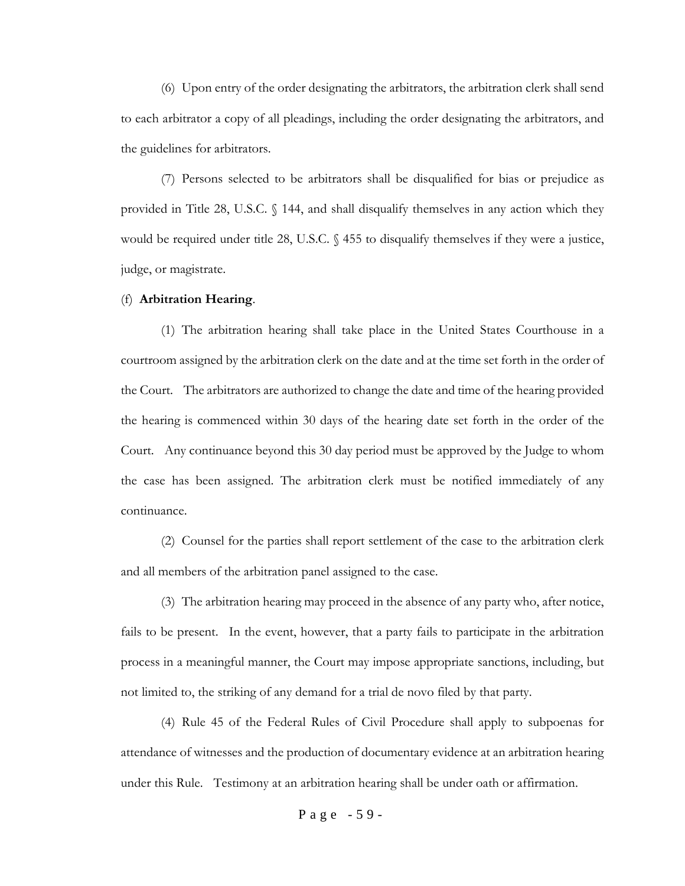(6) Upon entry of the order designating the arbitrators, the arbitration clerk shall send to each arbitrator a copy of all pleadings, including the order designating the arbitrators, and the guidelines for arbitrators.

(7) Persons selected to be arbitrators shall be disqualified for bias or prejudice as provided in Title 28, U.S.C. § 144, and shall disqualify themselves in any action which they would be required under title 28, U.S.C. § 455 to disqualify themselves if they were a justice, judge, or magistrate.

(f) **Arbitration Hearing**.

(1) The arbitration hearing shall take place in the United States Courthouse in a courtroom assigned by the arbitration clerk on the date and at the time set forth in the order of the Court. The arbitrators are authorized to change the date and time of the hearing provided the hearing is commenced within 30 days of the hearing date set forth in the order of the Court. Any continuance beyond this 30 day period must be approved by the Judge to whom the case has been assigned. The arbitration clerk must be notified immediately of any continuance.

(2) Counsel for the parties shall report settlement of the case to the arbitration clerk and all members of the arbitration panel assigned to the case.

(3) The arbitration hearing may proceed in the absence of any party who, after notice, fails to be present. In the event, however, that a party fails to participate in the arbitration process in a meaningful manner, the Court may impose appropriate sanctions, including, but not limited to, the striking of any demand for a trial de novo filed by that party.

(4) Rule 45 of the Federal Rules of Civil Procedure shall apply to subpoenas for attendance of witnesses and the production of documentary evidence at an arbitration hearing under this Rule. Testimony at an arbitration hearing shall be under oath or affirmation.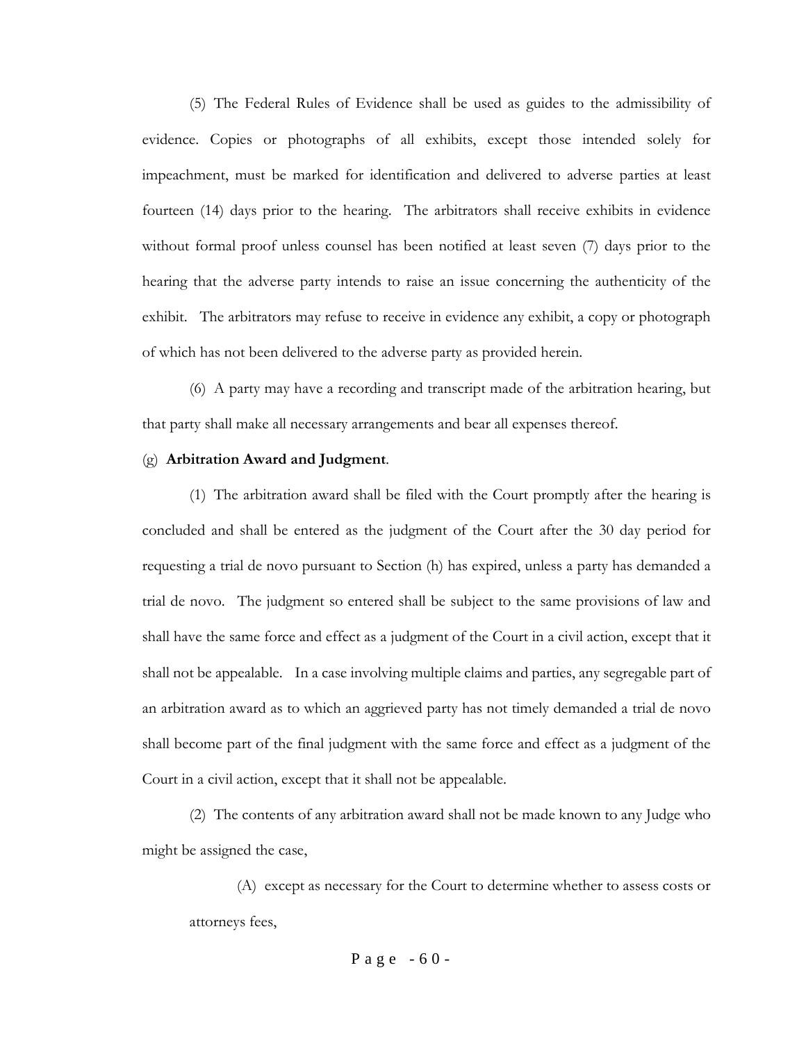(5) The Federal Rules of Evidence shall be used as guides to the admissibility of evidence. Copies or photographs of all exhibits, except those intended solely for impeachment, must be marked for identification and delivered to adverse parties at least fourteen (14) days prior to the hearing. The arbitrators shall receive exhibits in evidence without formal proof unless counsel has been notified at least seven (7) days prior to the hearing that the adverse party intends to raise an issue concerning the authenticity of the exhibit. The arbitrators may refuse to receive in evidence any exhibit, a copy or photograph of which has not been delivered to the adverse party as provided herein.

(6) A party may have a recording and transcript made of the arbitration hearing, but that party shall make all necessary arrangements and bear all expenses thereof.

(g) **Arbitration Award and Judgment**.

(1) The arbitration award shall be filed with the Court promptly after the hearing is concluded and shall be entered as the judgment of the Court after the 30 day period for requesting a trial de novo pursuant to Section (h) has expired, unless a party has demanded a trial de novo. The judgment so entered shall be subject to the same provisions of law and shall have the same force and effect as a judgment of the Court in a civil action, except that it shall not be appealable. In a case involving multiple claims and parties, any segregable part of an arbitration award as to which an aggrieved party has not timely demanded a trial de novo shall become part of the final judgment with the same force and effect as a judgment of the Court in a civil action, except that it shall not be appealable.

(2) The contents of any arbitration award shall not be made known to any Judge who might be assigned the case,

(A) except as necessary for the Court to determine whether to assess costs or attorneys fees,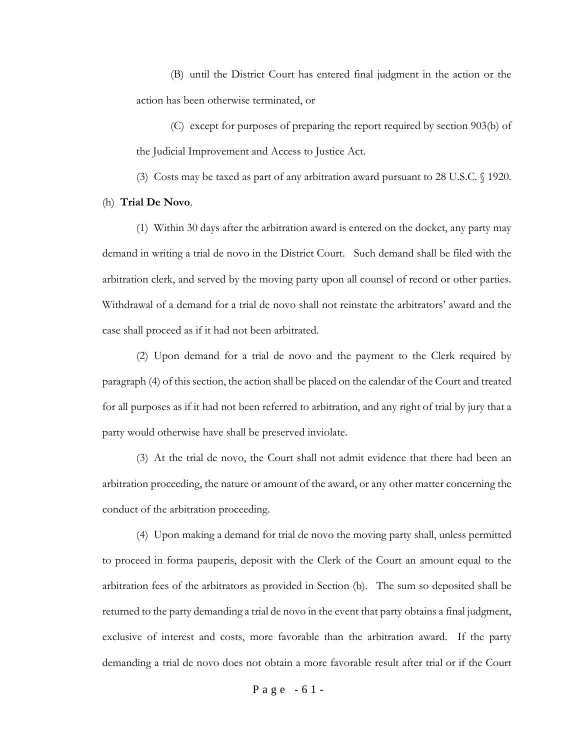(B) until the District Court has entered final judgment in the action or the action has been otherwise terminated, or

(C) except for purposes of preparing the report required by section 903(b) of the Judicial Improvement and Access to Justice Act.

(3) Costs may be taxed as part of any arbitration award pursuant to 28 U.S.C. § 1920.

(h) **Trial De Novo**.

(1) Within 30 days after the arbitration award is entered on the docket, any party may demand in writing a trial de novo in the District Court. Such demand shall be filed with the arbitration clerk, and served by the moving party upon all counsel of record or other parties. Withdrawal of a demand for a trial de novo shall not reinstate the arbitrators' award and the case shall proceed as if it had not been arbitrated.

(2) Upon demand for a trial de novo and the payment to the Clerk required by paragraph (4) of this section, the action shall be placed on the calendar of the Court and treated for all purposes as if it had not been referred to arbitration, and any right of trial by jury that a party would otherwise have shall be preserved inviolate.

(3) At the trial de novo, the Court shall not admit evidence that there had been an arbitration proceeding, the nature or amount of the award, or any other matter concerning the conduct of the arbitration proceeding.

(4) Upon making a demand for trial de novo the moving party shall, unless permitted to proceed in forma pauperis, deposit with the Clerk of the Court an amount equal to the arbitration fees of the arbitrators as provided in Section (b). The sum so deposited shall be returned to the party demanding a trial de novo in the event that party obtains a final judgment, exclusive of interest and costs, more favorable than the arbitration award. If the party demanding a trial de novo does not obtain a more favorable result after trial or if the Court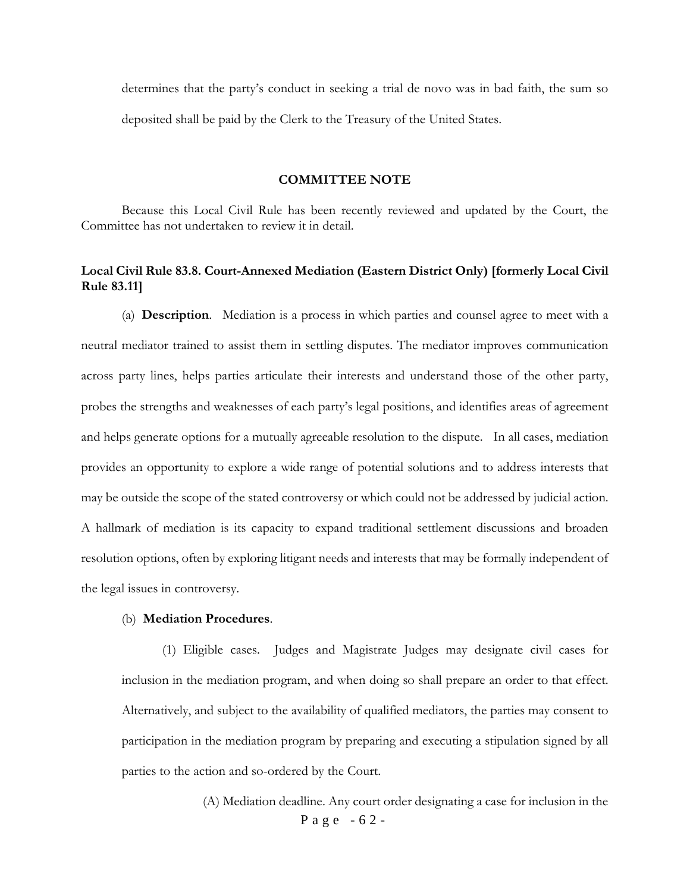determines that the party's conduct in seeking a trial de novo was in bad faith, the sum so deposited shall be paid by the Clerk to the Treasury of the United States.

**COMMITTEE NOTE**

Because this Local Civil Rule has been recently reviewed and updated by the Court, the Committee has not undertaken to review it in detail.

**Local Civil Rule 83.8. Court-Annexed Mediation (Eastern District Only) [formerly Local Civil Rule 83.11]**

(a) **Description**. Mediation is a process in which parties and counsel agree to meet with a neutral mediator trained to assist them in settling disputes. The mediator improves communication across party lines, helps parties articulate their interests and understand those of the other party, probes the strengths and weaknesses of each party's legal positions, and identifies areas of agreement and helps generate options for a mutually agreeable resolution to the dispute. In all cases, mediation provides an opportunity to explore a wide range of potential solutions and to address interests that may be outside the scope of the stated controversy or which could not be addressed by judicial action. A hallmark of mediation is its capacity to expand traditional settlement discussions and broaden resolution options, often by exploring litigant needs and interests that may be formally independent of the legal issues in controversy.

(b) **Mediation Procedures**.

(1) Eligible cases. Judges and Magistrate Judges may designate civil cases for inclusion in the mediation program, and when doing so shall prepare an order to that effect. Alternatively, and subject to the availability of qualified mediators, the parties may consent to participation in the mediation program by preparing and executing a stipulation signed by all parties to the action and so-ordered by the Court.

(A) Mediation deadline. Any court order designating a case for inclusion in the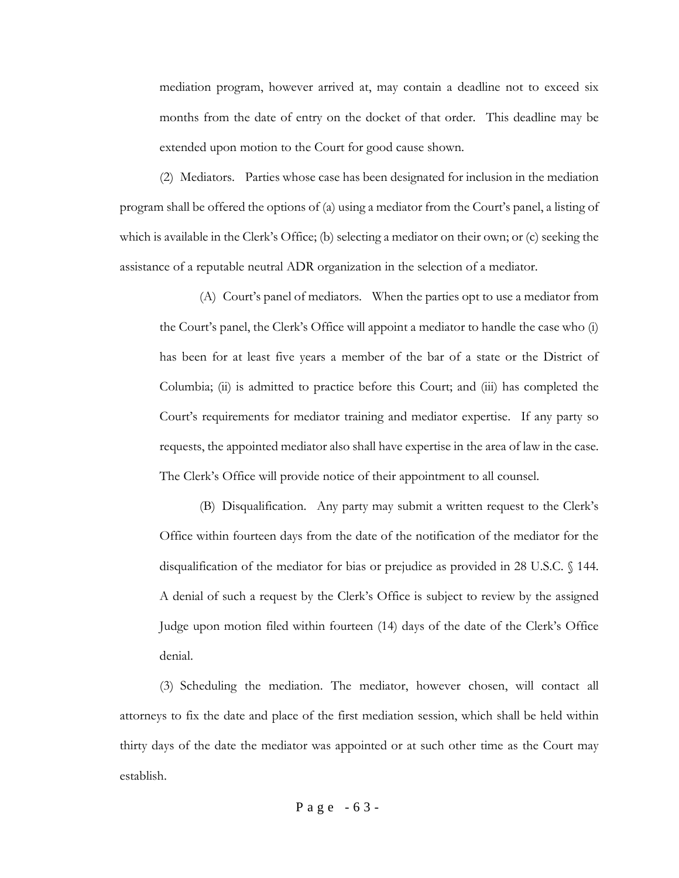mediation program, however arrived at, may contain a deadline not to exceed six months from the date of entry on the docket of that order. This deadline may be extended upon motion to the Court for good cause shown.

(2) Mediators. Parties whose case has been designated for inclusion in the mediation program shall be offered the options of (a) using a mediator from the Court's panel, a listing of which is available in the Clerk's Office; (b) selecting a mediator on their own; or (c) seeking the assistance of a reputable neutral ADR organization in the selection of a mediator.

(A) Court's panel of mediators. When the parties opt to use a mediator from the Court's panel, the Clerk's Office will appoint a mediator to handle the case who (i) has been for at least five years a member of the bar of a state or the District of Columbia; (ii) is admitted to practice before this Court; and (iii) has completed the Court's requirements for mediator training and mediator expertise. If any party so requests, the appointed mediator also shall have expertise in the area of law in the case. The Clerk's Office will provide notice of their appointment to all counsel.

(B) Disqualification. Any party may submit a written request to the Clerk's Office within fourteen days from the date of the notification of the mediator for the disqualification of the mediator for bias or prejudice as provided in 28 U.S.C. § 144. A denial of such a request by the Clerk's Office is subject to review by the assigned Judge upon motion filed within fourteen (14) days of the date of the Clerk's Office denial.

(3) Scheduling the mediation. The mediator, however chosen, will contact all attorneys to fix the date and place of the first mediation session, which shall be held within thirty days of the date the mediator was appointed or at such other time as the Court may establish.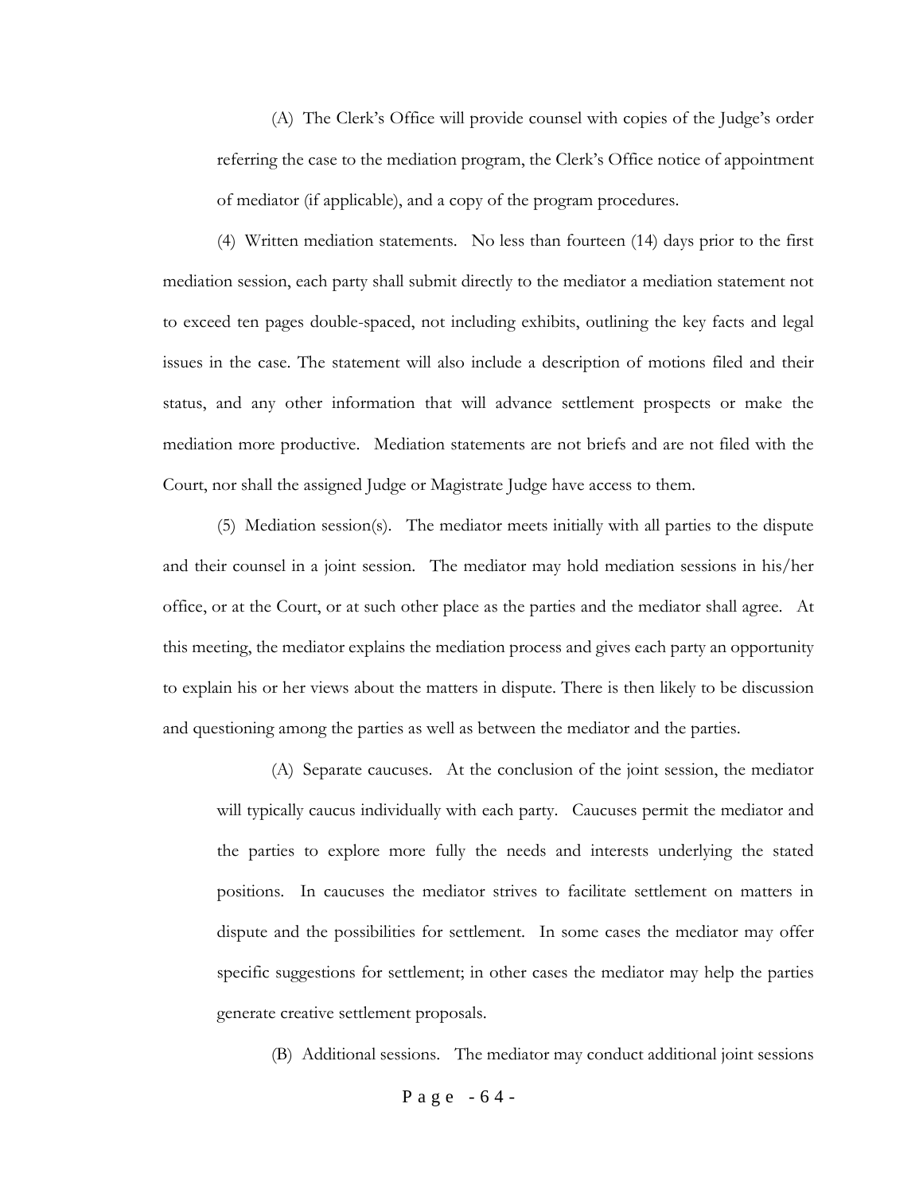(A) The Clerk's Office will provide counsel with copies of the Judge's order referring the case to the mediation program, the Clerk's Office notice of appointment of mediator (if applicable), and a copy of the program procedures.

(4) Written mediation statements. No less than fourteen (14) days prior to the first mediation session, each party shall submit directly to the mediator a mediation statement not to exceed ten pages double-spaced, not including exhibits, outlining the key facts and legal issues in the case. The statement will also include a description of motions filed and their status, and any other information that will advance settlement prospects or make the mediation more productive. Mediation statements are not briefs and are not filed with the Court, nor shall the assigned Judge or Magistrate Judge have access to them.

(5) Mediation session(s). The mediator meets initially with all parties to the dispute and their counsel in a joint session. The mediator may hold mediation sessions in his/her office, or at the Court, or at such other place as the parties and the mediator shall agree. At this meeting, the mediator explains the mediation process and gives each party an opportunity to explain his or her views about the matters in dispute. There is then likely to be discussion and questioning among the parties as well as between the mediator and the parties.

(A) Separate caucuses. At the conclusion of the joint session, the mediator will typically caucus individually with each party. Caucuses permit the mediator and the parties to explore more fully the needs and interests underlying the stated positions. In caucuses the mediator strives to facilitate settlement on matters in dispute and the possibilities for settlement. In some cases the mediator may offer specific suggestions for settlement; in other cases the mediator may help the parties generate creative settlement proposals.

(B) Additional sessions. The mediator may conduct additional joint sessions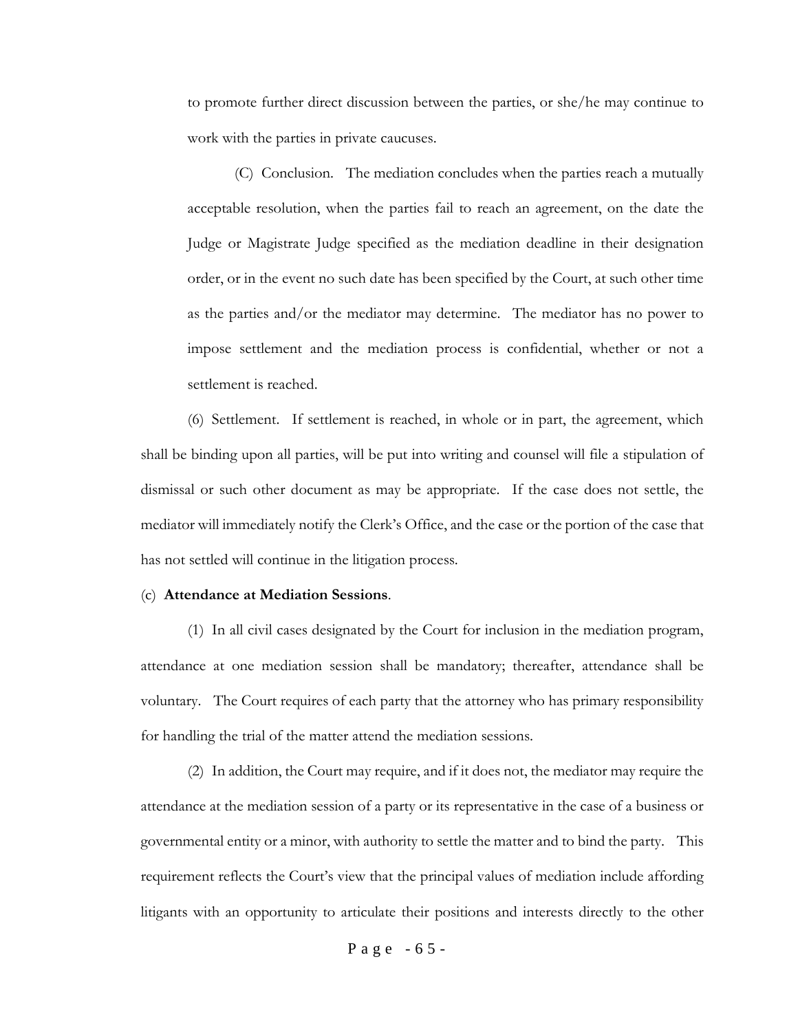to promote further direct discussion between the parties, or she/he may continue to work with the parties in private caucuses.

(C) Conclusion. The mediation concludes when the parties reach a mutually acceptable resolution, when the parties fail to reach an agreement, on the date the Judge or Magistrate Judge specified as the mediation deadline in their designation order, or in the event no such date has been specified by the Court, at such other time as the parties and/or the mediator may determine. The mediator has no power to impose settlement and the mediation process is confidential, whether or not a settlement is reached.

(6) Settlement. If settlement is reached, in whole or in part, the agreement, which shall be binding upon all parties, will be put into writing and counsel will file a stipulation of dismissal or such other document as may be appropriate. If the case does not settle, the mediator will immediately notify the Clerk's Office, and the case or the portion of the case that has not settled will continue in the litigation process.

(c) **Attendance at Mediation Sessions**.

(1) In all civil cases designated by the Court for inclusion in the mediation program, attendance at one mediation session shall be mandatory; thereafter, attendance shall be voluntary. The Court requires of each party that the attorney who has primary responsibility for handling the trial of the matter attend the mediation sessions.

(2) In addition, the Court may require, and if it does not, the mediator may require the attendance at the mediation session of a party or its representative in the case of a business or governmental entity or a minor, with authority to settle the matter and to bind the party. This requirement reflects the Court's view that the principal values of mediation include affording litigants with an opportunity to articulate their positions and interests directly to the other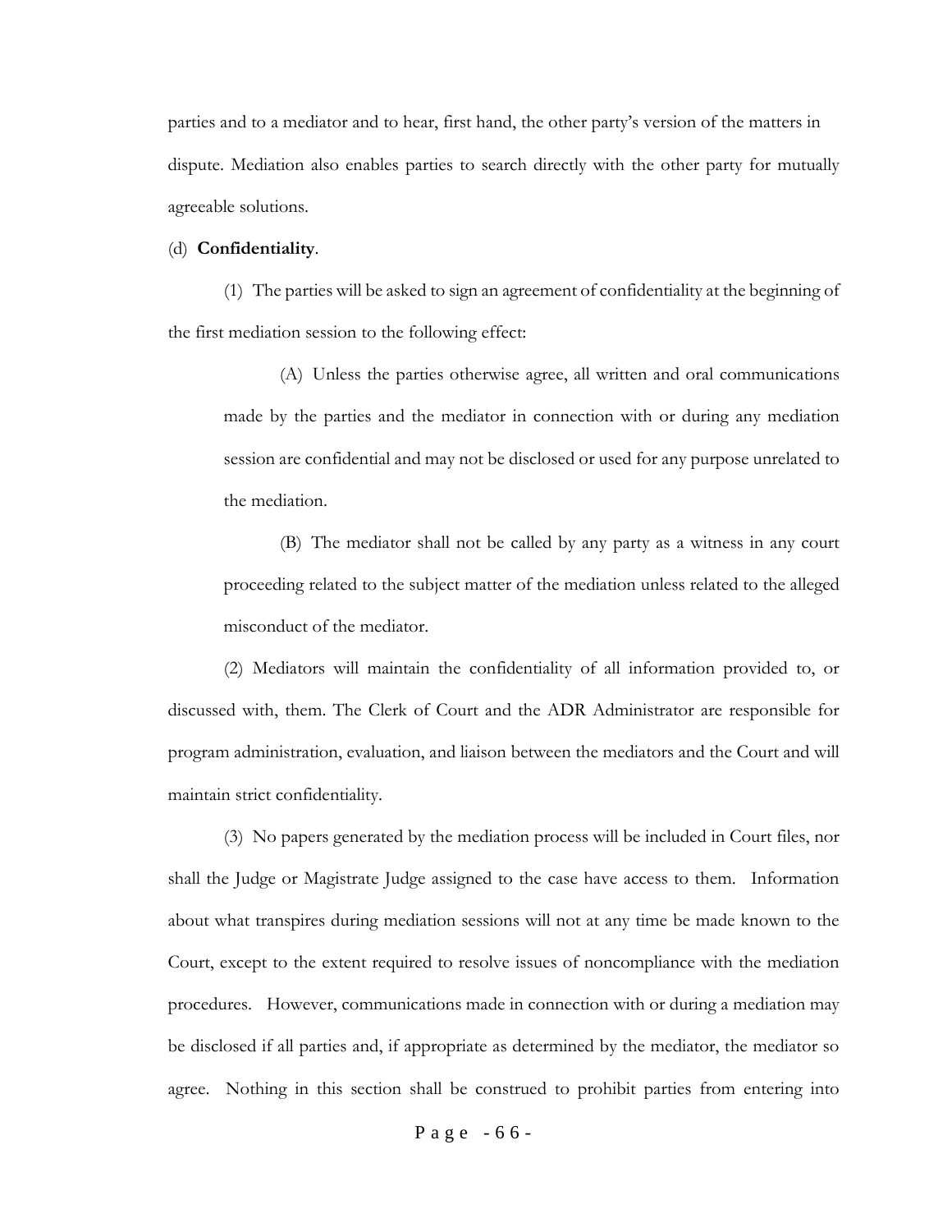parties and to a mediator and to hear, first hand, the other party's version of the matters in dispute. Mediation also enables parties to search directly with the other party for mutually agreeable solutions.

(d) **Confidentiality**.

(1) The parties will be asked to sign an agreement of confidentiality at the beginning of the first mediation session to the following effect:

(A) Unless the parties otherwise agree, all written and oral communications made by the parties and the mediator in connection with or during any mediation session are confidential and may not be disclosed or used for any purpose unrelated to the mediation.

(B) The mediator shall not be called by any party as a witness in any court proceeding related to the subject matter of the mediation unless related to the alleged misconduct of the mediator.

(2) Mediators will maintain the confidentiality of all information provided to, or discussed with, them. The Clerk of Court and the ADR Administrator are responsible for program administration, evaluation, and liaison between the mediators and the Court and will maintain strict confidentiality.

(3) No papers generated by the mediation process will be included in Court files, nor shall the Judge or Magistrate Judge assigned to the case have access to them. Information about what transpires during mediation sessions will not at any time be made known to the Court, except to the extent required to resolve issues of noncompliance with the mediation procedures. However, communications made in connection with or during a mediation may be disclosed if all parties and, if appropriate as determined by the mediator, the mediator so agree. Nothing in this section shall be construed to prohibit parties from entering into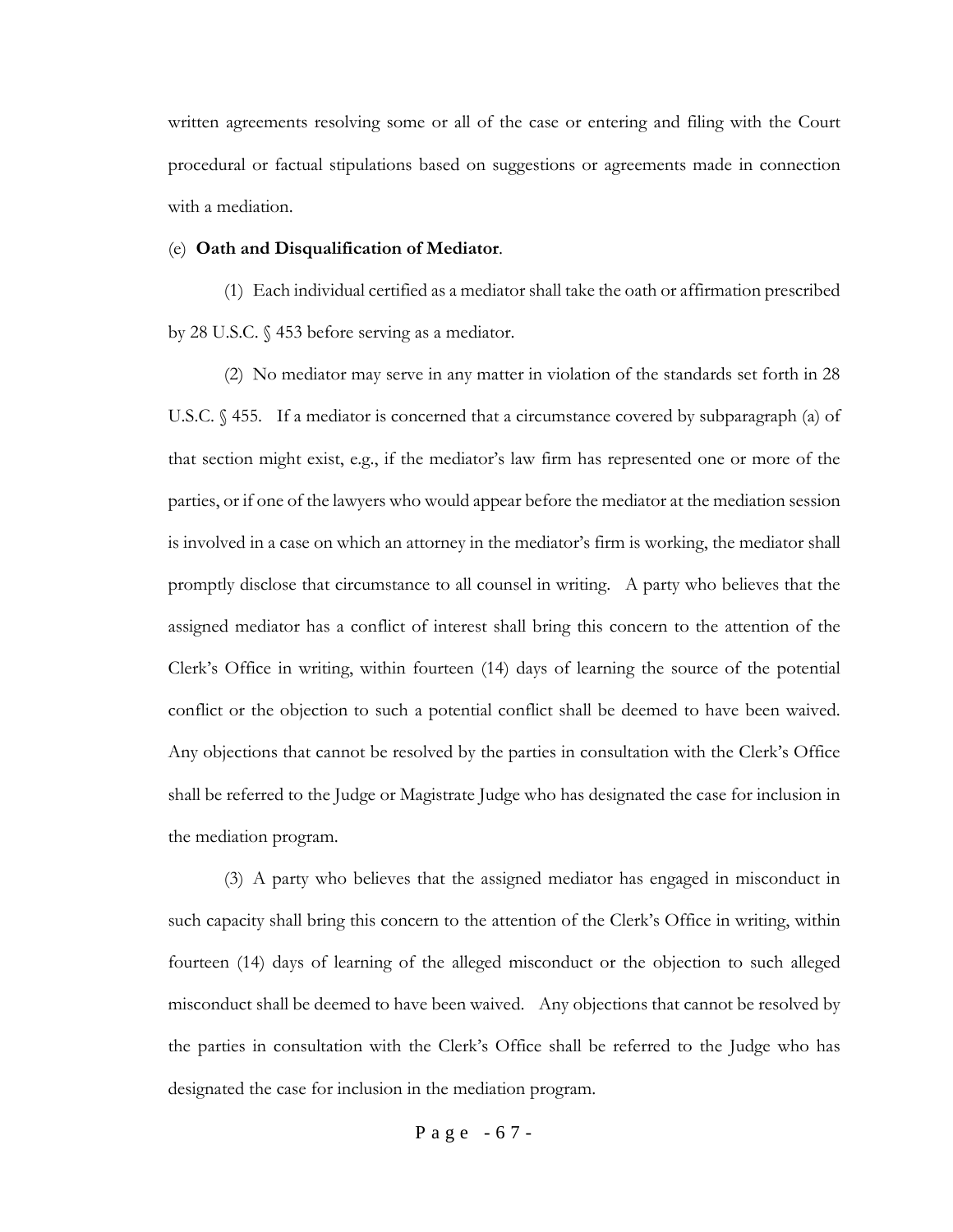written agreements resolving some or all of the case or entering and filing with the Court procedural or factual stipulations based on suggestions or agreements made in connection with a mediation.

(e) **Oath and Disqualification of Mediator**.

(1) Each individual certified as a mediator shall take the oath or affirmation prescribed by 28 U.S.C. § 453 before serving as a mediator.

(2) No mediator may serve in any matter in violation of the standards set forth in 28 U.S.C. § 455. If a mediator is concerned that a circumstance covered by subparagraph (a) of that section might exist, e.g., if the mediator's law firm has represented one or more of the parties, or if one of the lawyers who would appear before the mediator at the mediation session is involved in a case on which an attorney in the mediator's firm is working, the mediator shall promptly disclose that circumstance to all counsel in writing. A party who believes that the assigned mediator has a conflict of interest shall bring this concern to the attention of the Clerk's Office in writing, within fourteen (14) days of learning the source of the potential conflict or the objection to such a potential conflict shall be deemed to have been waived. Any objections that cannot be resolved by the parties in consultation with the Clerk's Office shall be referred to the Judge or Magistrate Judge who has designated the case for inclusion in the mediation program.

(3) A party who believes that the assigned mediator has engaged in misconduct in such capacity shall bring this concern to the attention of the Clerk's Office in writing, within fourteen (14) days of learning of the alleged misconduct or the objection to such alleged misconduct shall be deemed to have been waived. Any objections that cannot be resolved by the parties in consultation with the Clerk's Office shall be referred to the Judge who has designated the case for inclusion in the mediation program.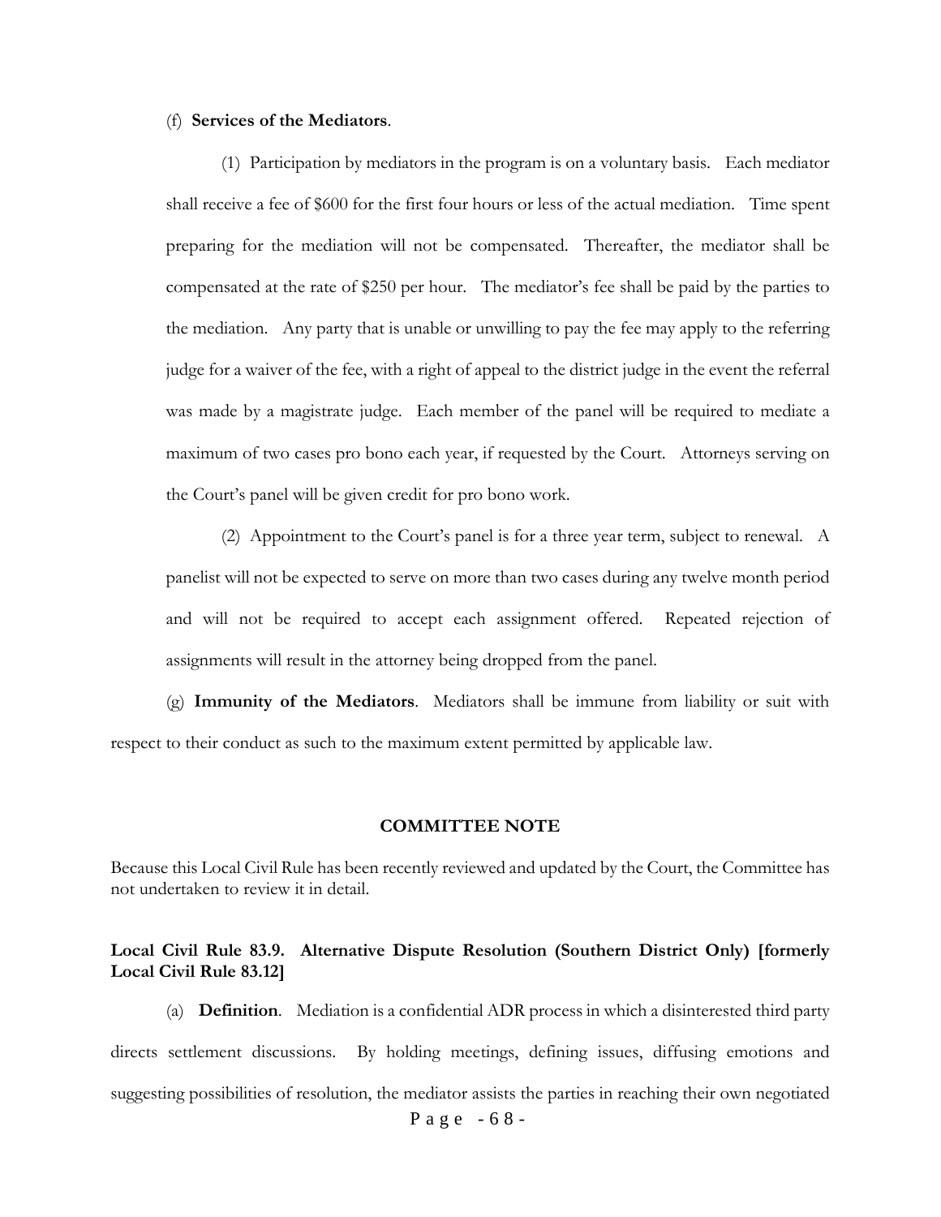(f) **Services of the Mediators**.

(1) Participation by mediators in the program is on a voluntary basis. Each mediator shall receive a fee of $600 for the first four hours or less of the actual mediation. Time spent preparing for the mediation will not be compensated. Thereafter, the mediator shall be compensated at the rate of $250 per hour. The mediator's fee shall be paid by the parties to the mediation. Any party that is unable or unwilling to pay the fee may apply to the referring judge for a waiver of the fee, with a right of appeal to the district judge in the event the referral was made by a magistrate judge. Each member of the panel will be required to mediate a maximum of two cases pro bono each year, if requested by the Court. Attorneys serving on the Court's panel will be given credit for pro bono work.

(2) Appointment to the Court's panel is for a three year term, subject to renewal. A panelist will not be expected to serve on more than two cases during any twelve month period and will not be required to accept each assignment offered. Repeated rejection of assignments will result in the attorney being dropped from the panel.

(g) **Immunity of the Mediators**. Mediators shall be immune from liability or suit with respect to their conduct as such to the maximum extent permitted by applicable law.

### COMMITTEE NOTE

Because this Local Civil Rule has been recently reviewed and updated by the Court, the Committee has not undertaken to review it in detail.

### Local Civil Rule 83.9. Alternative Dispute Resolution (Southern District Only) [formerly Local Civil Rule 83.12]

(a) **Definition**. Mediation is a confidential ADR process in which a disinterested third party directs settlement discussions. By holding meetings, defining issues, diffusing emotions and suggesting possibilities of resolution, the mediator assists the parties in reaching their own negotiated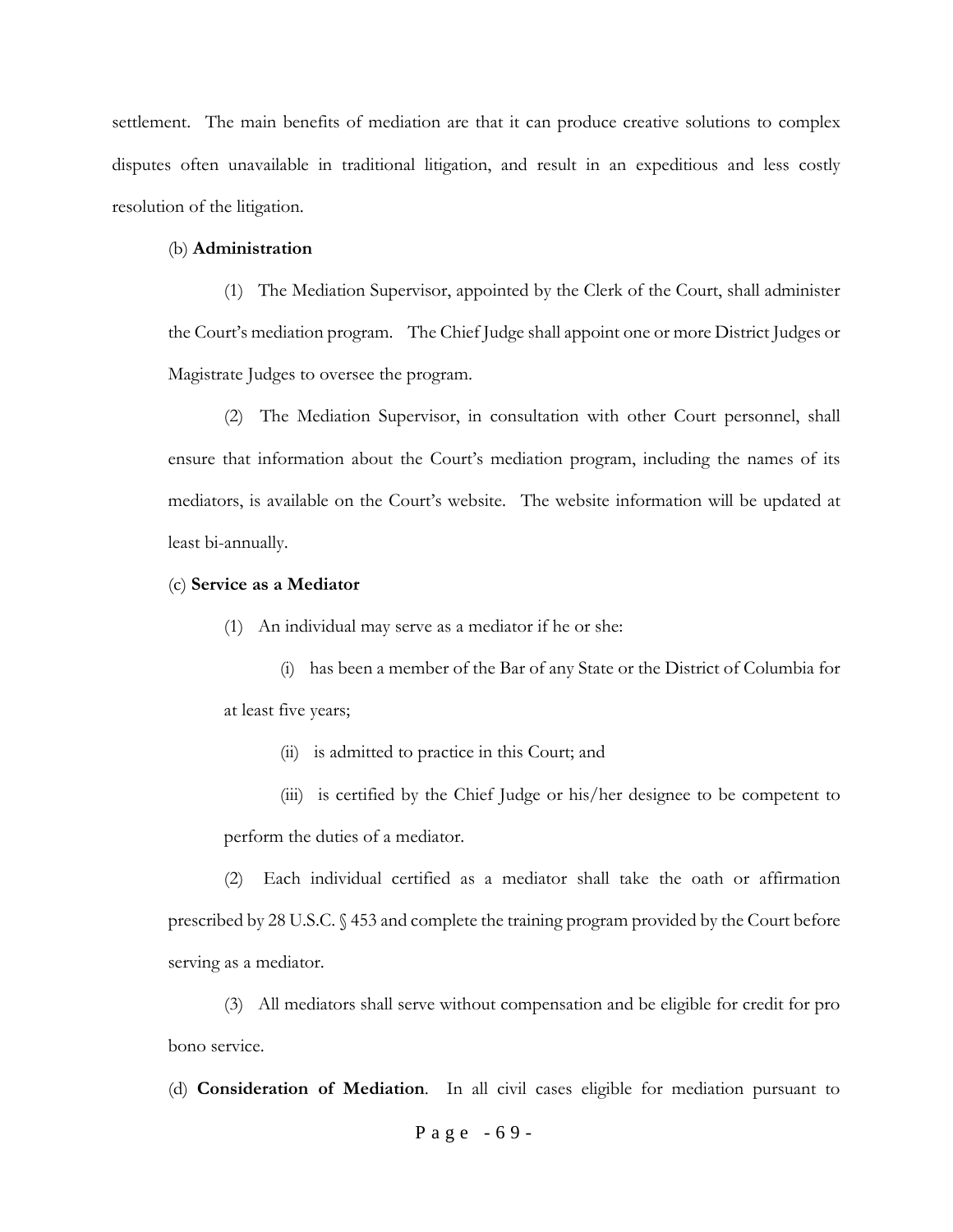settlement. The main benefits of mediation are that it can produce creative solutions to complex disputes often unavailable in traditional litigation, and result in an expeditious and less costly resolution of the litigation.

(b) **Administration**

(1) The Mediation Supervisor, appointed by the Clerk of the Court, shall administer the Court's mediation program. The Chief Judge shall appoint one or more District Judges or Magistrate Judges to oversee the program.

(2) The Mediation Supervisor, in consultation with other Court personnel, shall ensure that information about the Court's mediation program, including the names of its mediators, is available on the Court's website. The website information will be updated at least bi-annually.

(c) **Service as a Mediator**

(1) An individual may serve as a mediator if he or she:

(i) has been a member of the Bar of any State or the District of Columbia for at least five years;

(ii) is admitted to practice in this Court; and

(iii) is certified by the Chief Judge or his/her designee to be competent to perform the duties of a mediator.

(2) Each individual certified as a mediator shall take the oath or affirmation prescribed by 28 U.S.C. § 453 and complete the training program provided by the Court before serving as a mediator.

(3) All mediators shall serve without compensation and be eligible for credit for pro bono service.

(d) **Consideration of Mediation**. In all civil cases eligible for mediation pursuant to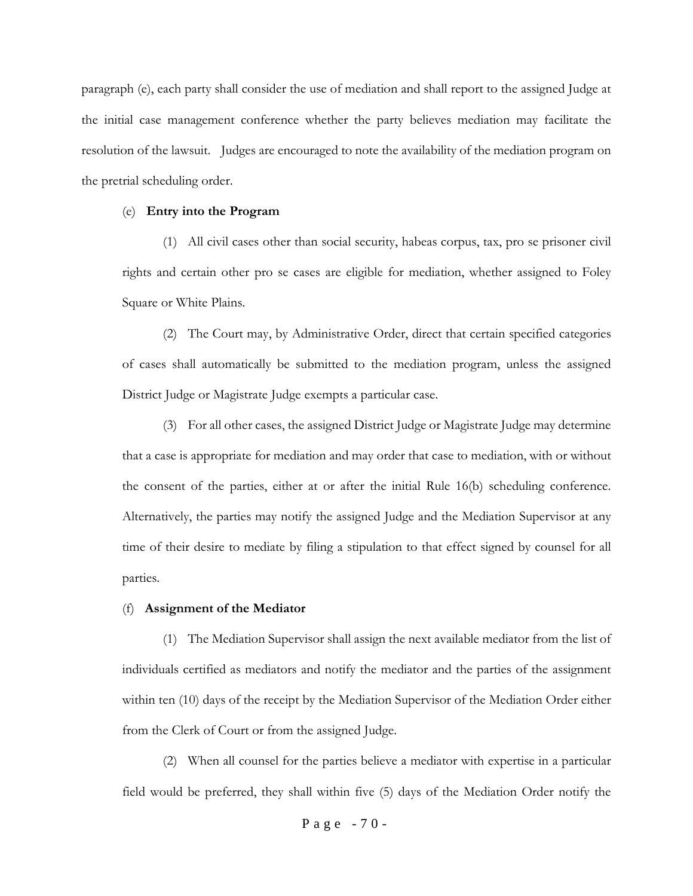paragraph (e), each party shall consider the use of mediation and shall report to the assigned Judge at the initial case management conference whether the party believes mediation may facilitate the resolution of the lawsuit. Judges are encouraged to note the availability of the mediation program on the pretrial scheduling order.

(e) **Entry into the Program**

(1) All civil cases other than social security, habeas corpus, tax, pro se prisoner civil rights and certain other pro se cases are eligible for mediation, whether assigned to Foley Square or White Plains.

(2) The Court may, by Administrative Order, direct that certain specified categories of cases shall automatically be submitted to the mediation program, unless the assigned District Judge or Magistrate Judge exempts a particular case.

(3) For all other cases, the assigned District Judge or Magistrate Judge may determine that a case is appropriate for mediation and may order that case to mediation, with or without the consent of the parties, either at or after the initial Rule 16(b) scheduling conference. Alternatively, the parties may notify the assigned Judge and the Mediation Supervisor at any time of their desire to mediate by filing a stipulation to that effect signed by counsel for all parties.

(f) **Assignment of the Mediator**

(1) The Mediation Supervisor shall assign the next available mediator from the list of individuals certified as mediators and notify the mediator and the parties of the assignment within ten (10) days of the receipt by the Mediation Supervisor of the Mediation Order either from the Clerk of Court or from the assigned Judge.

(2) When all counsel for the parties believe a mediator with expertise in a particular field would be preferred, they shall within five (5) days of the Mediation Order notify the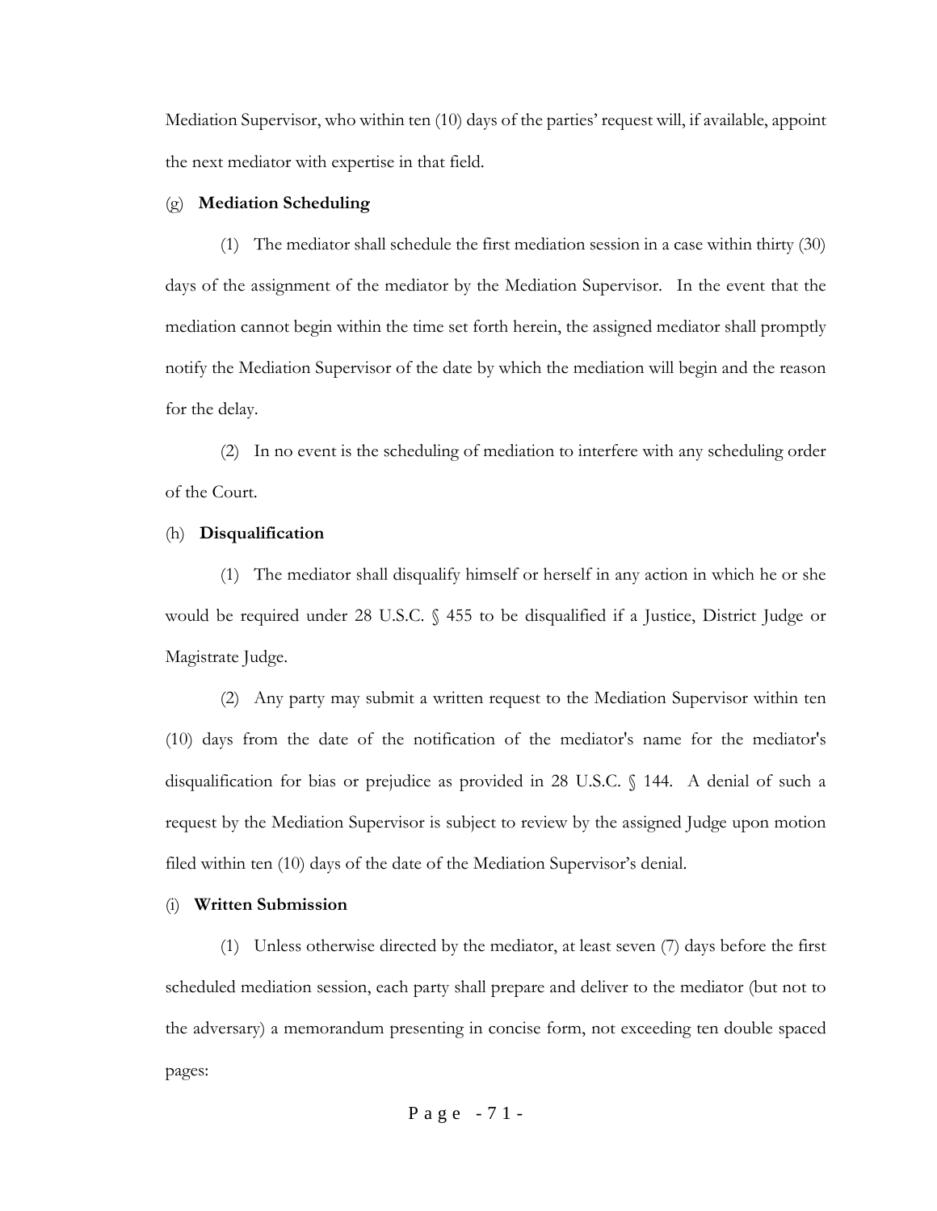Mediation Supervisor, who within ten (10) days of the parties' request will, if available, appoint the next mediator with expertise in that field.

(g) **Mediation Scheduling**

(1) The mediator shall schedule the first mediation session in a case within thirty (30) days of the assignment of the mediator by the Mediation Supervisor. In the event that the mediation cannot begin within the time set forth herein, the assigned mediator shall promptly notify the Mediation Supervisor of the date by which the mediation will begin and the reason for the delay.

(2) In no event is the scheduling of mediation to interfere with any scheduling order of the Court.

(h) **Disqualification**

(1) The mediator shall disqualify himself or herself in any action in which he or she would be required under 28 U.S.C. § 455 to be disqualified if a Justice, District Judge or Magistrate Judge.

(2) Any party may submit a written request to the Mediation Supervisor within ten (10) days from the date of the notification of the mediator's name for the mediator's disqualification for bias or prejudice as provided in 28 U.S.C. § 144. A denial of such a request by the Mediation Supervisor is subject to review by the assigned Judge upon motion filed within ten (10) days of the date of the Mediation Supervisor's denial.

(i) **Written Submission**

(1) Unless otherwise directed by the mediator, at least seven (7) days before the first scheduled mediation session, each party shall prepare and deliver to the mediator (but not to the adversary) a memorandum presenting in concise form, not exceeding ten double spaced pages: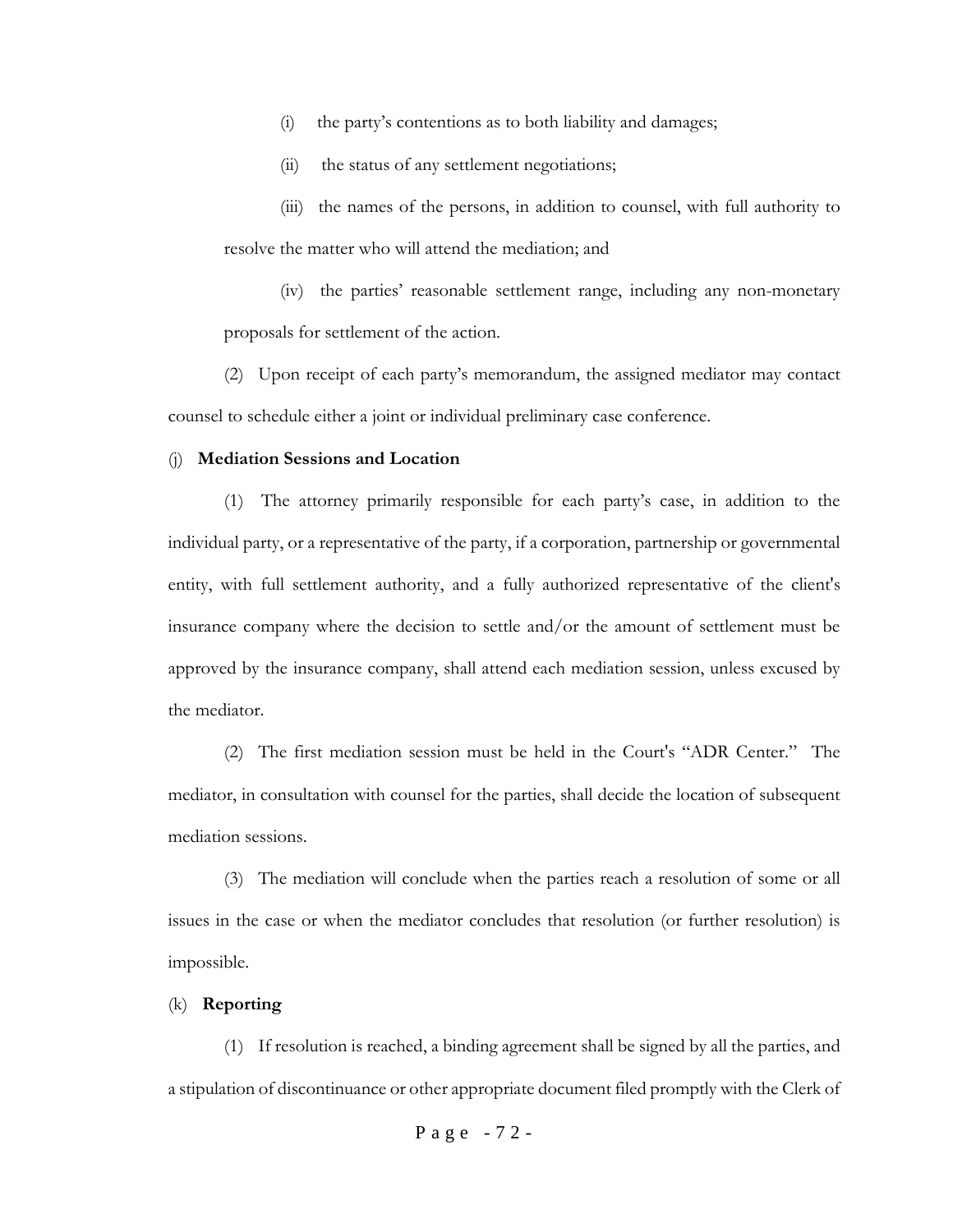(i) the party's contentions as to both liability and damages;

(ii) the status of any settlement negotiations;

(iii) the names of the persons, in addition to counsel, with full authority to resolve the matter who will attend the mediation; and

(iv) the parties' reasonable settlement range, including any non-monetary proposals for settlement of the action.

(2) Upon receipt of each party's memorandum, the assigned mediator may contact counsel to schedule either a joint or individual preliminary case conference.

(j) **Mediation Sessions and Location**

(1) The attorney primarily responsible for each party's case, in addition to the individual party, or a representative of the party, if a corporation, partnership or governmental entity, with full settlement authority, and a fully authorized representative of the client's insurance company where the decision to settle and/or the amount of settlement must be approved by the insurance company, shall attend each mediation session, unless excused by the mediator.

(2) The first mediation session must be held in the Court's "ADR Center." The mediator, in consultation with counsel for the parties, shall decide the location of subsequent mediation sessions.

(3) The mediation will conclude when the parties reach a resolution of some or all issues in the case or when the mediator concludes that resolution (or further resolution) is impossible.

(k) **Reporting**

(1) If resolution is reached, a binding agreement shall be signed by all the parties, and a stipulation of discontinuance or other appropriate document filed promptly with the Clerk of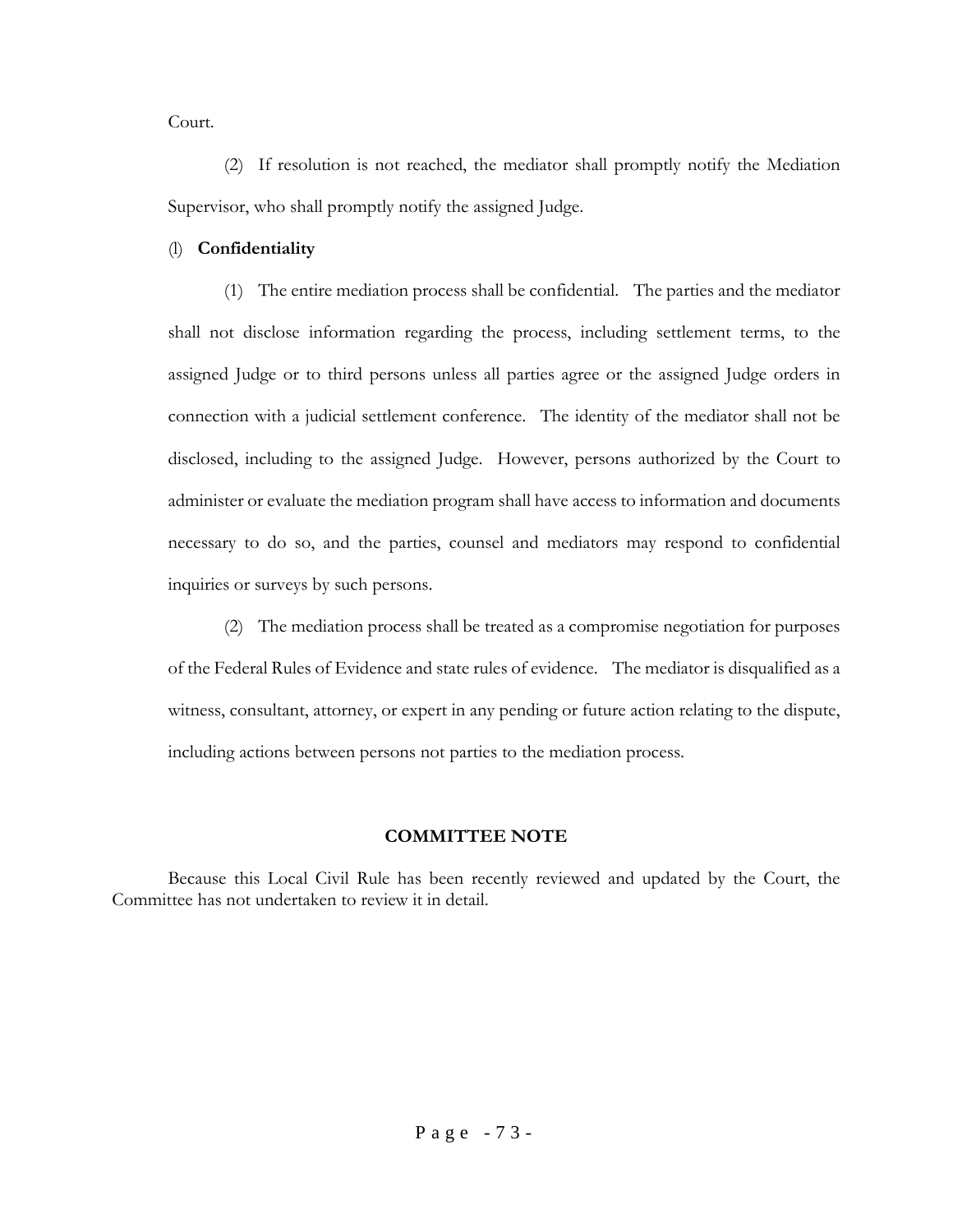Court.

(2) If resolution is not reached, the mediator shall promptly notify the Mediation Supervisor, who shall promptly notify the assigned Judge.

(l) **Confidentiality**

(1) The entire mediation process shall be confidential. The parties and the mediator shall not disclose information regarding the process, including settlement terms, to the assigned Judge or to third persons unless all parties agree or the assigned Judge orders in connection with a judicial settlement conference. The identity of the mediator shall not be disclosed, including to the assigned Judge. However, persons authorized by the Court to administer or evaluate the mediation program shall have access to information and documents necessary to do so, and the parties, counsel and mediators may respond to confidential inquiries or surveys by such persons.

(2) The mediation process shall be treated as a compromise negotiation for purposes of the Federal Rules of Evidence and state rules of evidence. The mediator is disqualified as a witness, consultant, attorney, or expert in any pending or future action relating to the dispute, including actions between persons not parties to the mediation process.

**COMMITTEE NOTE**

Because this Local Civil Rule has been recently reviewed and updated by the Court, the Committee has not undertaken to review it in detail.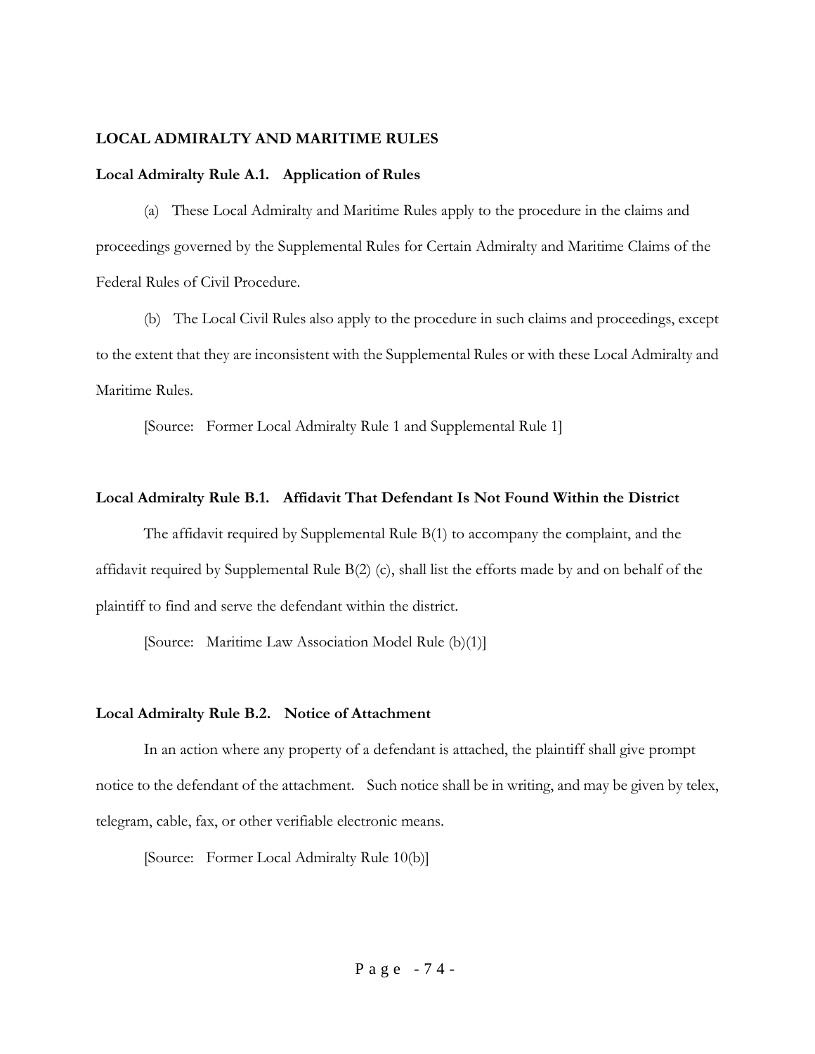## LOCAL ADMIRALTY AND MARITIME RULES

### Local Admiralty Rule A.1. Application of Rules

(a) These Local Admiralty and Maritime Rules apply to the procedure in the claims and proceedings governed by the Supplemental Rules for Certain Admiralty and Maritime Claims of the Federal Rules of Civil Procedure.

(b) The Local Civil Rules also apply to the procedure in such claims and proceedings, except to the extent that they are inconsistent with the Supplemental Rules or with these Local Admiralty and Maritime Rules.

[Source: Former Local Admiralty Rule 1 and Supplemental Rule 1]

### Local Admiralty Rule B.1. Affidavit That Defendant Is Not Found Within the District

The affidavit required by Supplemental Rule B(1) to accompany the complaint, and the affidavit required by Supplemental Rule B(2) (c), shall list the efforts made by and on behalf of the plaintiff to find and serve the defendant within the district.

[Source: Maritime Law Association Model Rule (b)(1)]

### Local Admiralty Rule B.2. Notice of Attachment

In an action where any property of a defendant is attached, the plaintiff shall give prompt notice to the defendant of the attachment. Such notice shall be in writing, and may be given by telex, telegram, cable, fax, or other verifiable electronic means.

[Source: Former Local Admiralty Rule 10(b)]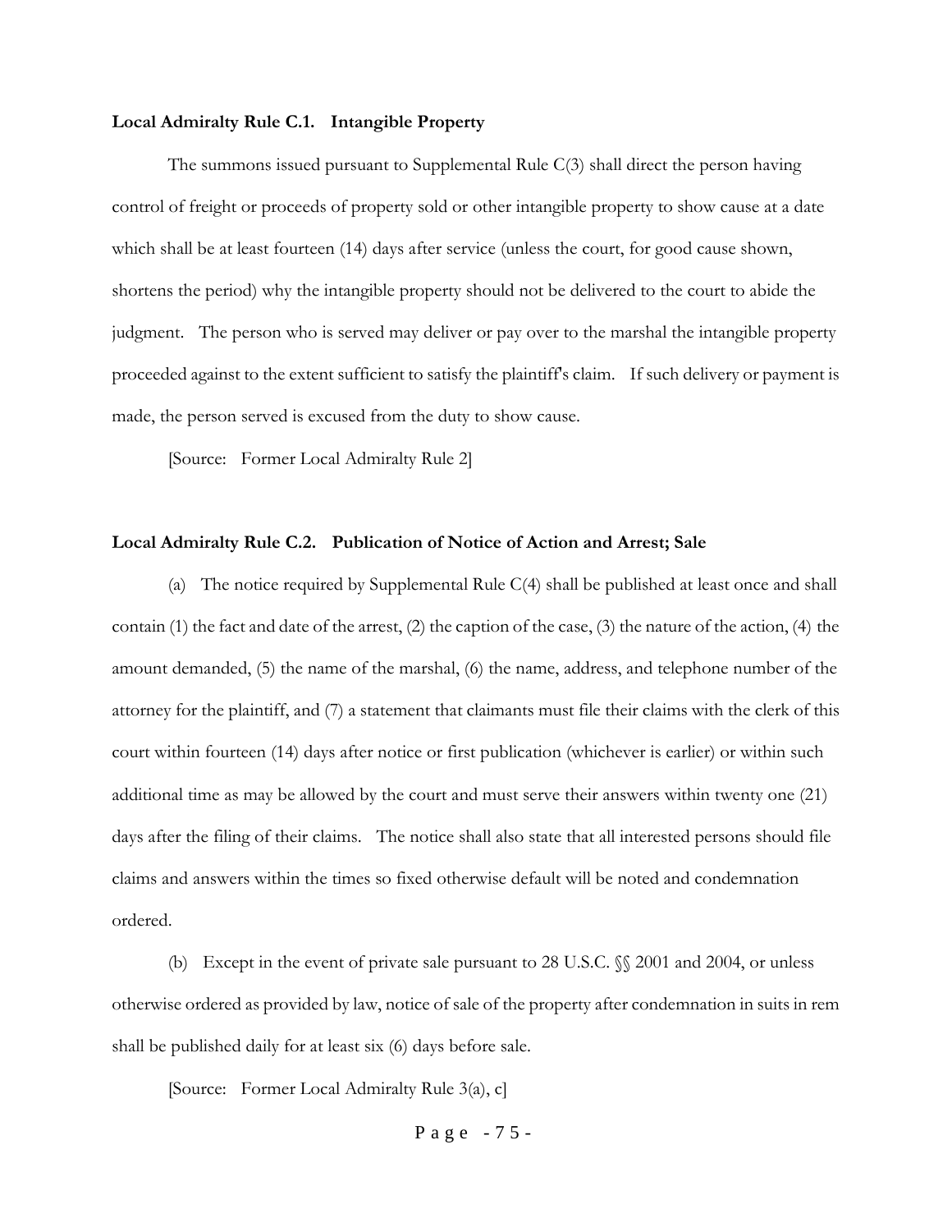**Local Admiralty Rule C.1. Intangible Property**

The summons issued pursuant to Supplemental Rule C(3) shall direct the person having control of freight or proceeds of property sold or other intangible property to show cause at a date which shall be at least fourteen (14) days after service (unless the court, for good cause shown, shortens the period) why the intangible property should not be delivered to the court to abide the judgment. The person who is served may deliver or pay over to the marshal the intangible property proceeded against to the extent sufficient to satisfy the plaintiff's claim. If such delivery or payment is made, the person served is excused from the duty to show cause.

[Source: Former Local Admiralty Rule 2]

**Local Admiralty Rule C.2. Publication of Notice of Action and Arrest; Sale**

(a) The notice required by Supplemental Rule C(4) shall be published at least once and shall contain (1) the fact and date of the arrest, (2) the caption of the case, (3) the nature of the action, (4) the amount demanded, (5) the name of the marshal, (6) the name, address, and telephone number of the attorney for the plaintiff, and (7) a statement that claimants must file their claims with the clerk of this court within fourteen (14) days after notice or first publication (whichever is earlier) or within such additional time as may be allowed by the court and must serve their answers within twenty one (21) days after the filing of their claims. The notice shall also state that all interested persons should file claims and answers within the times so fixed otherwise default will be noted and condemnation ordered.

(b) Except in the event of private sale pursuant to 28 U.S.C. §§ 2001 and 2004, or unless otherwise ordered as provided by law, notice of sale of the property after condemnation in suits in rem shall be published daily for at least six (6) days before sale.

[Source: Former Local Admiralty Rule 3(a), c]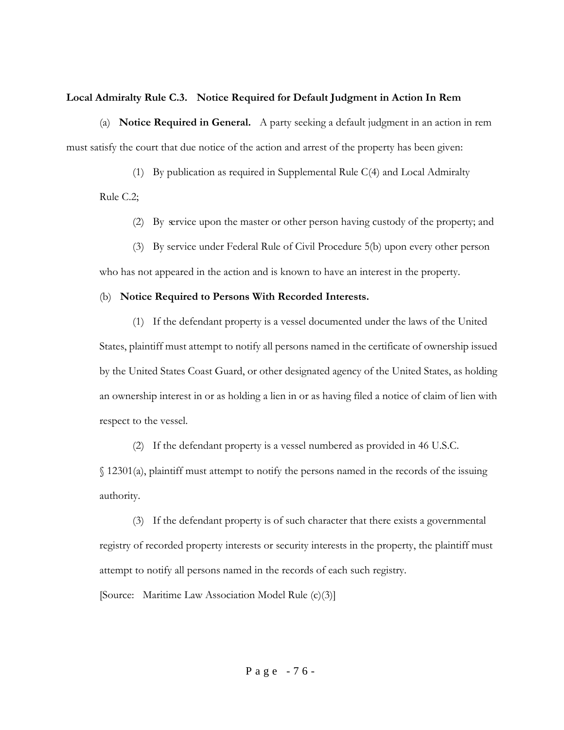**Local Admiralty Rule C.3. Notice Required for Default Judgment in Action In Rem**

(a) **Notice Required in General.** A party seeking a default judgment in an action in rem must satisfy the court that due notice of the action and arrest of the property has been given:

(1) By publication as required in Supplemental Rule C(4) and Local Admiralty Rule C.2;

(2) By service upon the master or other person having custody of the property; and

(3) By service under Federal Rule of Civil Procedure 5(b) upon every other person who has not appeared in the action and is known to have an interest in the property.

(b) **Notice Required to Persons With Recorded Interests.**

(1) If the defendant property is a vessel documented under the laws of the United States, plaintiff must attempt to notify all persons named in the certificate of ownership issued by the United States Coast Guard, or other designated agency of the United States, as holding an ownership interest in or as holding a lien in or as having filed a notice of claim of lien with respect to the vessel.

(2) If the defendant property is a vessel numbered as provided in 46 U.S.C. § 12301(a), plaintiff must attempt to notify the persons named in the records of the issuing authority.

(3) If the defendant property is of such character that there exists a governmental registry of recorded property interests or security interests in the property, the plaintiff must attempt to notify all persons named in the records of each such registry.

[Source: Maritime Law Association Model Rule (c)(3)]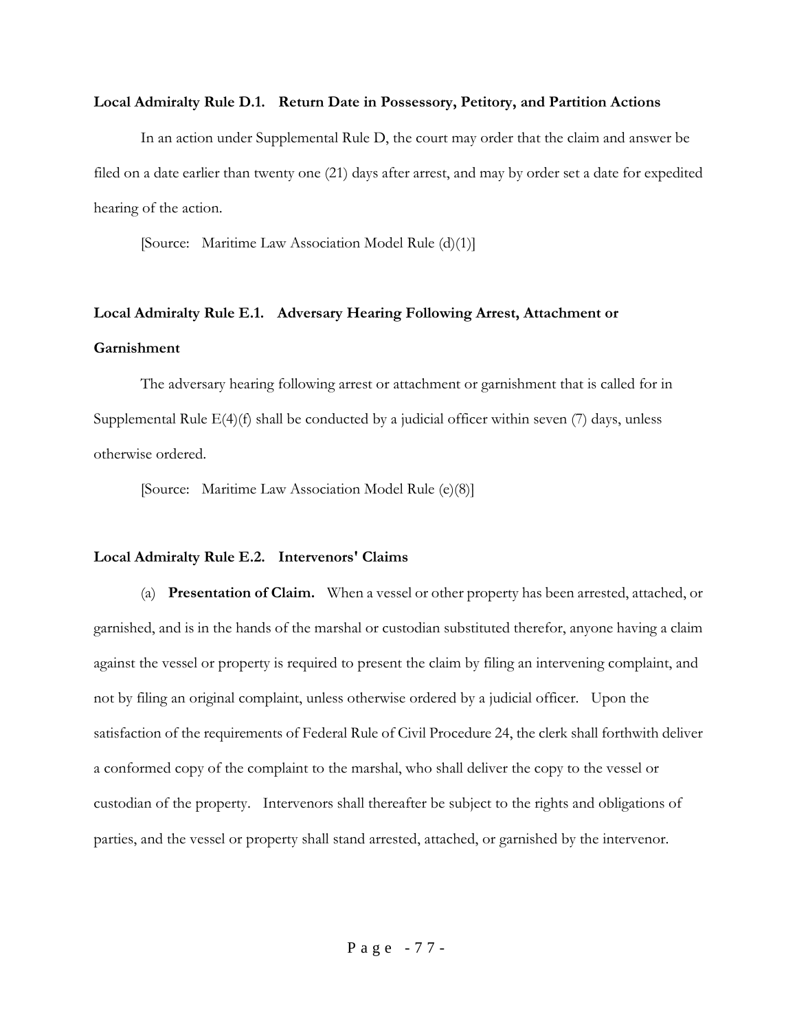**Local Admiralty Rule D.1. Return Date in Possessory, Petitory, and Partition Actions**

In an action under Supplemental Rule D, the court may order that the claim and answer be filed on a date earlier than twenty one (21) days after arrest, and may by order set a date for expedited hearing of the action.

[Source: Maritime Law Association Model Rule (d)(1)]

**Local Admiralty Rule E.1. Adversary Hearing Following Arrest, Attachment or Garnishment**

The adversary hearing following arrest or attachment or garnishment that is called for in Supplemental Rule E(4)(f) shall be conducted by a judicial officer within seven (7) days, unless otherwise ordered.

[Source: Maritime Law Association Model Rule (e)(8)]

**Local Admiralty Rule E.2. Intervenors' Claims**

(a) **Presentation of Claim.** When a vessel or other property has been arrested, attached, or garnished, and is in the hands of the marshal or custodian substituted therefor, anyone having a claim against the vessel or property is required to present the claim by filing an intervening complaint, and not by filing an original complaint, unless otherwise ordered by a judicial officer. Upon the satisfaction of the requirements of Federal Rule of Civil Procedure 24, the clerk shall forthwith deliver a conformed copy of the complaint to the marshal, who shall deliver the copy to the vessel or custodian of the property. Intervenors shall thereafter be subject to the rights and obligations of parties, and the vessel or property shall stand arrested, attached, or garnished by the intervenor.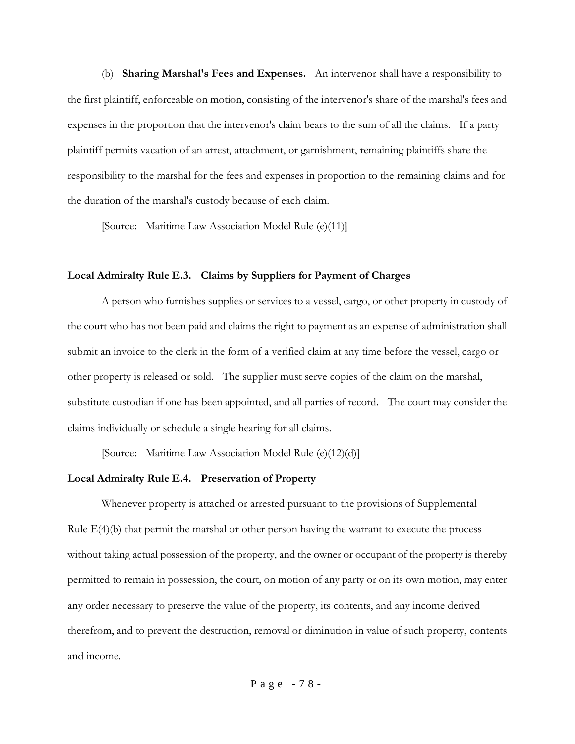(b) **Sharing Marshal's Fees and Expenses.** An intervenor shall have a responsibility to the first plaintiff, enforceable on motion, consisting of the intervenor's share of the marshal's fees and expenses in the proportion that the intervenor's claim bears to the sum of all the claims. If a party plaintiff permits vacation of an arrest, attachment, or garnishment, remaining plaintiffs share the responsibility to the marshal for the fees and expenses in proportion to the remaining claims and for the duration of the marshal's custody because of each claim.

[Source: Maritime Law Association Model Rule (e)(11)]

**Local Admiralty Rule E.3. Claims by Suppliers for Payment of Charges**

A person who furnishes supplies or services to a vessel, cargo, or other property in custody of the court who has not been paid and claims the right to payment as an expense of administration shall submit an invoice to the clerk in the form of a verified claim at any time before the vessel, cargo or other property is released or sold. The supplier must serve copies of the claim on the marshal, substitute custodian if one has been appointed, and all parties of record. The court may consider the claims individually or schedule a single hearing for all claims.

[Source: Maritime Law Association Model Rule (e)(12)(d)]

**Local Admiralty Rule E.4. Preservation of Property**

Whenever property is attached or arrested pursuant to the provisions of Supplemental Rule E(4)(b) that permit the marshal or other person having the warrant to execute the process without taking actual possession of the property, and the owner or occupant of the property is thereby permitted to remain in possession, the court, on motion of any party or on its own motion, may enter any order necessary to preserve the value of the property, its contents, and any income derived therefrom, and to prevent the destruction, removal or diminution in value of such property, contents and income.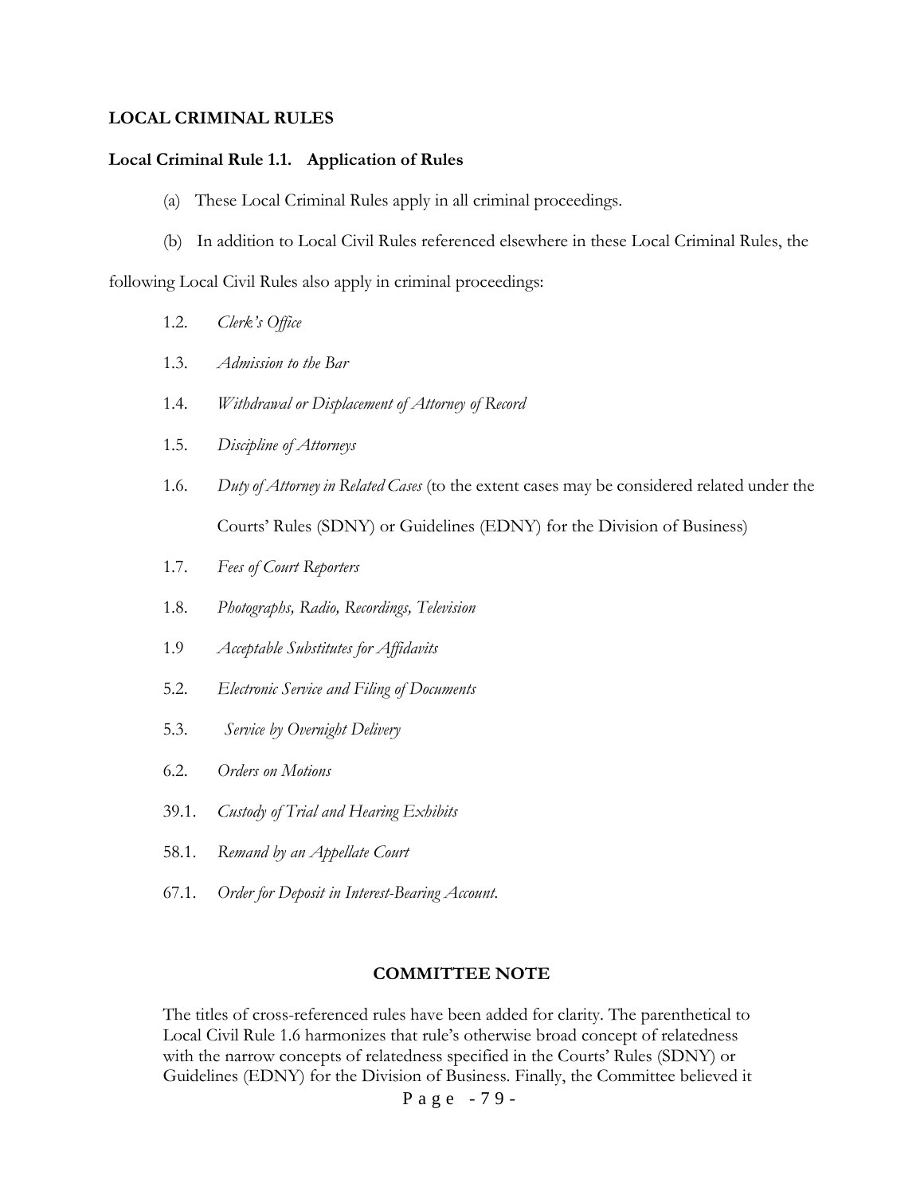**LOCAL CRIMINAL RULES**

**Local Criminal Rule 1.1. Application of Rules**

(a) These Local Criminal Rules apply in all criminal proceedings.

(b) In addition to Local Civil Rules referenced elsewhere in these Local Criminal Rules, the following Local Civil Rules also apply in criminal proceedings:

1.2. *Clerk's Office*

1.3. *Admission to the Bar*

1.4. *Withdrawal or Displacement of Attorney of Record*

1.5. *Discipline of Attorneys*

1.6. *Duty of Attorney in Related Cases* (to the extent cases may be considered related under the Courts' Rules (SDNY) or Guidelines (EDNY) for the Division of Business)

1.7. *Fees of Court Reporters*

1.8. *Photographs, Radio, Recordings, Television*

1.9 *Acceptable Substitutes for Affidavits*

5.2. *Electronic Service and Filing of Documents*

5.3. *Service by Overnight Delivery*

6.2. *Orders on Motions*

39.1. *Custody of Trial and Hearing Exhibits*

58.1. *Remand by an Appellate Court*

67.1. *Order for Deposit in Interest-Bearing Account.*

**COMMITTEE NOTE**

The titles of cross-referenced rules have been added for clarity. The parenthetical to Local Civil Rule 1.6 harmonizes that rule's otherwise broad concept of relatedness with the narrow concepts of relatedness specified in the Courts' Rules (SDNY) or Guidelines (EDNY) for the Division of Business. Finally, the Committee believed it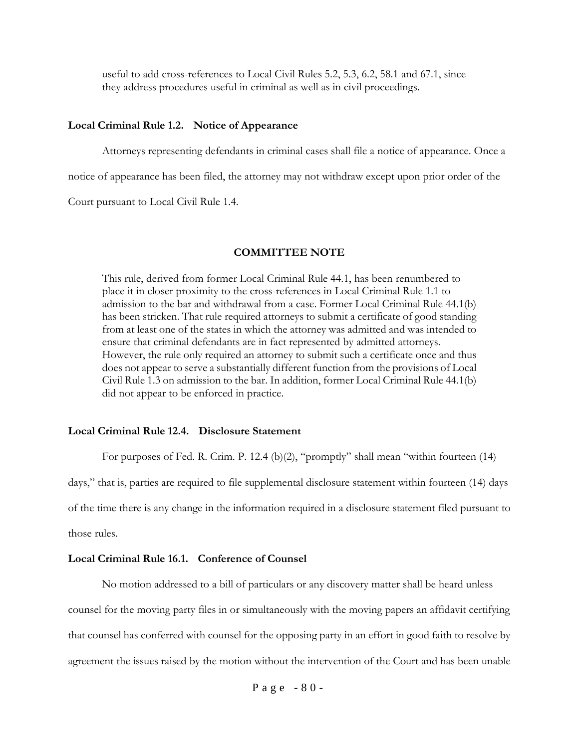useful to add cross-references to Local Civil Rules 5.2, 5.3, 6.2, 58.1 and 67.1, since they address procedures useful in criminal as well as in civil proceedings.

### Local Criminal Rule 1.2. Notice of Appearance

Attorneys representing defendants in criminal cases shall file a notice of appearance. Once a notice of appearance has been filed, the attorney may not withdraw except upon prior order of the Court pursuant to Local Civil Rule 1.4.

#### COMMITTEE NOTE

This rule, derived from former Local Criminal Rule 44.1, has been renumbered to place it in closer proximity to the cross-references in Local Criminal Rule 1.1 to admission to the bar and withdrawal from a case. Former Local Criminal Rule 44.1(b) has been stricken. That rule required attorneys to submit a certificate of good standing from at least one of the states in which the attorney was admitted and was intended to ensure that criminal defendants are in fact represented by admitted attorneys. However, the rule only required an attorney to submit such a certificate once and thus does not appear to serve a substantially different function from the provisions of Local Civil Rule 1.3 on admission to the bar. In addition, former Local Criminal Rule 44.1(b) did not appear to be enforced in practice.

### Local Criminal Rule 12.4. Disclosure Statement

For purposes of Fed. R. Crim. P. 12.4 (b)(2), "promptly" shall mean "within fourteen (14) days," that is, parties are required to file supplemental disclosure statement within fourteen (14) days of the time there is any change in the information required in a disclosure statement filed pursuant to those rules.

### Local Criminal Rule 16.1. Conference of Counsel

No motion addressed to a bill of particulars or any discovery matter shall be heard unless counsel for the moving party files in or simultaneously with the moving papers an affidavit certifying that counsel has conferred with counsel for the opposing party in an effort in good faith to resolve by agreement the issues raised by the motion without the intervention of the Court and has been unable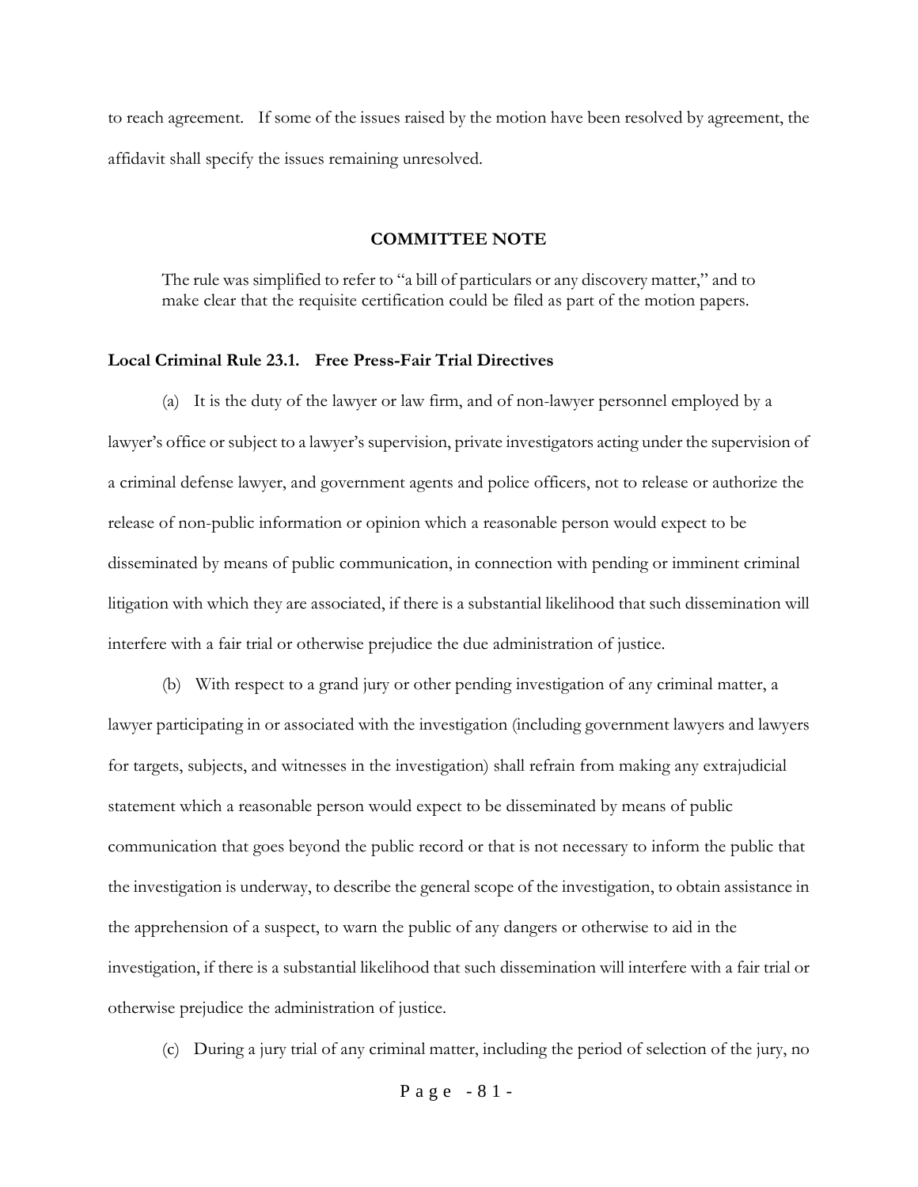to reach agreement. If some of the issues raised by the motion have been resolved by agreement, the affidavit shall specify the issues remaining unresolved.

### COMMITTEE NOTE

The rule was simplified to refer to "a bill of particulars or any discovery matter," and to make clear that the requisite certification could be filed as part of the motion papers.

**Local Criminal Rule 23.1. Free Press-Fair Trial Directives**

(a) It is the duty of the lawyer or law firm, and of non-lawyer personnel employed by a lawyer's office or subject to a lawyer's supervision, private investigators acting under the supervision of a criminal defense lawyer, and government agents and police officers, not to release or authorize the release of non-public information or opinion which a reasonable person would expect to be disseminated by means of public communication, in connection with pending or imminent criminal litigation with which they are associated, if there is a substantial likelihood that such dissemination will interfere with a fair trial or otherwise prejudice the due administration of justice.

(b) With respect to a grand jury or other pending investigation of any criminal matter, a lawyer participating in or associated with the investigation (including government lawyers and lawyers for targets, subjects, and witnesses in the investigation) shall refrain from making any extrajudicial statement which a reasonable person would expect to be disseminated by means of public communication that goes beyond the public record or that is not necessary to inform the public that the investigation is underway, to describe the general scope of the investigation, to obtain assistance in the apprehension of a suspect, to warn the public of any dangers or otherwise to aid in the investigation, if there is a substantial likelihood that such dissemination will interfere with a fair trial or otherwise prejudice the administration of justice.

(c) During a jury trial of any criminal matter, including the period of selection of the jury, no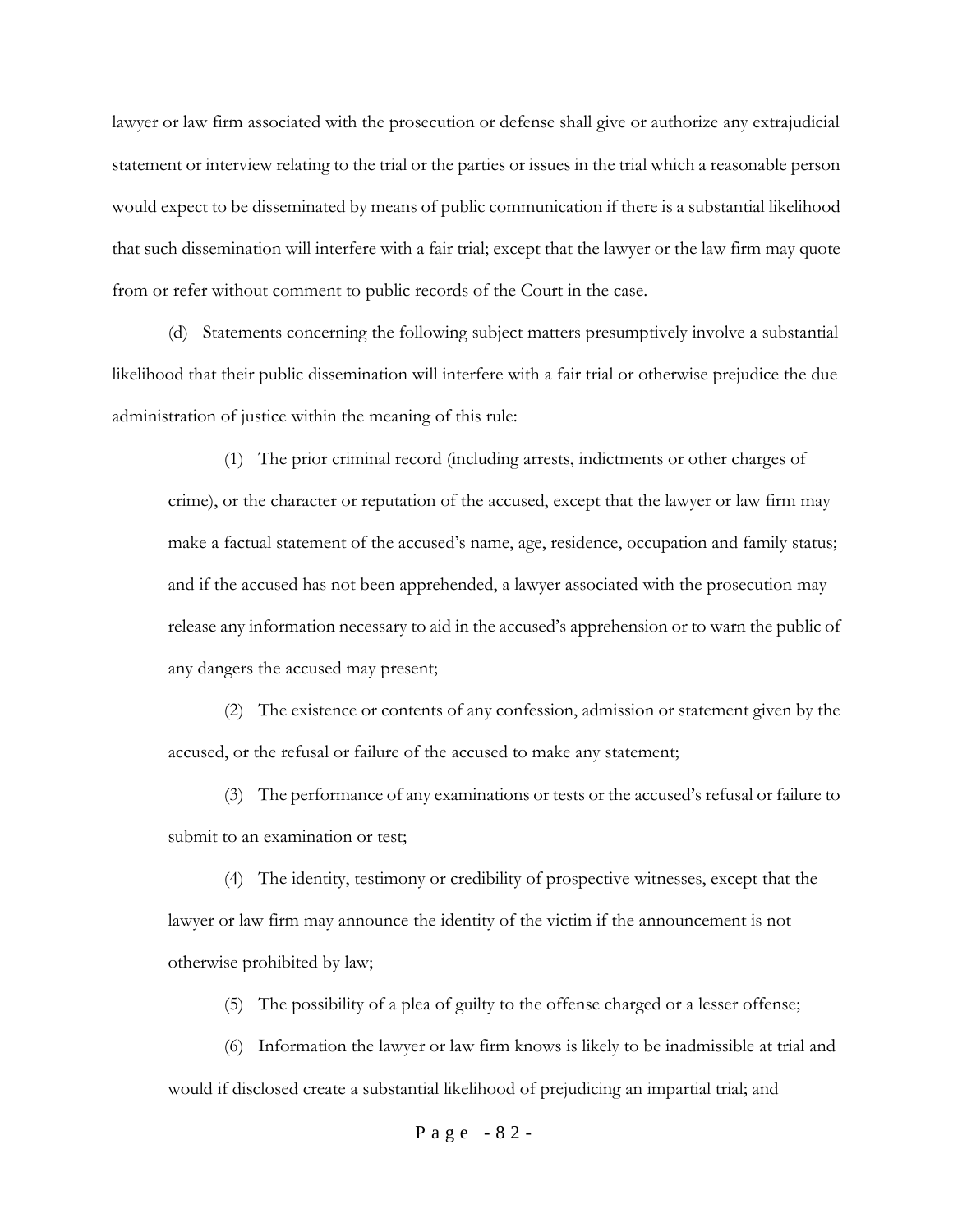lawyer or law firm associated with the prosecution or defense shall give or authorize any extrajudicial statement or interview relating to the trial or the parties or issues in the trial which a reasonable person would expect to be disseminated by means of public communication if there is a substantial likelihood that such dissemination will interfere with a fair trial; except that the lawyer or the law firm may quote from or refer without comment to public records of the Court in the case.

(d) Statements concerning the following subject matters presumptively involve a substantial likelihood that their public dissemination will interfere with a fair trial or otherwise prejudice the due administration of justice within the meaning of this rule:

(1) The prior criminal record (including arrests, indictments or other charges of crime), or the character or reputation of the accused, except that the lawyer or law firm may make a factual statement of the accused's name, age, residence, occupation and family status; and if the accused has not been apprehended, a lawyer associated with the prosecution may release any information necessary to aid in the accused's apprehension or to warn the public of any dangers the accused may present;

(2) The existence or contents of any confession, admission or statement given by the accused, or the refusal or failure of the accused to make any statement;

(3) The performance of any examinations or tests or the accused's refusal or failure to submit to an examination or test;

(4) The identity, testimony or credibility of prospective witnesses, except that the lawyer or law firm may announce the identity of the victim if the announcement is not otherwise prohibited by law;

(5) The possibility of a plea of guilty to the offense charged or a lesser offense;

(6) Information the lawyer or law firm knows is likely to be inadmissible at trial and would if disclosed create a substantial likelihood of prejudicing an impartial trial; and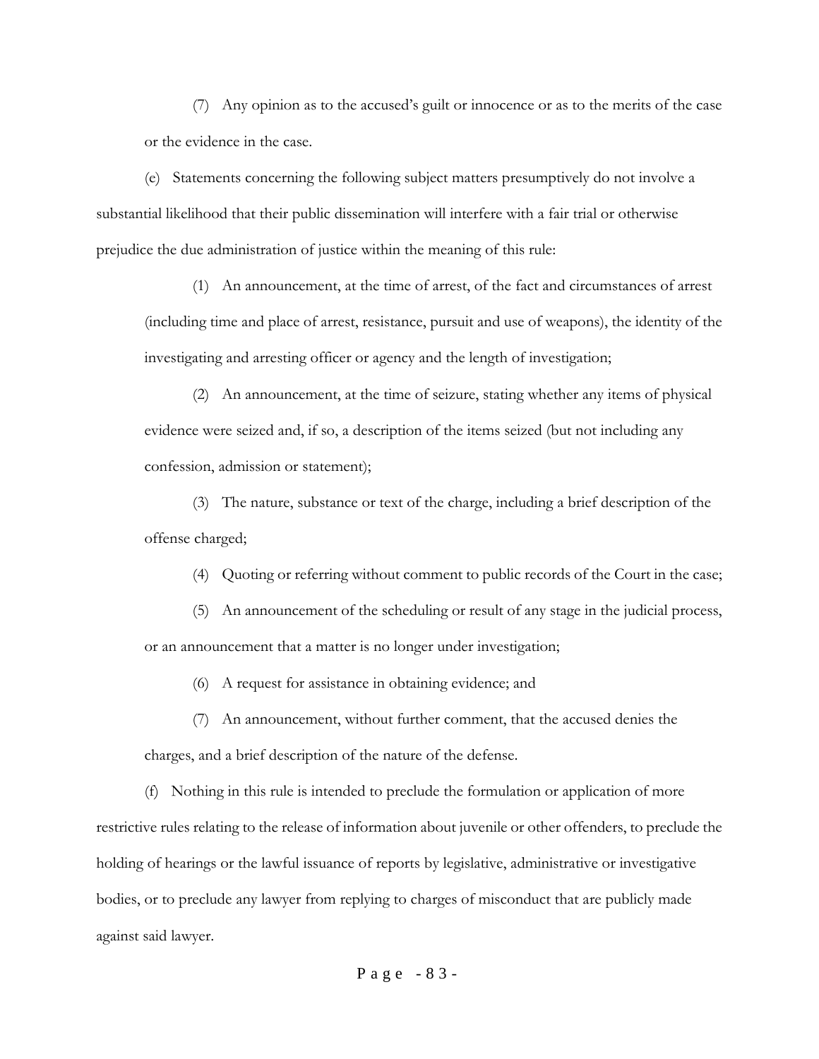(7) Any opinion as to the accused's guilt or innocence or as to the merits of the case or the evidence in the case.

(e) Statements concerning the following subject matters presumptively do not involve a substantial likelihood that their public dissemination will interfere with a fair trial or otherwise prejudice the due administration of justice within the meaning of this rule:

(1) An announcement, at the time of arrest, of the fact and circumstances of arrest (including time and place of arrest, resistance, pursuit and use of weapons), the identity of the investigating and arresting officer or agency and the length of investigation;

(2) An announcement, at the time of seizure, stating whether any items of physical evidence were seized and, if so, a description of the items seized (but not including any confession, admission or statement);

(3) The nature, substance or text of the charge, including a brief description of the offense charged;

(4) Quoting or referring without comment to public records of the Court in the case;

(5) An announcement of the scheduling or result of any stage in the judicial process, or an announcement that a matter is no longer under investigation;

(6) A request for assistance in obtaining evidence; and

(7) An announcement, without further comment, that the accused denies the charges, and a brief description of the nature of the defense.

(f) Nothing in this rule is intended to preclude the formulation or application of more restrictive rules relating to the release of information about juvenile or other offenders, to preclude the holding of hearings or the lawful issuance of reports by legislative, administrative or investigative bodies, or to preclude any lawyer from replying to charges of misconduct that are publicly made against said lawyer.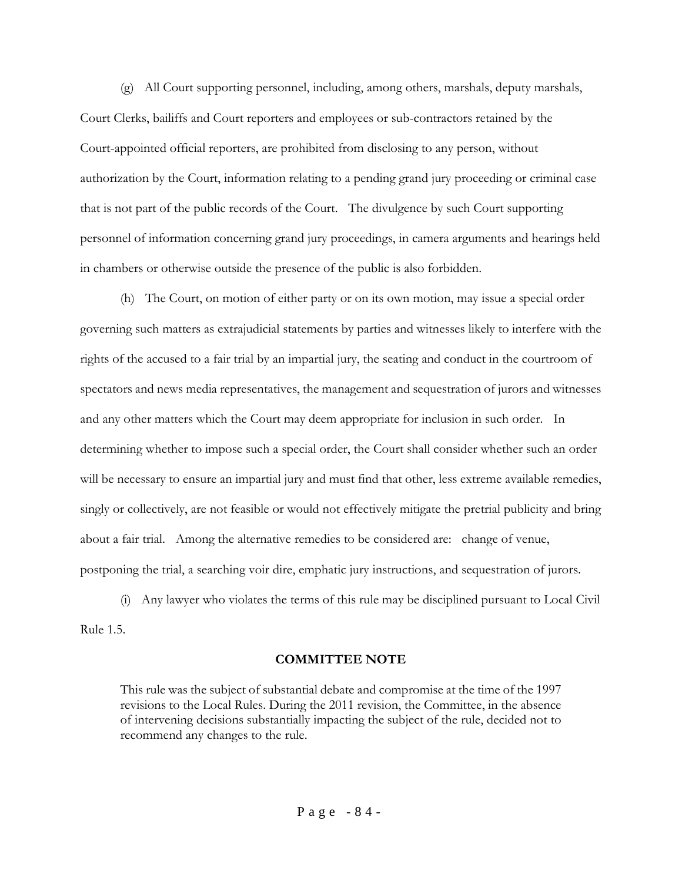(g) All Court supporting personnel, including, among others, marshals, deputy marshals, Court Clerks, bailiffs and Court reporters and employees or sub-contractors retained by the Court-appointed official reporters, are prohibited from disclosing to any person, without authorization by the Court, information relating to a pending grand jury proceeding or criminal case that is not part of the public records of the Court. The divulgence by such Court supporting personnel of information concerning grand jury proceedings, in camera arguments and hearings held in chambers or otherwise outside the presence of the public is also forbidden.

(h) The Court, on motion of either party or on its own motion, may issue a special order governing such matters as extrajudicial statements by parties and witnesses likely to interfere with the rights of the accused to a fair trial by an impartial jury, the seating and conduct in the courtroom of spectators and news media representatives, the management and sequestration of jurors and witnesses and any other matters which the Court may deem appropriate for inclusion in such order. In determining whether to impose such a special order, the Court shall consider whether such an order will be necessary to ensure an impartial jury and must find that other, less extreme available remedies, singly or collectively, are not feasible or would not effectively mitigate the pretrial publicity and bring about a fair trial. Among the alternative remedies to be considered are: change of venue, postponing the trial, a searching voir dire, emphatic jury instructions, and sequestration of jurors.

(i) Any lawyer who violates the terms of this rule may be disciplined pursuant to Local Civil Rule 1.5.

**COMMITTEE NOTE**

This rule was the subject of substantial debate and compromise at the time of the 1997 revisions to the Local Rules. During the 2011 revision, the Committee, in the absence of intervening decisions substantially impacting the subject of the rule, decided not to recommend any changes to the rule.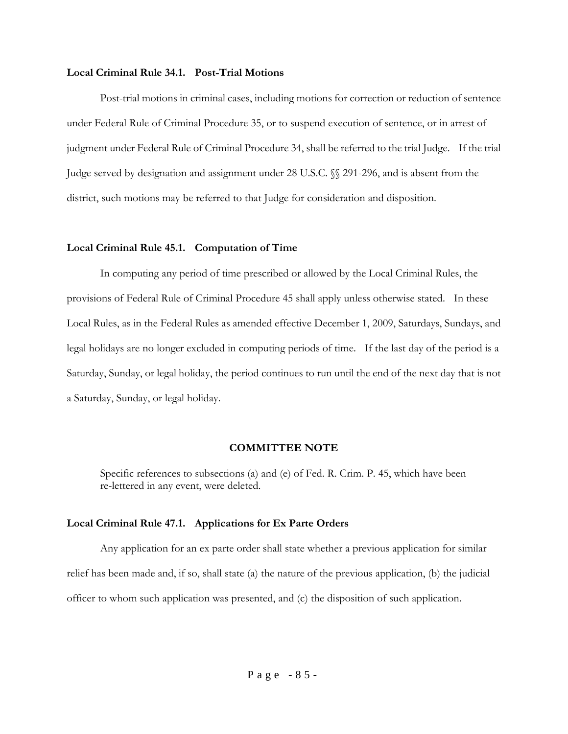**Local Criminal Rule 34.1. Post-Trial Motions**

Post-trial motions in criminal cases, including motions for correction or reduction of sentence under Federal Rule of Criminal Procedure 35, or to suspend execution of sentence, or in arrest of judgment under Federal Rule of Criminal Procedure 34, shall be referred to the trial Judge. If the trial Judge served by designation and assignment under 28 U.S.C. §§ 291-296, and is absent from the district, such motions may be referred to that Judge for consideration and disposition.

**Local Criminal Rule 45.1. Computation of Time**

In computing any period of time prescribed or allowed by the Local Criminal Rules, the provisions of Federal Rule of Criminal Procedure 45 shall apply unless otherwise stated. In these Local Rules, as in the Federal Rules as amended effective December 1, 2009, Saturdays, Sundays, and legal holidays are no longer excluded in computing periods of time. If the last day of the period is a Saturday, Sunday, or legal holiday, the period continues to run until the end of the next day that is not a Saturday, Sunday, or legal holiday.

**COMMITTEE NOTE**

Specific references to subsections (a) and (e) of Fed. R. Crim. P. 45, which have been re-lettered in any event, were deleted.

**Local Criminal Rule 47.1. Applications for Ex Parte Orders**

Any application for an ex parte order shall state whether a previous application for similar relief has been made and, if so, shall state (a) the nature of the previous application, (b) the judicial officer to whom such application was presented, and (c) the disposition of such application.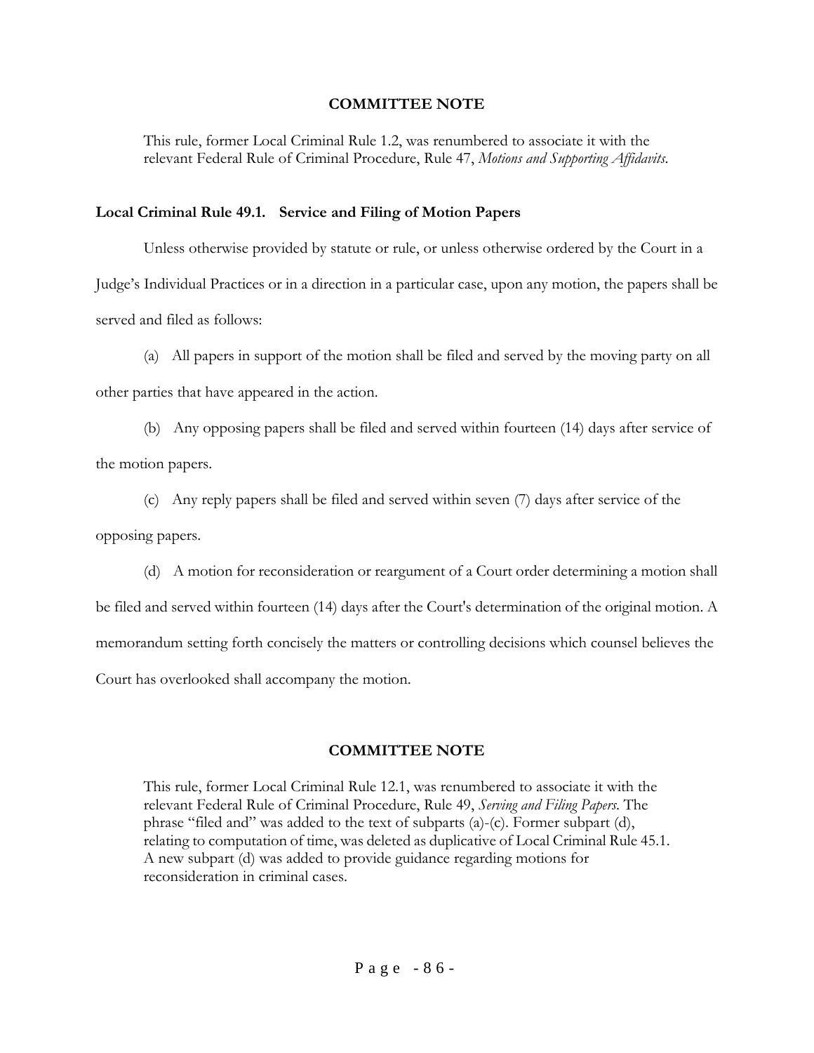### COMMITTEE NOTE

This rule, former Local Criminal Rule 1.2, was renumbered to associate it with the relevant Federal Rule of Criminal Procedure, Rule 47, *Motions and Supporting Affidavits*.

## Local Criminal Rule 49.1. Service and Filing of Motion Papers

Unless otherwise provided by statute or rule, or unless otherwise ordered by the Court in a Judge's Individual Practices or in a direction in a particular case, upon any motion, the papers shall be served and filed as follows:

(a) All papers in support of the motion shall be filed and served by the moving party on all other parties that have appeared in the action.

(b) Any opposing papers shall be filed and served within fourteen (14) days after service of the motion papers.

(c) Any reply papers shall be filed and served within seven (7) days after service of the opposing papers.

(d) A motion for reconsideration or reargument of a Court order determining a motion shall be filed and served within fourteen (14) days after the Court's determination of the original motion. A memorandum setting forth concisely the matters or controlling decisions which counsel believes the Court has overlooked shall accompany the motion.

### COMMITTEE NOTE

This rule, former Local Criminal Rule 12.1, was renumbered to associate it with the relevant Federal Rule of Criminal Procedure, Rule 49, *Serving and Filing Papers*. The phrase "filed and" was added to the text of subparts (a)-(c). Former subpart (d), relating to computation of time, was deleted as duplicative of Local Criminal Rule 45.1. A new subpart (d) was added to provide guidance regarding motions for reconsideration in criminal cases.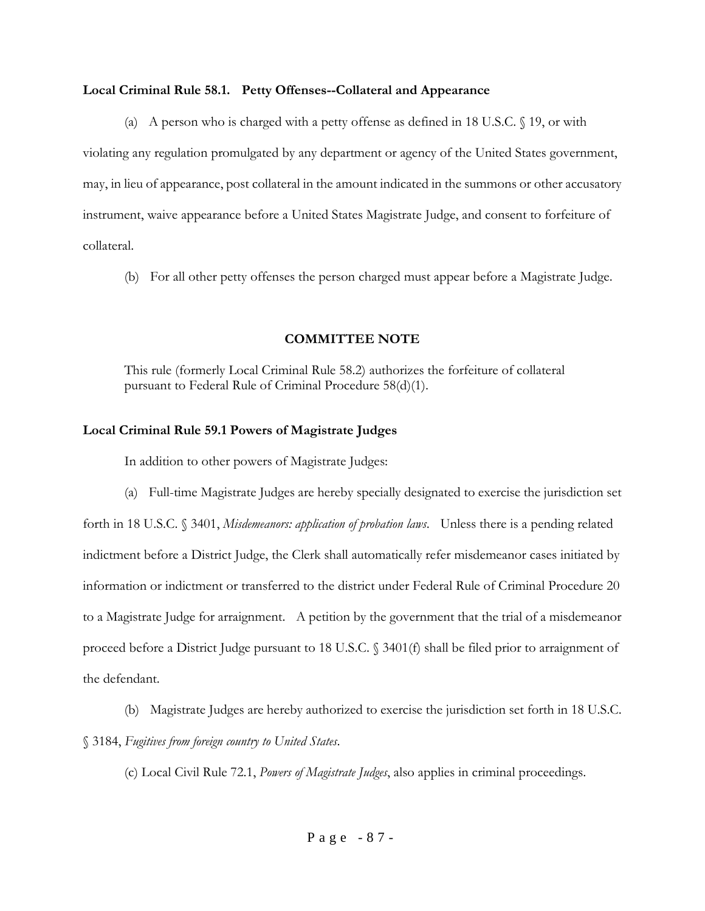**Local Criminal Rule 58.1. Petty Offenses--Collateral and Appearance**

(a) A person who is charged with a petty offense as defined in 18 U.S.C. § 19, or with violating any regulation promulgated by any department or agency of the United States government, may, in lieu of appearance, post collateral in the amount indicated in the summons or other accusatory instrument, waive appearance before a United States Magistrate Judge, and consent to forfeiture of collateral.

(b) For all other petty offenses the person charged must appear before a Magistrate Judge.

**COMMITTEE NOTE**

This rule (formerly Local Criminal Rule 58.2) authorizes the forfeiture of collateral pursuant to Federal Rule of Criminal Procedure 58(d)(1).

**Local Criminal Rule 59.1 Powers of Magistrate Judges**

In addition to other powers of Magistrate Judges:

(a) Full-time Magistrate Judges are hereby specially designated to exercise the jurisdiction set forth in 18 U.S.C. § 3401, *Misdemeanors: application of probation laws*. Unless there is a pending related indictment before a District Judge, the Clerk shall automatically refer misdemeanor cases initiated by information or indictment or transferred to the district under Federal Rule of Criminal Procedure 20 to a Magistrate Judge for arraignment. A petition by the government that the trial of a misdemeanor proceed before a District Judge pursuant to 18 U.S.C. § 3401(f) shall be filed prior to arraignment of the defendant.

(b) Magistrate Judges are hereby authorized to exercise the jurisdiction set forth in 18 U.S.C. § 3184, *Fugitives from foreign country to United States*.

(c) Local Civil Rule 72.1, *Powers of Magistrate Judges*, also applies in criminal proceedings.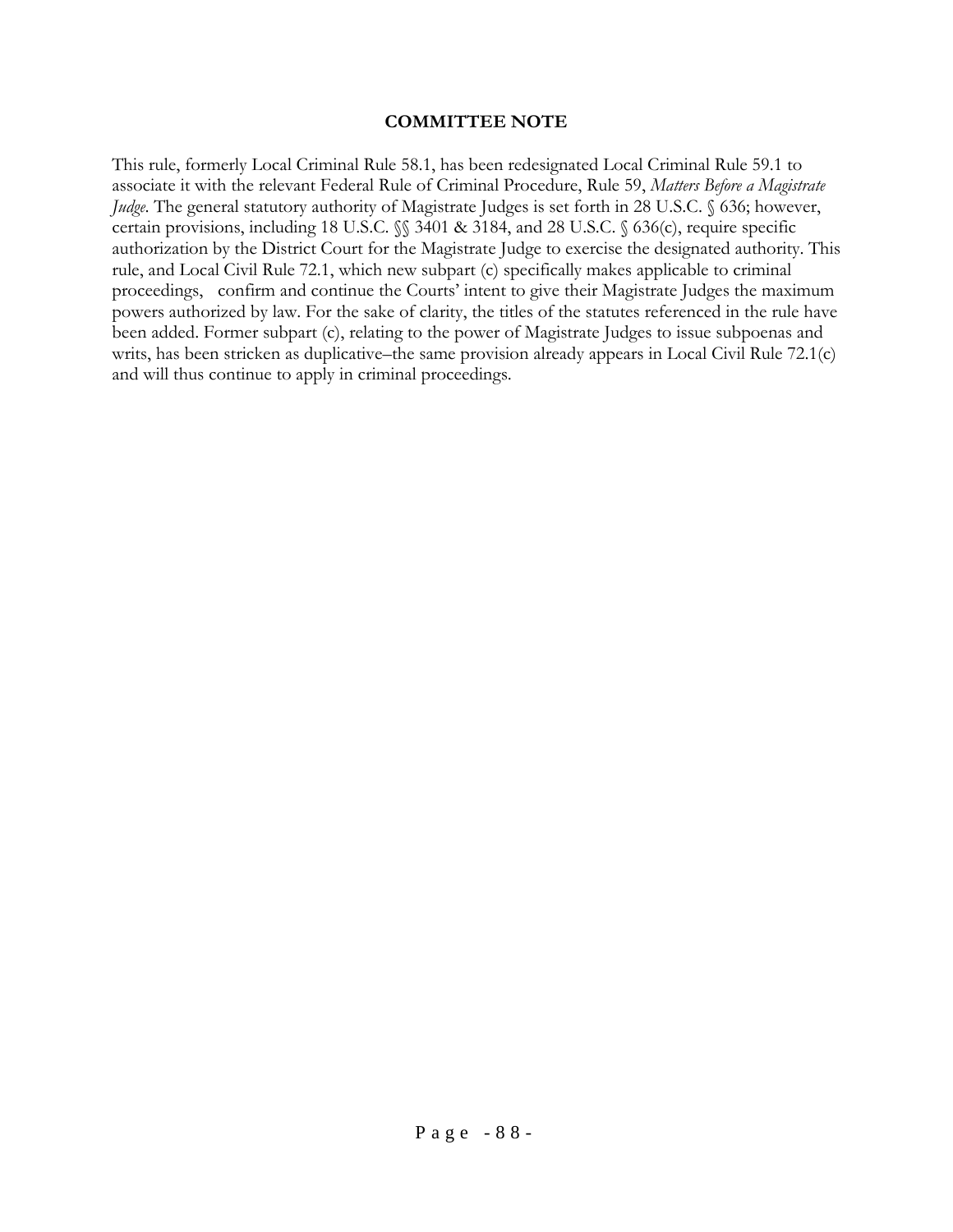### COMMITTEE NOTE

This rule, formerly Local Criminal Rule 58.1, has been redesignated Local Criminal Rule 59.1 to associate it with the relevant Federal Rule of Criminal Procedure, Rule 59, *Matters Before a Magistrate Judge*. The general statutory authority of Magistrate Judges is set forth in 28 U.S.C. § 636; however, certain provisions, including 18 U.S.C. §§ 3401 & 3184, and 28 U.S.C. § 636(c), require specific authorization by the District Court for the Magistrate Judge to exercise the designated authority. This rule, and Local Civil Rule 72.1, which new subpart (c) specifically makes applicable to criminal proceedings, confirm and continue the Courts' intent to give their Magistrate Judges the maximum powers authorized by law. For the sake of clarity, the titles of the statutes referenced in the rule have been added. Former subpart (c), relating to the power of Magistrate Judges to issue subpoenas and writs, has been stricken as duplicative–the same provision already appears in Local Civil Rule 72.1(c) and will thus continue to apply in criminal proceedings.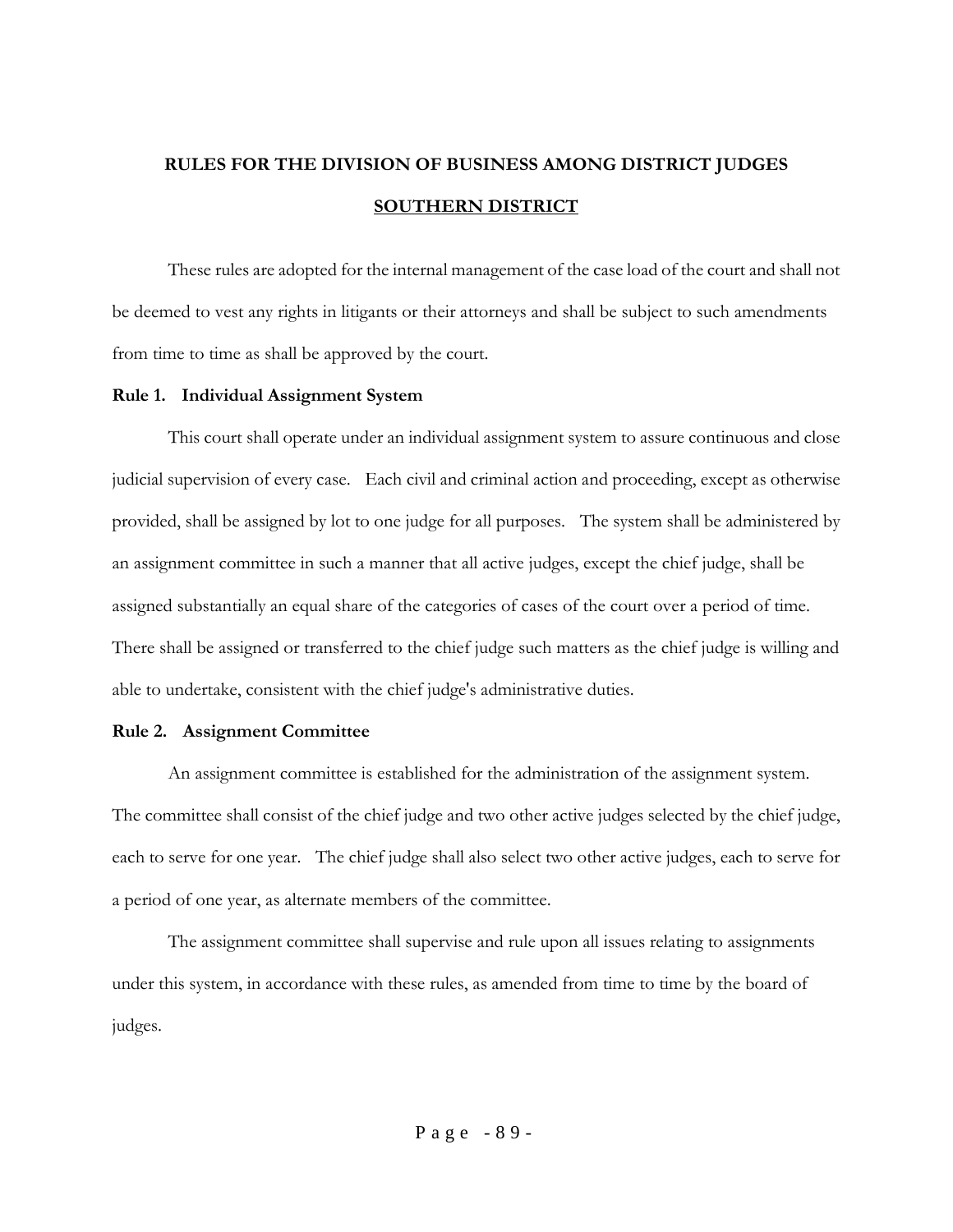# RULES FOR THE DIVISION OF BUSINESS AMONG DISTRICT JUDGES

## SOUTHERN DISTRICT

These rules are adopted for the internal management of the case load of the court and shall not be deemed to vest any rights in litigants or their attorneys and shall be subject to such amendments from time to time as shall be approved by the court.

### Rule 1. Individual Assignment System

This court shall operate under an individual assignment system to assure continuous and close judicial supervision of every case. Each civil and criminal action and proceeding, except as otherwise provided, shall be assigned by lot to one judge for all purposes. The system shall be administered by an assignment committee in such a manner that all active judges, except the chief judge, shall be assigned substantially an equal share of the categories of cases of the court over a period of time. There shall be assigned or transferred to the chief judge such matters as the chief judge is willing and able to undertake, consistent with the chief judge's administrative duties.

### Rule 2. Assignment Committee

An assignment committee is established for the administration of the assignment system. The committee shall consist of the chief judge and two other active judges selected by the chief judge, each to serve for one year. The chief judge shall also select two other active judges, each to serve for a period of one year, as alternate members of the committee.

The assignment committee shall supervise and rule upon all issues relating to assignments under this system, in accordance with these rules, as amended from time to time by the board of judges.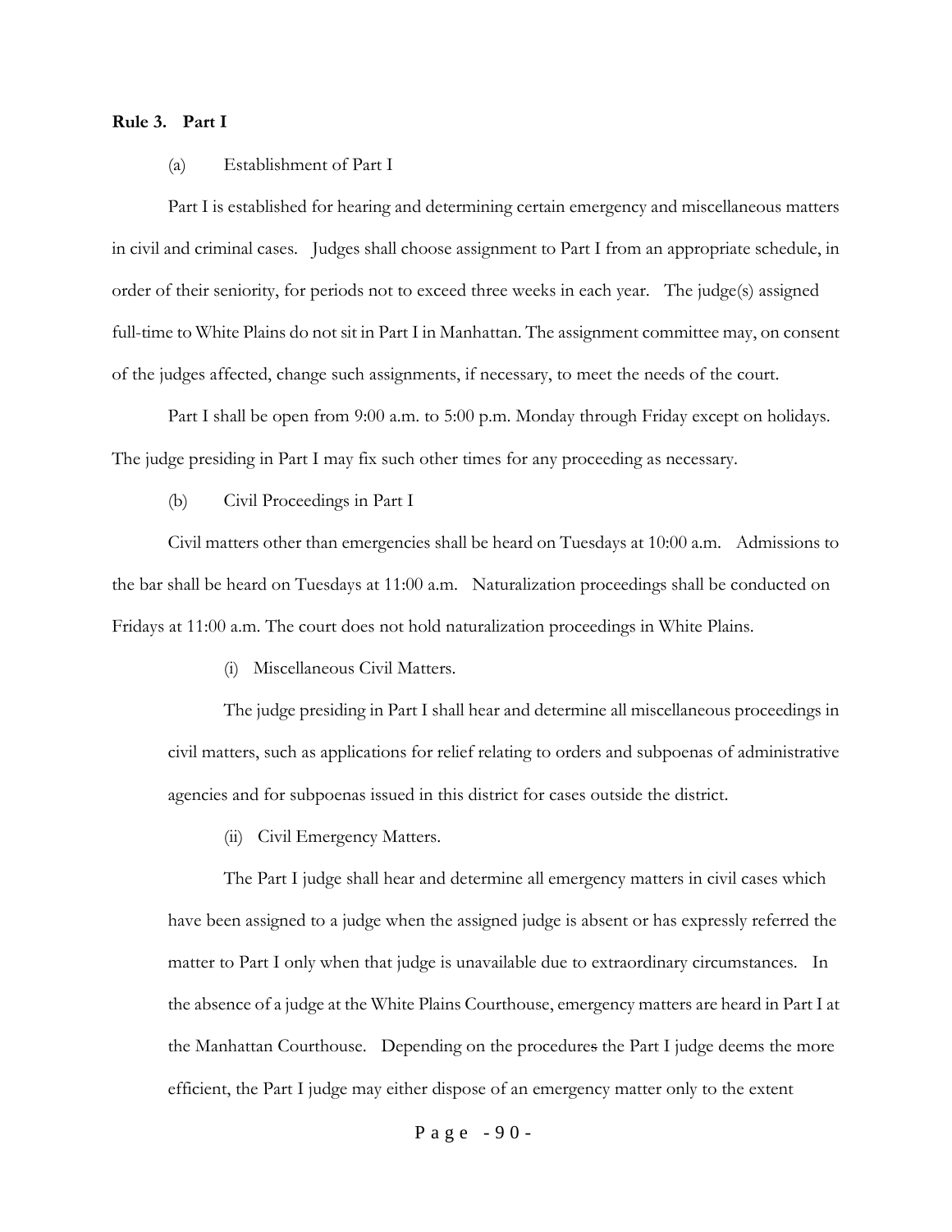**Rule 3. Part I**

(a) Establishment of Part I

Part I is established for hearing and determining certain emergency and miscellaneous matters in civil and criminal cases. Judges shall choose assignment to Part I from an appropriate schedule, in order of their seniority, for periods not to exceed three weeks in each year. The judge(s) assigned full-time to White Plains do not sit in Part I in Manhattan. The assignment committee may, on consent of the judges affected, change such assignments, if necessary, to meet the needs of the court.

Part I shall be open from 9:00 a.m. to 5:00 p.m. Monday through Friday except on holidays. The judge presiding in Part I may fix such other times for any proceeding as necessary.

(b) Civil Proceedings in Part I

Civil matters other than emergencies shall be heard on Tuesdays at 10:00 a.m. Admissions to the bar shall be heard on Tuesdays at 11:00 a.m. Naturalization proceedings shall be conducted on Fridays at 11:00 a.m. The court does not hold naturalization proceedings in White Plains.

(i) Miscellaneous Civil Matters.

The judge presiding in Part I shall hear and determine all miscellaneous proceedings in civil matters, such as applications for relief relating to orders and subpoenas of administrative agencies and for subpoenas issued in this district for cases outside the district.

(ii) Civil Emergency Matters.

The Part I judge shall hear and determine all emergency matters in civil cases which have been assigned to a judge when the assigned judge is absent or has expressly referred the matter to Part I only when that judge is unavailable due to extraordinary circumstances. In the absence of a judge at the White Plains Courthouse, emergency matters are heard in Part I at the Manhattan Courthouse. Depending on the procedures the Part I judge deems the more efficient, the Part I judge may either dispose of an emergency matter only to the extent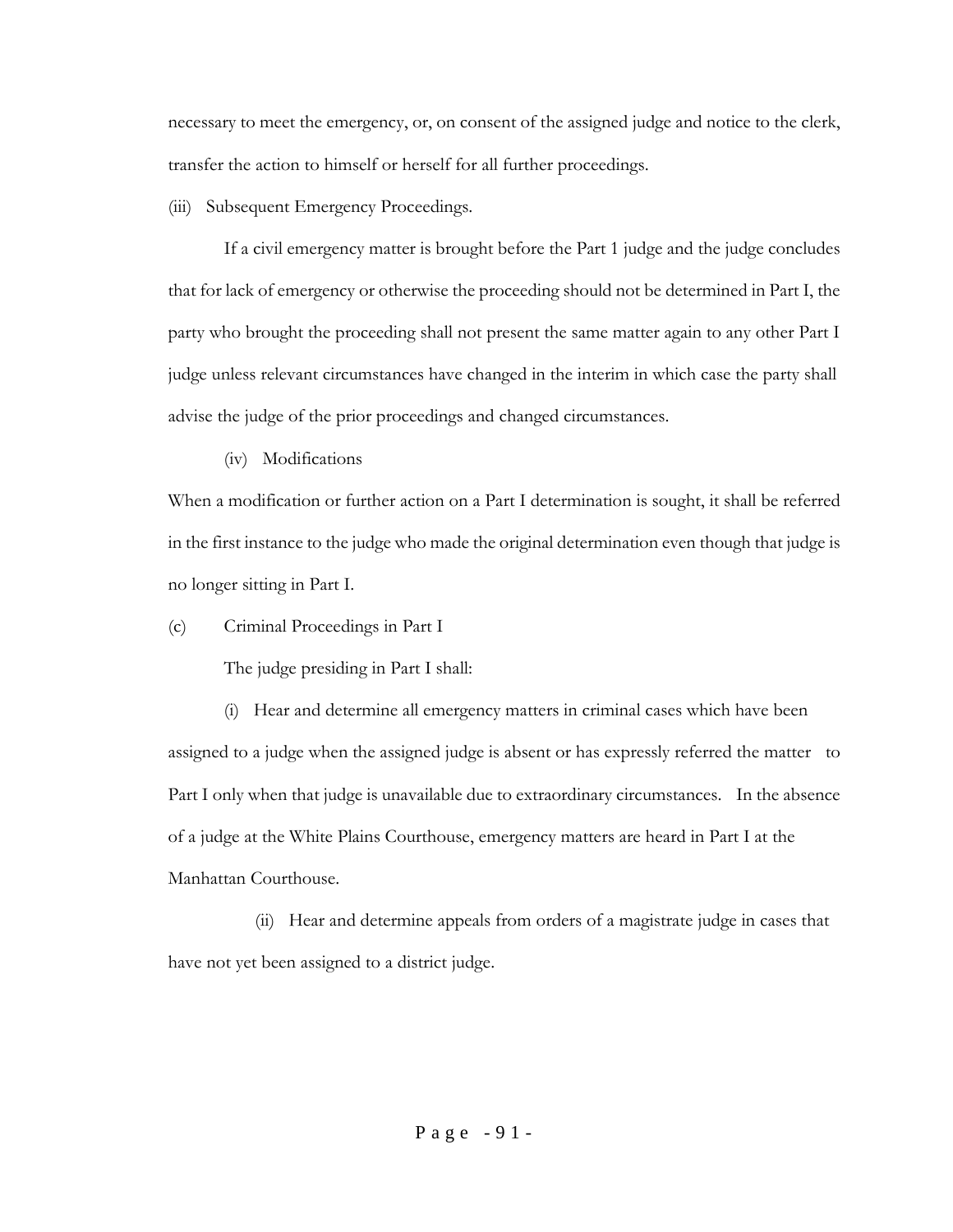necessary to meet the emergency, or, on consent of the assigned judge and notice to the clerk, transfer the action to himself or herself for all further proceedings.

(iii) Subsequent Emergency Proceedings.

If a civil emergency matter is brought before the Part 1 judge and the judge concludes that for lack of emergency or otherwise the proceeding should not be determined in Part I, the party who brought the proceeding shall not present the same matter again to any other Part I judge unless relevant circumstances have changed in the interim in which case the party shall advise the judge of the prior proceedings and changed circumstances.

(iv) Modifications

When a modification or further action on a Part I determination is sought, it shall be referred in the first instance to the judge who made the original determination even though that judge is no longer sitting in Part I.

(c) Criminal Proceedings in Part I

The judge presiding in Part I shall:

(i) Hear and determine all emergency matters in criminal cases which have been assigned to a judge when the assigned judge is absent or has expressly referred the matter to Part I only when that judge is unavailable due to extraordinary circumstances. In the absence of a judge at the White Plains Courthouse, emergency matters are heard in Part I at the Manhattan Courthouse.

(ii) Hear and determine appeals from orders of a magistrate judge in cases that have not yet been assigned to a district judge.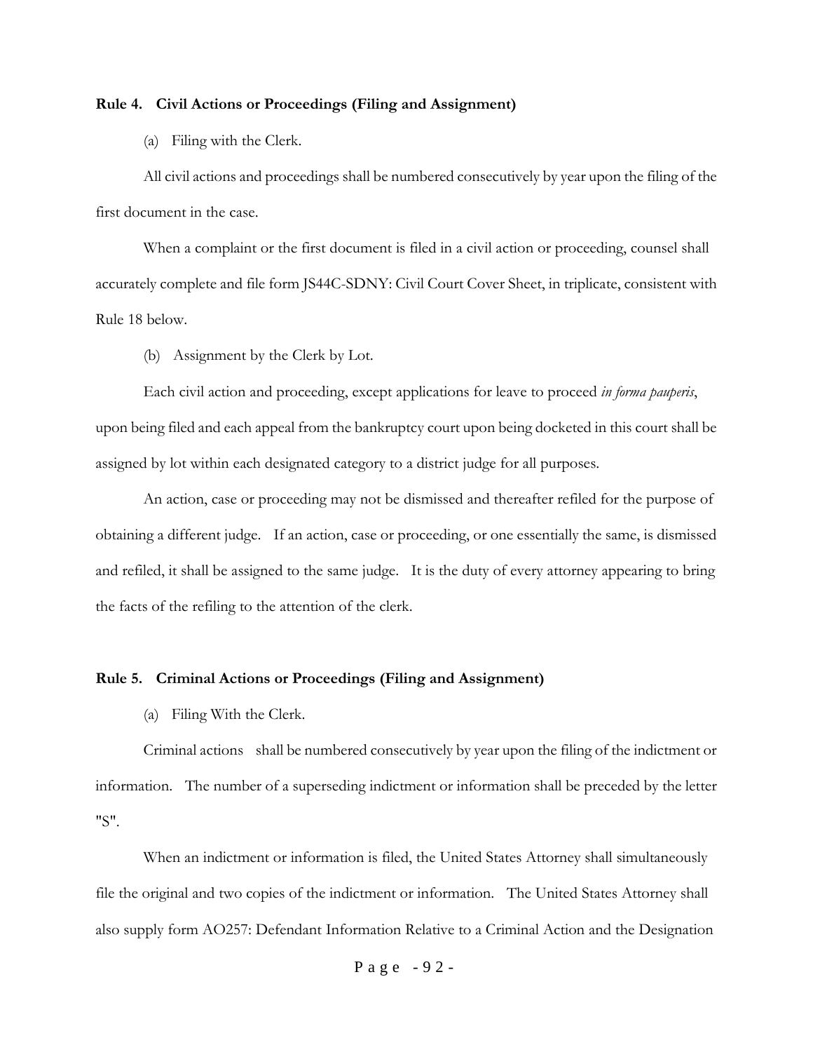**Rule 4. Civil Actions or Proceedings (Filing and Assignment)**

(a) Filing with the Clerk.

All civil actions and proceedings shall be numbered consecutively by year upon the filing of the first document in the case.

When a complaint or the first document is filed in a civil action or proceeding, counsel shall accurately complete and file form JS44C-SDNY: Civil Court Cover Sheet, in triplicate, consistent with Rule 18 below.

(b) Assignment by the Clerk by Lot.

Each civil action and proceeding, except applications for leave to proceed *in forma pauperis*, upon being filed and each appeal from the bankruptcy court upon being docketed in this court shall be assigned by lot within each designated category to a district judge for all purposes.

An action, case or proceeding may not be dismissed and thereafter refiled for the purpose of obtaining a different judge. If an action, case or proceeding, or one essentially the same, is dismissed and refiled, it shall be assigned to the same judge. It is the duty of every attorney appearing to bring the facts of the refiling to the attention of the clerk.

**Rule 5. Criminal Actions or Proceedings (Filing and Assignment)**

(a) Filing With the Clerk.

Criminal actions shall be numbered consecutively by year upon the filing of the indictment or information. The number of a superseding indictment or information shall be preceded by the letter "S".

When an indictment or information is filed, the United States Attorney shall simultaneously file the original and two copies of the indictment or information. The United States Attorney shall also supply form AO257: Defendant Information Relative to a Criminal Action and the Designation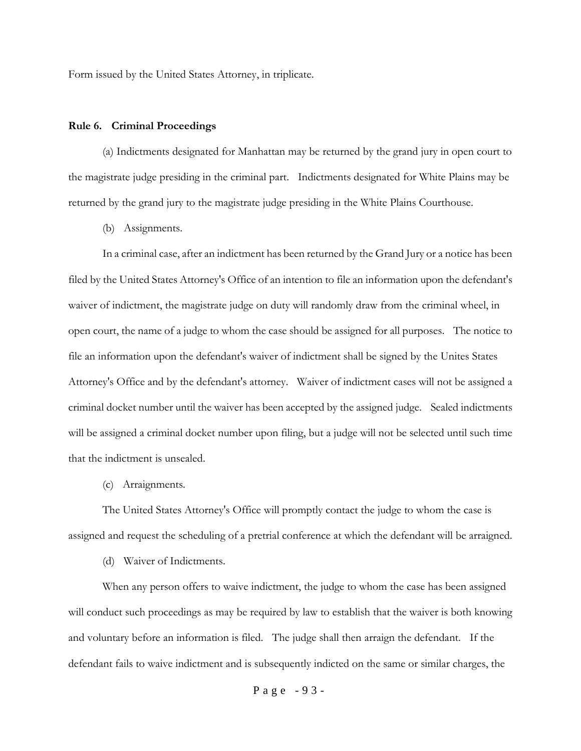Form issued by the United States Attorney, in triplicate.

**Rule 6. Criminal Proceedings**

(a) Indictments designated for Manhattan may be returned by the grand jury in open court to the magistrate judge presiding in the criminal part. Indictments designated for White Plains may be returned by the grand jury to the magistrate judge presiding in the White Plains Courthouse.

(b) Assignments.

In a criminal case, after an indictment has been returned by the Grand Jury or a notice has been filed by the United States Attorney's Office of an intention to file an information upon the defendant's waiver of indictment, the magistrate judge on duty will randomly draw from the criminal wheel, in open court, the name of a judge to whom the case should be assigned for all purposes. The notice to file an information upon the defendant's waiver of indictment shall be signed by the Unites States Attorney's Office and by the defendant's attorney. Waiver of indictment cases will not be assigned a criminal docket number until the waiver has been accepted by the assigned judge. Sealed indictments will be assigned a criminal docket number upon filing, but a judge will not be selected until such time that the indictment is unsealed.

(c) Arraignments.

The United States Attorney's Office will promptly contact the judge to whom the case is assigned and request the scheduling of a pretrial conference at which the defendant will be arraigned.

(d) Waiver of Indictments.

When any person offers to waive indictment, the judge to whom the case has been assigned will conduct such proceedings as may be required by law to establish that the waiver is both knowing and voluntary before an information is filed. The judge shall then arraign the defendant. If the defendant fails to waive indictment and is subsequently indicted on the same or similar charges, the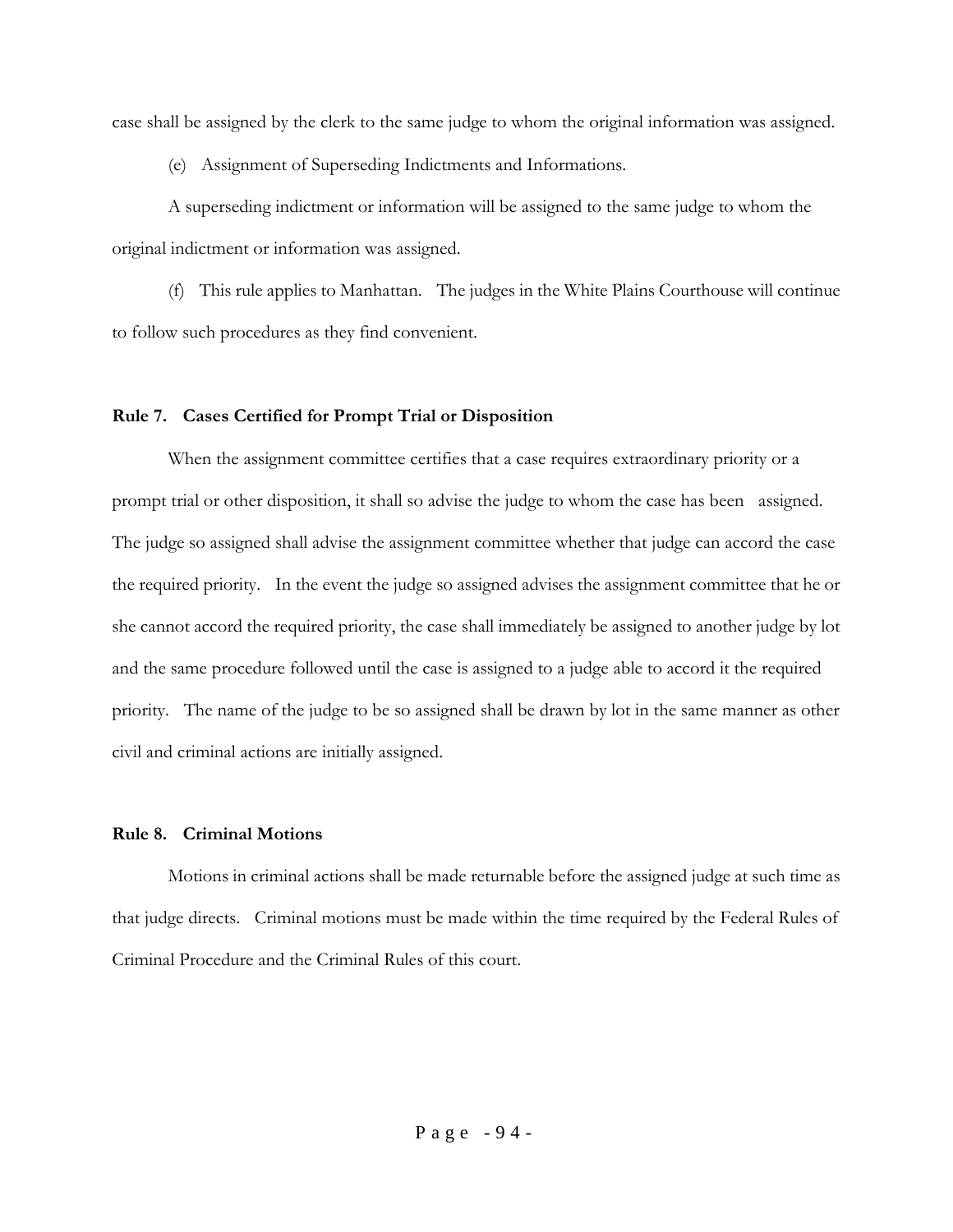case shall be assigned by the clerk to the same judge to whom the original information was assigned.

(e) Assignment of Superseding Indictments and Informations.

A superseding indictment or information will be assigned to the same judge to whom the original indictment or information was assigned.

(f) This rule applies to Manhattan. The judges in the White Plains Courthouse will continue to follow such procedures as they find convenient.

### Rule 7. Cases Certified for Prompt Trial or Disposition

When the assignment committee certifies that a case requires extraordinary priority or a prompt trial or other disposition, it shall so advise the judge to whom the case has been assigned. The judge so assigned shall advise the assignment committee whether that judge can accord the case the required priority. In the event the judge so assigned advises the assignment committee that he or she cannot accord the required priority, the case shall immediately be assigned to another judge by lot and the same procedure followed until the case is assigned to a judge able to accord it the required priority. The name of the judge to be so assigned shall be drawn by lot in the same manner as other civil and criminal actions are initially assigned.

### Rule 8. Criminal Motions

Motions in criminal actions shall be made returnable before the assigned judge at such time as that judge directs. Criminal motions must be made within the time required by the Federal Rules of Criminal Procedure and the Criminal Rules of this court.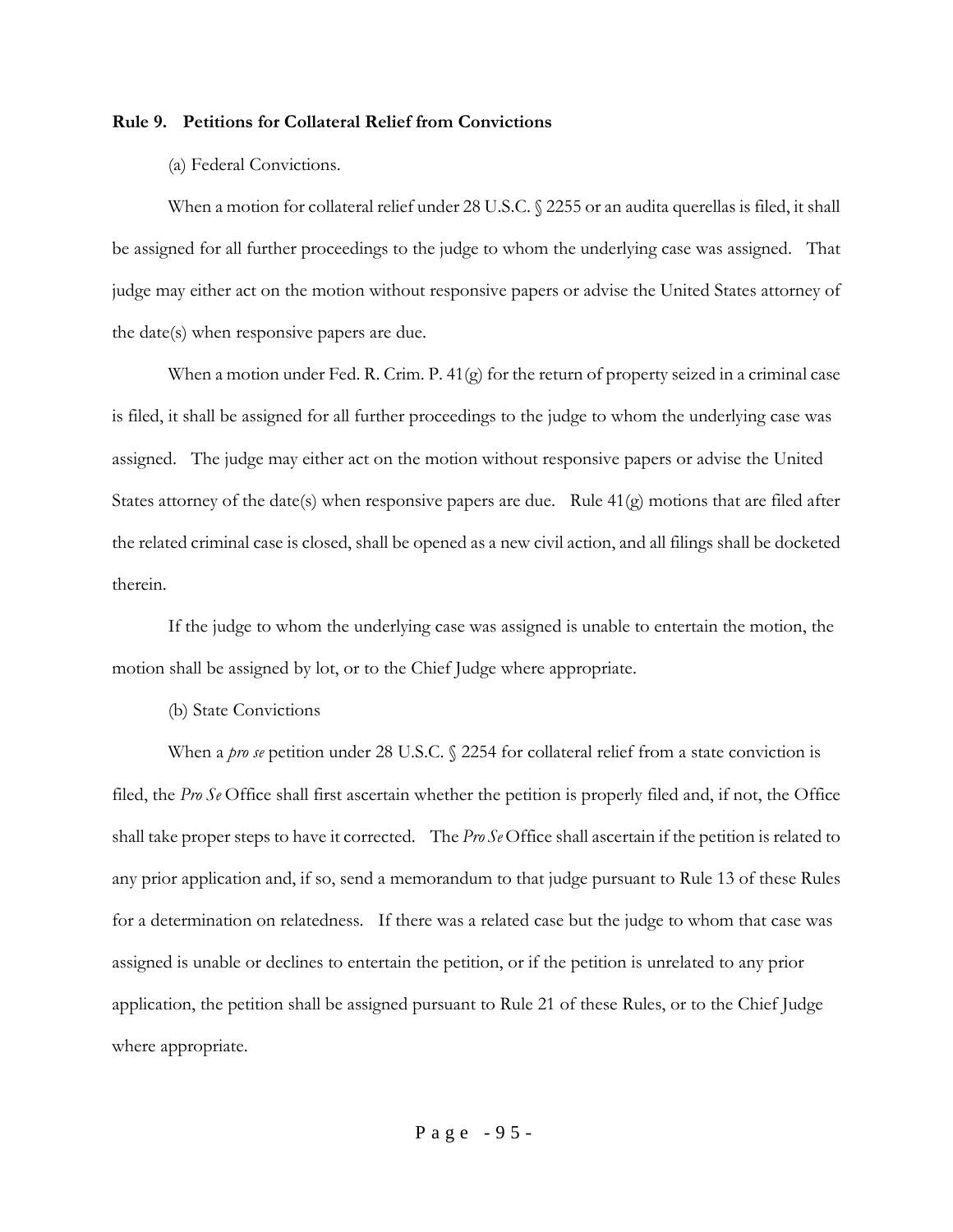### Rule 9. Petitions for Collateral Relief from Convictions

(a) Federal Convictions.

When a motion for collateral relief under 28 U.S.C. § 2255 or an audita querellas is filed, it shall be assigned for all further proceedings to the judge to whom the underlying case was assigned. That judge may either act on the motion without responsive papers or advise the United States attorney of the date(s) when responsive papers are due.

When a motion under Fed. R. Crim. P. 41(g) for the return of property seized in a criminal case is filed, it shall be assigned for all further proceedings to the judge to whom the underlying case was assigned. The judge may either act on the motion without responsive papers or advise the United States attorney of the date(s) when responsive papers are due. Rule 41(g) motions that are filed after the related criminal case is closed, shall be opened as a new civil action, and all filings shall be docketed therein.

If the judge to whom the underlying case was assigned is unable to entertain the motion, the motion shall be assigned by lot, or to the Chief Judge where appropriate.

(b) State Convictions

When a *pro se* petition under 28 U.S.C. § 2254 for collateral relief from a state conviction is filed, the *Pro Se* Office shall first ascertain whether the petition is properly filed and, if not, the Office shall take proper steps to have it corrected. The *Pro Se* Office shall ascertain if the petition is related to any prior application and, if so, send a memorandum to that judge pursuant to Rule 13 of these Rules for a determination on relatedness. If there was a related case but the judge to whom that case was assigned is unable or declines to entertain the petition, or if the petition is unrelated to any prior application, the petition shall be assigned pursuant to Rule 21 of these Rules, or to the Chief Judge where appropriate.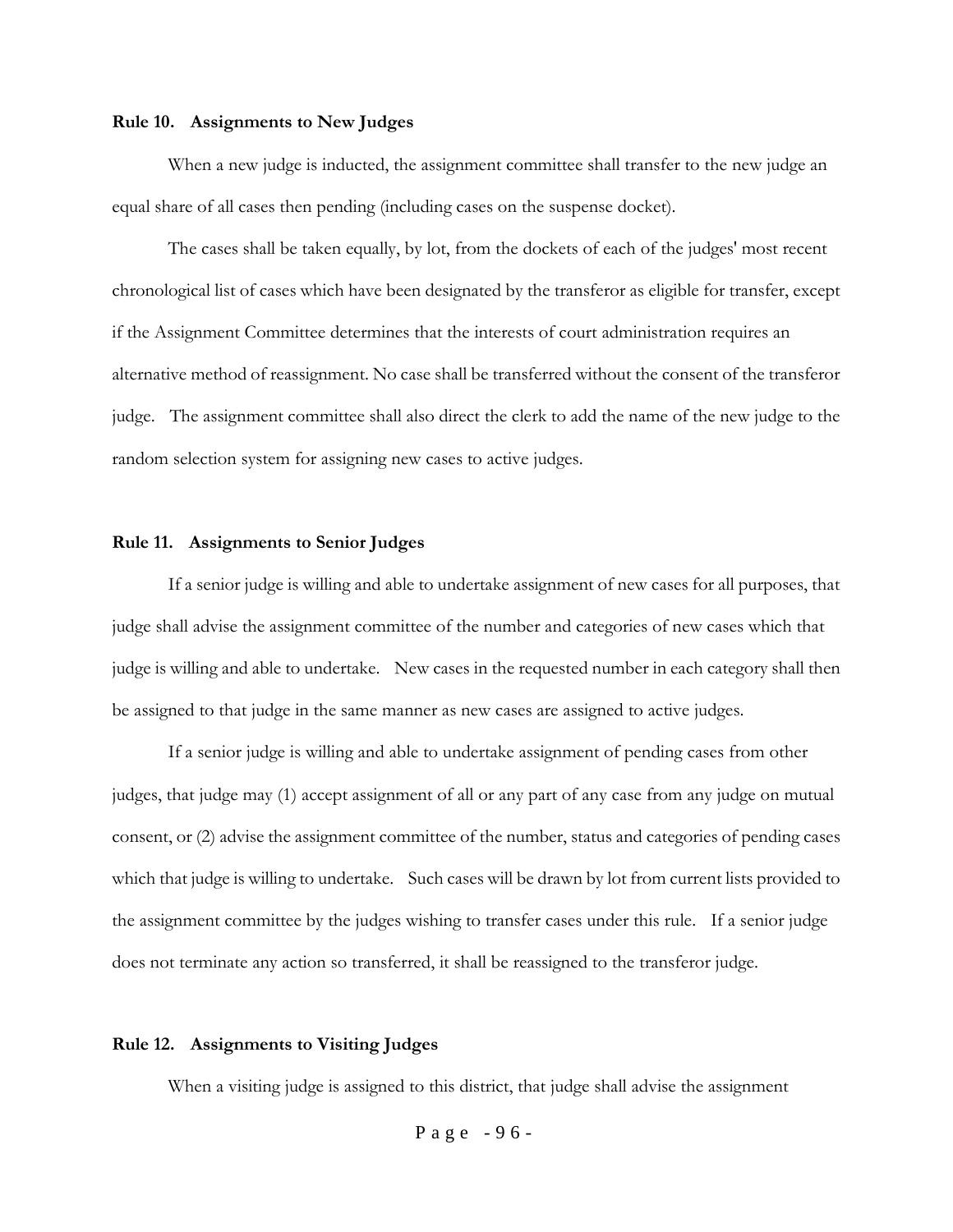**Rule 10. Assignments to New Judges**

When a new judge is inducted, the assignment committee shall transfer to the new judge an equal share of all cases then pending (including cases on the suspense docket).

The cases shall be taken equally, by lot, from the dockets of each of the judges' most recent chronological list of cases which have been designated by the transferor as eligible for transfer, except if the Assignment Committee determines that the interests of court administration requires an alternative method of reassignment. No case shall be transferred without the consent of the transferor judge. The assignment committee shall also direct the clerk to add the name of the new judge to the random selection system for assigning new cases to active judges.

**Rule 11. Assignments to Senior Judges**

If a senior judge is willing and able to undertake assignment of new cases for all purposes, that judge shall advise the assignment committee of the number and categories of new cases which that judge is willing and able to undertake. New cases in the requested number in each category shall then be assigned to that judge in the same manner as new cases are assigned to active judges.

If a senior judge is willing and able to undertake assignment of pending cases from other judges, that judge may (1) accept assignment of all or any part of any case from any judge on mutual consent, or (2) advise the assignment committee of the number, status and categories of pending cases which that judge is willing to undertake. Such cases will be drawn by lot from current lists provided to the assignment committee by the judges wishing to transfer cases under this rule. If a senior judge does not terminate any action so transferred, it shall be reassigned to the transferor judge.

**Rule 12. Assignments to Visiting Judges**

When a visiting judge is assigned to this district, that judge shall advise the assignment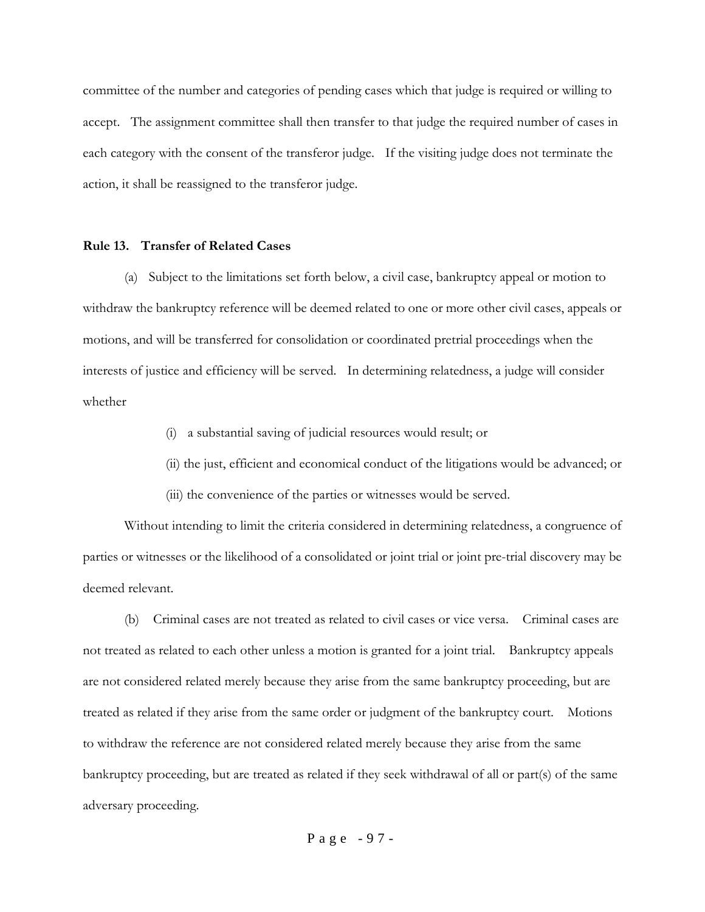committee of the number and categories of pending cases which that judge is required or willing to accept. The assignment committee shall then transfer to that judge the required number of cases in each category with the consent of the transferor judge. If the visiting judge does not terminate the action, it shall be reassigned to the transferor judge.

### Rule 13. Transfer of Related Cases

(a) Subject to the limitations set forth below, a civil case, bankruptcy appeal or motion to withdraw the bankruptcy reference will be deemed related to one or more other civil cases, appeals or motions, and will be transferred for consolidation or coordinated pretrial proceedings when the interests of justice and efficiency will be served. In determining relatedness, a judge will consider whether

(i) a substantial saving of judicial resources would result; or

(ii) the just, efficient and economical conduct of the litigations would be advanced; or

(iii) the convenience of the parties or witnesses would be served.

Without intending to limit the criteria considered in determining relatedness, a congruence of parties or witnesses or the likelihood of a consolidated or joint trial or joint pre-trial discovery may be deemed relevant.

(b) Criminal cases are not treated as related to civil cases or vice versa. Criminal cases are not treated as related to each other unless a motion is granted for a joint trial. Bankruptcy appeals are not considered related merely because they arise from the same bankruptcy proceeding, but are treated as related if they arise from the same order or judgment of the bankruptcy court. Motions to withdraw the reference are not considered related merely because they arise from the same bankruptcy proceeding, but are treated as related if they seek withdrawal of all or part(s) of the same adversary proceeding.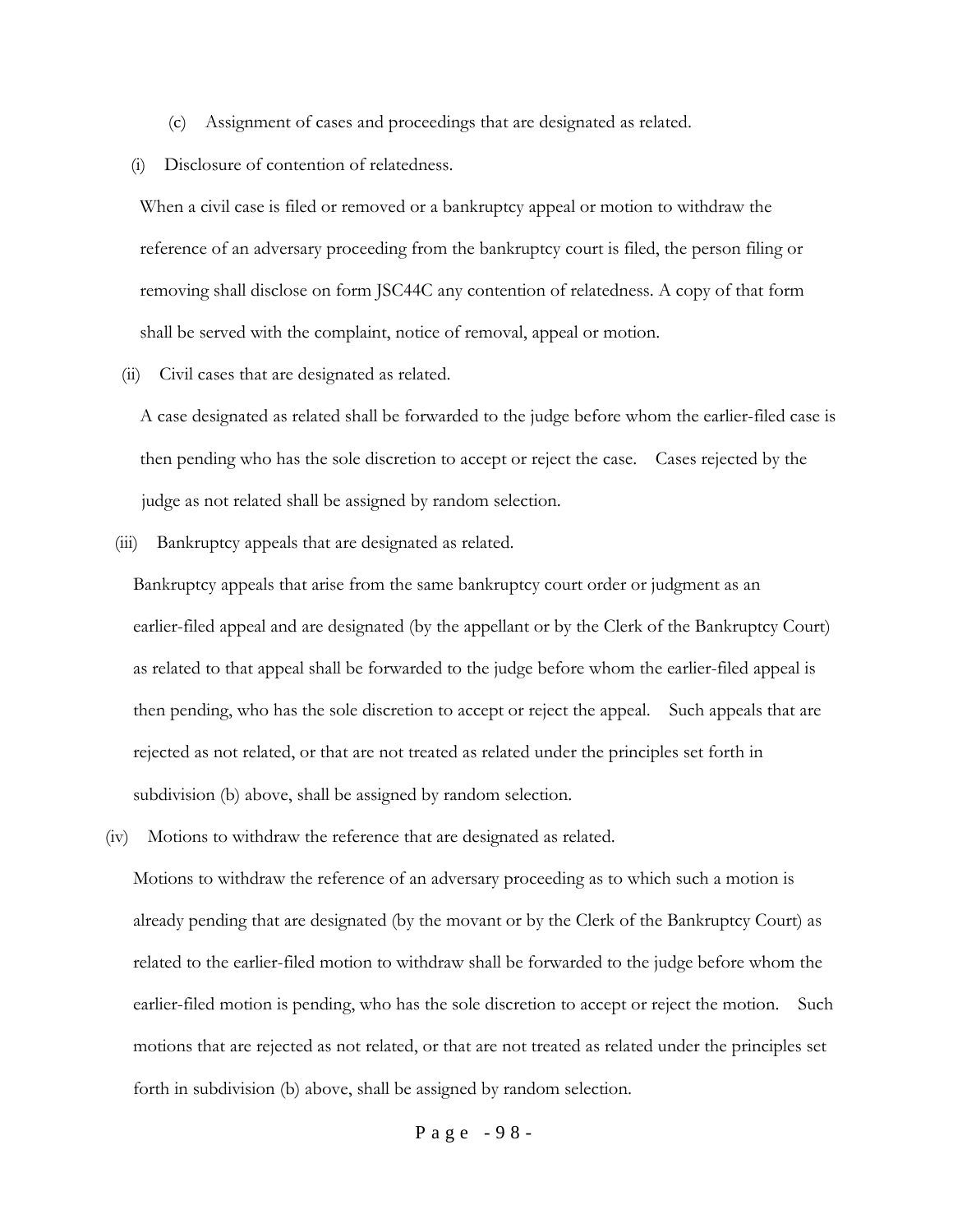(c) Assignment of cases and proceedings that are designated as related.

(i) Disclosure of contention of relatedness.

When a civil case is filed or removed or a bankruptcy appeal or motion to withdraw the reference of an adversary proceeding from the bankruptcy court is filed, the person filing or removing shall disclose on form JSC44C any contention of relatedness. A copy of that form shall be served with the complaint, notice of removal, appeal or motion.

(ii) Civil cases that are designated as related.

A case designated as related shall be forwarded to the judge before whom the earlier-filed case is then pending who has the sole discretion to accept or reject the case. Cases rejected by the judge as not related shall be assigned by random selection.

(iii) Bankruptcy appeals that are designated as related.

Bankruptcy appeals that arise from the same bankruptcy court order or judgment as an earlier-filed appeal and are designated (by the appellant or by the Clerk of the Bankruptcy Court) as related to that appeal shall be forwarded to the judge before whom the earlier-filed appeal is then pending, who has the sole discretion to accept or reject the appeal. Such appeals that are rejected as not related, or that are not treated as related under the principles set forth in subdivision (b) above, shall be assigned by random selection.

(iv) Motions to withdraw the reference that are designated as related.

Motions to withdraw the reference of an adversary proceeding as to which such a motion is already pending that are designated (by the movant or by the Clerk of the Bankruptcy Court) as related to the earlier-filed motion to withdraw shall be forwarded to the judge before whom the earlier-filed motion is pending, who has the sole discretion to accept or reject the motion. Such motions that are rejected as not related, or that are not treated as related under the principles set forth in subdivision (b) above, shall be assigned by random selection.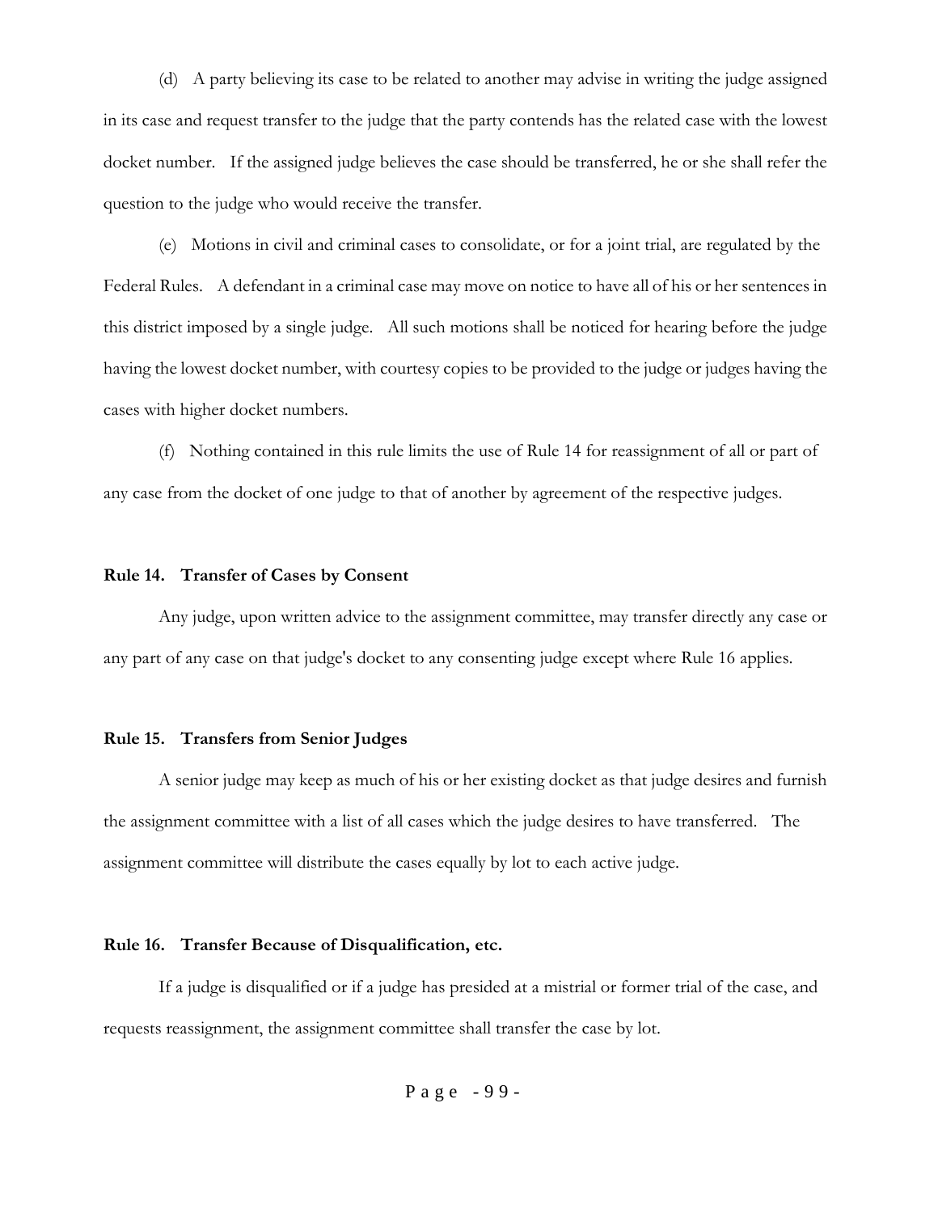(d) A party believing its case to be related to another may advise in writing the judge assigned in its case and request transfer to the judge that the party contends has the related case with the lowest docket number. If the assigned judge believes the case should be transferred, he or she shall refer the question to the judge who would receive the transfer.

(e) Motions in civil and criminal cases to consolidate, or for a joint trial, are regulated by the Federal Rules. A defendant in a criminal case may move on notice to have all of his or her sentences in this district imposed by a single judge. All such motions shall be noticed for hearing before the judge having the lowest docket number, with courtesy copies to be provided to the judge or judges having the cases with higher docket numbers.

(f) Nothing contained in this rule limits the use of Rule 14 for reassignment of all or part of any case from the docket of one judge to that of another by agreement of the respective judges.

**Rule 14. Transfer of Cases by Consent**

Any judge, upon written advice to the assignment committee, may transfer directly any case or any part of any case on that judge's docket to any consenting judge except where Rule 16 applies.

**Rule 15. Transfers from Senior Judges**

A senior judge may keep as much of his or her existing docket as that judge desires and furnish the assignment committee with a list of all cases which the judge desires to have transferred. The assignment committee will distribute the cases equally by lot to each active judge.

**Rule 16. Transfer Because of Disqualification, etc.**

If a judge is disqualified or if a judge has presided at a mistrial or former trial of the case, and requests reassignment, the assignment committee shall transfer the case by lot.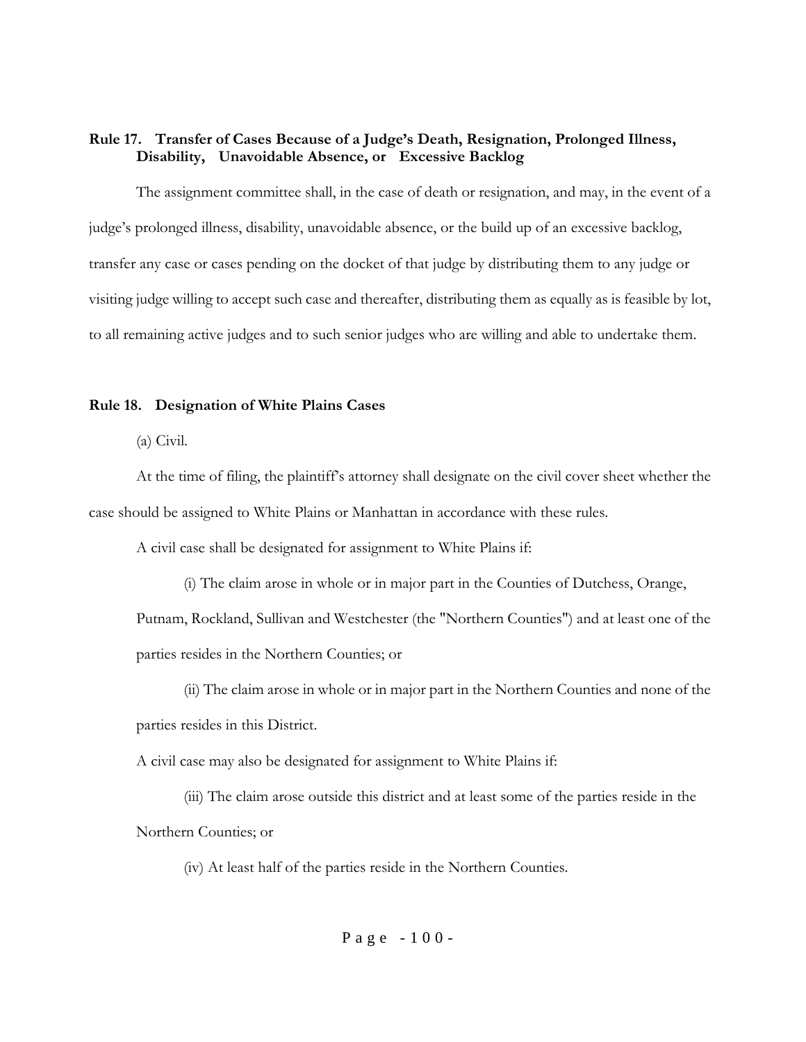**Rule 17. Transfer of Cases Because of a Judge's Death, Resignation, Prolonged Illness, Disability, Unavoidable Absence, or Excessive Backlog**

The assignment committee shall, in the case of death or resignation, and may, in the event of a judge's prolonged illness, disability, unavoidable absence, or the build up of an excessive backlog, transfer any case or cases pending on the docket of that judge by distributing them to any judge or visiting judge willing to accept such case and thereafter, distributing them as equally as is feasible by lot, to all remaining active judges and to such senior judges who are willing and able to undertake them.

**Rule 18. Designation of White Plains Cases**

(a) Civil.

At the time of filing, the plaintiff's attorney shall designate on the civil cover sheet whether the case should be assigned to White Plains or Manhattan in accordance with these rules.

A civil case shall be designated for assignment to White Plains if:

(i) The claim arose in whole or in major part in the Counties of Dutchess, Orange, Putnam, Rockland, Sullivan and Westchester (the "Northern Counties") and at least one of the parties resides in the Northern Counties; or

(ii) The claim arose in whole or in major part in the Northern Counties and none of the parties resides in this District.

A civil case may also be designated for assignment to White Plains if:

(iii) The claim arose outside this district and at least some of the parties reside in the Northern Counties; or

(iv) At least half of the parties reside in the Northern Counties.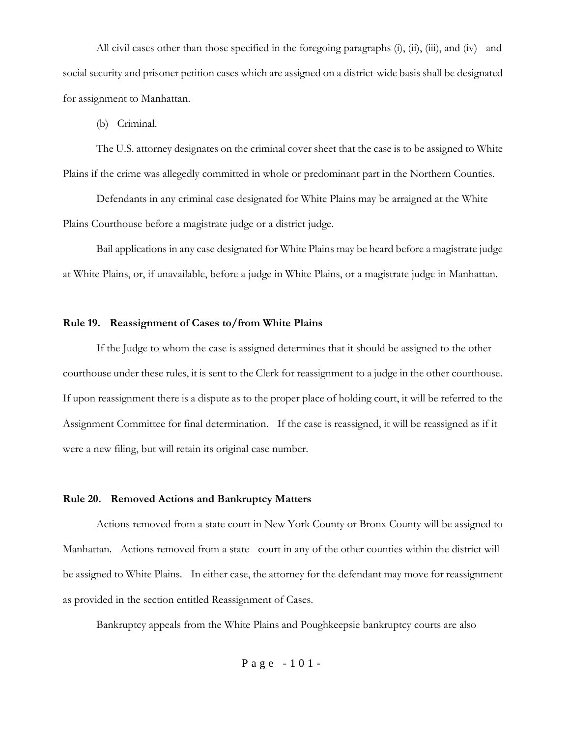All civil cases other than those specified in the foregoing paragraphs (i), (ii), (iii), and (iv) and social security and prisoner petition cases which are assigned on a district-wide basis shall be designated for assignment to Manhattan.

(b) Criminal.

The U.S. attorney designates on the criminal cover sheet that the case is to be assigned to White Plains if the crime was allegedly committed in whole or predominant part in the Northern Counties.

Defendants in any criminal case designated for White Plains may be arraigned at the White Plains Courthouse before a magistrate judge or a district judge.

Bail applications in any case designated for White Plains may be heard before a magistrate judge at White Plains, or, if unavailable, before a judge in White Plains, or a magistrate judge in Manhattan.

**Rule 19. Reassignment of Cases to/from White Plains**

If the Judge to whom the case is assigned determines that it should be assigned to the other courthouse under these rules, it is sent to the Clerk for reassignment to a judge in the other courthouse. If upon reassignment there is a dispute as to the proper place of holding court, it will be referred to the Assignment Committee for final determination. If the case is reassigned, it will be reassigned as if it were a new filing, but will retain its original case number.

**Rule 20. Removed Actions and Bankruptcy Matters**

Actions removed from a state court in New York County or Bronx County will be assigned to Manhattan. Actions removed from a state court in any of the other counties within the district will be assigned to White Plains. In either case, the attorney for the defendant may move for reassignment as provided in the section entitled Reassignment of Cases.

Bankruptcy appeals from the White Plains and Poughkeepsie bankruptcy courts are also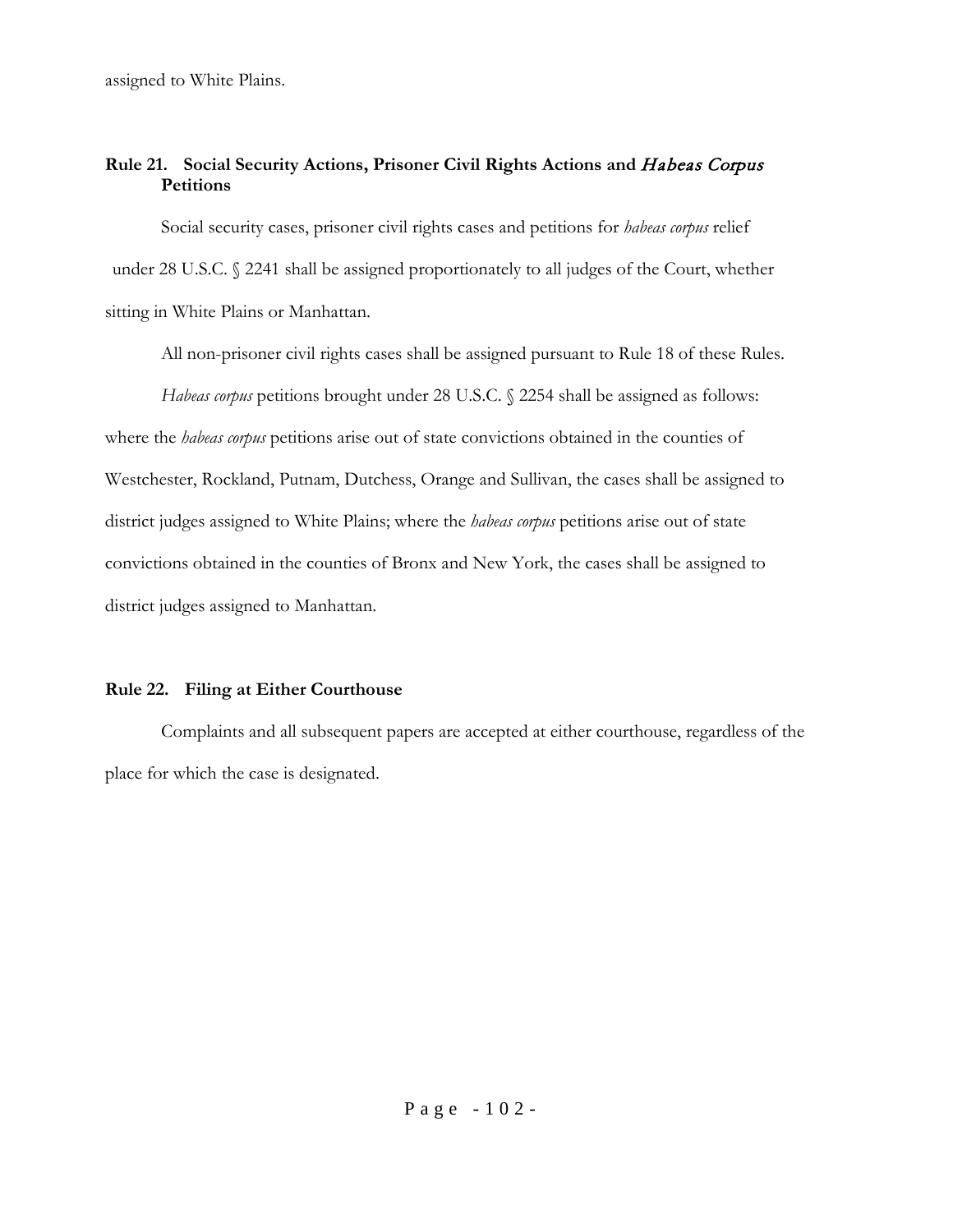assigned to White Plains.

### Rule 21. Social Security Actions, Prisoner Civil Rights Actions and *Habeas Corpus* Petitions

Social security cases, prisoner civil rights cases and petitions for *habeas corpus* relief under 28 U.S.C. § 2241 shall be assigned proportionately to all judges of the Court, whether sitting in White Plains or Manhattan.

All non-prisoner civil rights cases shall be assigned pursuant to Rule 18 of these Rules.

*Habeas corpus* petitions brought under 28 U.S.C. § 2254 shall be assigned as follows: where the *habeas corpus* petitions arise out of state convictions obtained in the counties of Westchester, Rockland, Putnam, Dutchess, Orange and Sullivan, the cases shall be assigned to district judges assigned to White Plains; where the *habeas corpus* petitions arise out of state convictions obtained in the counties of Bronx and New York, the cases shall be assigned to district judges assigned to Manhattan.

### Rule 22. Filing at Either Courthouse

Complaints and all subsequent papers are accepted at either courthouse, regardless of the place for which the case is designated.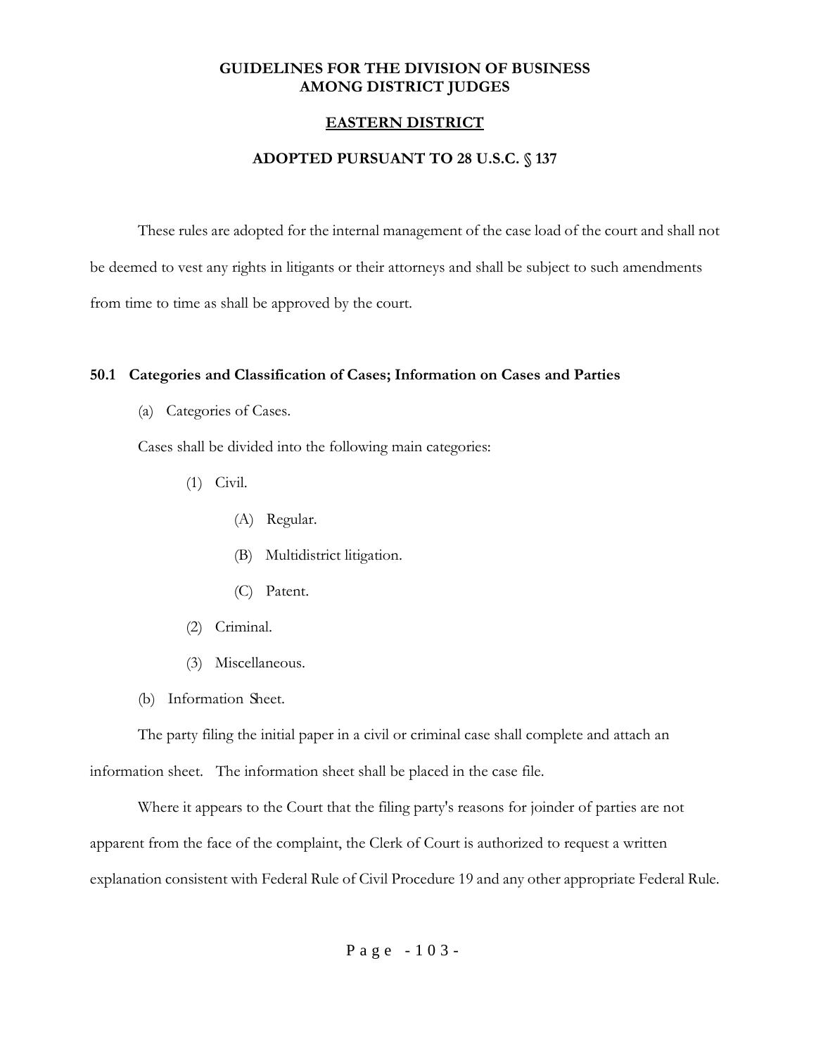# GUIDELINES FOR THE DIVISION OF BUSINESS AMONG DISTRICT JUDGES

## EASTERN DISTRICT

## ADOPTED PURSUANT TO 28 U.S.C. § 137

These rules are adopted for the internal management of the case load of the court and shall not be deemed to vest any rights in litigants or their attorneys and shall be subject to such amendments from time to time as shall be approved by the court.

### 50.1 Categories and Classification of Cases; Information on Cases and Parties

(a) Categories of Cases.

Cases shall be divided into the following main categories:

- (1) Civil.
  - (A) Regular.
  - (B) Multidistrict litigation.
  - (C) Patent.
- (2) Criminal.
- (3) Miscellaneous.

(b) Information Sheet.

The party filing the initial paper in a civil or criminal case shall complete and attach an information sheet. The information sheet shall be placed in the case file.

Where it appears to the Court that the filing party's reasons for joinder of parties are not apparent from the face of the complaint, the Clerk of Court is authorized to request a written explanation consistent with Federal Rule of Civil Procedure 19 and any other appropriate Federal Rule.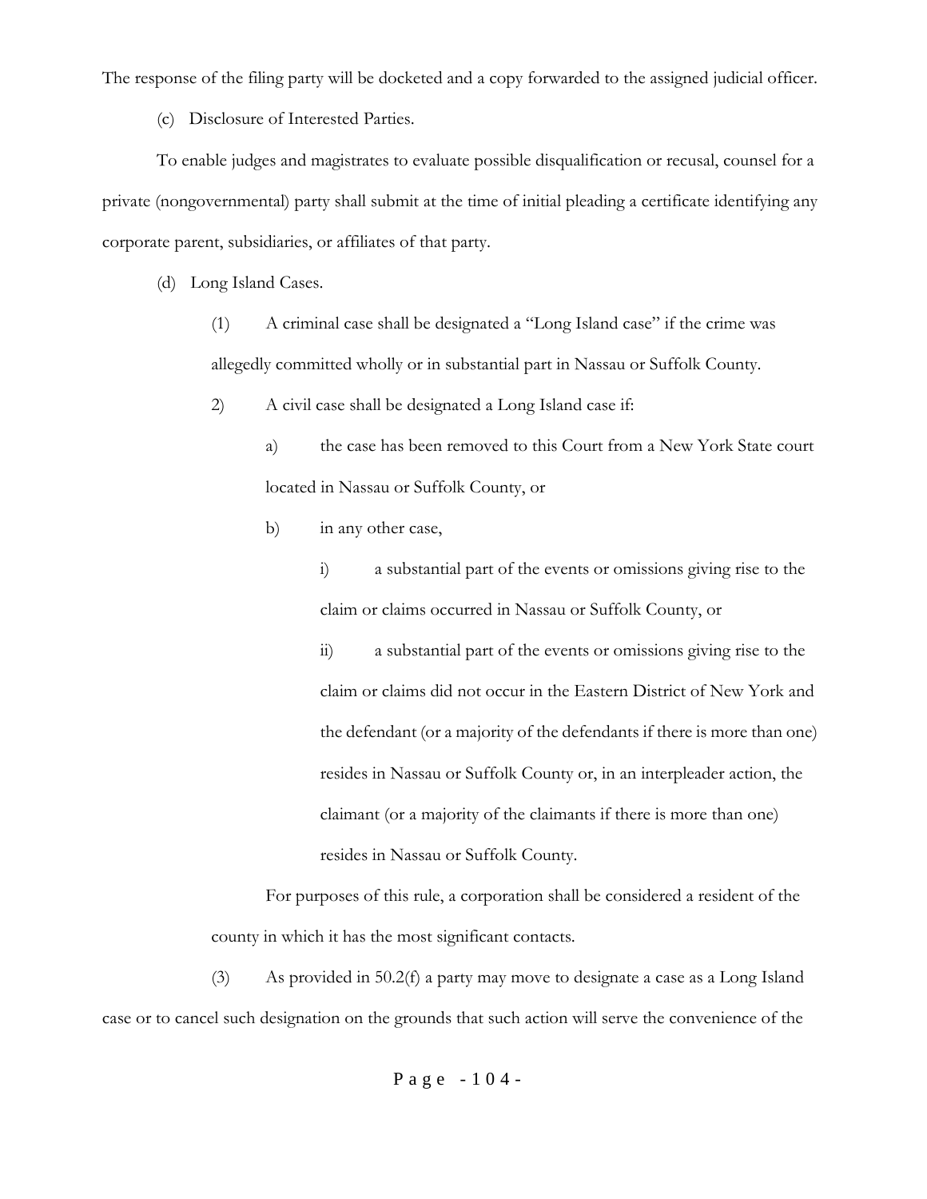The response of the filing party will be docketed and a copy forwarded to the assigned judicial officer.

(c) Disclosure of Interested Parties.

To enable judges and magistrates to evaluate possible disqualification or recusal, counsel for a private (nongovernmental) party shall submit at the time of initial pleading a certificate identifying any corporate parent, subsidiaries, or affiliates of that party.

(d) Long Island Cases.

(1) A criminal case shall be designated a "Long Island case" if the crime was allegedly committed wholly or in substantial part in Nassau or Suffolk County.

2) A civil case shall be designated a Long Island case if:

a) the case has been removed to this Court from a New York State court located in Nassau or Suffolk County, or

b) in any other case,

i) a substantial part of the events or omissions giving rise to the claim or claims occurred in Nassau or Suffolk County, or

ii) a substantial part of the events or omissions giving rise to the claim or claims did not occur in the Eastern District of New York and the defendant (or a majority of the defendants if there is more than one) resides in Nassau or Suffolk County or, in an interpleader action, the claimant (or a majority of the claimants if there is more than one) resides in Nassau or Suffolk County.

For purposes of this rule, a corporation shall be considered a resident of the county in which it has the most significant contacts.

(3) As provided in 50.2(f) a party may move to designate a case as a Long Island case or to cancel such designation on the grounds that such action will serve the convenience of the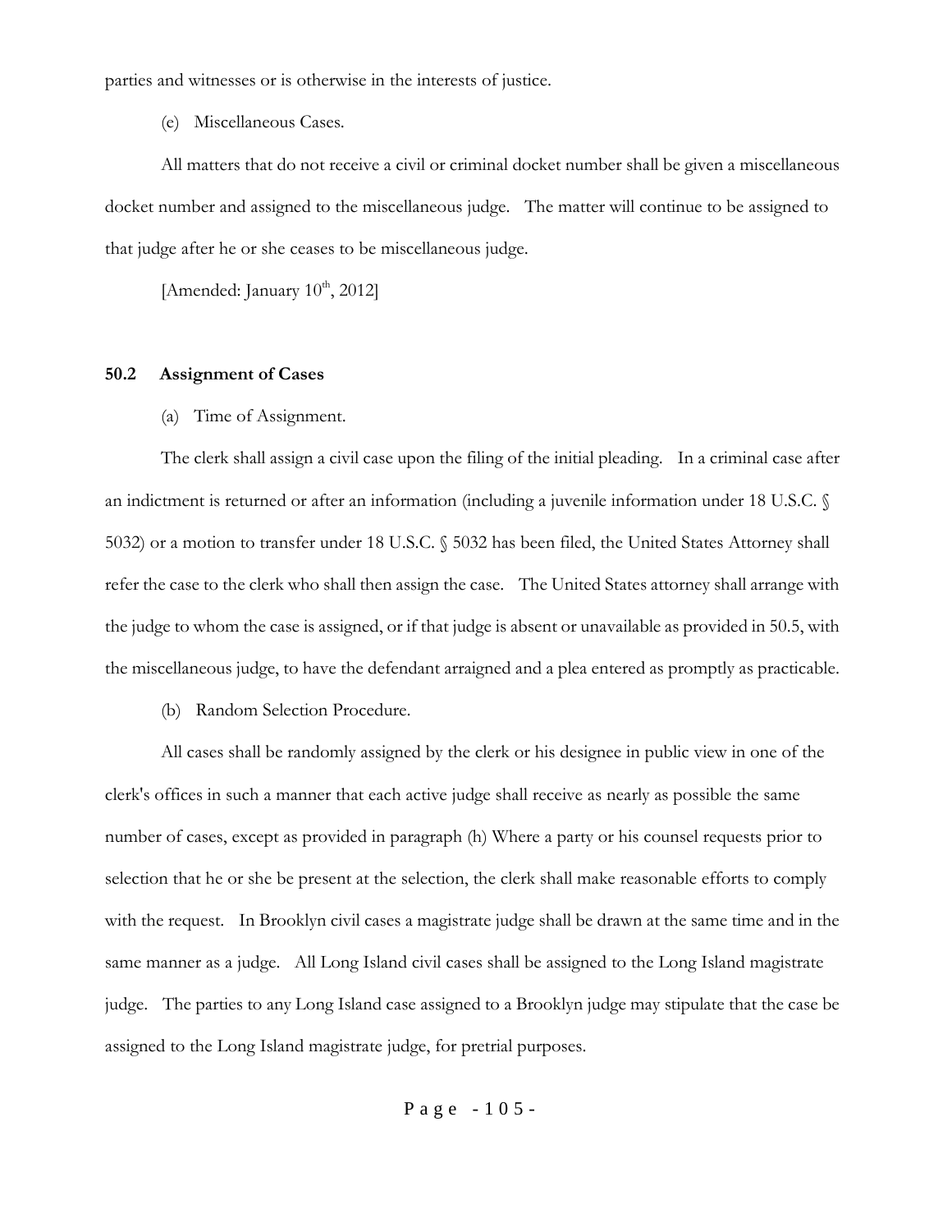parties and witnesses or is otherwise in the interests of justice.

(e) Miscellaneous Cases.

All matters that do not receive a civil or criminal docket number shall be given a miscellaneous docket number and assigned to the miscellaneous judge. The matter will continue to be assigned to that judge after he or she ceases to be miscellaneous judge.

[Amended: January 10th, 2012]

## 50.2 Assignment of Cases

(a) Time of Assignment.

The clerk shall assign a civil case upon the filing of the initial pleading. In a criminal case after an indictment is returned or after an information (including a juvenile information under 18 U.S.C. § 5032) or a motion to transfer under 18 U.S.C. § 5032 has been filed, the United States Attorney shall refer the case to the clerk who shall then assign the case. The United States attorney shall arrange with the judge to whom the case is assigned, or if that judge is absent or unavailable as provided in 50.5, with the miscellaneous judge, to have the defendant arraigned and a plea entered as promptly as practicable.

(b) Random Selection Procedure.

All cases shall be randomly assigned by the clerk or his designee in public view in one of the clerk's offices in such a manner that each active judge shall receive as nearly as possible the same number of cases, except as provided in paragraph (h) Where a party or his counsel requests prior to selection that he or she be present at the selection, the clerk shall make reasonable efforts to comply with the request. In Brooklyn civil cases a magistrate judge shall be drawn at the same time and in the same manner as a judge. All Long Island civil cases shall be assigned to the Long Island magistrate judge. The parties to any Long Island case assigned to a Brooklyn judge may stipulate that the case be assigned to the Long Island magistrate judge, for pretrial purposes.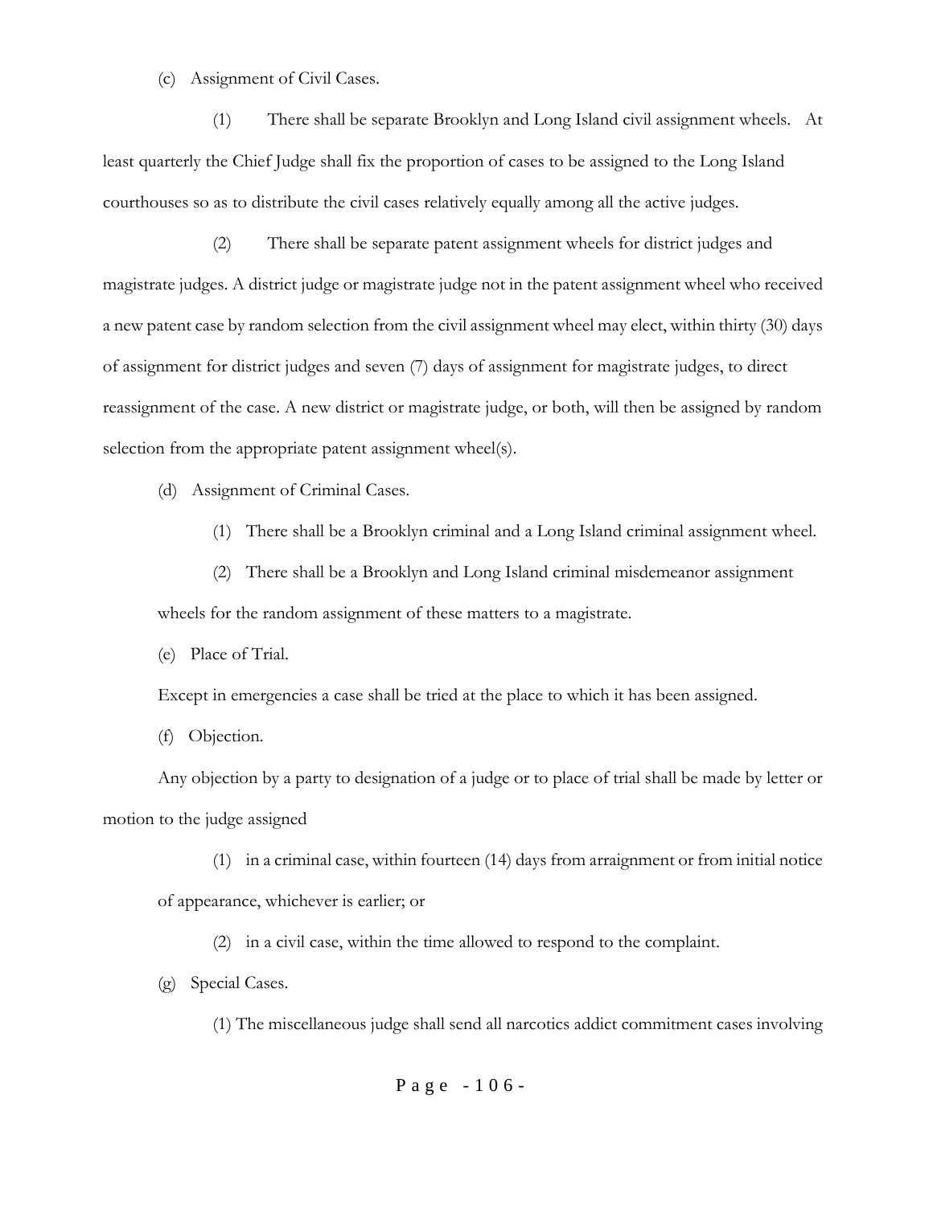(c) Assignment of Civil Cases.

(1) There shall be separate Brooklyn and Long Island civil assignment wheels. At least quarterly the Chief Judge shall fix the proportion of cases to be assigned to the Long Island courthouses so as to distribute the civil cases relatively equally among all the active judges.

(2) There shall be separate patent assignment wheels for district judges and magistrate judges. A district judge or magistrate judge not in the patent assignment wheel who received a new patent case by random selection from the civil assignment wheel may elect, within thirty (30) days of assignment for district judges and seven (7) days of assignment for magistrate judges, to direct reassignment of the case. A new district or magistrate judge, or both, will then be assigned by random selection from the appropriate patent assignment wheel(s).

(d) Assignment of Criminal Cases.

(1) There shall be a Brooklyn criminal and a Long Island criminal assignment wheel.

(2) There shall be a Brooklyn and Long Island criminal misdemeanor assignment wheels for the random assignment of these matters to a magistrate.

(e) Place of Trial.

Except in emergencies a case shall be tried at the place to which it has been assigned.

(f) Objection.

Any objection by a party to designation of a judge or to place of trial shall be made by letter or motion to the judge assigned

(1) in a criminal case, within fourteen (14) days from arraignment or from initial notice of appearance, whichever is earlier; or

(2) in a civil case, within the time allowed to respond to the complaint.

(g) Special Cases.

(1) The miscellaneous judge shall send all narcotics addict commitment cases involving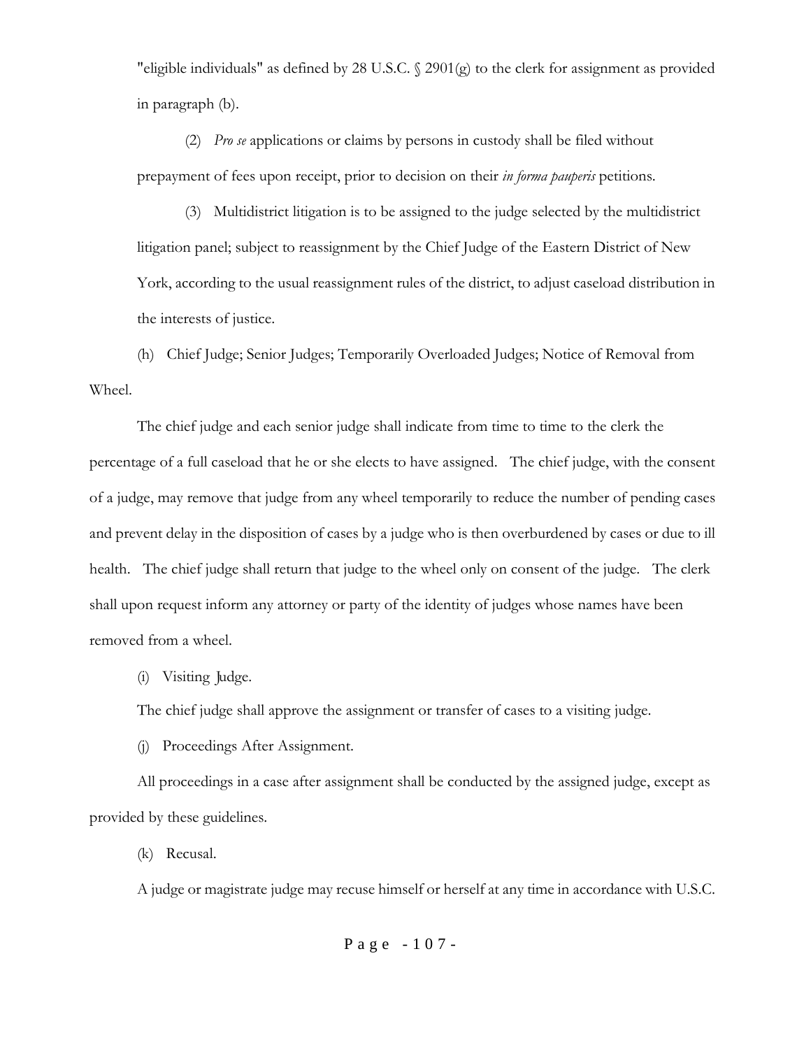"eligible individuals" as defined by 28 U.S.C. § 2901(g) to the clerk for assignment as provided in paragraph (b).

(2) *Pro se* applications or claims by persons in custody shall be filed without prepayment of fees upon receipt, prior to decision on their *in forma pauperis* petitions.

(3) Multidistrict litigation is to be assigned to the judge selected by the multidistrict litigation panel; subject to reassignment by the Chief Judge of the Eastern District of New York, according to the usual reassignment rules of the district, to adjust caseload distribution in the interests of justice.

(h) Chief Judge; Senior Judges; Temporarily Overloaded Judges; Notice of Removal from Wheel.

The chief judge and each senior judge shall indicate from time to time to the clerk the percentage of a full caseload that he or she elects to have assigned. The chief judge, with the consent of a judge, may remove that judge from any wheel temporarily to reduce the number of pending cases and prevent delay in the disposition of cases by a judge who is then overburdened by cases or due to ill health. The chief judge shall return that judge to the wheel only on consent of the judge. The clerk shall upon request inform any attorney or party of the identity of judges whose names have been removed from a wheel.

(i) Visiting Judge.

The chief judge shall approve the assignment or transfer of cases to a visiting judge.

(j) Proceedings After Assignment.

All proceedings in a case after assignment shall be conducted by the assigned judge, except as provided by these guidelines.

(k) Recusal.

A judge or magistrate judge may recuse himself or herself at any time in accordance with U.S.C.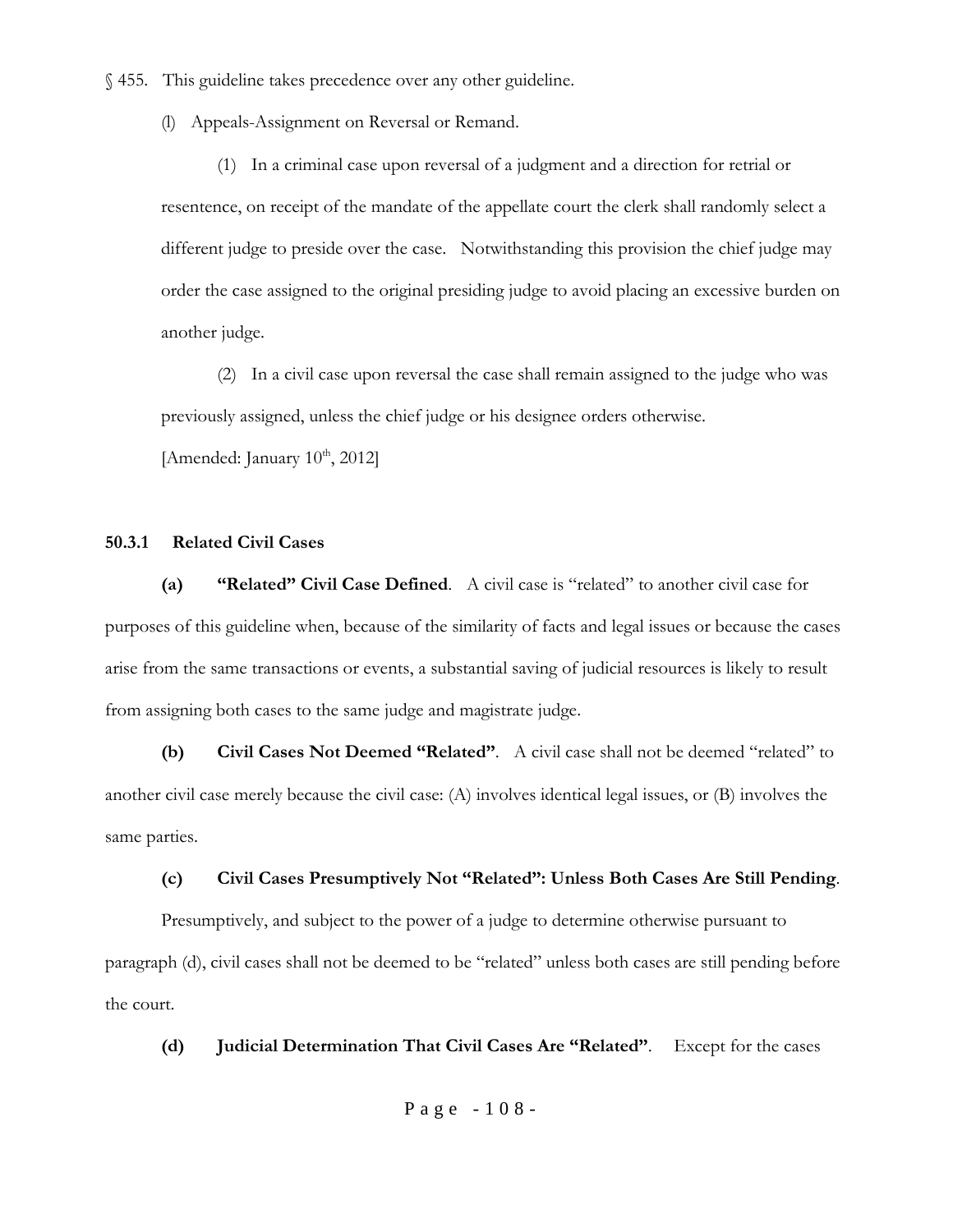§ 455. This guideline takes precedence over any other guideline.

(l) Appeals-Assignment on Reversal or Remand.

(1) In a criminal case upon reversal of a judgment and a direction for retrial or resentence, on receipt of the mandate of the appellate court the clerk shall randomly select a different judge to preside over the case. Notwithstanding this provision the chief judge may order the case assigned to the original presiding judge to avoid placing an excessive burden on another judge.

(2) In a civil case upon reversal the case shall remain assigned to the judge who was previously assigned, unless the chief judge or his designee orders otherwise.

[Amended: January 10th, 2012]

### 50.3.1 Related Civil Cases

**(a) "Related" Civil Case Defined**. A civil case is "related" to another civil case for purposes of this guideline when, because of the similarity of facts and legal issues or because the cases arise from the same transactions or events, a substantial saving of judicial resources is likely to result from assigning both cases to the same judge and magistrate judge.

**(b) Civil Cases Not Deemed "Related"**. A civil case shall not be deemed "related" to another civil case merely because the civil case: (A) involves identical legal issues, or (B) involves the same parties.

**(c) Civil Cases Presumptively Not "Related": Unless Both Cases Are Still Pending**.

Presumptively, and subject to the power of a judge to determine otherwise pursuant to paragraph (d), civil cases shall not be deemed to be "related" unless both cases are still pending before the court.

**(d) Judicial Determination That Civil Cases Are "Related"**. Except for the cases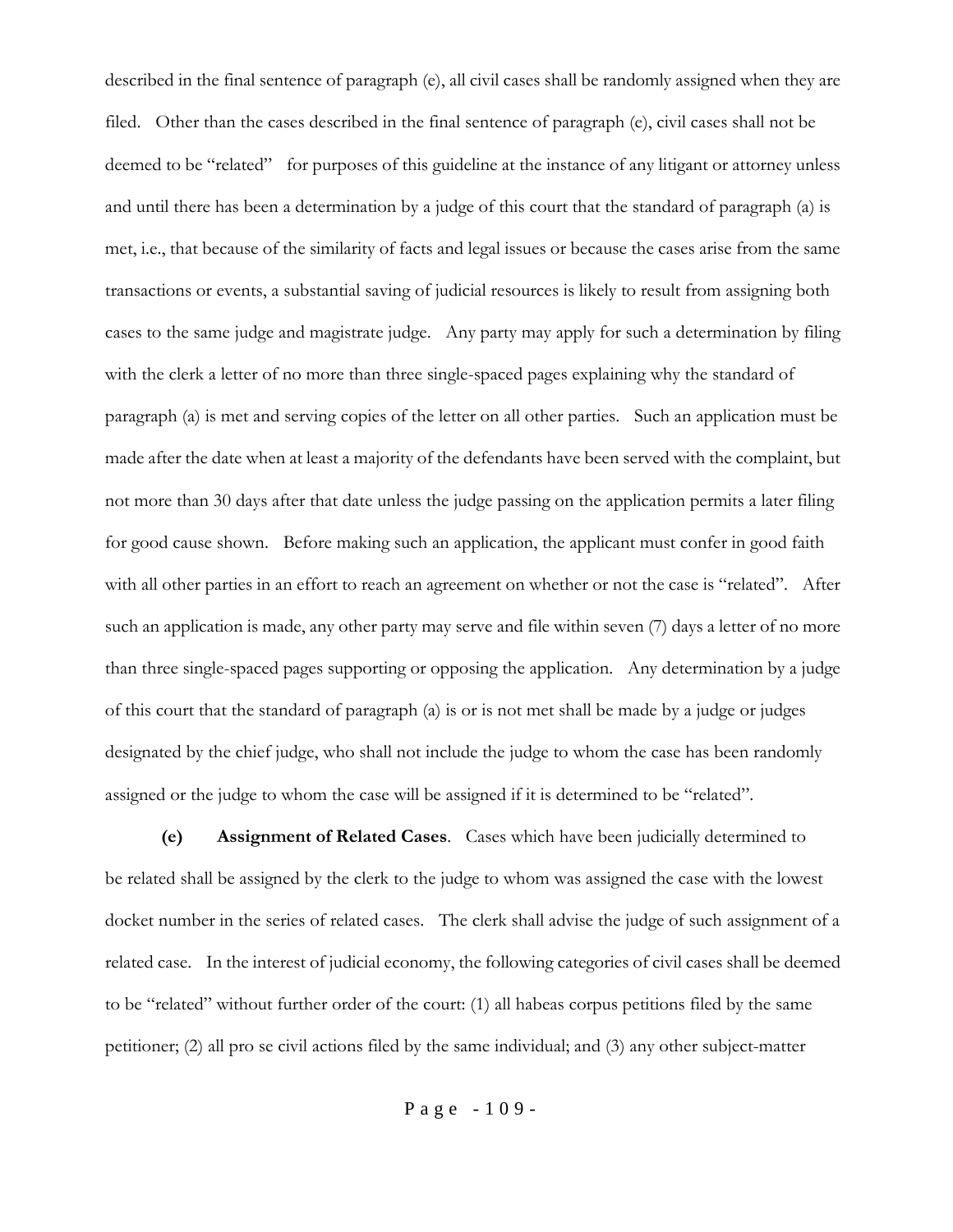described in the final sentence of paragraph (e), all civil cases shall be randomly assigned when they are filed. Other than the cases described in the final sentence of paragraph (e), civil cases shall not be deemed to be "related" for purposes of this guideline at the instance of any litigant or attorney unless and until there has been a determination by a judge of this court that the standard of paragraph (a) is met, i.e., that because of the similarity of facts and legal issues or because the cases arise from the same transactions or events, a substantial saving of judicial resources is likely to result from assigning both cases to the same judge and magistrate judge. Any party may apply for such a determination by filing with the clerk a letter of no more than three single-spaced pages explaining why the standard of paragraph (a) is met and serving copies of the letter on all other parties. Such an application must be made after the date when at least a majority of the defendants have been served with the complaint, but not more than 30 days after that date unless the judge passing on the application permits a later filing for good cause shown. Before making such an application, the applicant must confer in good faith with all other parties in an effort to reach an agreement on whether or not the case is "related". After such an application is made, any other party may serve and file within seven (7) days a letter of no more than three single-spaced pages supporting or opposing the application. Any determination by a judge of this court that the standard of paragraph (a) is or is not met shall be made by a judge or judges designated by the chief judge, who shall not include the judge to whom the case has been randomly assigned or the judge to whom the case will be assigned if it is determined to be "related".

**(e) Assignment of Related Cases**. Cases which have been judicially determined to be related shall be assigned by the clerk to the judge to whom was assigned the case with the lowest docket number in the series of related cases. The clerk shall advise the judge of such assignment of a related case. In the interest of judicial economy, the following categories of civil cases shall be deemed to be "related" without further order of the court: (1) all habeas corpus petitions filed by the same petitioner; (2) all pro se civil actions filed by the same individual; and (3) any other subject-matter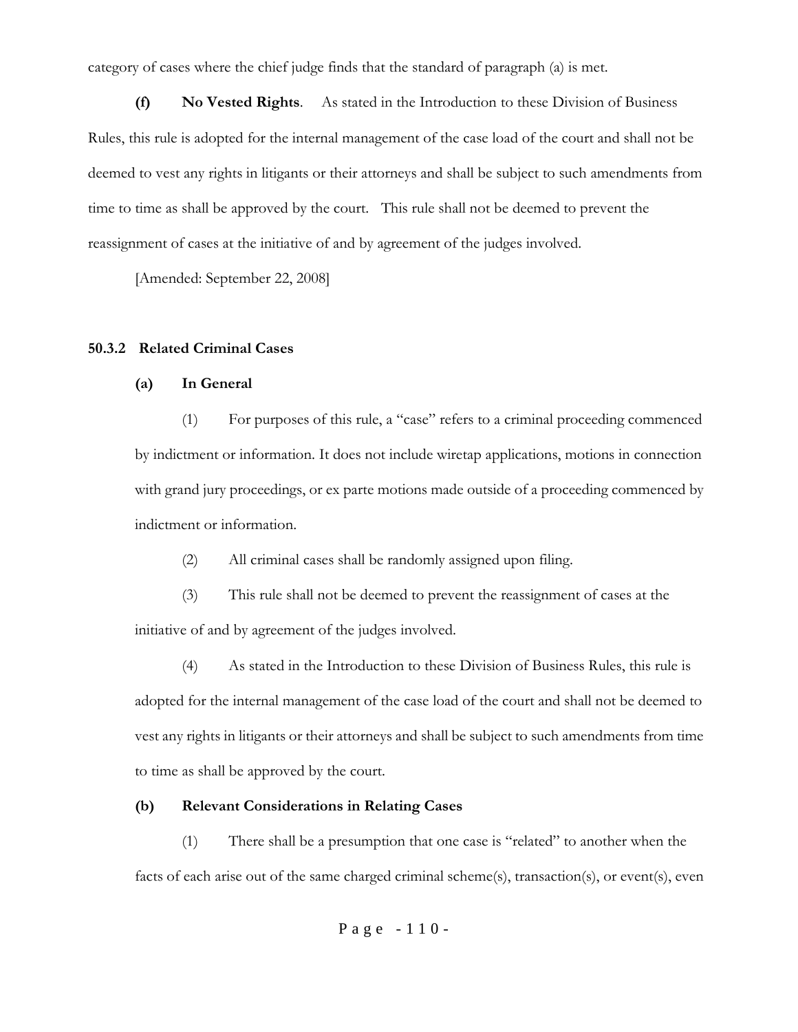category of cases where the chief judge finds that the standard of paragraph (a) is met.

**(f) No Vested Rights**. As stated in the Introduction to these Division of Business Rules, this rule is adopted for the internal management of the case load of the court and shall not be deemed to vest any rights in litigants or their attorneys and shall be subject to such amendments from time to time as shall be approved by the court. This rule shall not be deemed to prevent the reassignment of cases at the initiative of and by agreement of the judges involved.

[Amended: September 22, 2008]

### 50.3.2 Related Criminal Cases

**(a) In General**

(1) For purposes of this rule, a "case" refers to a criminal proceeding commenced by indictment or information. It does not include wiretap applications, motions in connection with grand jury proceedings, or ex parte motions made outside of a proceeding commenced by indictment or information.

(2) All criminal cases shall be randomly assigned upon filing.

(3) This rule shall not be deemed to prevent the reassignment of cases at the initiative of and by agreement of the judges involved.

(4) As stated in the Introduction to these Division of Business Rules, this rule is adopted for the internal management of the case load of the court and shall not be deemed to vest any rights in litigants or their attorneys and shall be subject to such amendments from time to time as shall be approved by the court.

**(b) Relevant Considerations in Relating Cases**

(1) There shall be a presumption that one case is "related" to another when the facts of each arise out of the same charged criminal scheme(s), transaction(s), or event(s), even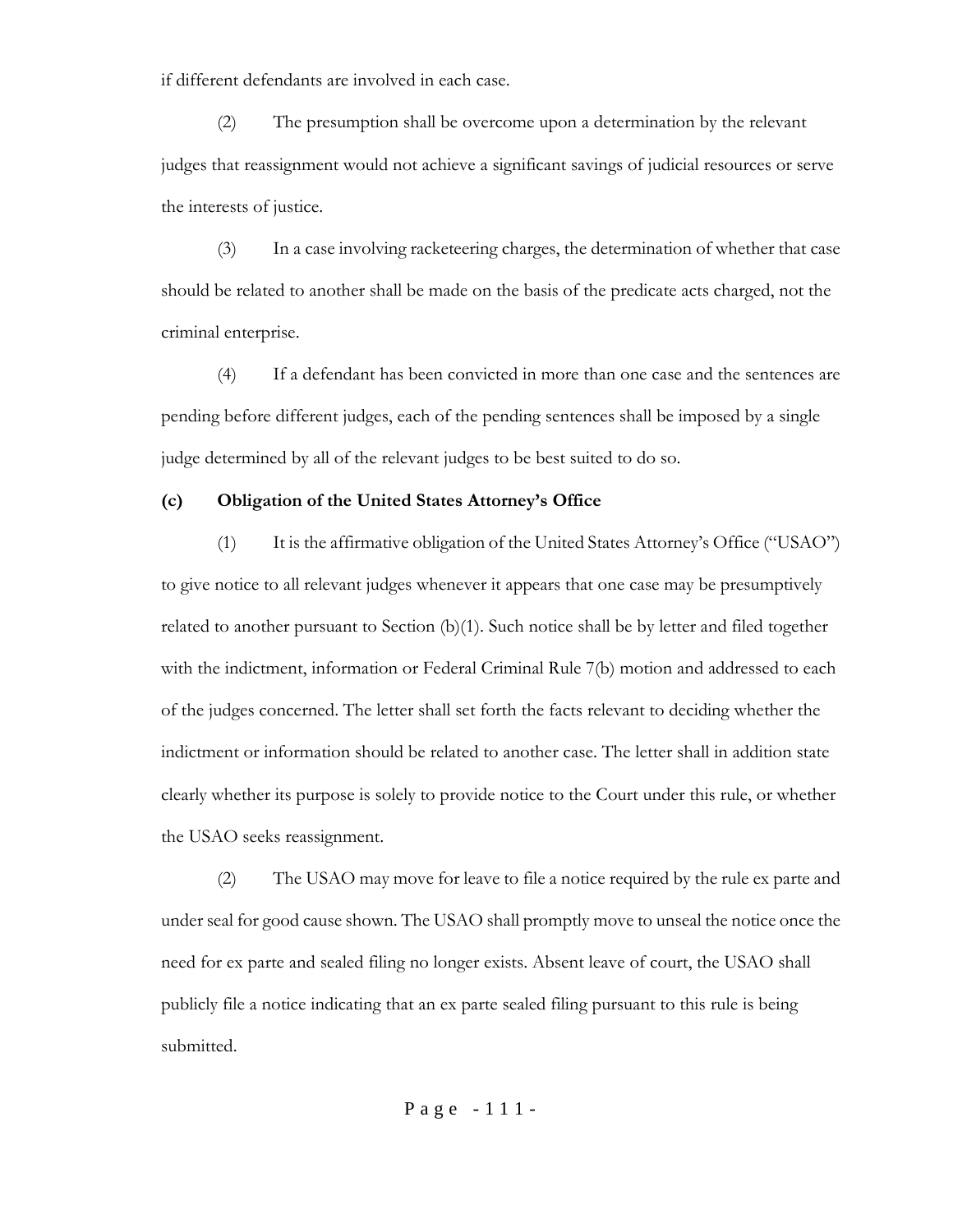if different defendants are involved in each case.

(2) The presumption shall be overcome upon a determination by the relevant judges that reassignment would not achieve a significant savings of judicial resources or serve the interests of justice.

(3) In a case involving racketeering charges, the determination of whether that case should be related to another shall be made on the basis of the predicate acts charged, not the criminal enterprise.

(4) If a defendant has been convicted in more than one case and the sentences are pending before different judges, each of the pending sentences shall be imposed by a single judge determined by all of the relevant judges to be best suited to do so.

**(c) Obligation of the United States Attorney's Office**

(1) It is the affirmative obligation of the United States Attorney's Office ("USAO") to give notice to all relevant judges whenever it appears that one case may be presumptively related to another pursuant to Section (b)(1). Such notice shall be by letter and filed together with the indictment, information or Federal Criminal Rule 7(b) motion and addressed to each of the judges concerned. The letter shall set forth the facts relevant to deciding whether the indictment or information should be related to another case. The letter shall in addition state clearly whether its purpose is solely to provide notice to the Court under this rule, or whether the USAO seeks reassignment.

(2) The USAO may move for leave to file a notice required by the rule ex parte and under seal for good cause shown. The USAO shall promptly move to unseal the notice once the need for ex parte and sealed filing no longer exists. Absent leave of court, the USAO shall publicly file a notice indicating that an ex parte sealed filing pursuant to this rule is being submitted.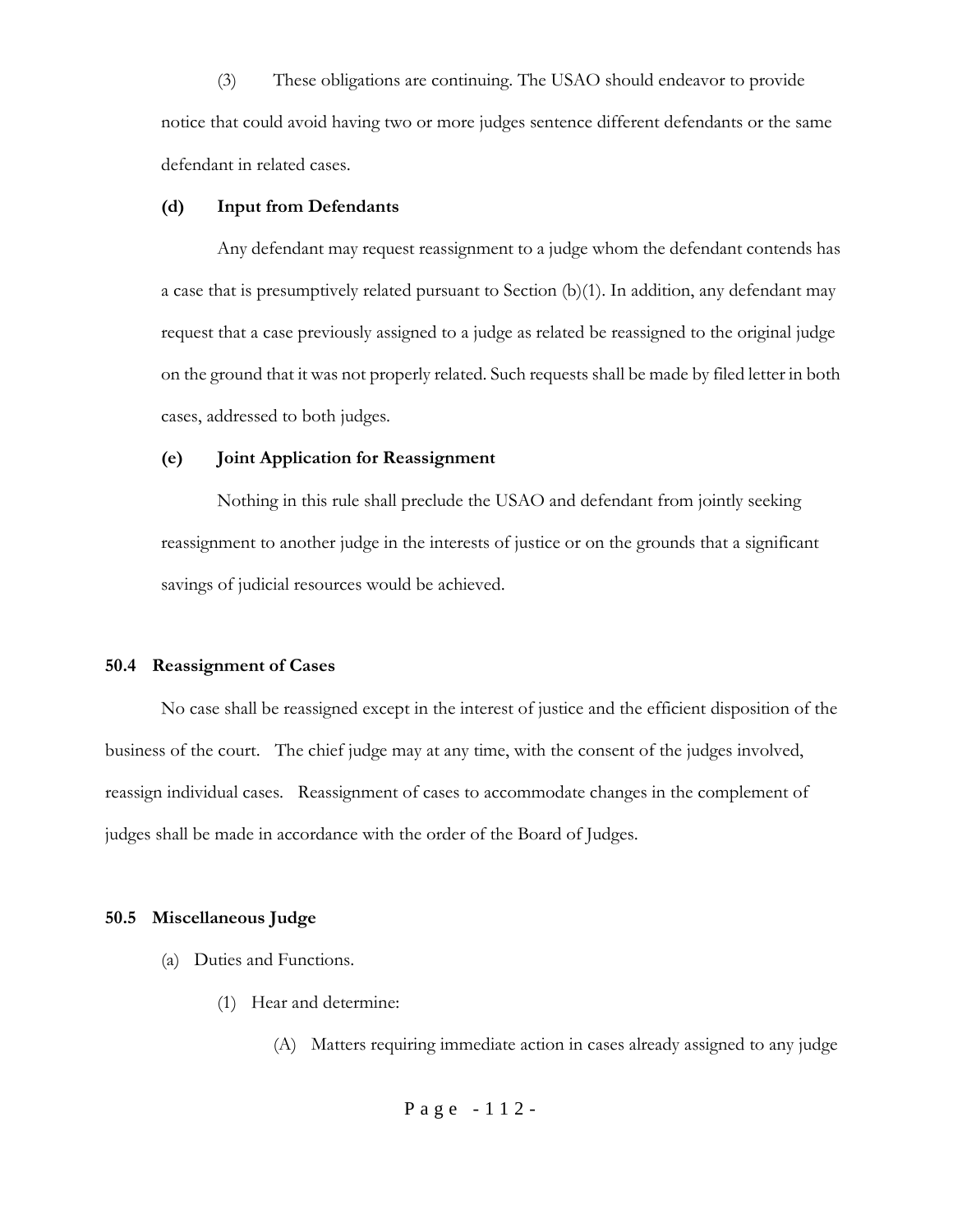(3) These obligations are continuing. The USAO should endeavor to provide notice that could avoid having two or more judges sentence different defendants or the same defendant in related cases.

**(d) Input from Defendants**

Any defendant may request reassignment to a judge whom the defendant contends has a case that is presumptively related pursuant to Section (b)(1). In addition, any defendant may request that a case previously assigned to a judge as related be reassigned to the original judge on the ground that it was not properly related. Such requests shall be made by filed letter in both cases, addressed to both judges.

**(e) Joint Application for Reassignment**

Nothing in this rule shall preclude the USAO and defendant from jointly seeking reassignment to another judge in the interests of justice or on the grounds that a significant savings of judicial resources would be achieved.

### 50.4 Reassignment of Cases

No case shall be reassigned except in the interest of justice and the efficient disposition of the business of the court. The chief judge may at any time, with the consent of the judges involved, reassign individual cases. Reassignment of cases to accommodate changes in the complement of judges shall be made in accordance with the order of the Board of Judges.

### 50.5 Miscellaneous Judge

(a) Duties and Functions.

(1) Hear and determine:

(A) Matters requiring immediate action in cases already assigned to any judge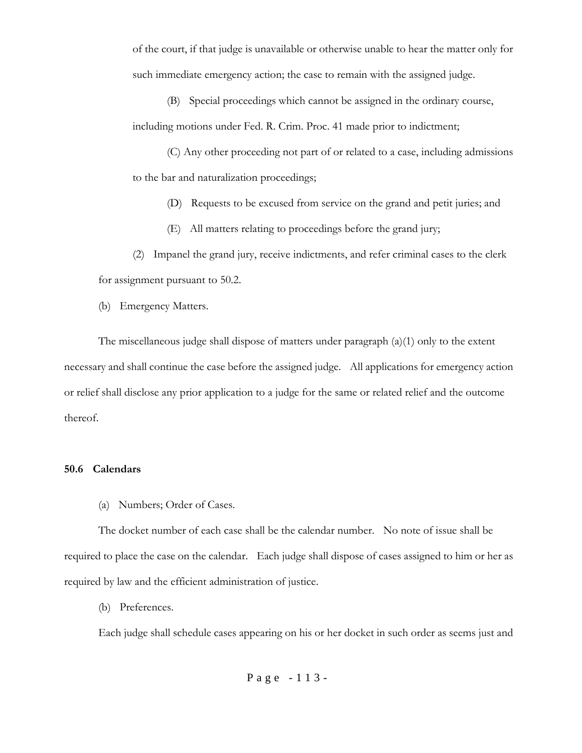of the court, if that judge is unavailable or otherwise unable to hear the matter only for such immediate emergency action; the case to remain with the assigned judge.

(B) Special proceedings which cannot be assigned in the ordinary course, including motions under Fed. R. Crim. Proc. 41 made prior to indictment;

(C) Any other proceeding not part of or related to a case, including admissions to the bar and naturalization proceedings;

(D) Requests to be excused from service on the grand and petit juries; and

(E) All matters relating to proceedings before the grand jury;

(2) Impanel the grand jury, receive indictments, and refer criminal cases to the clerk for assignment pursuant to 50.2.

(b) Emergency Matters.

The miscellaneous judge shall dispose of matters under paragraph (a)(1) only to the extent necessary and shall continue the case before the assigned judge. All applications for emergency action or relief shall disclose any prior application to a judge for the same or related relief and the outcome thereof.

**50.6 Calendars**

(a) Numbers; Order of Cases.

The docket number of each case shall be the calendar number. No note of issue shall be required to place the case on the calendar. Each judge shall dispose of cases assigned to him or her as required by law and the efficient administration of justice.

(b) Preferences.

Each judge shall schedule cases appearing on his or her docket in such order as seems just and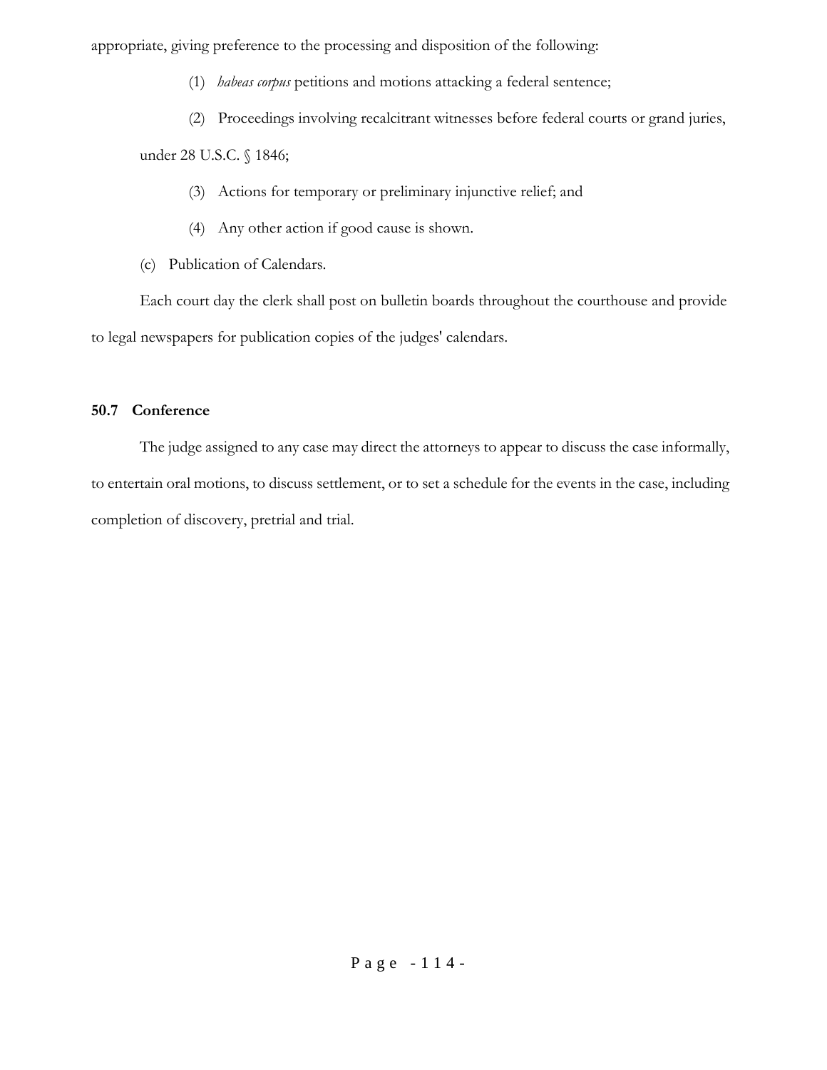appropriate, giving preference to the processing and disposition of the following:

(1) *habeas corpus* petitions and motions attacking a federal sentence;

(2) Proceedings involving recalcitrant witnesses before federal courts or grand juries, under 28 U.S.C. § 1846;

(3) Actions for temporary or preliminary injunctive relief; and

(4) Any other action if good cause is shown.

(c) Publication of Calendars.

Each court day the clerk shall post on bulletin boards throughout the courthouse and provide to legal newspapers for publication copies of the judges' calendars.

### 50.7 Conference

The judge assigned to any case may direct the attorneys to appear to discuss the case informally, to entertain oral motions, to discuss settlement, or to set a schedule for the events in the case, including completion of discovery, pretrial and trial.